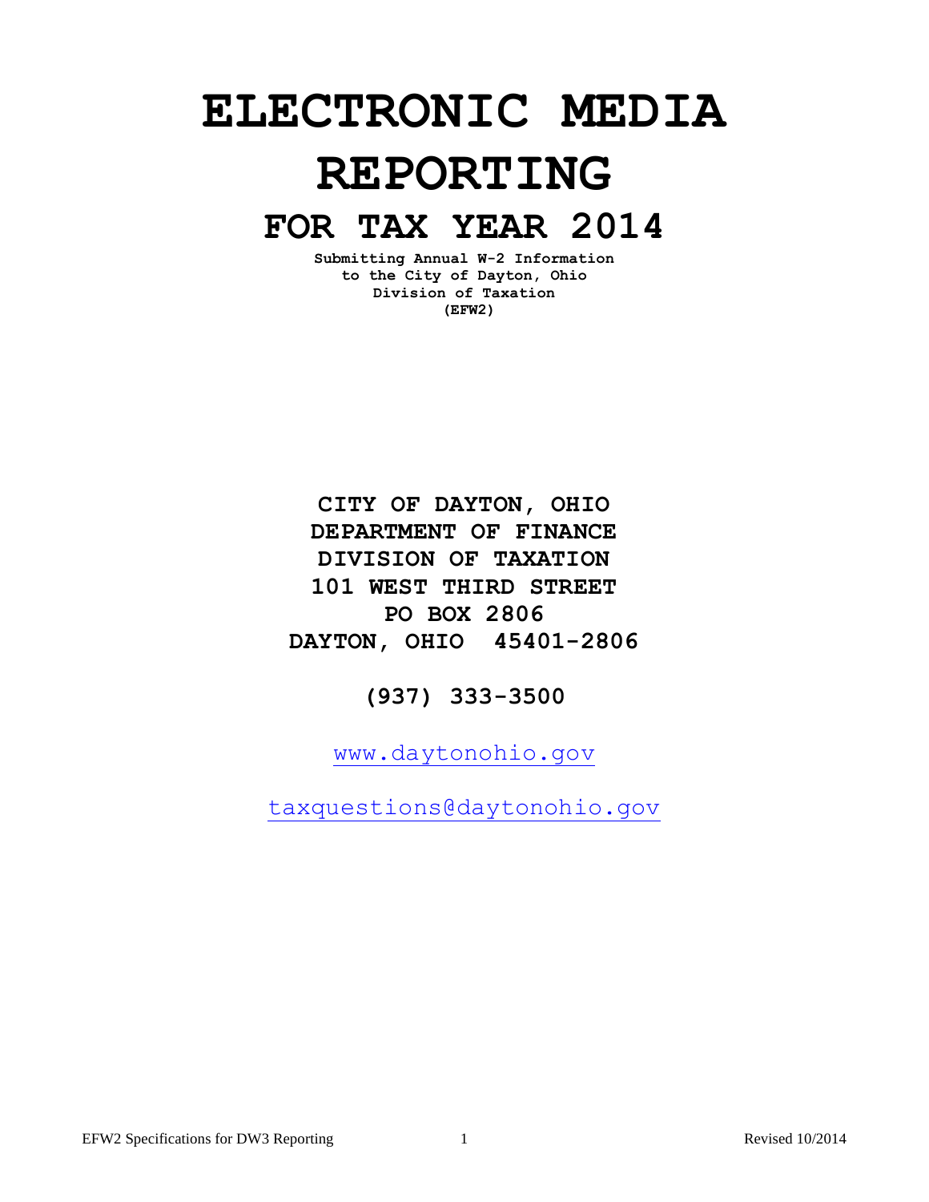# ELECTRONIC MEDIA REPORTING

## FOR TAX YEAR 2014

**Submitting Annual W-2 Information to the City of Dayton, Ohio Division of Taxation (EFW2)**

**CITY OF DAYTON, OHIO**
**DEPARTMENT OF FINANCE**
**DIVISION OF TAXATION**
**101 WEST THIRD STREET**
**PO BOX 2806**
**DAYTON, OHIO 45401-2806**

**(937) 333-3500**

www.daytonohio.gov

taxquestions@daytonohio.gov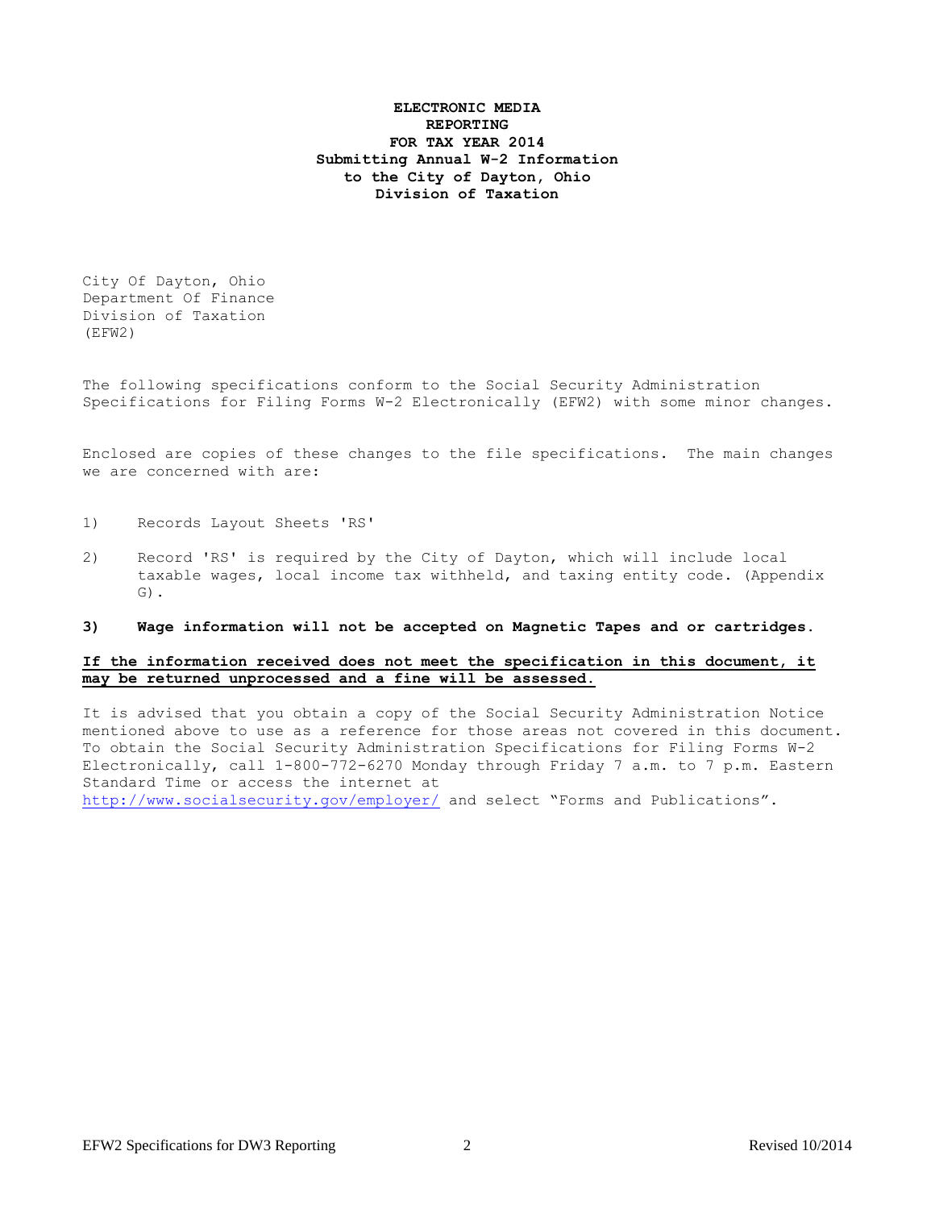# ELECTRONIC MEDIA REPORTING FOR TAX YEAR 2014 Submitting Annual W-2 Information to the City of Dayton, Ohio Division of Taxation

City Of Dayton, Ohio
Department Of Finance
Division of Taxation
(EFW2)

The following specifications conform to the Social Security Administration Specifications for Filing Forms W-2 Electronically (EFW2) with some minor changes.

Enclosed are copies of these changes to the file specifications. The main changes we are concerned with are:

1) Records Layout Sheets 'RS'

2) Record 'RS' is required by the City of Dayton, which will include local taxable wages, local income tax withheld, and taxing entity code. (Appendix G).

**3) Wage information will not be accepted on Magnetic Tapes and or cartridges.**

**<u>If the information received does not meet the specification in this document, it may be returned unprocessed and a fine will be assessed.</u>**

It is advised that you obtain a copy of the Social Security Administration Notice mentioned above to use as a reference for those areas not covered in this document. To obtain the Social Security Administration Specifications for Filing Forms W-2 Electronically, call 1-800-772-6270 Monday through Friday 7 a.m. to 7 p.m. Eastern Standard Time or access the internet at http://www.socialsecurity.gov/employer/ and select "Forms and Publications".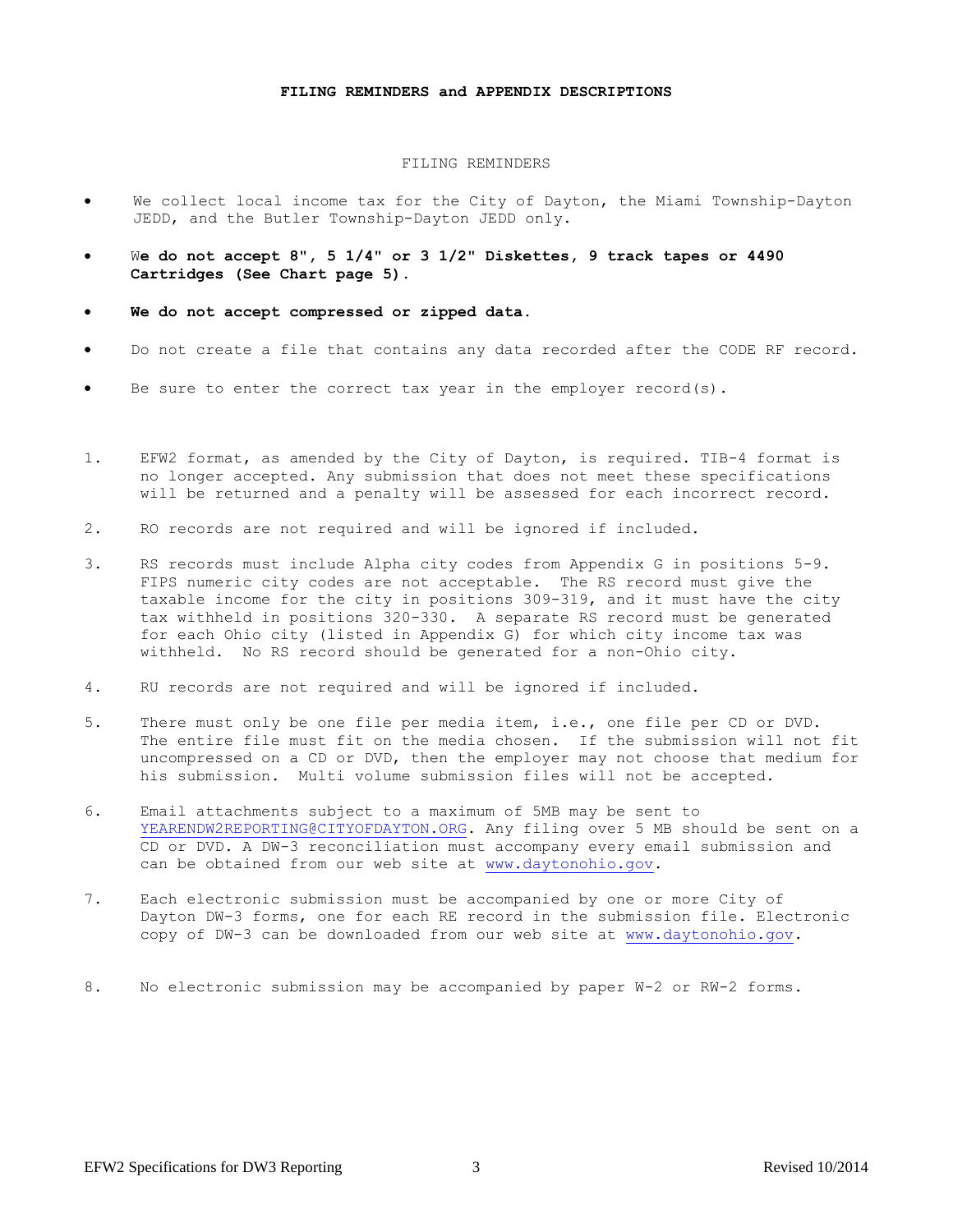# FILING REMINDERS and APPENDIX DESCRIPTIONS

## FILING REMINDERS

- We collect local income tax for the City of Dayton, the Miami Township-Dayton JEDD, and the Butler Township-Dayton JEDD only.
- **We do not accept 8", 5 1/4" or 3 1/2" Diskettes, 9 track tapes or 4490 Cartridges (See Chart page 5).**
- **We do not accept compressed or zipped data.**
- Do not create a file that contains any data recorded after the CODE RF record.
- Be sure to enter the correct tax year in the employer record(s).

1. EFW2 format, as amended by the City of Dayton, is required. TIB-4 format is no longer accepted. Any submission that does not meet these specifications will be returned and a penalty will be assessed for each incorrect record.
2. RO records are not required and will be ignored if included.
3. RS records must include Alpha city codes from Appendix G in positions 5-9. FIPS numeric city codes are not acceptable. The RS record must give the taxable income for the city in positions 309-319, and it must have the city tax withheld in positions 320-330. A separate RS record must be generated for each Ohio city (listed in Appendix G) for which city income tax was withheld. No RS record should be generated for a non-Ohio city.
4. RU records are not required and will be ignored if included.
5. There must only be one file per media item, i.e., one file per CD or DVD. The entire file must fit on the media chosen. If the submission will not fit uncompressed on a CD or DVD, then the employer may not choose that medium for his submission. Multi volume submission files will not be accepted.
6. Email attachments subject to a maximum of 5MB may be sent to YEARENDW2REPORTING@CITYOFDAYTON.ORG. Any filing over 5 MB should be sent on a CD or DVD. A DW-3 reconciliation must accompany every email submission and can be obtained from our web site at www.daytonohio.gov.
7. Each electronic submission must be accompanied by one or more City of Dayton DW-3 forms, one for each RE record in the submission file. Electronic copy of DW-3 can be downloaded from our web site at www.daytonohio.gov.
8. No electronic submission may be accompanied by paper W-2 or RW-2 forms.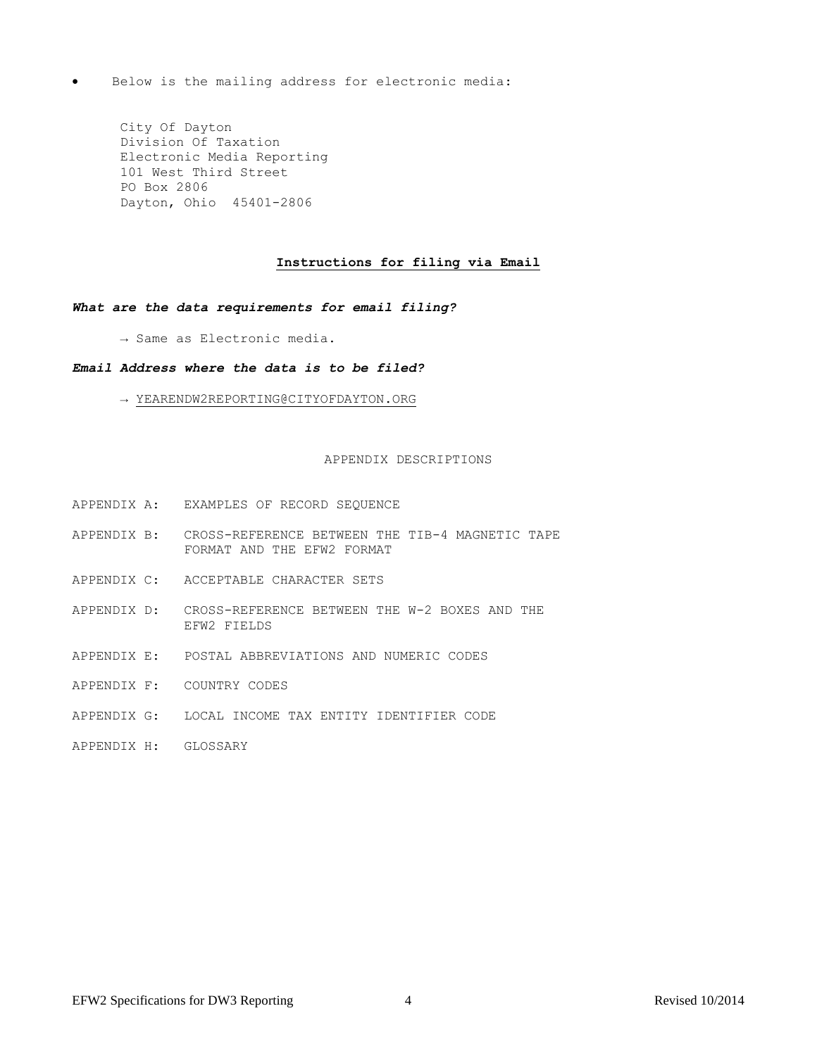- Below is the mailing address for electronic media:

  City Of Dayton
  Division Of Taxation
  Electronic Media Reporting
  101 West Third Street
  PO Box 2806
  Dayton, Ohio 45401-2806

## Instructions for filing via Email

***What are the data requirements for email filing?***

→ Same as Electronic media.

***Email Address where the data is to be filed?***

→ YEARENDW2REPORTING@CITYOFDAYTON.ORG

APPENDIX DESCRIPTIONS

APPENDIX A: EXAMPLES OF RECORD SEQUENCE

APPENDIX B: CROSS-REFERENCE BETWEEN THE TIB-4 MAGNETIC TAPE FORMAT AND THE EFW2 FORMAT

APPENDIX C: ACCEPTABLE CHARACTER SETS

APPENDIX D: CROSS-REFERENCE BETWEEN THE W-2 BOXES AND THE EFW2 FIELDS

APPENDIX E: POSTAL ABBREVIATIONS AND NUMERIC CODES

APPENDIX F: COUNTRY CODES

APPENDIX G: LOCAL INCOME TAX ENTITY IDENTIFIER CODE

APPENDIX H: GLOSSARY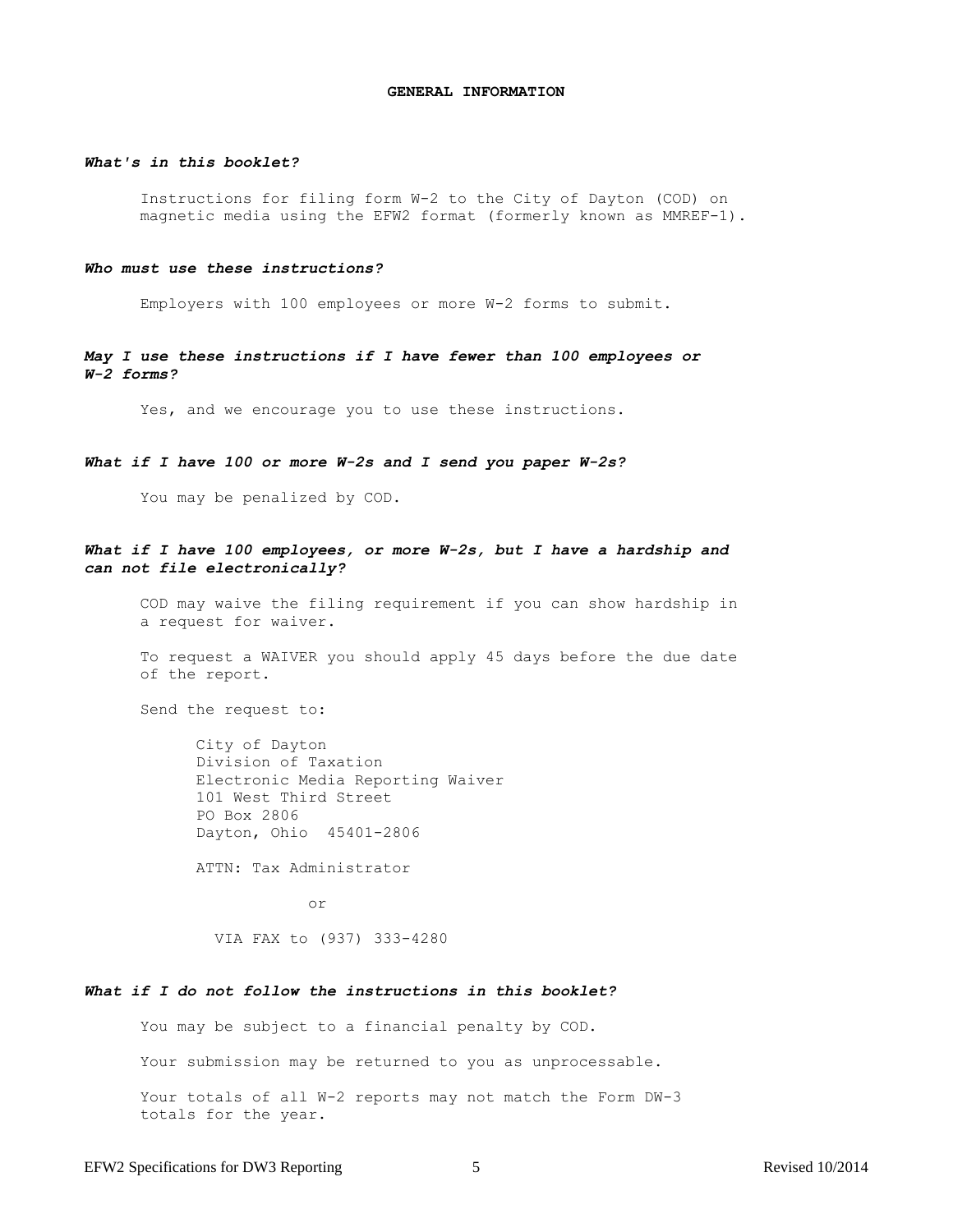# GENERAL INFORMATION

***What's in this booklet?***

Instructions for filing form W-2 to the City of Dayton (COD) on magnetic media using the EFW2 format (formerly known as MMREF-1).

***Who must use these instructions?***

Employers with 100 employees or more W-2 forms to submit.

***May I use these instructions if I have fewer than 100 employees or W-2 forms?***

Yes, and we encourage you to use these instructions.

***What if I have 100 or more W-2s and I send you paper W-2s?***

You may be penalized by COD.

***What if I have 100 employees, or more W-2s, but I have a hardship and can not file electronically?***

COD may waive the filing requirement if you can show hardship in a request for waiver.

To request a WAIVER you should apply 45 days before the due date of the report.

Send the request to:

City of Dayton  
Division of Taxation  
Electronic Media Reporting Waiver  
101 West Third Street  
PO Box 2806  
Dayton, Ohio 45401-2806

ATTN: Tax Administrator

or

VIA FAX to (937) 333-4280

***What if I do not follow the instructions in this booklet?***

You may be subject to a financial penalty by COD.

Your submission may be returned to you as unprocessable.

Your totals of all W-2 reports may not match the Form DW-3 totals for the year.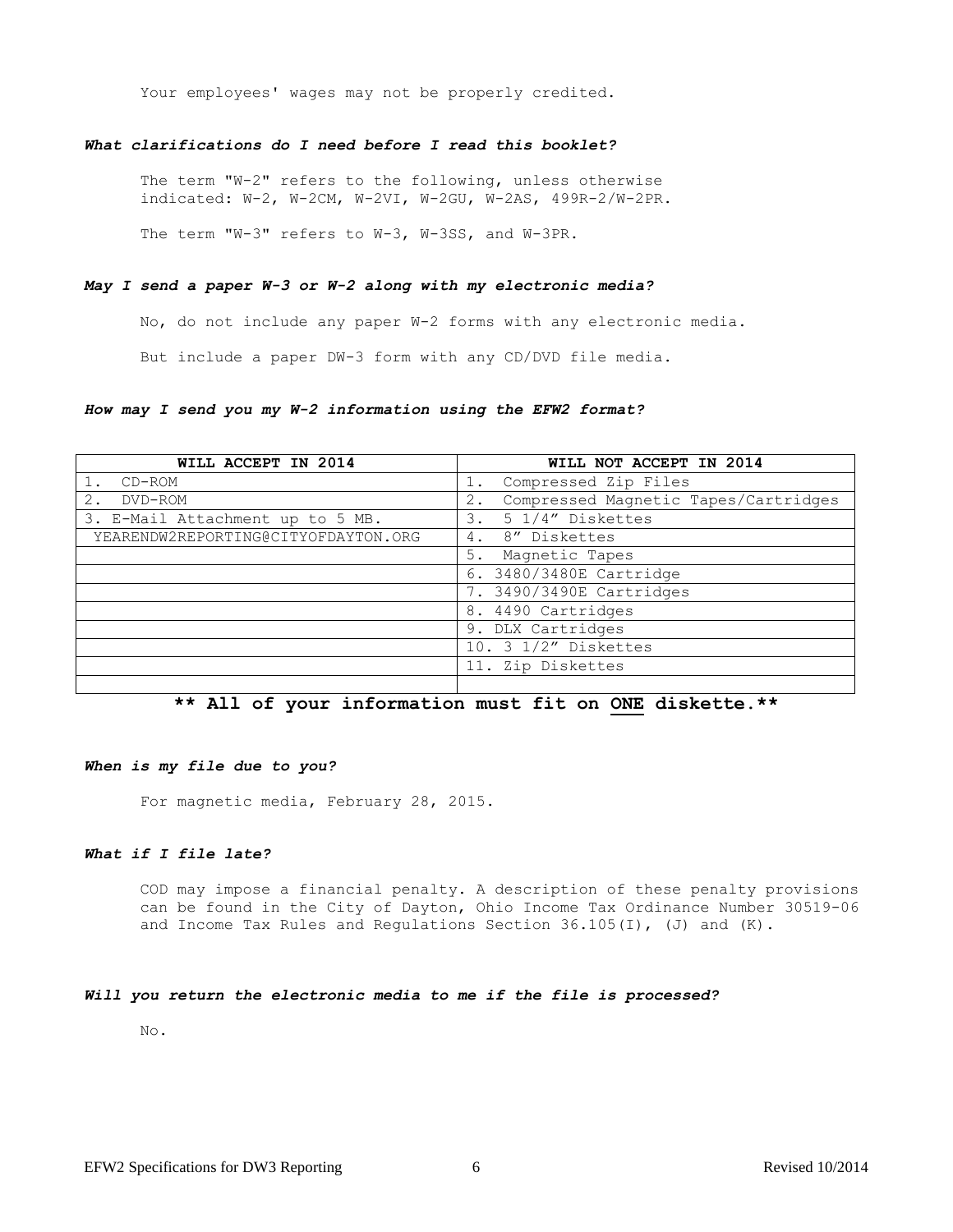Your employees' wages may not be properly credited.

***What clarifications do I need before I read this booklet?***

The term "W-2" refers to the following, unless otherwise indicated: W-2, W-2CM, W-2VI, W-2GU, W-2AS, 499R-2/W-2PR.

The term "W-3" refers to W-3, W-3SS, and W-3PR.

***May I send a paper W-3 or W-2 along with my electronic media?***

No, do not include any paper W-2 forms with any electronic media.

But include a paper DW-3 form with any CD/DVD file media.

***How may I send you my W-2 information using the EFW2 format?***

| WILL ACCEPT IN 2014 | WILL NOT ACCEPT IN 2014 |
|---|---|
| 1. CD-ROM | 1. Compressed Zip Files |
| 2. DVD-ROM | 2. Compressed Magnetic Tapes/Cartridges |
| 3. E-Mail Attachment up to 5 MB. | 3. 5 1/4" Diskettes |
| YEARENDW2REPORTING@CITYOFDAYTON.ORG | 4. 8" Diskettes |
| | 5. Magnetic Tapes |
| | 6. 3480/3480E Cartridge |
| | 7. 3490/3490E Cartridges |
| | 8. 4490 Cartridges |
| | 9. DLX Cartridges |
| | 10. 3 1/2" Diskettes |
| | 11. Zip Diskettes |
| | |

**\*\* All of your information must fit on <u>ONE</u> diskette.\*\***

***When is my file due to you?***

For magnetic media, February 28, 2015.

***What if I file late?***

COD may impose a financial penalty. A description of these penalty provisions can be found in the City of Dayton, Ohio Income Tax Ordinance Number 30519-06 and Income Tax Rules and Regulations Section 36.105(I), (J) and (K).

***Will you return the electronic media to me if the file is processed?***

No.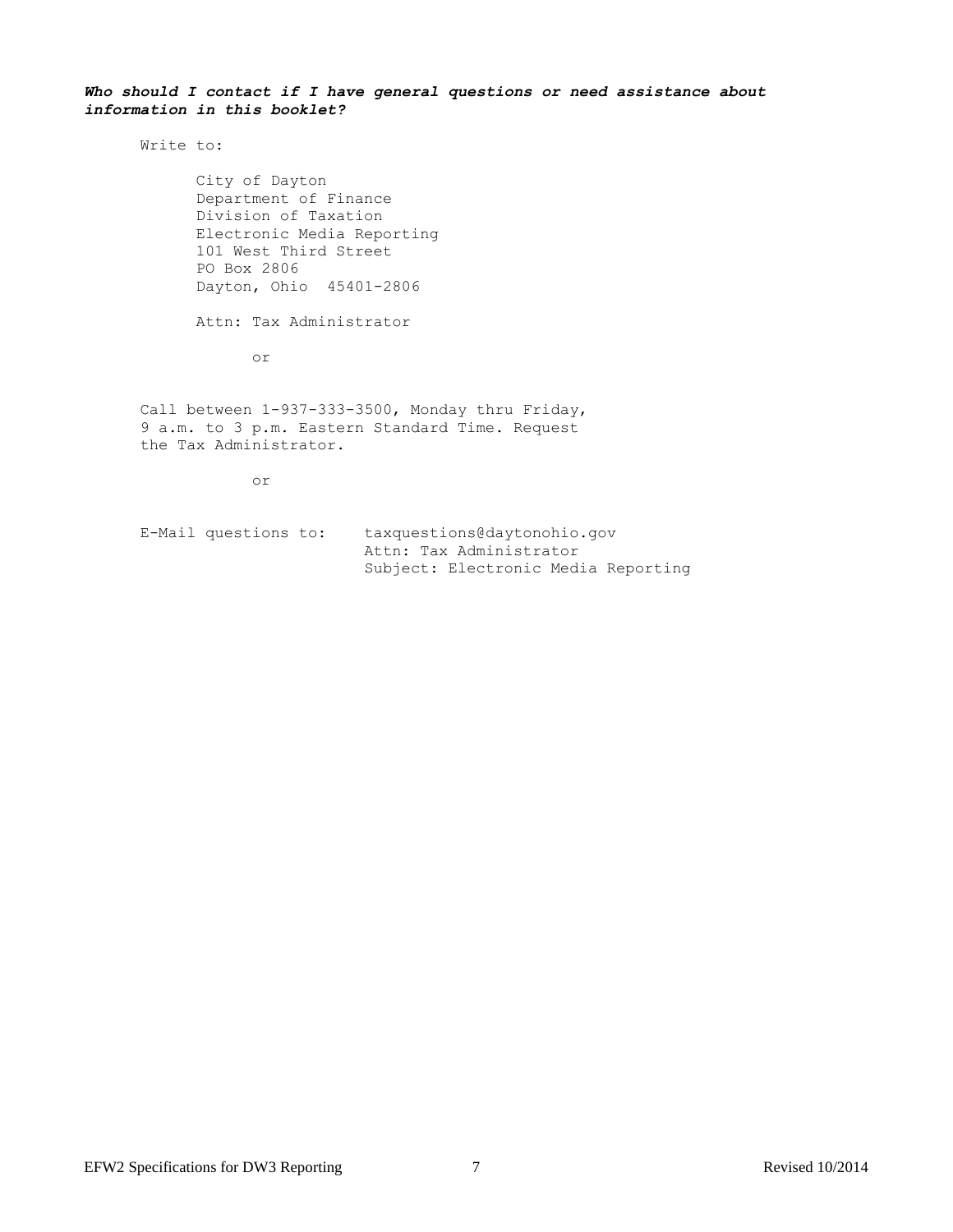***Who should I contact if I have general questions or need assistance about information in this booklet?***

Write to:

City of Dayton
Department of Finance
Division of Taxation
Electronic Media Reporting
101 West Third Street
PO Box 2806
Dayton, Ohio 45401-2806

Attn: Tax Administrator

or

Call between 1-937-333-3500, Monday thru Friday, 9 a.m. to 3 p.m. Eastern Standard Time. Request the Tax Administrator.

or

E-Mail questions to: taxquestions@daytonohio.gov
Attn: Tax Administrator
Subject: Electronic Media Reporting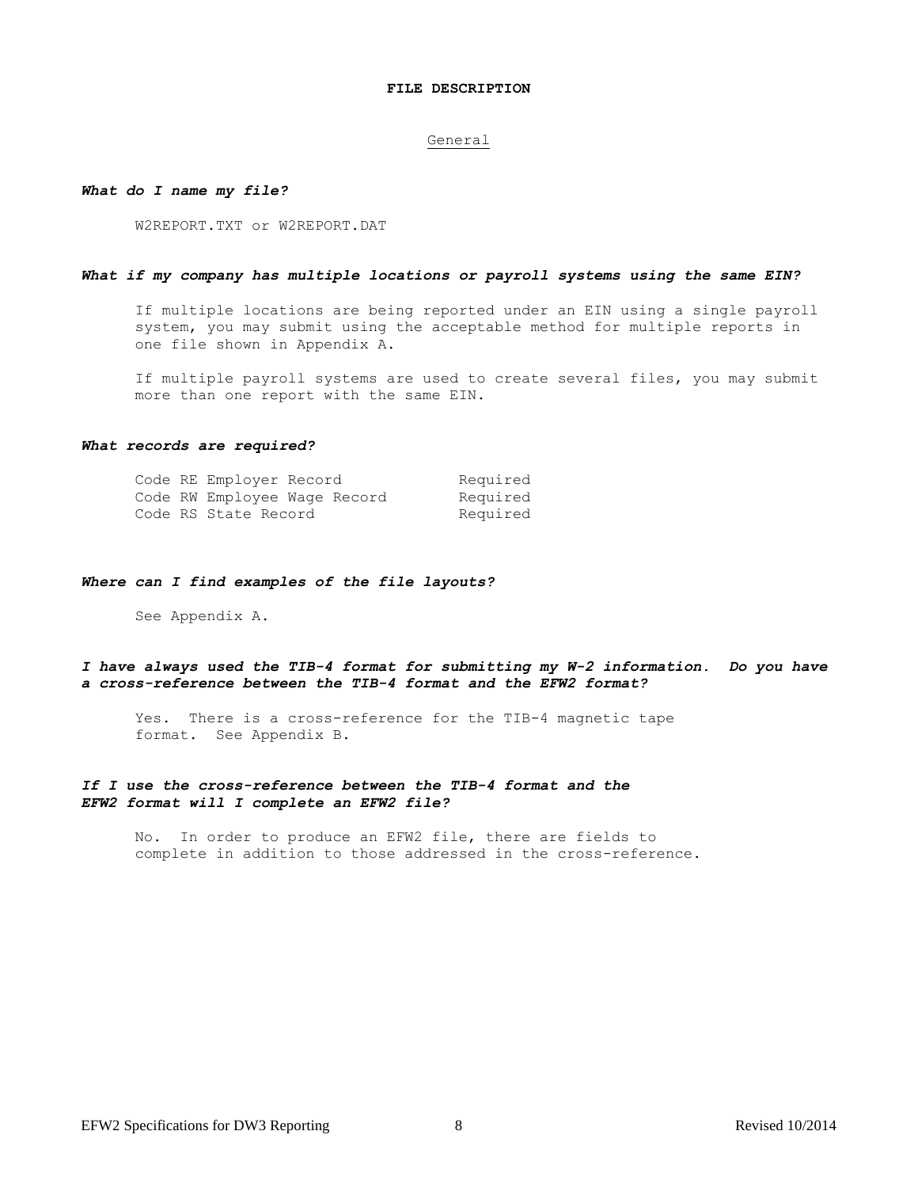# FILE DESCRIPTION

## General

***What do I name my file?***

W2REPORT.TXT or W2REPORT.DAT

***What if my company has multiple locations or payroll systems using the same EIN?***

If multiple locations are being reported under an EIN using a single payroll system, you may submit using the acceptable method for multiple reports in one file shown in Appendix A.

If multiple payroll systems are used to create several files, you may submit more than one report with the same EIN.

***What records are required?***

| | |
|---|---|
| Code RE Employer Record | Required |
| Code RW Employee Wage Record | Required |
| Code RS State Record | Required |

***Where can I find examples of the file layouts?***

See Appendix A.

***I have always used the TIB-4 format for submitting my W-2 information. Do you have a cross-reference between the TIB-4 format and the EFW2 format?***

Yes. There is a cross-reference for the TIB-4 magnetic tape format. See Appendix B.

***If I use the cross-reference between the TIB-4 format and the EFW2 format will I complete an EFW2 file?***

No. In order to produce an EFW2 file, there are fields to complete in addition to those addressed in the cross-reference.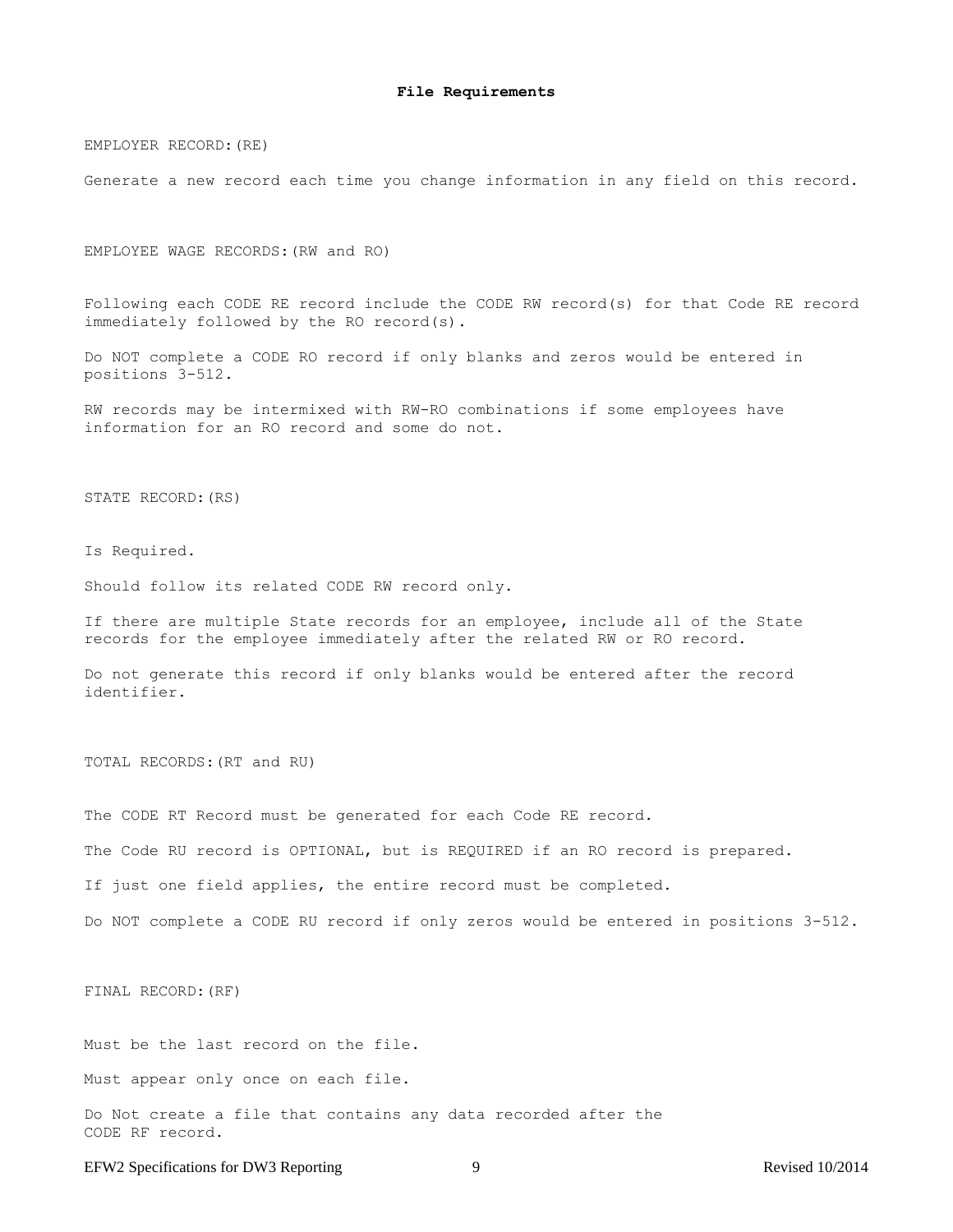# File Requirements

EMPLOYER RECORD:(RE)

Generate a new record each time you change information in any field on this record.

EMPLOYEE WAGE RECORDS:(RW and RO)

Following each CODE RE record include the CODE RW record(s) for that Code RE record immediately followed by the RO record(s).

Do NOT complete a CODE RO record if only blanks and zeros would be entered in positions 3-512.

RW records may be intermixed with RW-RO combinations if some employees have information for an RO record and some do not.

STATE RECORD:(RS)

Is Required.

Should follow its related CODE RW record only.

If there are multiple State records for an employee, include all of the State records for the employee immediately after the related RW or RO record.

Do not generate this record if only blanks would be entered after the record identifier.

TOTAL RECORDS:(RT and RU)

The CODE RT Record must be generated for each Code RE record.

The Code RU record is OPTIONAL, but is REQUIRED if an RO record is prepared.

If just one field applies, the entire record must be completed.

Do NOT complete a CODE RU record if only zeros would be entered in positions 3-512.

FINAL RECORD:(RF)

Must be the last record on the file.

Must appear only once on each file.

Do Not create a file that contains any data recorded after the CODE RF record.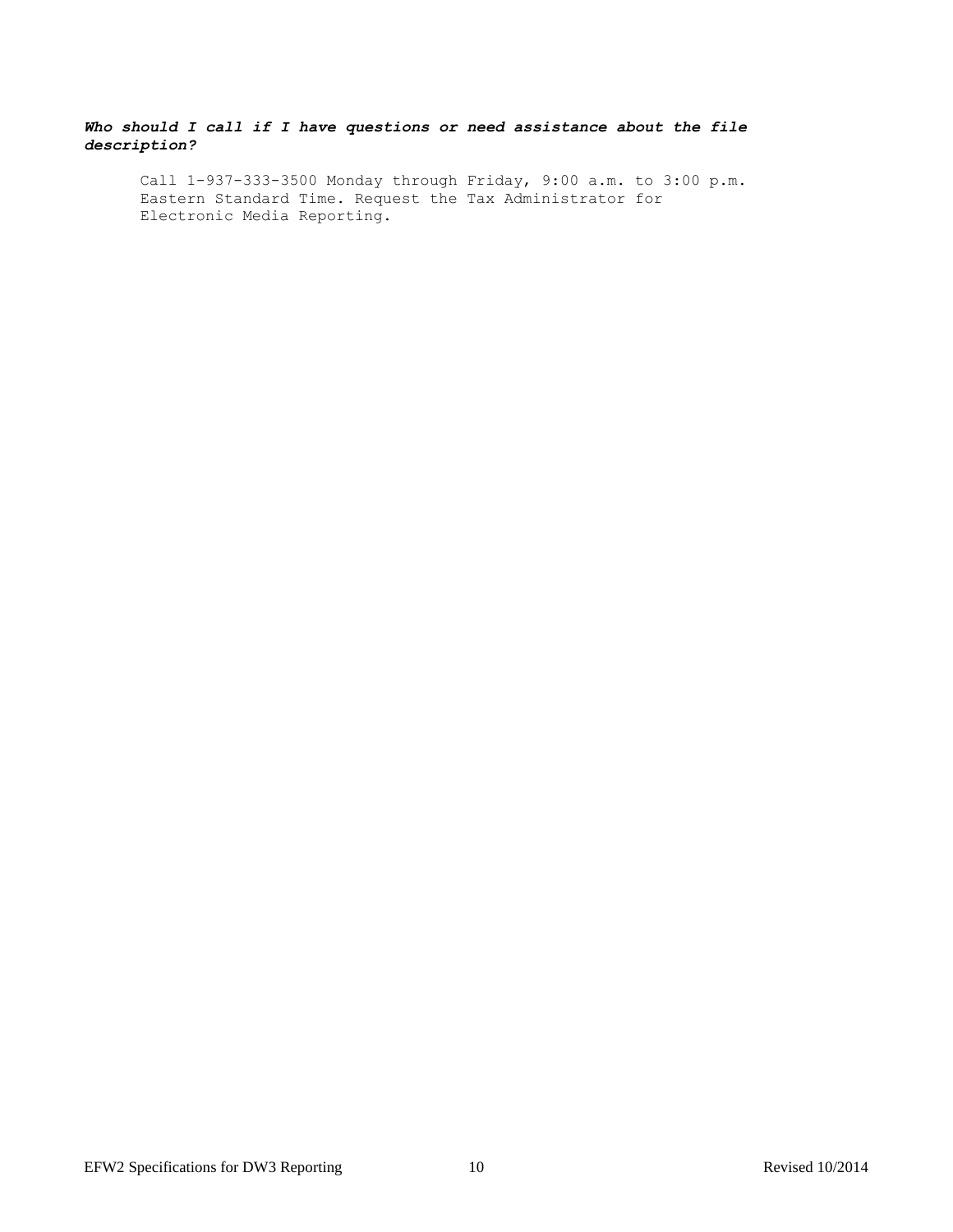***Who should I call if I have questions or need assistance about the file description?***

Call 1-937-333-3500 Monday through Friday, 9:00 a.m. to 3:00 p.m. Eastern Standard Time. Request the Tax Administrator for Electronic Media Reporting.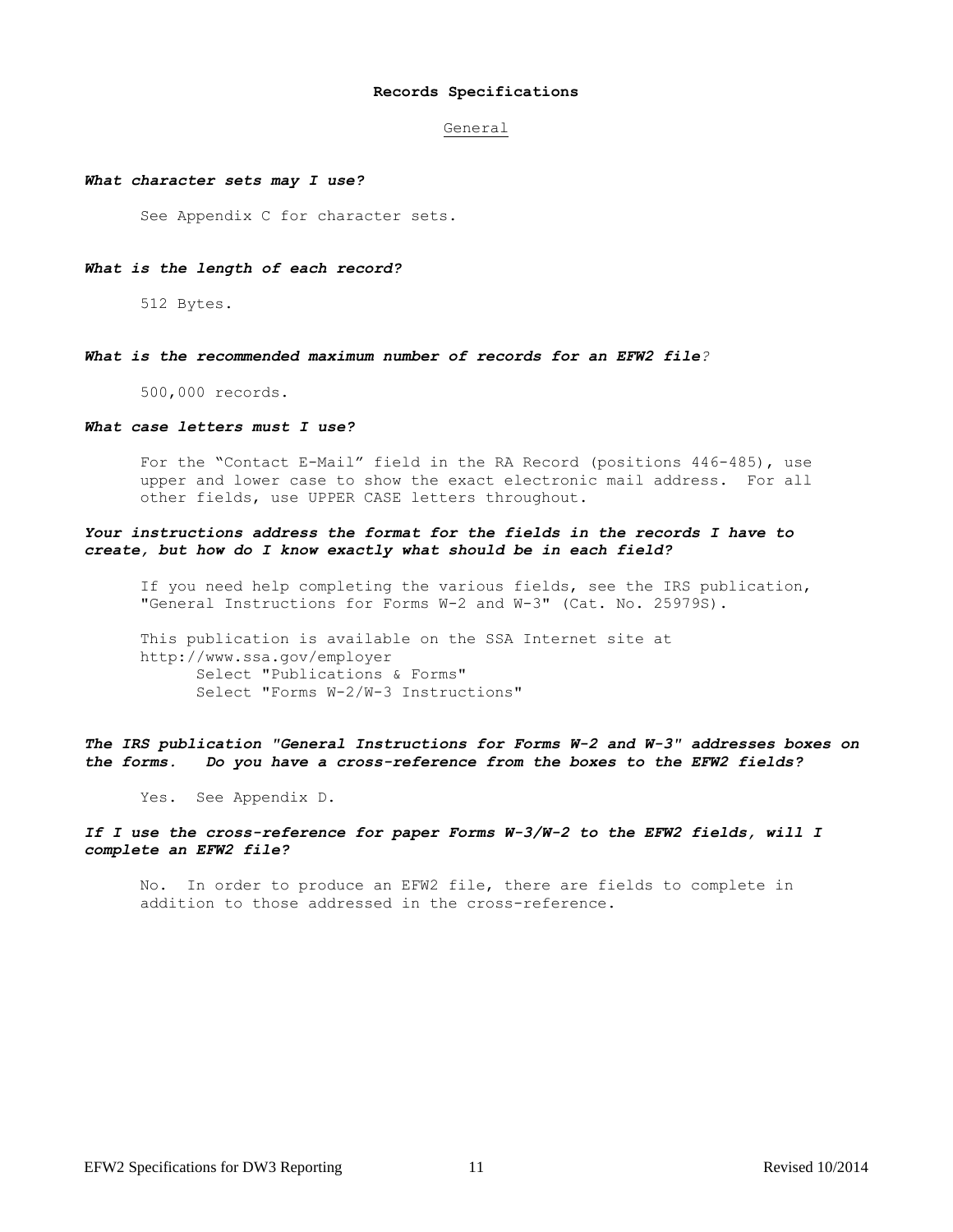# Records Specifications

## General

***What character sets may I use?***

See Appendix C for character sets.

***What is the length of each record?***

512 Bytes.

***What is the recommended maximum number of records for an EFW2 file?***

500,000 records.

***What case letters must I use?***

For the "Contact E-Mail" field in the RA Record (positions 446-485), use upper and lower case to show the exact electronic mail address. For all other fields, use UPPER CASE letters throughout.

***Your instructions address the format for the fields in the records I have to create, but how do I know exactly what should be in each field?***

If you need help completing the various fields, see the IRS publication, "General Instructions for Forms W-2 and W-3" (Cat. No. 25979S).

This publication is available on the SSA Internet site at http://www.ssa.gov/employer
- Select "Publications & Forms"
- Select "Forms W-2/W-3 Instructions"

***The IRS publication "General Instructions for Forms W-2 and W-3" addresses boxes on the forms. Do you have a cross-reference from the boxes to the EFW2 fields?***

Yes. See Appendix D.

***If I use the cross-reference for paper Forms W-3/W-2 to the EFW2 fields, will I complete an EFW2 file?***

No. In order to produce an EFW2 file, there are fields to complete in addition to those addressed in the cross-reference.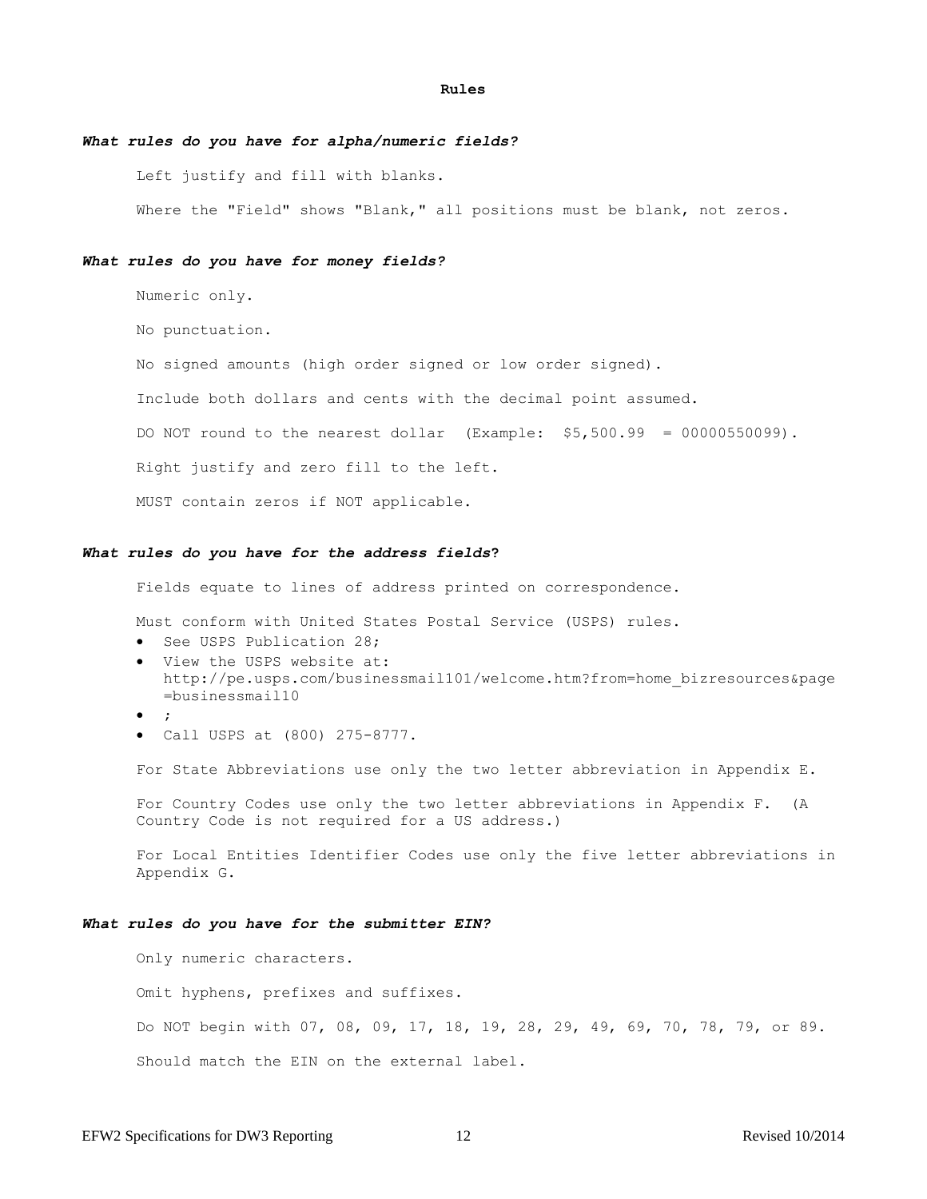## Rules

### *What rules do you have for alpha/numeric fields?*

Left justify and fill with blanks.

Where the "Field" shows "Blank," all positions must be blank, not zeros.

### *What rules do you have for money fields?*

Numeric only.

No punctuation.

No signed amounts (high order signed or low order signed).

Include both dollars and cents with the decimal point assumed.

DO NOT round to the nearest dollar (Example: $5,500.99 = 00000550099).

Right justify and zero fill to the left.

MUST contain zeros if NOT applicable.

### *What rules do you have for the address fields?*

Fields equate to lines of address printed on correspondence.

Must conform with United States Postal Service (USPS) rules.

- See USPS Publication 28;
- View the USPS website at: http://pe.usps.com/businessmail101/welcome.htm?from=home_bizresources&page=businessmail10
- ;
- Call USPS at (800) 275-8777.

For State Abbreviations use only the two letter abbreviation in Appendix E.

For Country Codes use only the two letter abbreviations in Appendix F. (A Country Code is not required for a US address.)

For Local Entities Identifier Codes use only the five letter abbreviations in Appendix G.

### *What rules do you have for the submitter EIN?*

Only numeric characters.

Omit hyphens, prefixes and suffixes.

Do NOT begin with 07, 08, 09, 17, 18, 19, 28, 29, 49, 69, 70, 78, 79, or 89.

Should match the EIN on the external label.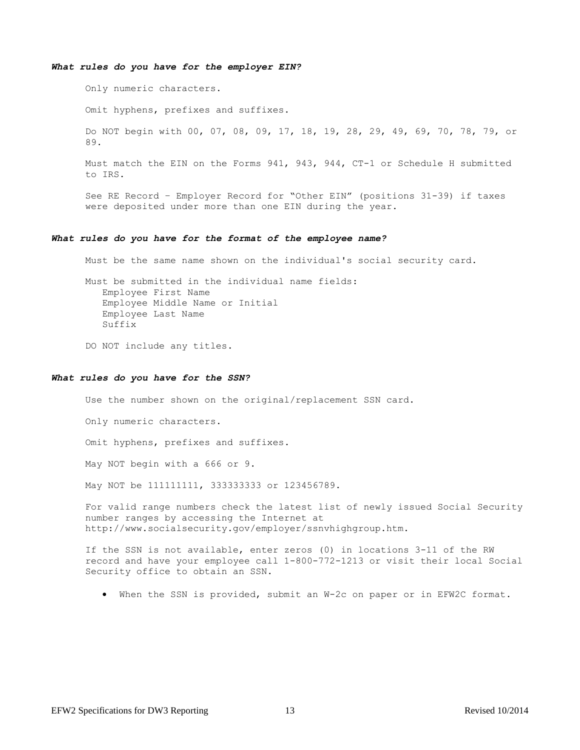#### ***What rules do you have for the employer EIN?***

Only numeric characters.

Omit hyphens, prefixes and suffixes.

Do NOT begin with 00, 07, 08, 09, 17, 18, 19, 28, 29, 49, 69, 70, 78, 79, or 89.

Must match the EIN on the Forms 941, 943, 944, CT-1 or Schedule H submitted to IRS.

See RE Record – Employer Record for "Other EIN" (positions 31-39) if taxes were deposited under more than one EIN during the year.

#### ***What rules do you have for the format of the employee name?***

Must be the same name shown on the individual's social security card.

Must be submitted in the individual name fields:
- Employee First Name
- Employee Middle Name or Initial
- Employee Last Name
- Suffix

DO NOT include any titles.

#### ***What rules do you have for the SSN?***

Use the number shown on the original/replacement SSN card.

Only numeric characters.

Omit hyphens, prefixes and suffixes.

May NOT begin with a 666 or 9.

May NOT be 111111111, 333333333 or 123456789.

For valid range numbers check the latest list of newly issued Social Security number ranges by accessing the Internet at http://www.socialsecurity.gov/employer/ssnvhighgroup.htm.

If the SSN is not available, enter zeros (0) in locations 3-11 of the RW record and have your employee call 1-800-772-1213 or visit their local Social Security office to obtain an SSN.

- When the SSN is provided, submit an W-2c on paper or in EFW2C format.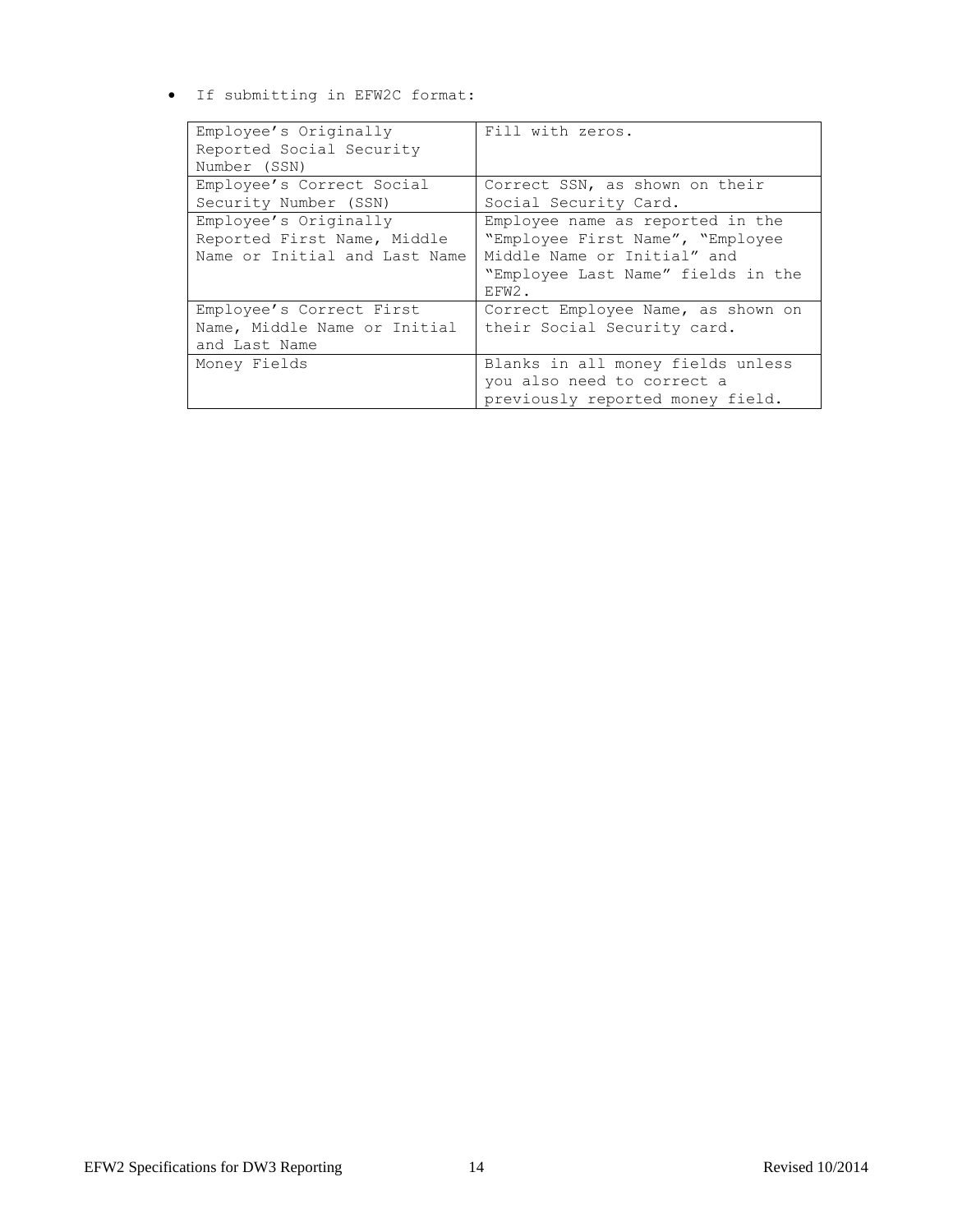- If submitting in EFW2C format:

| | |
|---|---|
| Employee's Originally Reported Social Security Number (SSN) | Fill with zeros. |
| Employee's Correct Social Security Number (SSN) | Correct SSN, as shown on their Social Security Card. |
| Employee's Originally Reported First Name, Middle Name or Initial and Last Name | Employee name as reported in the "Employee First Name", "Employee Middle Name or Initial" and "Employee Last Name" fields in the EFW2. |
| Employee's Correct First Name, Middle Name or Initial and Last Name | Correct Employee Name, as shown on their Social Security card. |
| Money Fields | Blanks in all money fields unless you also need to correct a previously reported money field. |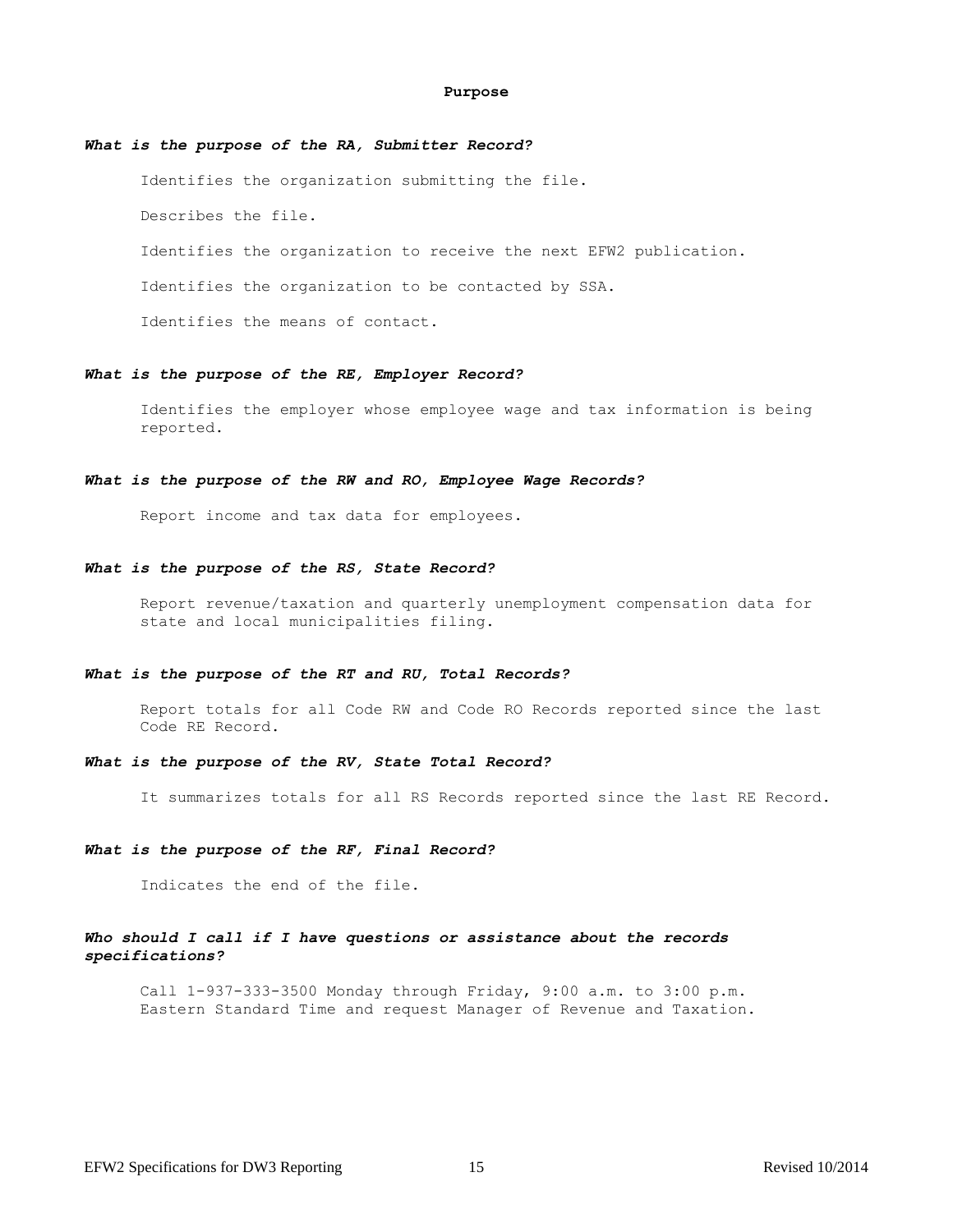## Purpose

***What is the purpose of the RA, Submitter Record?***

Identifies the organization submitting the file.

Describes the file.

Identifies the organization to receive the next EFW2 publication.

Identifies the organization to be contacted by SSA.

Identifies the means of contact.

***What is the purpose of the RE, Employer Record?***

Identifies the employer whose employee wage and tax information is being reported.

***What is the purpose of the RW and RO, Employee Wage Records?***

Report income and tax data for employees.

***What is the purpose of the RS, State Record?***

Report revenue/taxation and quarterly unemployment compensation data for state and local municipalities filing.

***What is the purpose of the RT and RU, Total Records?***

Report totals for all Code RW and Code RO Records reported since the last Code RE Record.

***What is the purpose of the RV, State Total Record?***

It summarizes totals for all RS Records reported since the last RE Record.

***What is the purpose of the RF, Final Record?***

Indicates the end of the file.

***Who should I call if I have questions or assistance about the records specifications?***

Call 1-937-333-3500 Monday through Friday, 9:00 a.m. to 3:00 p.m. Eastern Standard Time and request Manager of Revenue and Taxation.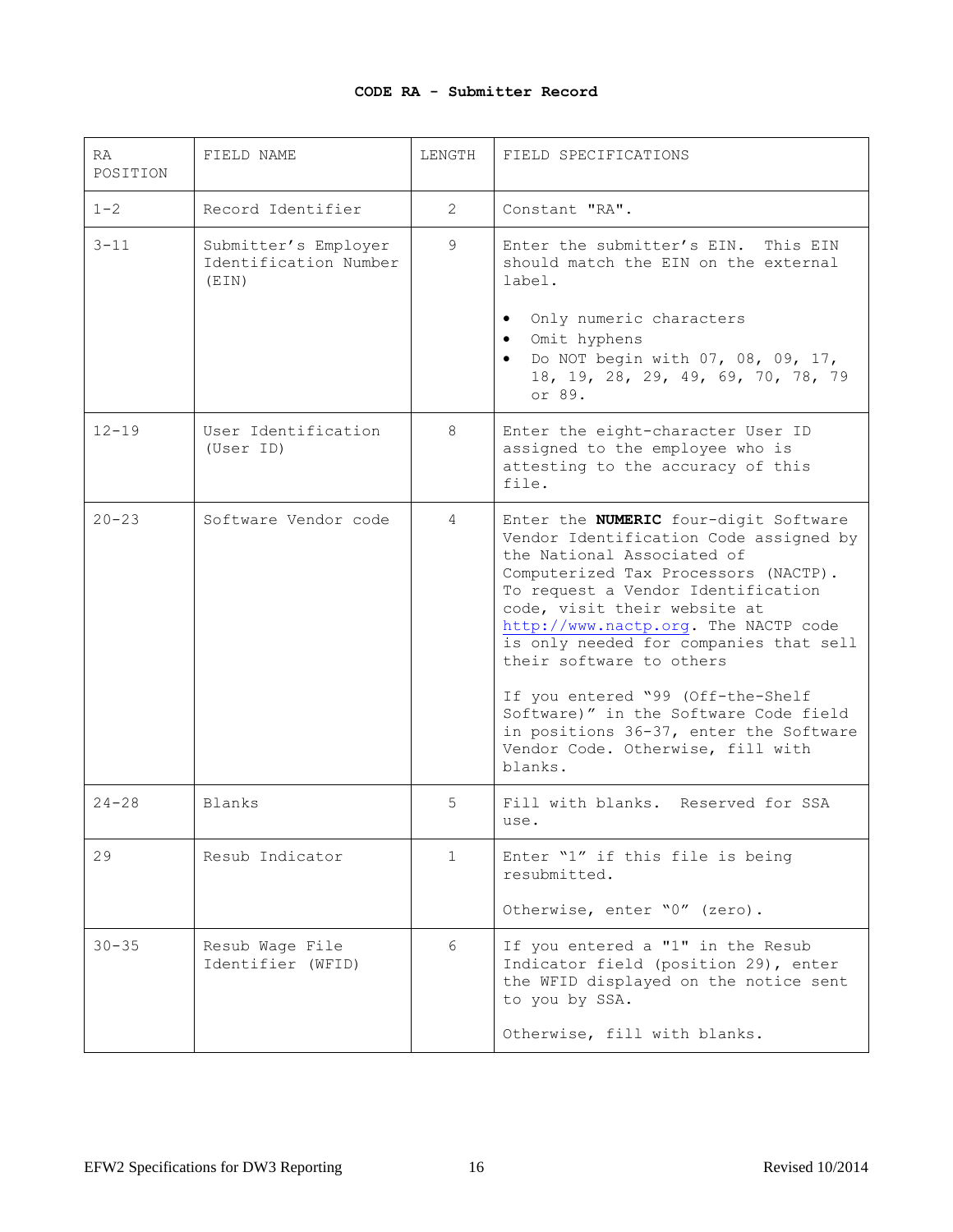## CODE RA - Submitter Record

| RA POSITION | FIELD NAME | LENGTH | FIELD SPECIFICATIONS |
|---|---|---|---|
| 1-2 | Record Identifier | 2 | Constant "RA". |
| 3-11 | Submitter's Employer Identification Number (EIN) | 9 | Enter the submitter's EIN. This EIN should match the EIN on the external label.<br><br>• Only numeric characters<br>• Omit hyphens<br>• Do NOT begin with 07, 08, 09, 17, 18, 19, 28, 29, 49, 69, 70, 78, 79 or 89. |
| 12-19 | User Identification (User ID) | 8 | Enter the eight-character User ID assigned to the employee who is attesting to the accuracy of this file. |
| 20-23 | Software Vendor code | 4 | Enter the **NUMERIC** four-digit Software Vendor Identification Code assigned by the National Associated of Computerized Tax Processors (NACTP). To request a Vendor Identification code, visit their website at http://www.nactp.org. The NACTP code is only needed for companies that sell their software to others<br><br>If you entered "99 (Off-the-Shelf Software)" in the Software Code field in positions 36-37, enter the Software Vendor Code. Otherwise, fill with blanks. |
| 24-28 | Blanks | 5 | Fill with blanks. Reserved for SSA use. |
| 29 | Resub Indicator | 1 | Enter "1" if this file is being resubmitted.<br><br>Otherwise, enter "0" (zero). |
| 30-35 | Resub Wage File Identifier (WFID) | 6 | If you entered a "1" in the Resub Indicator field (position 29), enter the WFID displayed on the notice sent to you by SSA.<br><br>Otherwise, fill with blanks. |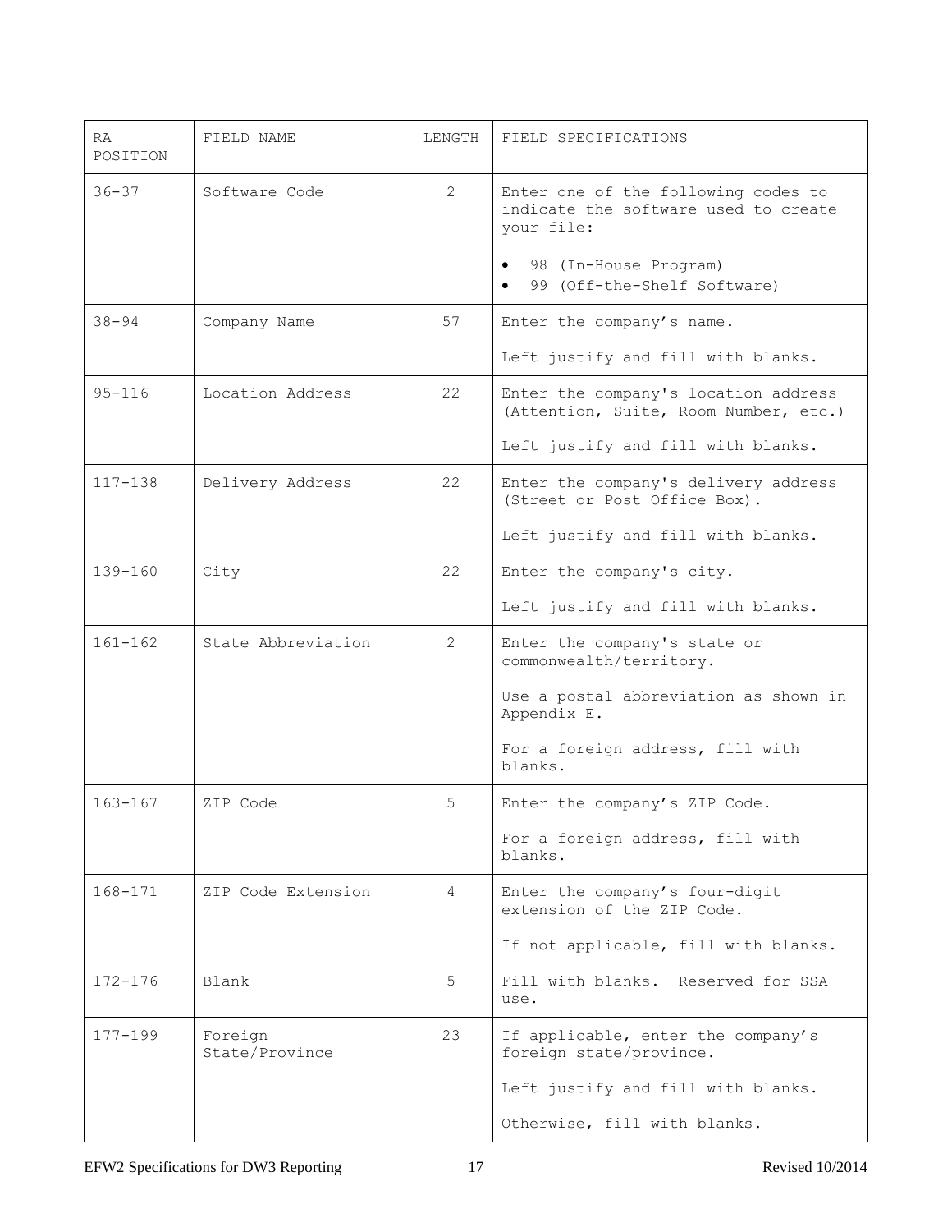| RA POSITION | FIELD NAME | LENGTH | FIELD SPECIFICATIONS |
|---|---|---|---|
| 36-37 | Software Code | 2 | Enter one of the following codes to indicate the software used to create your file:<br><br>• 98 (In-House Program)<br>• 99 (Off-the-Shelf Software) |
| 38-94 | Company Name | 57 | Enter the company's name.<br><br>Left justify and fill with blanks. |
| 95-116 | Location Address | 22 | Enter the company's location address (Attention, Suite, Room Number, etc.)<br><br>Left justify and fill with blanks. |
| 117-138 | Delivery Address | 22 | Enter the company's delivery address (Street or Post Office Box).<br><br>Left justify and fill with blanks. |
| 139-160 | City | 22 | Enter the company's city.<br><br>Left justify and fill with blanks. |
| 161-162 | State Abbreviation | 2 | Enter the company's state or commonwealth/territory.<br><br>Use a postal abbreviation as shown in Appendix E.<br><br>For a foreign address, fill with blanks. |
| 163-167 | ZIP Code | 5 | Enter the company's ZIP Code.<br><br>For a foreign address, fill with blanks. |
| 168-171 | ZIP Code Extension | 4 | Enter the company's four-digit extension of the ZIP Code.<br><br>If not applicable, fill with blanks. |
| 172-176 | Blank | 5 | Fill with blanks. Reserved for SSA use. |
| 177-199 | Foreign State/Province | 23 | If applicable, enter the company's foreign state/province.<br><br>Left justify and fill with blanks.<br><br>Otherwise, fill with blanks. |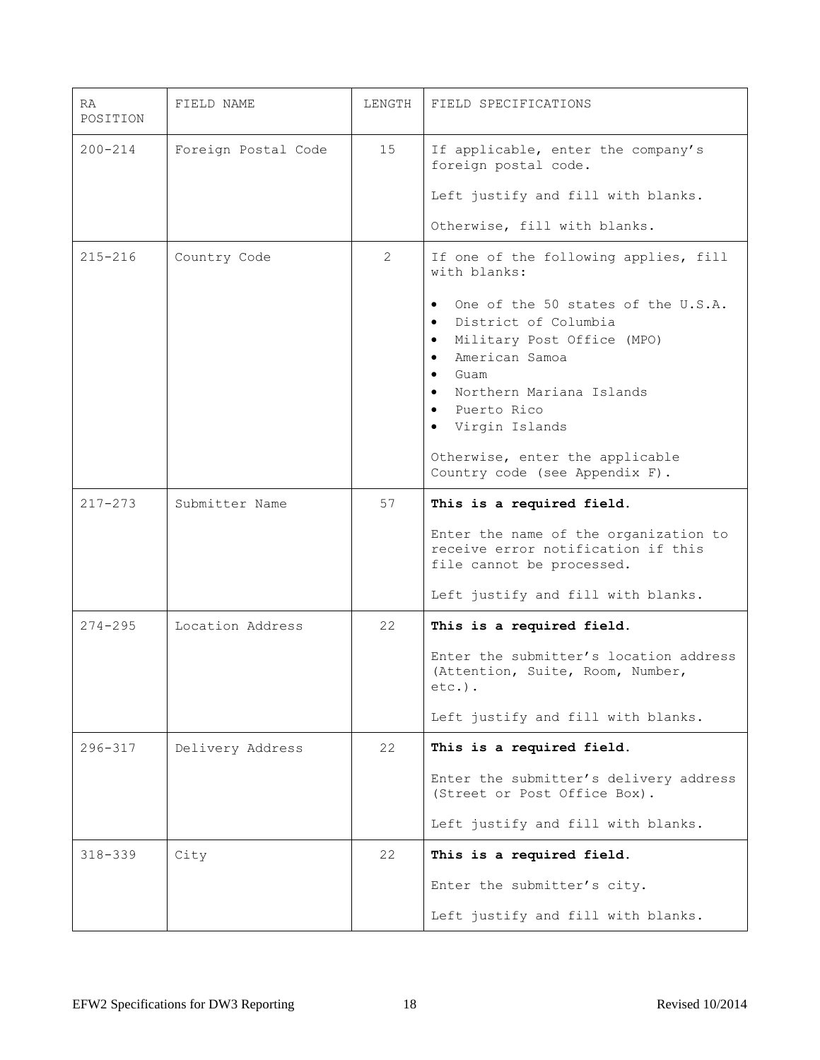| RA POSITION | FIELD NAME | LENGTH | FIELD SPECIFICATIONS |
|---|---|---|---|
| 200-214 | Foreign Postal Code | 15 | If applicable, enter the company's foreign postal code.<br><br>Left justify and fill with blanks.<br><br>Otherwise, fill with blanks. |
| 215-216 | Country Code | 2 | If one of the following applies, fill with blanks:<br><br>• One of the 50 states of the U.S.A.<br>• District of Columbia<br>• Military Post Office (MPO)<br>• American Samoa<br>• Guam<br>• Northern Mariana Islands<br>• Puerto Rico<br>• Virgin Islands<br><br>Otherwise, enter the applicable Country code (see Appendix F). |
| 217-273 | Submitter Name | 57 | **This is a required field.**<br><br>Enter the name of the organization to receive error notification if this file cannot be processed.<br><br>Left justify and fill with blanks. |
| 274-295 | Location Address | 22 | **This is a required field.**<br><br>Enter the submitter's location address (Attention, Suite, Room, Number, etc.).<br><br>Left justify and fill with blanks. |
| 296-317 | Delivery Address | 22 | **This is a required field.**<br><br>Enter the submitter's delivery address (Street or Post Office Box).<br><br>Left justify and fill with blanks. |
| 318-339 | City | 22 | **This is a required field.**<br><br>Enter the submitter's city.<br><br>Left justify and fill with blanks. |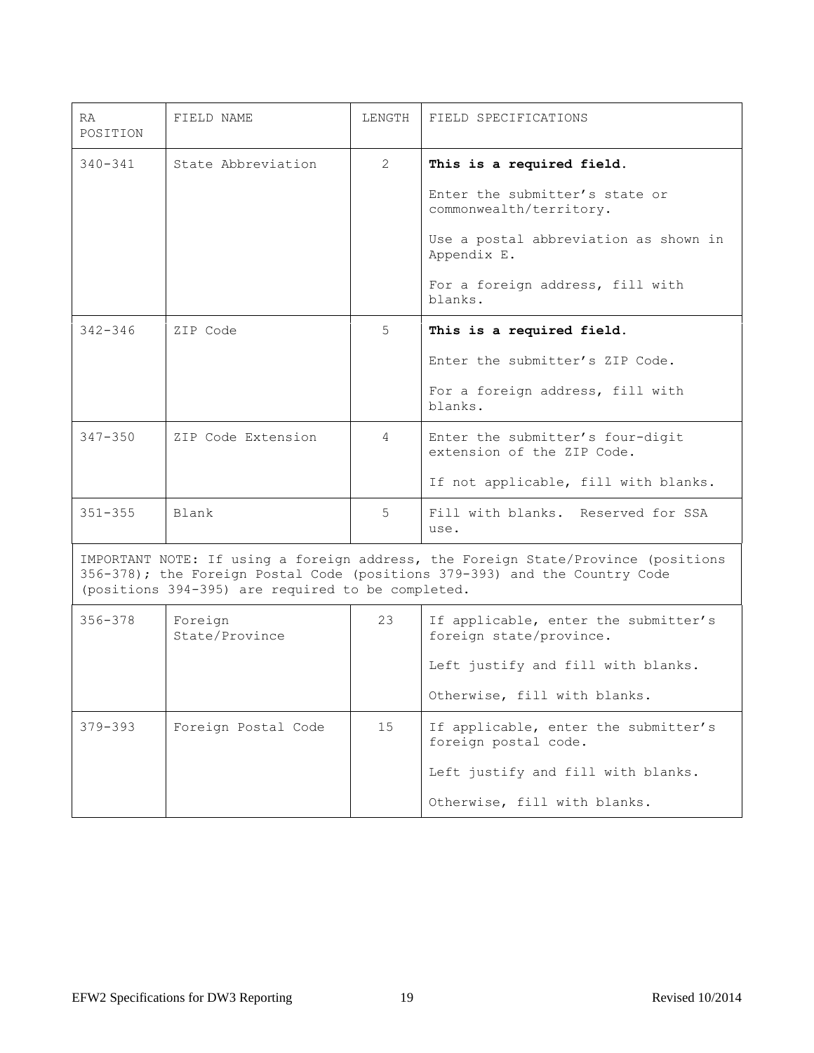| RA POSITION | FIELD NAME | LENGTH | FIELD SPECIFICATIONS |
|---|---|---|---|
| 340-341 | State Abbreviation | 2 | **This is a required field.**<br><br>Enter the submitter's state or commonwealth/territory.<br><br>Use a postal abbreviation as shown in Appendix E.<br><br>For a foreign address, fill with blanks. |
| 342-346 | ZIP Code | 5 | **This is a required field.**<br><br>Enter the submitter's ZIP Code.<br><br>For a foreign address, fill with blanks. |
| 347-350 | ZIP Code Extension | 4 | Enter the submitter's four-digit extension of the ZIP Code.<br><br>If not applicable, fill with blanks. |
| 351-355 | Blank | 5 | Fill with blanks. Reserved for SSA use. |
| IMPORTANT NOTE: If using a foreign address, the Foreign State/Province (positions 356-378); the Foreign Postal Code (positions 379-393) and the Country Code (positions 394-395) are required to be completed. | | | |
| 356-378 | Foreign State/Province | 23 | If applicable, enter the submitter's foreign state/province.<br><br>Left justify and fill with blanks.<br><br>Otherwise, fill with blanks. |
| 379-393 | Foreign Postal Code | 15 | If applicable, enter the submitter's foreign postal code.<br><br>Left justify and fill with blanks.<br><br>Otherwise, fill with blanks. |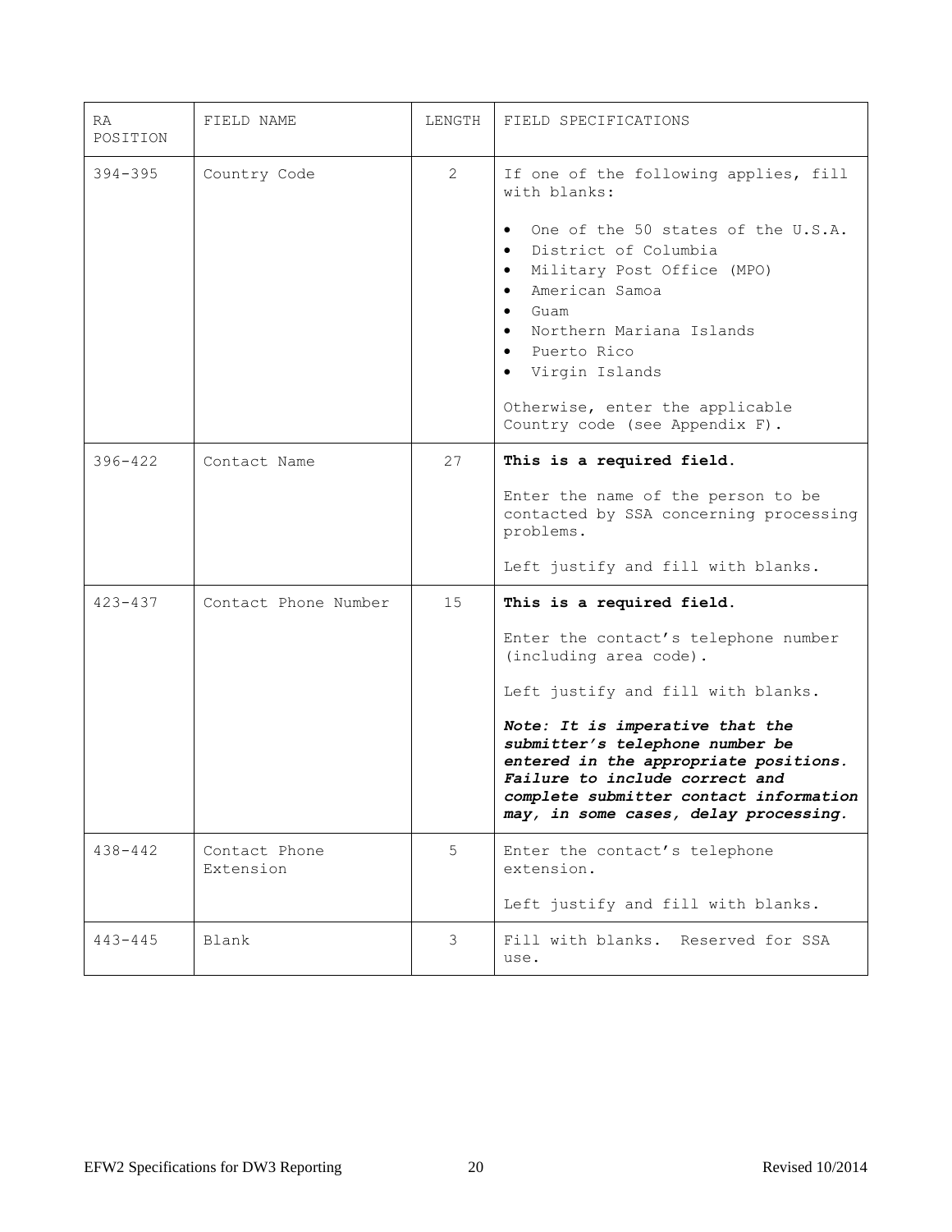| RA POSITION | FIELD NAME | LENGTH | FIELD SPECIFICATIONS |
|---|---|---|---|
| 394-395 | Country Code | 2 | If one of the following applies, fill with blanks:<br><br>• One of the 50 states of the U.S.A.<br>• District of Columbia<br>• Military Post Office (MPO)<br>• American Samoa<br>• Guam<br>• Northern Mariana Islands<br>• Puerto Rico<br>• Virgin Islands<br><br>Otherwise, enter the applicable Country code (see Appendix F). |
| 396-422 | Contact Name | 27 | **This is a required field.**<br><br>Enter the name of the person to be contacted by SSA concerning processing problems.<br><br>Left justify and fill with blanks. |
| 423-437 | Contact Phone Number | 15 | **This is a required field.**<br><br>Enter the contact's telephone number (including area code).<br><br>Left justify and fill with blanks.<br><br>***Note: It is imperative that the submitter's telephone number be entered in the appropriate positions. Failure to include correct and complete submitter contact information may, in some cases, delay processing.*** |
| 438-442 | Contact Phone Extension | 5 | Enter the contact's telephone extension.<br><br>Left justify and fill with blanks. |
| 443-445 | Blank | 3 | Fill with blanks. Reserved for SSA use. |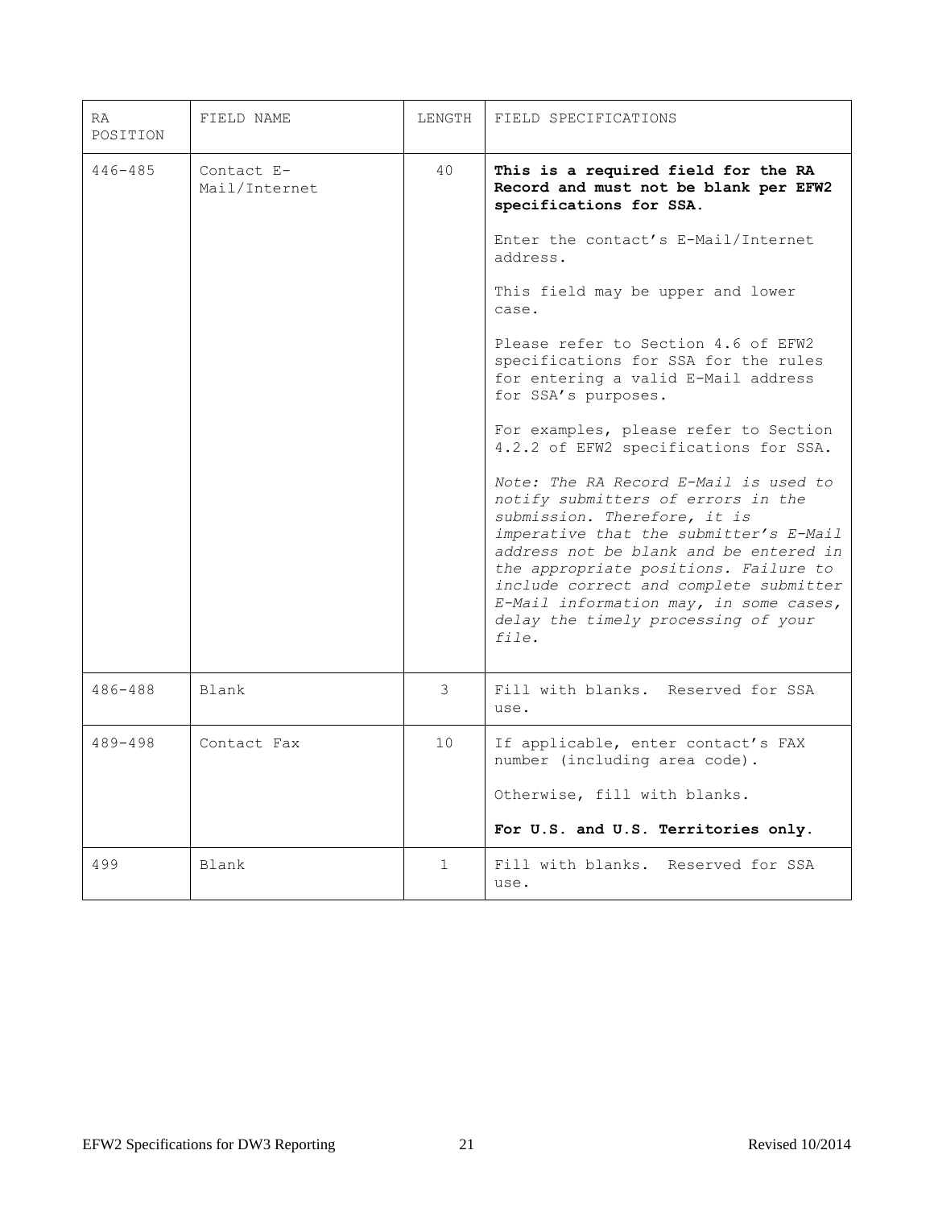| RA POSITION | FIELD NAME | LENGTH | FIELD SPECIFICATIONS |
|---|---|---|---|
| 446-485 | Contact E-Mail/Internet | 40 | **This is a required field for the RA Record and must not be blank per EFW2 specifications for SSA.**<br><br>Enter the contact's E-Mail/Internet address.<br><br>This field may be upper and lower case.<br><br>Please refer to Section 4.6 of EFW2 specifications for SSA for the rules for entering a valid E-Mail address for SSA's purposes.<br><br>For examples, please refer to Section 4.2.2 of EFW2 specifications for SSA.<br><br>*Note: The RA Record E-Mail is used to notify submitters of errors in the submission. Therefore, it is imperative that the submitter's E-Mail address not be blank and be entered in the appropriate positions. Failure to include correct and complete submitter E-Mail information may, in some cases, delay the timely processing of your file.* |
| 486-488 | Blank | 3 | Fill with blanks. Reserved for SSA use. |
| 489-498 | Contact Fax | 10 | If applicable, enter contact's FAX number (including area code).<br><br>Otherwise, fill with blanks.<br><br>**For U.S. and U.S. Territories only.** |
| 499 | Blank | 1 | Fill with blanks. Reserved for SSA use. |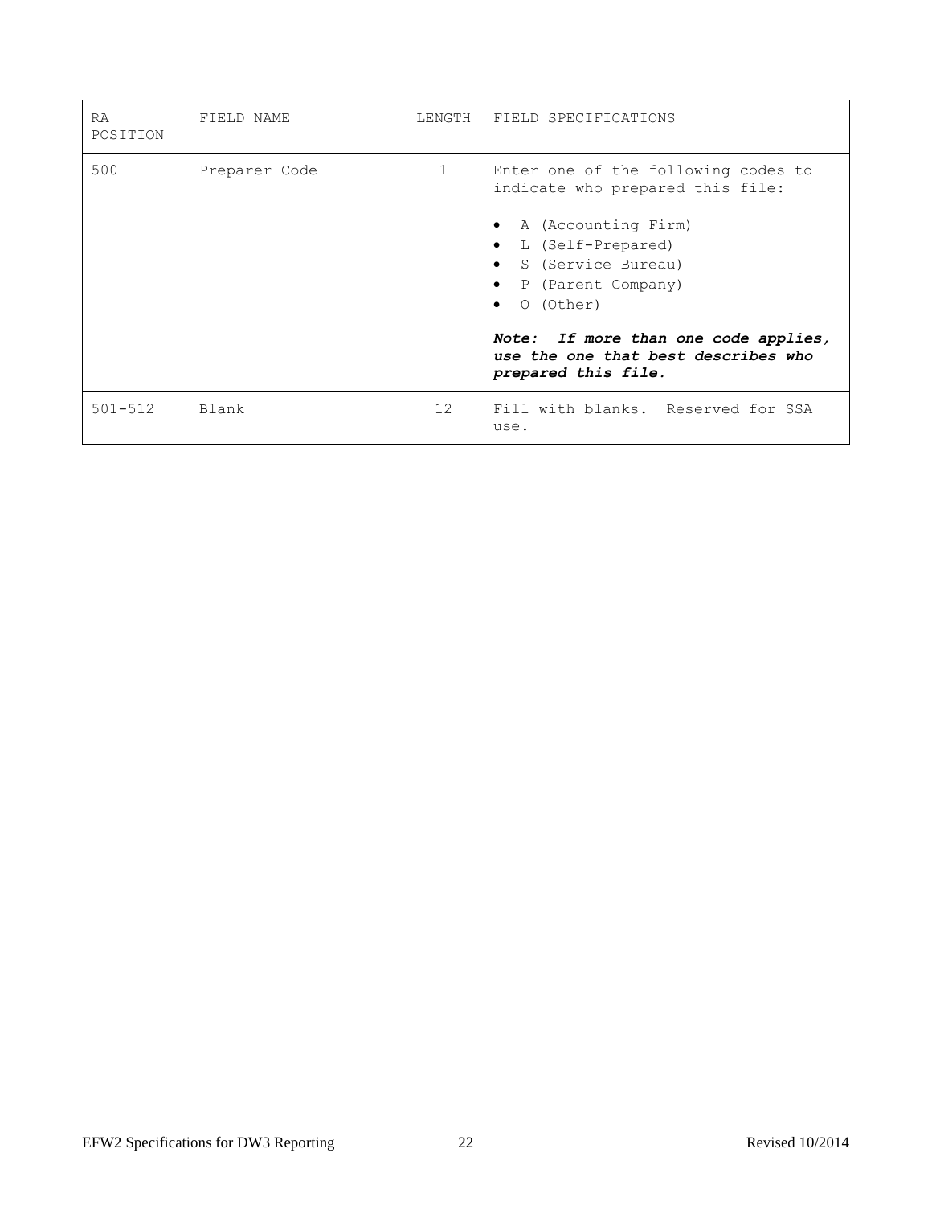| RA POSITION | FIELD NAME | LENGTH | FIELD SPECIFICATIONS |
|---|---|---|---|
| 500 | Preparer Code | 1 | Enter one of the following codes to indicate who prepared this file:<br><br>• A (Accounting Firm)<br>• L (Self-Prepared)<br>• S (Service Bureau)<br>• P (Parent Company)<br>• O (Other)<br><br>***Note: If more than one code applies, use the one that best describes who prepared this file.*** |
| 501-512 | Blank | 12 | Fill with blanks. Reserved for SSA use. |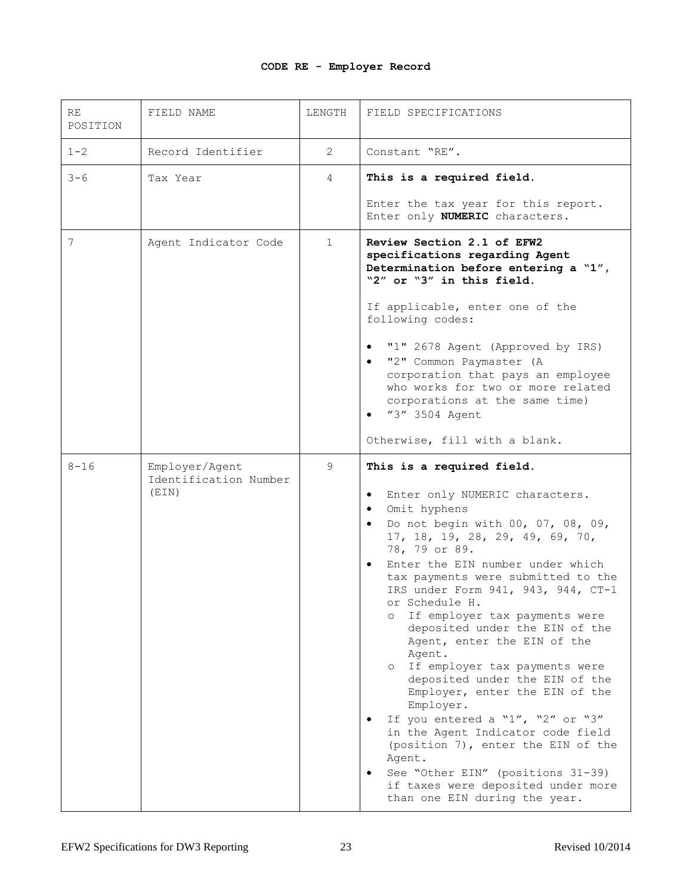# CODE RE - Employer Record

| RE POSITION | FIELD NAME | LENGTH | FIELD SPECIFICATIONS |
|---|---|---|---|
| 1-2 | Record Identifier | 2 | Constant "RE". |
| 3-6 | Tax Year | 4 | **This is a required field.**<br><br>Enter the tax year for this report. Enter only **NUMERIC** characters. |
| 7 | Agent Indicator Code | 1 | **Review Section 2.1 of EFW2 specifications regarding Agent Determination before entering a "1", "2" or "3" in this field.**<br><br>If applicable, enter one of the following codes:<br><br>• "1" 2678 Agent (Approved by IRS)<br>• "2" Common Paymaster (A corporation that pays an employee who works for two or more related corporations at the same time)<br>• "3" 3504 Agent<br><br>Otherwise, fill with a blank. |
| 8-16 | Employer/Agent Identification Number (EIN) | 9 | **This is a required field.**<br><br>• Enter only NUMERIC characters.<br>• Omit hyphens<br>• Do not begin with 00, 07, 08, 09, 17, 18, 19, 28, 29, 49, 69, 70, 78, 79 or 89.<br>• Enter the EIN number under which tax payments were submitted to the IRS under Form 941, 943, 944, CT-1 or Schedule H.<br>&nbsp;&nbsp;&nbsp;o If employer tax payments were deposited under the EIN of the Agent, enter the EIN of the Agent.<br>&nbsp;&nbsp;&nbsp;o If employer tax payments were deposited under the EIN of the Employer, enter the EIN of the Employer.<br>• If you entered a "1", "2" or "3" in the Agent Indicator code field (position 7), enter the EIN of the Agent.<br>• See "Other EIN" (positions 31-39) if taxes were deposited under more than one EIN during the year. |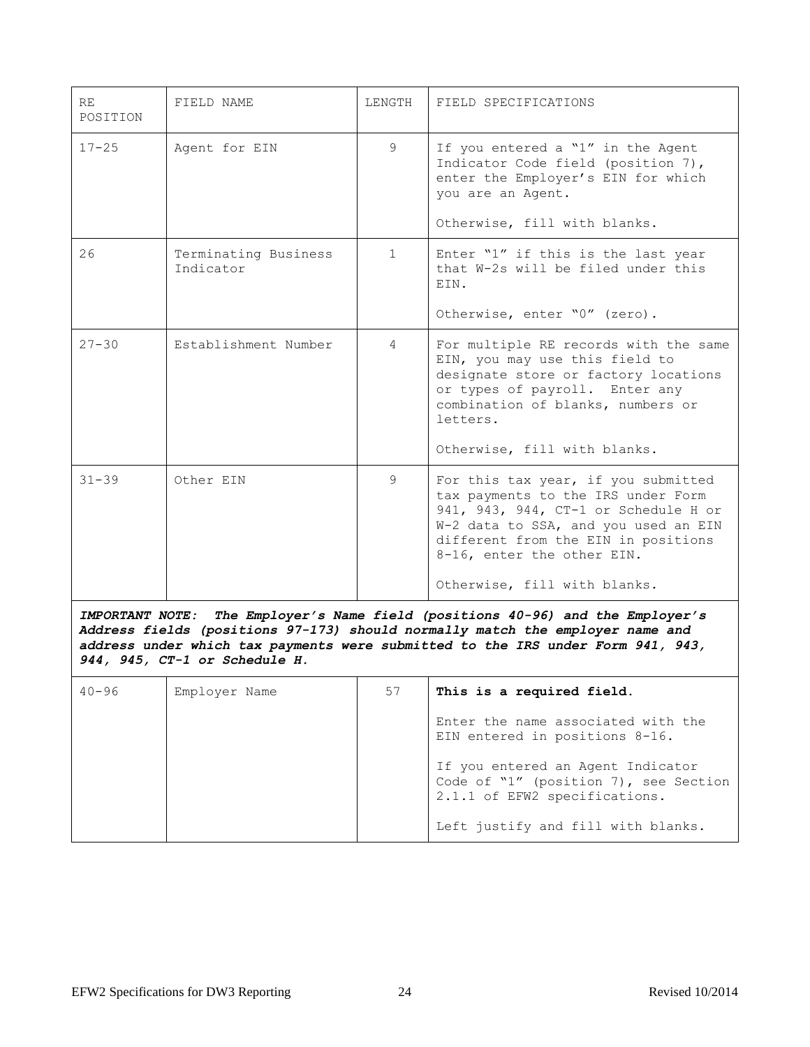| RE POSITION | FIELD NAME | LENGTH | FIELD SPECIFICATIONS |
|---|---|---|---|
| 17-25 | Agent for EIN | 9 | If you entered a "1" in the Agent Indicator Code field (position 7), enter the Employer's EIN for which you are an Agent.<br><br>Otherwise, fill with blanks. |
| 26 | Terminating Business Indicator | 1 | Enter "1" if this is the last year that W-2s will be filed under this EIN.<br><br>Otherwise, enter "0" (zero). |
| 27-30 | Establishment Number | 4 | For multiple RE records with the same EIN, you may use this field to designate store or factory locations or types of payroll. Enter any combination of blanks, numbers or letters.<br><br>Otherwise, fill with blanks. |
| 31-39 | Other EIN | 9 | For this tax year, if you submitted tax payments to the IRS under Form 941, 943, 944, CT-1 or Schedule H or W-2 data to SSA, and you used an EIN different from the EIN in positions 8-16, enter the other EIN.<br><br>Otherwise, fill with blanks. |
| ***IMPORTANT NOTE: The Employer's Name field (positions 40-96) and the Employer's Address fields (positions 97-173) should normally match the employer name and address under which tax payments were submitted to the IRS under Form 941, 943, 944, 945, CT-1 or Schedule H.*** | | | |
| 40-96 | Employer Name | 57 | **This is a required field.**<br><br>Enter the name associated with the EIN entered in positions 8-16.<br><br>If you entered an Agent Indicator Code of "1" (position 7), see Section 2.1.1 of EFW2 specifications.<br><br>Left justify and fill with blanks. |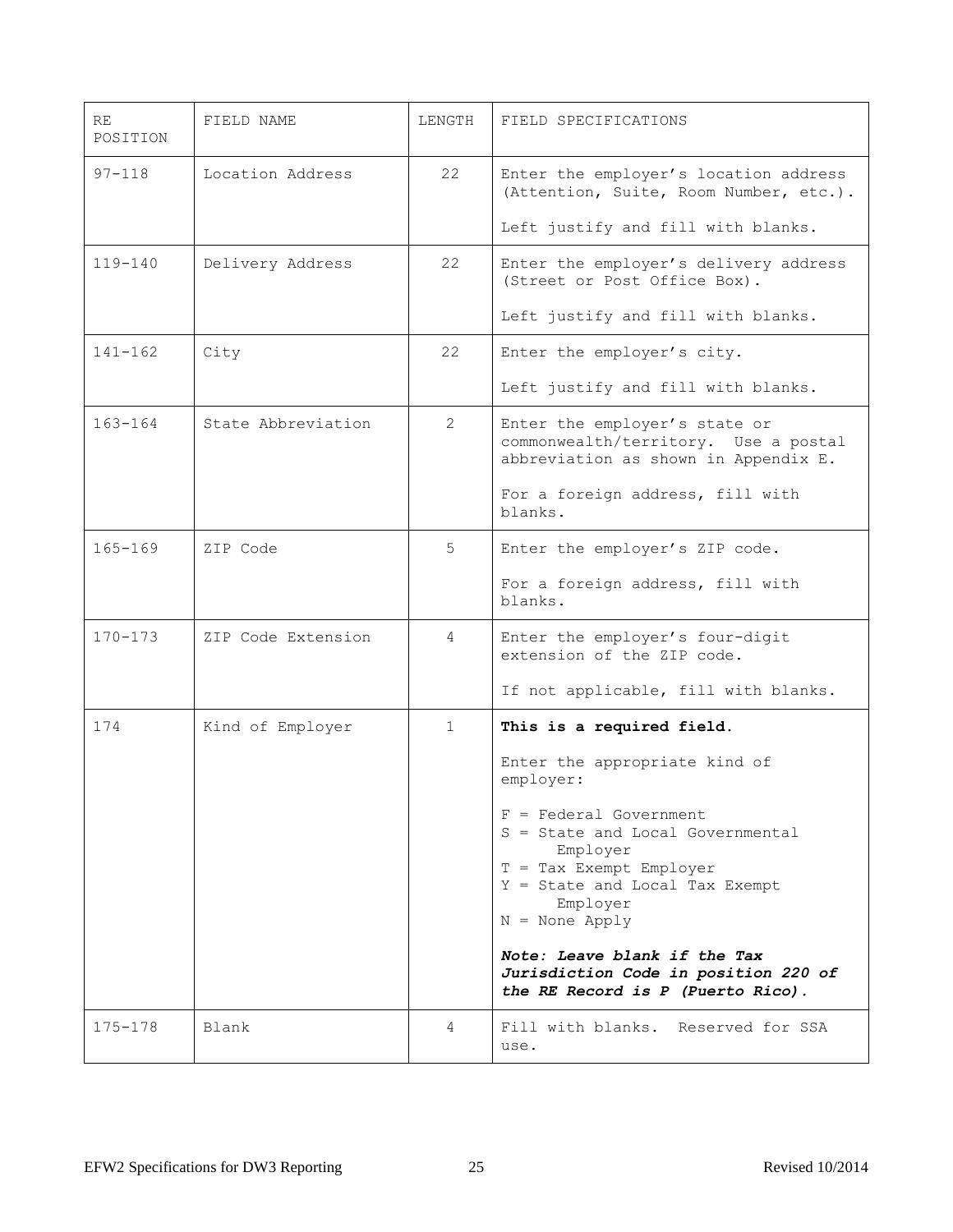| RE POSITION | FIELD NAME | LENGTH | FIELD SPECIFICATIONS |
|---|---|---|---|
| 97-118 | Location Address | 22 | Enter the employer's location address (Attention, Suite, Room Number, etc.).<br><br>Left justify and fill with blanks. |
| 119-140 | Delivery Address | 22 | Enter the employer's delivery address (Street or Post Office Box).<br><br>Left justify and fill with blanks. |
| 141-162 | City | 22 | Enter the employer's city.<br><br>Left justify and fill with blanks. |
| 163-164 | State Abbreviation | 2 | Enter the employer's state or commonwealth/territory. Use a postal abbreviation as shown in Appendix E.<br><br>For a foreign address, fill with blanks. |
| 165-169 | ZIP Code | 5 | Enter the employer's ZIP code.<br><br>For a foreign address, fill with blanks. |
| 170-173 | ZIP Code Extension | 4 | Enter the employer's four-digit extension of the ZIP code.<br><br>If not applicable, fill with blanks. |
| 174 | Kind of Employer | 1 | **This is a required field.**<br><br>Enter the appropriate kind of employer:<br><br>F = Federal Government<br>S = State and Local Governmental Employer<br>T = Tax Exempt Employer<br>Y = State and Local Tax Exempt Employer<br>N = None Apply<br><br>***Note: Leave blank if the Tax Jurisdiction Code in position 220 of the RE Record is P (Puerto Rico).*** |
| 175-178 | Blank | 4 | Fill with blanks. Reserved for SSA use. |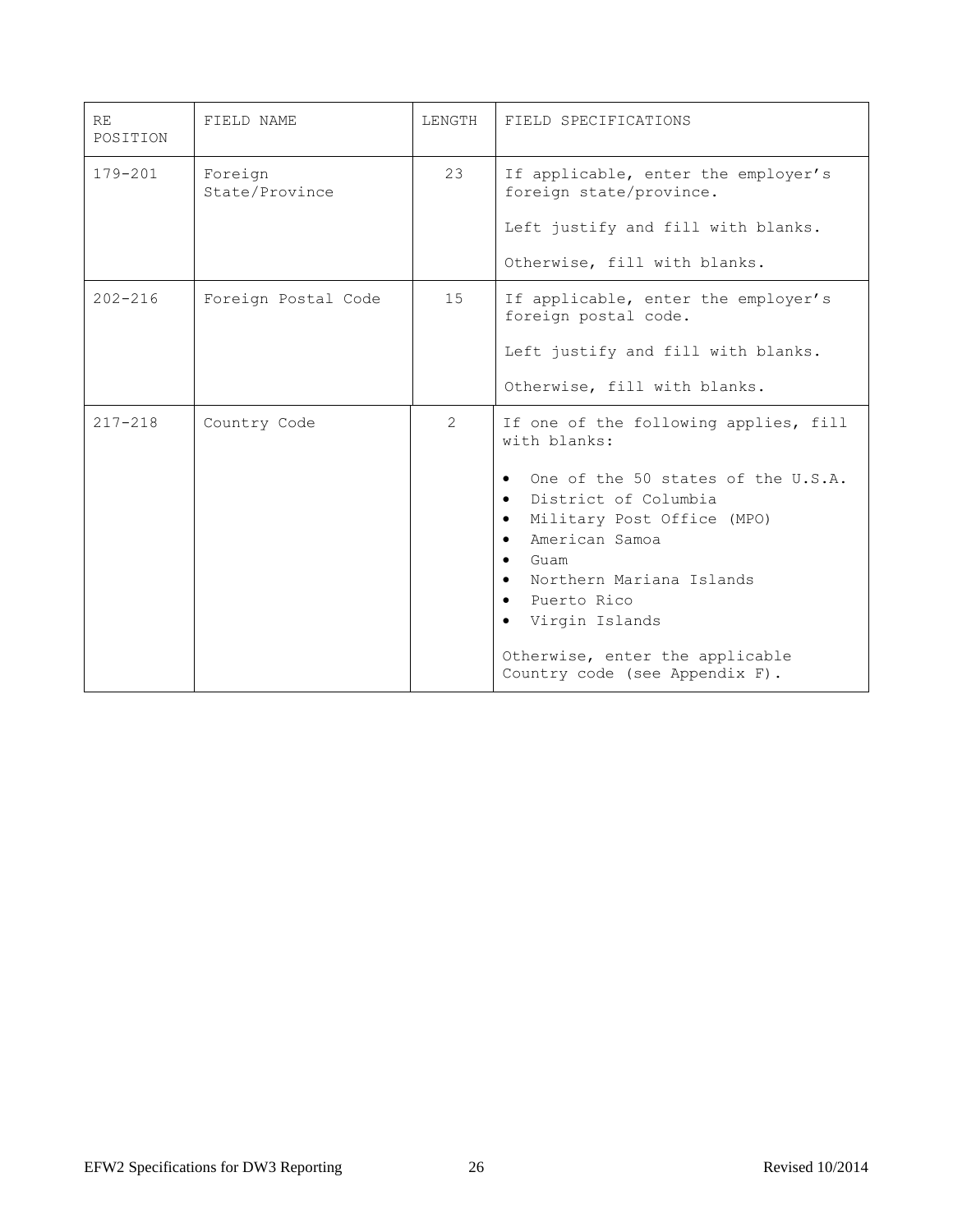| RE POSITION | FIELD NAME | LENGTH | FIELD SPECIFICATIONS |
|---|---|---|---|
| 179-201 | Foreign State/Province | 23 | If applicable, enter the employer's foreign state/province.<br><br>Left justify and fill with blanks.<br><br>Otherwise, fill with blanks. |
| 202-216 | Foreign Postal Code | 15 | If applicable, enter the employer's foreign postal code.<br><br>Left justify and fill with blanks.<br><br>Otherwise, fill with blanks. |
| 217-218 | Country Code | 2 | If one of the following applies, fill with blanks:<br><br>• One of the 50 states of the U.S.A.<br>• District of Columbia<br>• Military Post Office (MPO)<br>• American Samoa<br>• Guam<br>• Northern Mariana Islands<br>• Puerto Rico<br>• Virgin Islands<br><br>Otherwise, enter the applicable Country code (see Appendix F). |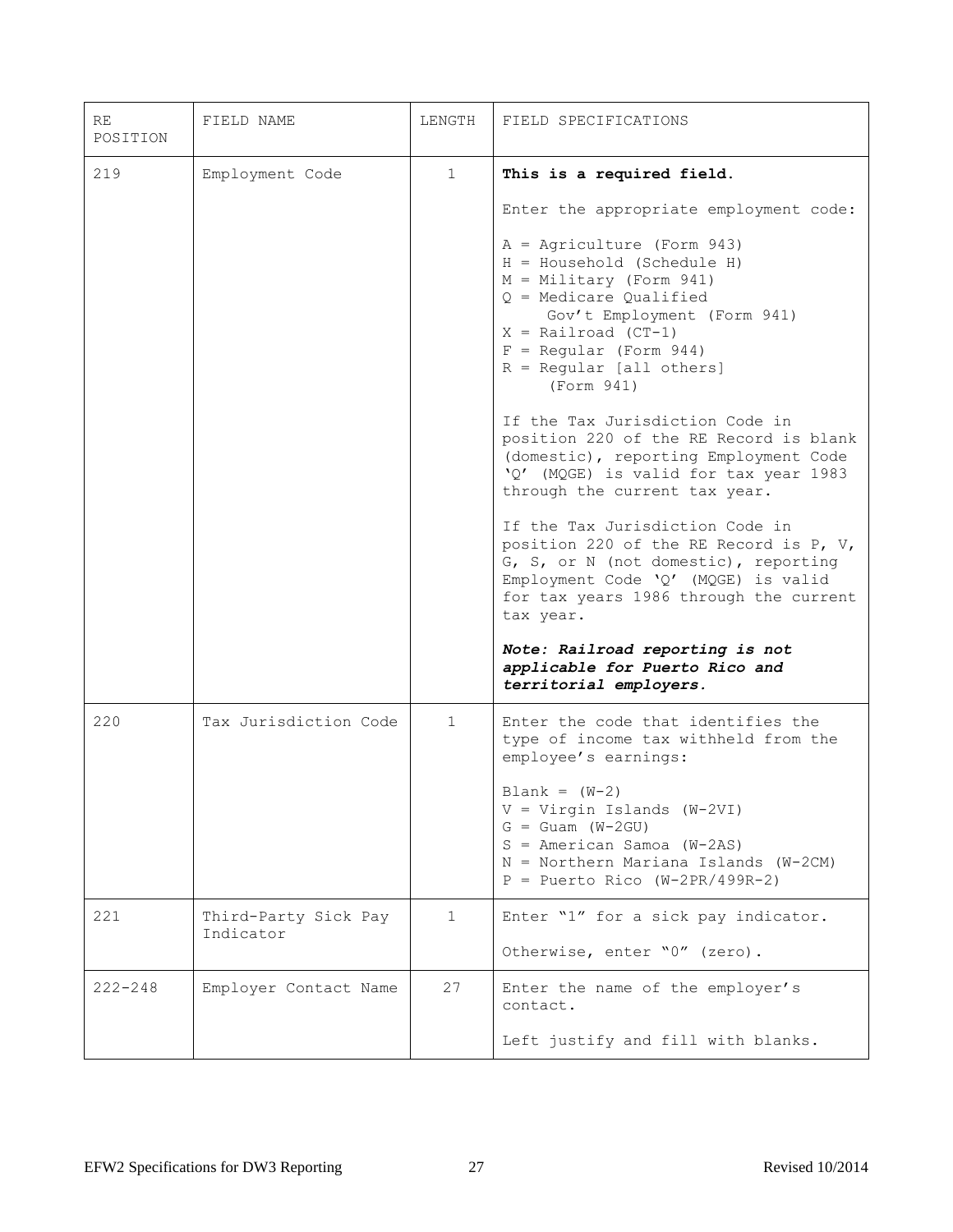| RE POSITION | FIELD NAME | LENGTH | FIELD SPECIFICATIONS |
|---|---|---|---|
| 219 | Employment Code | 1 | **This is a required field.**<br><br>Enter the appropriate employment code:<br><br>A = Agriculture (Form 943)<br>H = Household (Schedule H)<br>M = Military (Form 941)<br>Q = Medicare Qualified Gov't Employment (Form 941)<br>X = Railroad (CT-1)<br>F = Regular (Form 944)<br>R = Regular [all others] (Form 941)<br><br>If the Tax Jurisdiction Code in position 220 of the RE Record is blank (domestic), reporting Employment Code 'Q' (MQGE) is valid for tax year 1983 through the current tax year.<br><br>If the Tax Jurisdiction Code in position 220 of the RE Record is P, V, G, S, or N (not domestic), reporting Employment Code 'Q' (MQGE) is valid for tax years 1986 through the current tax year.<br><br>***Note: Railroad reporting is not applicable for Puerto Rico and territorial employers.*** |
| 220 | Tax Jurisdiction Code | 1 | Enter the code that identifies the type of income tax withheld from the employee's earnings:<br><br>Blank = (W-2)<br>V = Virgin Islands (W-2VI)<br>G = Guam (W-2GU)<br>S = American Samoa (W-2AS)<br>N = Northern Mariana Islands (W-2CM)<br>P = Puerto Rico (W-2PR/499R-2) |
| 221 | Third-Party Sick Pay Indicator | 1 | Enter "1" for a sick pay indicator.<br><br>Otherwise, enter "0" (zero). |
| 222-248 | Employer Contact Name | 27 | Enter the name of the employer's contact.<br><br>Left justify and fill with blanks. |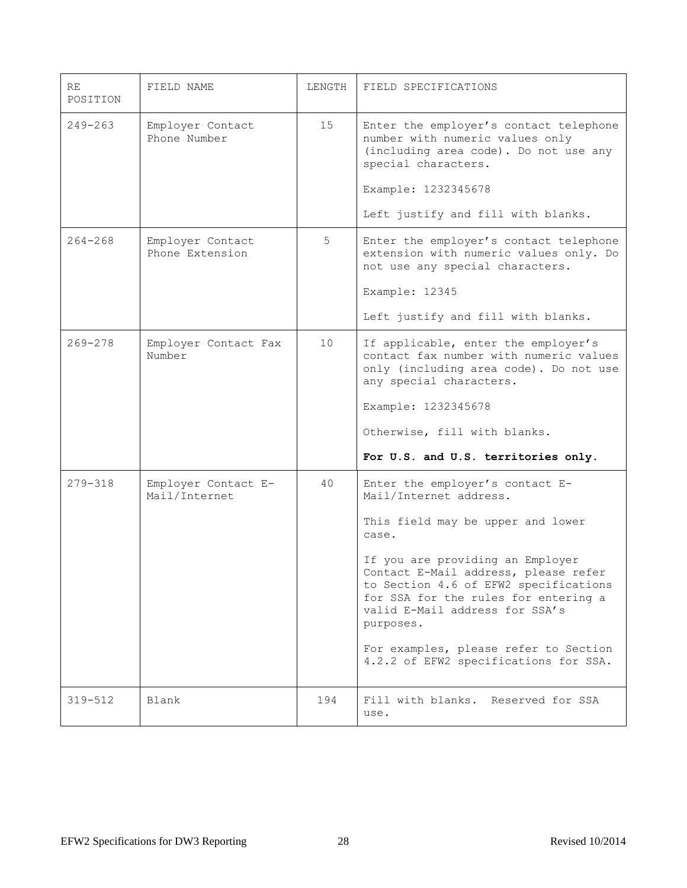| RE POSITION | FIELD NAME | LENGTH | FIELD SPECIFICATIONS |
|---|---|---|---|
| 249-263 | Employer Contact Phone Number | 15 | Enter the employer's contact telephone number with numeric values only (including area code). Do not use any special characters.<br><br>Example: 1232345678<br><br>Left justify and fill with blanks. |
| 264-268 | Employer Contact Phone Extension | 5 | Enter the employer's contact telephone extension with numeric values only. Do not use any special characters.<br><br>Example: 12345<br><br>Left justify and fill with blanks. |
| 269-278 | Employer Contact Fax Number | 10 | If applicable, enter the employer's contact fax number with numeric values only (including area code). Do not use any special characters.<br><br>Example: 1232345678<br><br>Otherwise, fill with blanks.<br><br>**For U.S. and U.S. territories only.** |
| 279-318 | Employer Contact E-Mail/Internet | 40 | Enter the employer's contact E-Mail/Internet address.<br><br>This field may be upper and lower case.<br><br>If you are providing an Employer Contact E-Mail address, please refer to Section 4.6 of EFW2 specifications for SSA for the rules for entering a valid E-Mail address for SSA's purposes.<br><br>For examples, please refer to Section 4.2.2 of EFW2 specifications for SSA. |
| 319-512 | Blank | 194 | Fill with blanks. Reserved for SSA use. |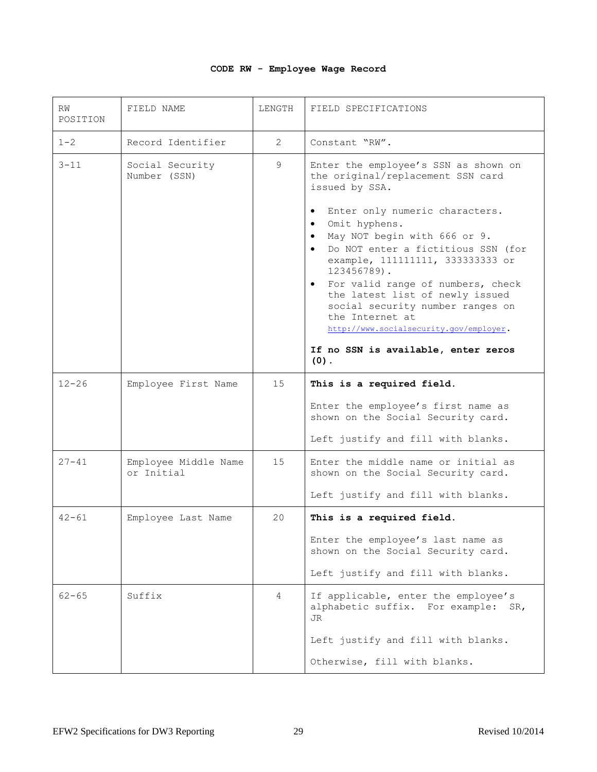**CODE RW - Employee Wage Record**

| RW POSITION | FIELD NAME | LENGTH | FIELD SPECIFICATIONS |
|---|---|---|---|
| 1-2 | Record Identifier | 2 | Constant "RW". |
| 3-11 | Social Security Number (SSN) | 9 | Enter the employee's SSN as shown on the original/replacement SSN card issued by SSA.<br><br>• Enter only numeric characters.<br>• Omit hyphens.<br>• May NOT begin with 666 or 9.<br>• Do NOT enter a fictitious SSN (for example, 111111111, 333333333 or 123456789).<br>• For valid range of numbers, check the latest list of newly issued social security number ranges on the Internet at http://www.socialsecurity.gov/employer.<br><br>**If no SSN is available, enter zeros (0).** |
| 12-26 | Employee First Name | 15 | **This is a required field.**<br><br>Enter the employee's first name as shown on the Social Security card.<br><br>Left justify and fill with blanks. |
| 27-41 | Employee Middle Name or Initial | 15 | Enter the middle name or initial as shown on the Social Security card.<br><br>Left justify and fill with blanks. |
| 42-61 | Employee Last Name | 20 | **This is a required field.**<br><br>Enter the employee's last name as shown on the Social Security card.<br><br>Left justify and fill with blanks. |
| 62-65 | Suffix | 4 | If applicable, enter the employee's alphabetic suffix. For example: SR, JR<br><br>Left justify and fill with blanks.<br><br>Otherwise, fill with blanks. |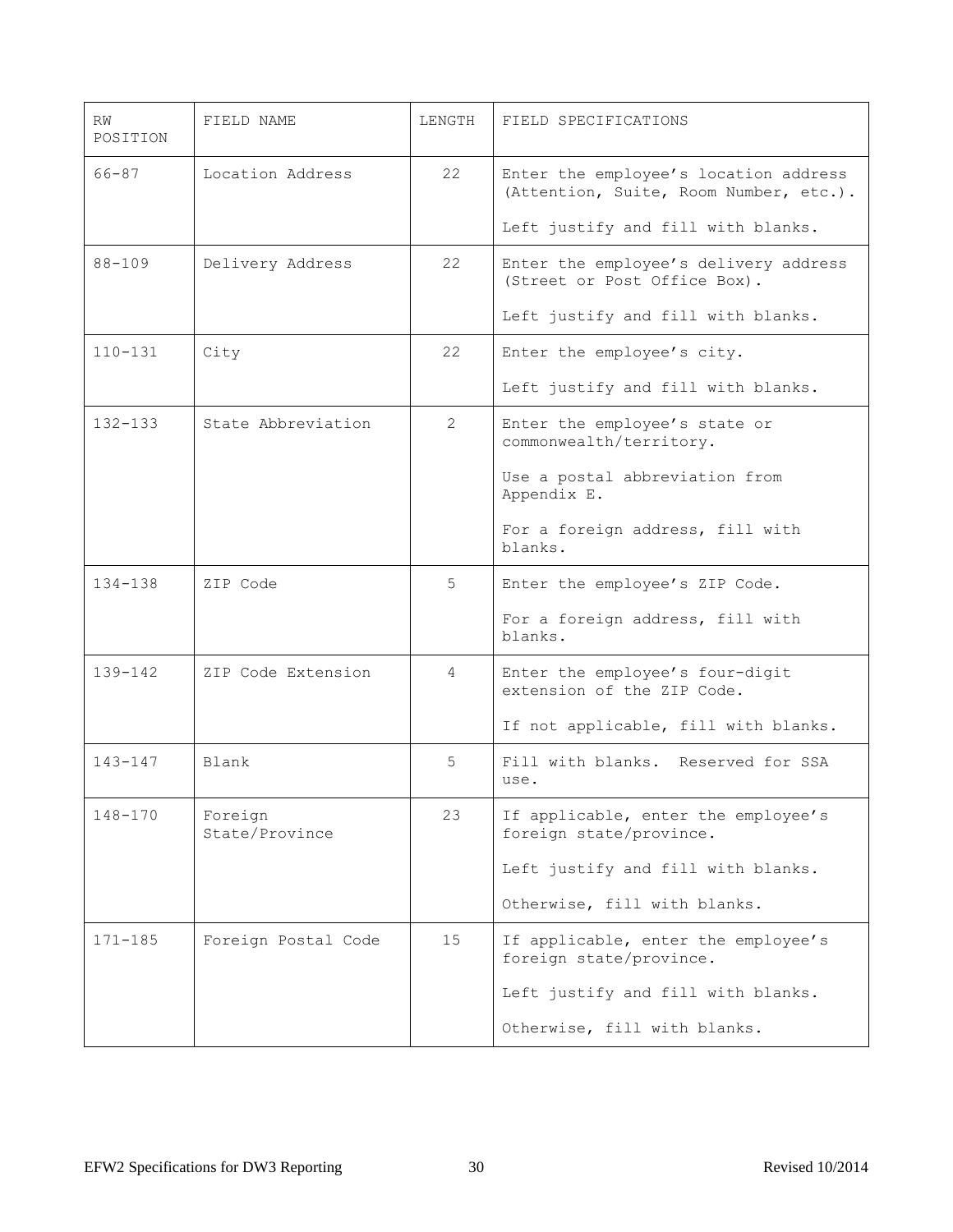| RW POSITION | FIELD NAME | LENGTH | FIELD SPECIFICATIONS |
|---|---|---|---|
| 66-87 | Location Address | 22 | Enter the employee's location address (Attention, Suite, Room Number, etc.).<br><br>Left justify and fill with blanks. |
| 88-109 | Delivery Address | 22 | Enter the employee's delivery address (Street or Post Office Box).<br><br>Left justify and fill with blanks. |
| 110-131 | City | 22 | Enter the employee's city.<br><br>Left justify and fill with blanks. |
| 132-133 | State Abbreviation | 2 | Enter the employee's state or commonwealth/territory.<br><br>Use a postal abbreviation from Appendix E.<br><br>For a foreign address, fill with blanks. |
| 134-138 | ZIP Code | 5 | Enter the employee's ZIP Code.<br><br>For a foreign address, fill with blanks. |
| 139-142 | ZIP Code Extension | 4 | Enter the employee's four-digit extension of the ZIP Code.<br><br>If not applicable, fill with blanks. |
| 143-147 | Blank | 5 | Fill with blanks. Reserved for SSA use. |
| 148-170 | Foreign State/Province | 23 | If applicable, enter the employee's foreign state/province.<br><br>Left justify and fill with blanks.<br><br>Otherwise, fill with blanks. |
| 171-185 | Foreign Postal Code | 15 | If applicable, enter the employee's foreign state/province.<br><br>Left justify and fill with blanks.<br><br>Otherwise, fill with blanks. |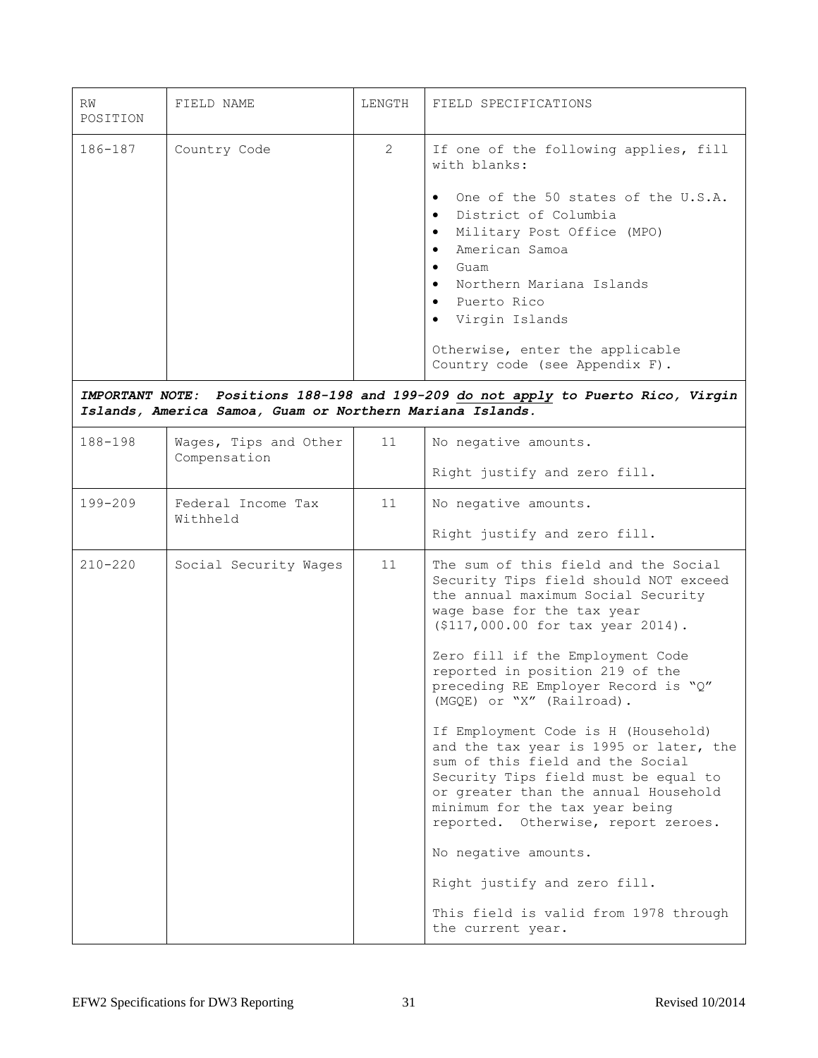| RW POSITION | FIELD NAME | LENGTH | FIELD SPECIFICATIONS |
|---|---|---|---|
| 186-187 | Country Code | 2 | If one of the following applies, fill with blanks:<br><br>• One of the 50 states of the U.S.A.<br>• District of Columbia<br>• Military Post Office (MPO)<br>• American Samoa<br>• Guam<br>• Northern Mariana Islands<br>• Puerto Rico<br>• Virgin Islands<br><br>Otherwise, enter the applicable Country code (see Appendix F). |
| ***IMPORTANT NOTE: Positions 188-198 and 199-209 <u>do not apply</u> to Puerto Rico, Virgin Islands, America Samoa, Guam or Northern Mariana Islands.*** | | | |
| 188-198 | Wages, Tips and Other Compensation | 11 | No negative amounts.<br><br>Right justify and zero fill. |
| 199-209 | Federal Income Tax Withheld | 11 | No negative amounts.<br><br>Right justify and zero fill. |
| 210-220 | Social Security Wages | 11 | The sum of this field and the Social Security Tips field should NOT exceed the annual maximum Social Security wage base for the tax year ($117,000.00 for tax year 2014).<br><br>Zero fill if the Employment Code reported in position 219 of the preceding RE Employer Record is "Q" (MGQE) or "X" (Railroad).<br><br>If Employment Code is H (Household) and the tax year is 1995 or later, the sum of this field and the Social Security Tips field must be equal to or greater than the annual Household minimum for the tax year being reported. Otherwise, report zeroes.<br><br>No negative amounts.<br><br>Right justify and zero fill.<br><br>This field is valid from 1978 through the current year. |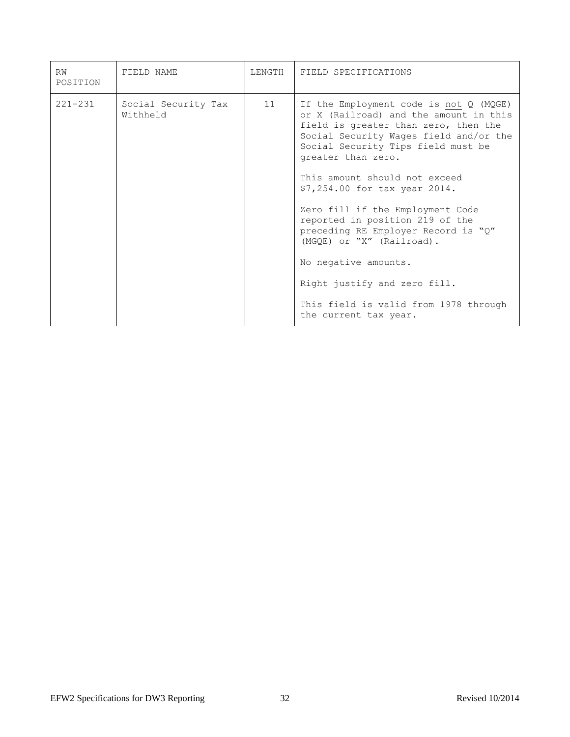| RW POSITION | FIELD NAME | LENGTH | FIELD SPECIFICATIONS |
|---|---|---|---|
| 221-231 | Social Security Tax Withheld | 11 | If the Employment code is not Q (MQGE) or X (Railroad) and the amount in this field is greater than zero, then the Social Security Wages field and/or the Social Security Tips field must be greater than zero.<br><br>This amount should not exceed $7,254.00 for tax year 2014.<br><br>Zero fill if the Employment Code reported in position 219 of the preceding RE Employer Record is "Q" (MGQE) or "X" (Railroad).<br><br>No negative amounts.<br><br>Right justify and zero fill.<br><br>This field is valid from 1978 through the current tax year. |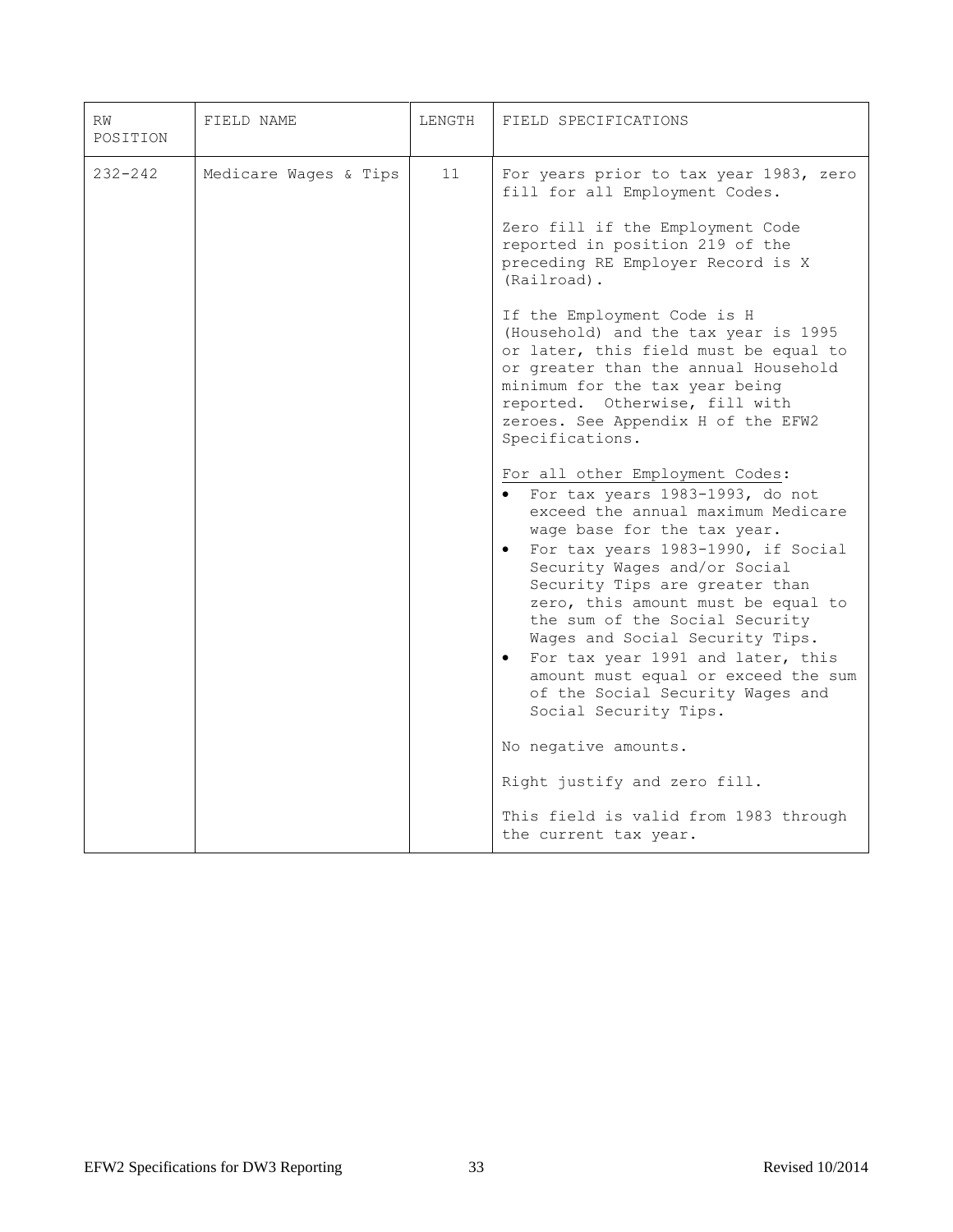| RW POSITION | FIELD NAME | LENGTH | FIELD SPECIFICATIONS |
|---|---|---|---|
| 232-242 | Medicare Wages & Tips | 11 | For years prior to tax year 1983, zero fill for all Employment Codes.<br><br>Zero fill if the Employment Code reported in position 219 of the preceding RE Employer Record is X (Railroad).<br><br>If the Employment Code is H (Household) and the tax year is 1995 or later, this field must be equal to or greater than the annual Household minimum for the tax year being reported. Otherwise, fill with zeroes. See Appendix H of the EFW2 Specifications.<br><br><u>For all other Employment Codes</u>:<br>• For tax years 1983-1993, do not exceed the annual maximum Medicare wage base for the tax year.<br>• For tax years 1983-1990, if Social Security Wages and/or Social Security Tips are greater than zero, this amount must be equal to the sum of the Social Security Wages and Social Security Tips.<br>• For tax year 1991 and later, this amount must equal or exceed the sum of the Social Security Wages and Social Security Tips.<br><br>No negative amounts.<br><br>Right justify and zero fill.<br><br>This field is valid from 1983 through the current tax year. |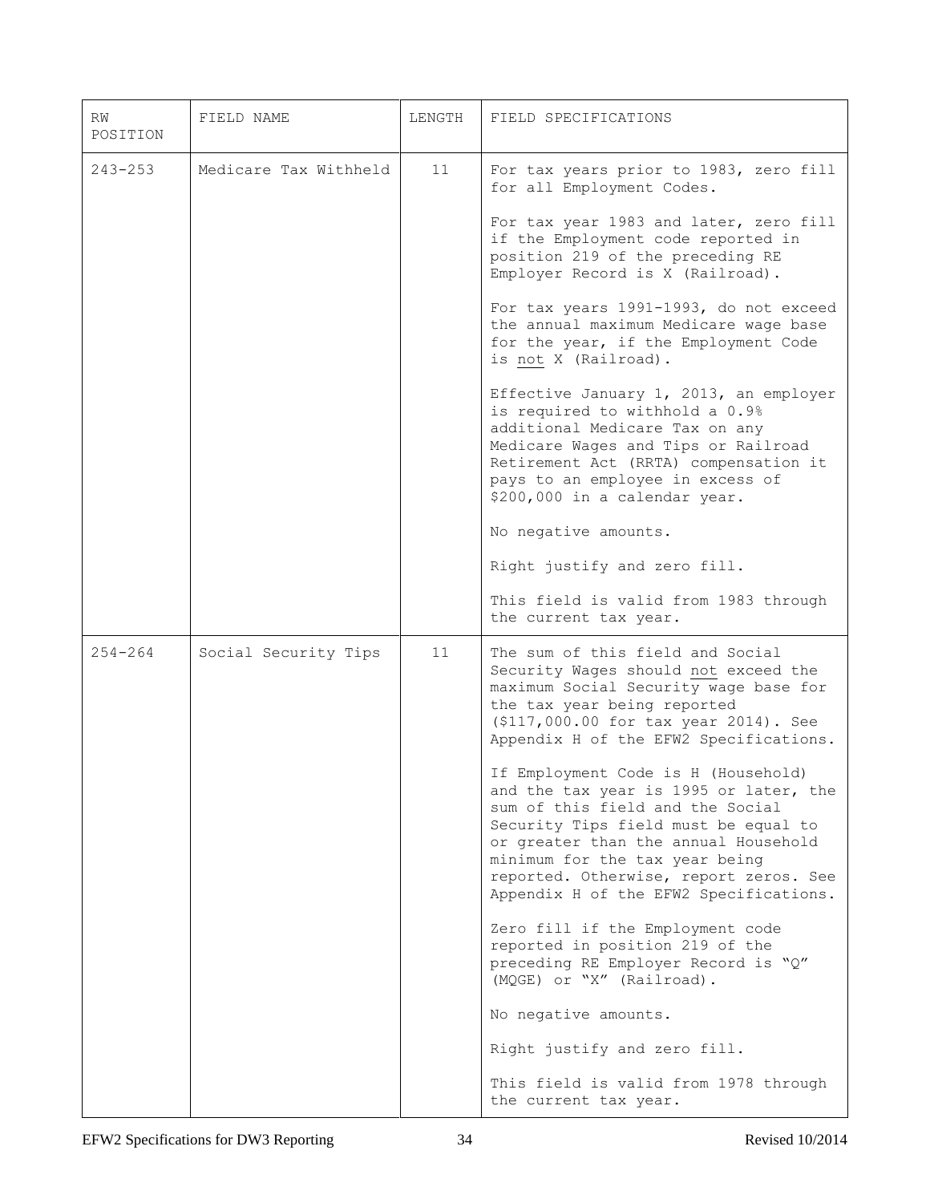| RW POSITION | FIELD NAME | LENGTH | FIELD SPECIFICATIONS |
|---|---|---|---|
| 243-253 | Medicare Tax Withheld | 11 | For tax years prior to 1983, zero fill for all Employment Codes.<br><br>For tax year 1983 and later, zero fill if the Employment code reported in position 219 of the preceding RE Employer Record is X (Railroad).<br><br>For tax years 1991-1993, do not exceed the annual maximum Medicare wage base for the year, if the Employment Code is not X (Railroad).<br><br>Effective January 1, 2013, an employer is required to withhold a 0.9% additional Medicare Tax on any Medicare Wages and Tips or Railroad Retirement Act (RRTA) compensation it pays to an employee in excess of $200,000 in a calendar year.<br><br>No negative amounts.<br><br>Right justify and zero fill.<br><br>This field is valid from 1983 through the current tax year. |
| 254-264 | Social Security Tips | 11 | The sum of this field and Social Security Wages should not exceed the maximum Social Security wage base for the tax year being reported ($117,000.00 for tax year 2014). See Appendix H of the EFW2 Specifications.<br><br>If Employment Code is H (Household) and the tax year is 1995 or later, the sum of this field and the Social Security Tips field must be equal to or greater than the annual Household minimum for the tax year being reported. Otherwise, report zeros. See Appendix H of the EFW2 Specifications.<br><br>Zero fill if the Employment code reported in position 219 of the preceding RE Employer Record is "Q" (MQGE) or "X" (Railroad).<br><br>No negative amounts.<br><br>Right justify and zero fill.<br><br>This field is valid from 1978 through the current tax year. |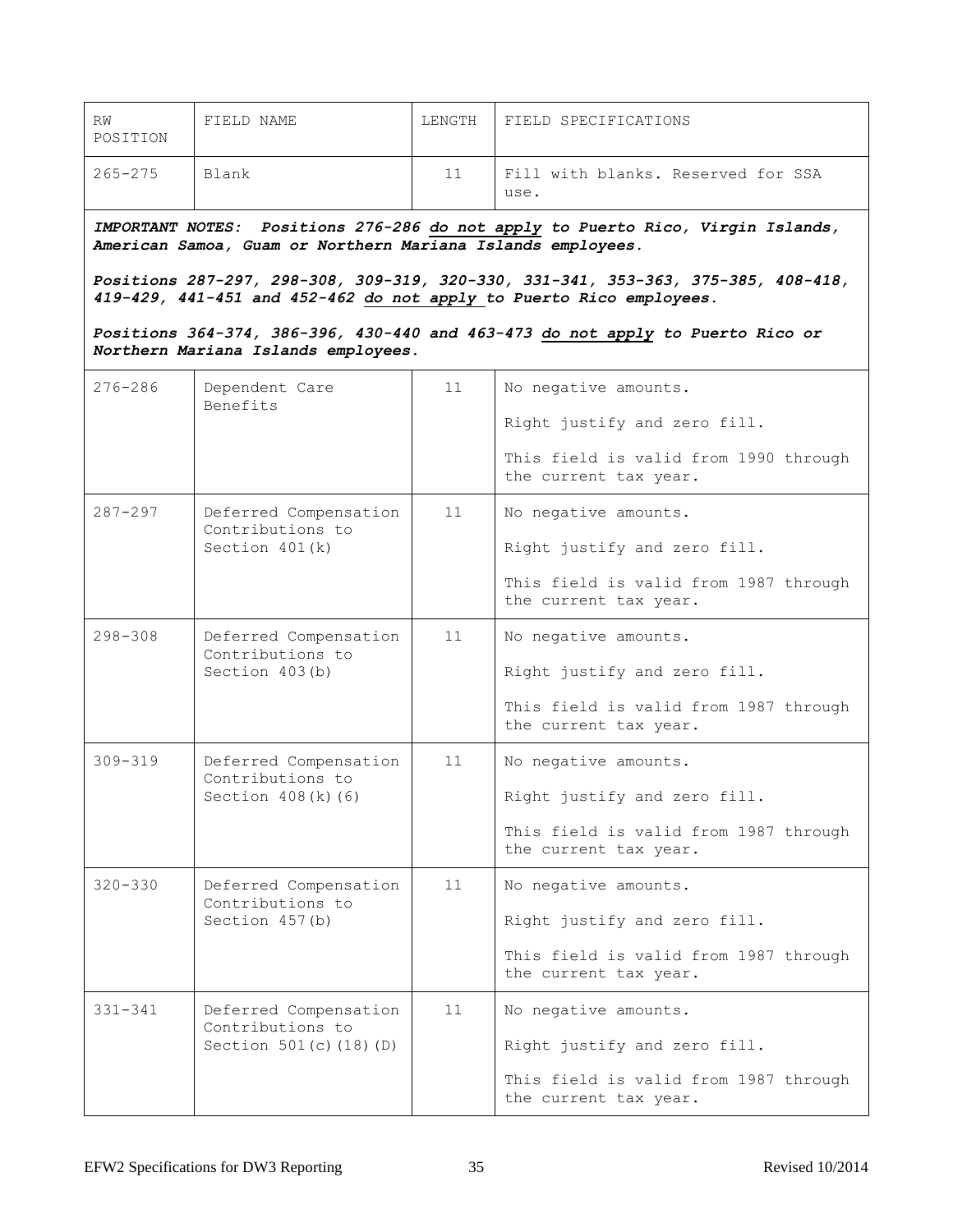| RW POSITION | FIELD NAME | LENGTH | FIELD SPECIFICATIONS |
|---|---|---|---|
| 265-275 | Blank | 11 | Fill with blanks. Reserved for SSA use. |

***IMPORTANT NOTES:** Positions 276-286 do not apply to Puerto Rico, Virgin Islands, American Samoa, Guam or Northern Mariana Islands employees.*

*Positions 287-297, 298-308, 309-319, 320-330, 331-341, 353-363, 375-385, 408-418, 419-429, 441-451 and 452-462 do not apply to Puerto Rico employees.*

*Positions 364-374, 386-396, 430-440 and 463-473 do not apply to Puerto Rico or Northern Mariana Islands employees.*

| RW POSITION | FIELD NAME | LENGTH | FIELD SPECIFICATIONS |
|---|---|---|---|
| 276-286 | Dependent Care Benefits | 11 | No negative amounts.<br><br>Right justify and zero fill.<br><br>This field is valid from 1990 through the current tax year. |
| 287-297 | Deferred Compensation Contributions to Section 401(k) | 11 | No negative amounts.<br><br>Right justify and zero fill.<br><br>This field is valid from 1987 through the current tax year. |
| 298-308 | Deferred Compensation Contributions to Section 403(b) | 11 | No negative amounts.<br><br>Right justify and zero fill.<br><br>This field is valid from 1987 through the current tax year. |
| 309-319 | Deferred Compensation Contributions to Section 408(k)(6) | 11 | No negative amounts.<br><br>Right justify and zero fill.<br><br>This field is valid from 1987 through the current tax year. |
| 320-330 | Deferred Compensation Contributions to Section 457(b) | 11 | No negative amounts.<br><br>Right justify and zero fill.<br><br>This field is valid from 1987 through the current tax year. |
| 331-341 | Deferred Compensation Contributions to Section 501(c)(18)(D) | 11 | No negative amounts.<br><br>Right justify and zero fill.<br><br>This field is valid from 1987 through the current tax year. |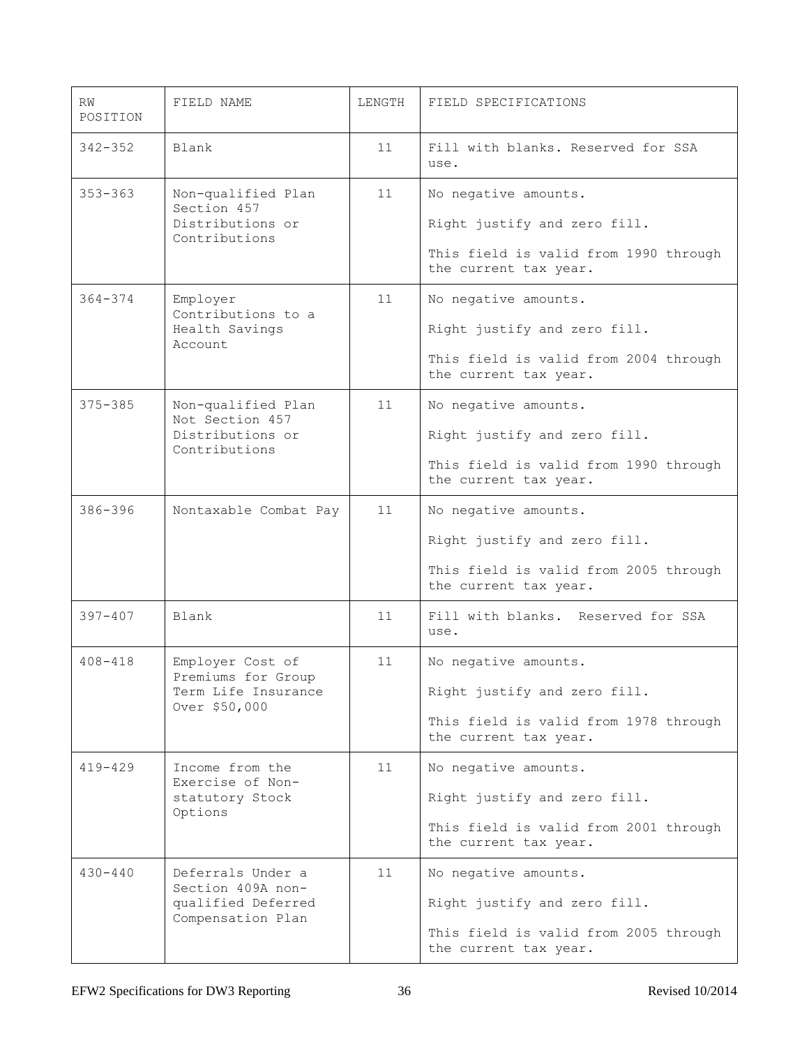| RW POSITION | FIELD NAME | LENGTH | FIELD SPECIFICATIONS |
|---|---|---|---|
| 342-352 | Blank | 11 | Fill with blanks. Reserved for SSA use. |
| 353-363 | Non-qualified Plan Section 457 Distributions or Contributions | 11 | No negative amounts.<br><br>Right justify and zero fill.<br><br>This field is valid from 1990 through the current tax year. |
| 364-374 | Employer Contributions to a Health Savings Account | 11 | No negative amounts.<br><br>Right justify and zero fill.<br><br>This field is valid from 2004 through the current tax year. |
| 375-385 | Non-qualified Plan Not Section 457 Distributions or Contributions | 11 | No negative amounts.<br><br>Right justify and zero fill.<br><br>This field is valid from 1990 through the current tax year. |
| 386-396 | Nontaxable Combat Pay | 11 | No negative amounts.<br><br>Right justify and zero fill.<br><br>This field is valid from 2005 through the current tax year. |
| 397-407 | Blank | 11 | Fill with blanks. Reserved for SSA use. |
| 408-418 | Employer Cost of Premiums for Group Term Life Insurance Over $50,000 | 11 | No negative amounts.<br><br>Right justify and zero fill.<br><br>This field is valid from 1978 through the current tax year. |
| 419-429 | Income from the Exercise of Non-statutory Stock Options | 11 | No negative amounts.<br><br>Right justify and zero fill.<br><br>This field is valid from 2001 through the current tax year. |
| 430-440 | Deferrals Under a Section 409A non-qualified Deferred Compensation Plan | 11 | No negative amounts.<br><br>Right justify and zero fill.<br><br>This field is valid from 2005 through the current tax year. |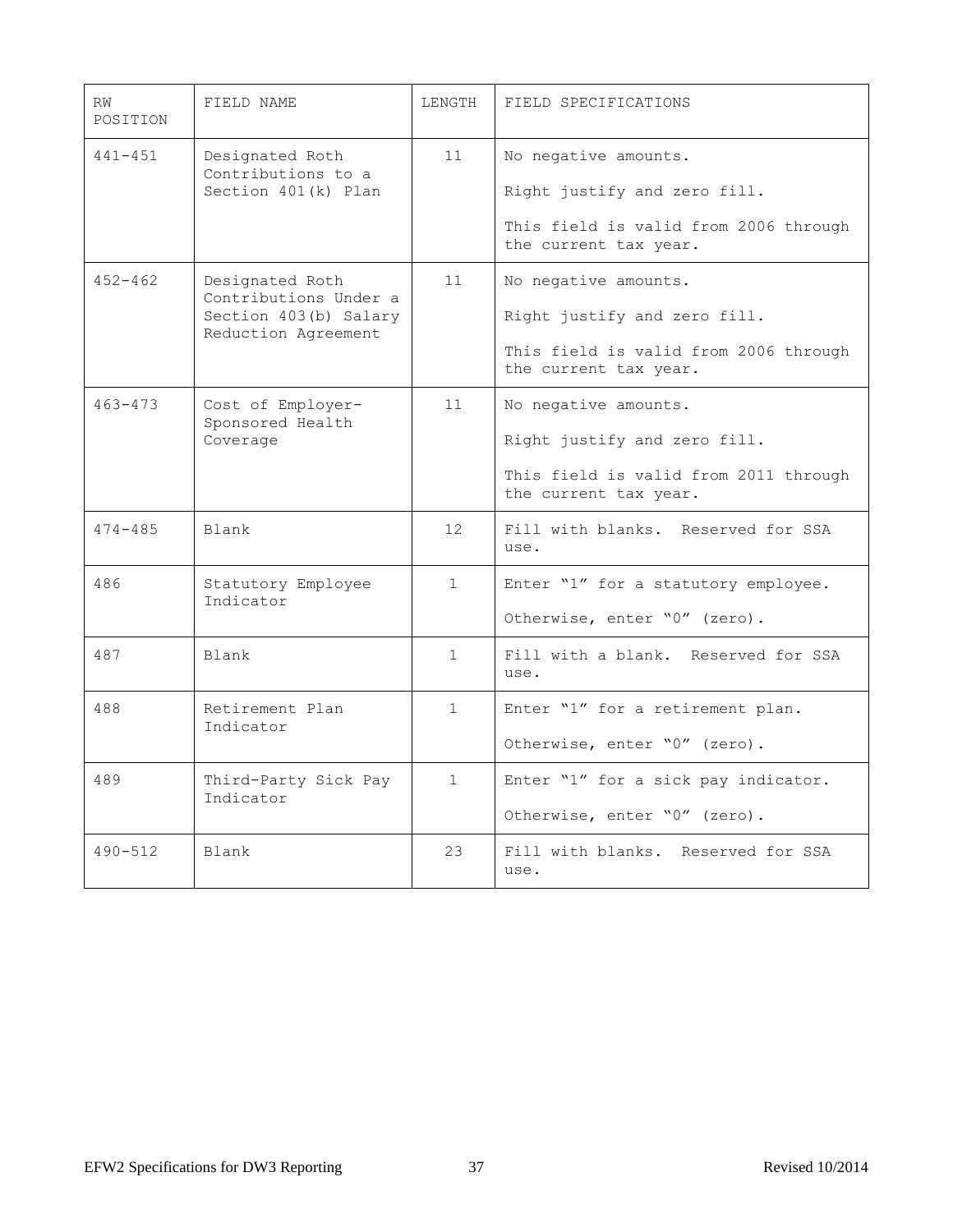| RW POSITION | FIELD NAME | LENGTH | FIELD SPECIFICATIONS |
|---|---|---|---|
| 441-451 | Designated Roth Contributions to a Section 401(k) Plan | 11 | No negative amounts.<br><br>Right justify and zero fill.<br><br>This field is valid from 2006 through the current tax year. |
| 452-462 | Designated Roth Contributions Under a Section 403(b) Salary Reduction Agreement | 11 | No negative amounts.<br><br>Right justify and zero fill.<br><br>This field is valid from 2006 through the current tax year. |
| 463-473 | Cost of Employer-Sponsored Health Coverage | 11 | No negative amounts.<br><br>Right justify and zero fill.<br><br>This field is valid from 2011 through the current tax year. |
| 474-485 | Blank | 12 | Fill with blanks. Reserved for SSA use. |
| 486 | Statutory Employee Indicator | 1 | Enter "1" for a statutory employee.<br><br>Otherwise, enter "0" (zero). |
| 487 | Blank | 1 | Fill with a blank. Reserved for SSA use. |
| 488 | Retirement Plan Indicator | 1 | Enter "1" for a retirement plan.<br><br>Otherwise, enter "0" (zero). |
| 489 | Third-Party Sick Pay Indicator | 1 | Enter "1" for a sick pay indicator.<br><br>Otherwise, enter "0" (zero). |
| 490-512 | Blank | 23 | Fill with blanks. Reserved for SSA use. |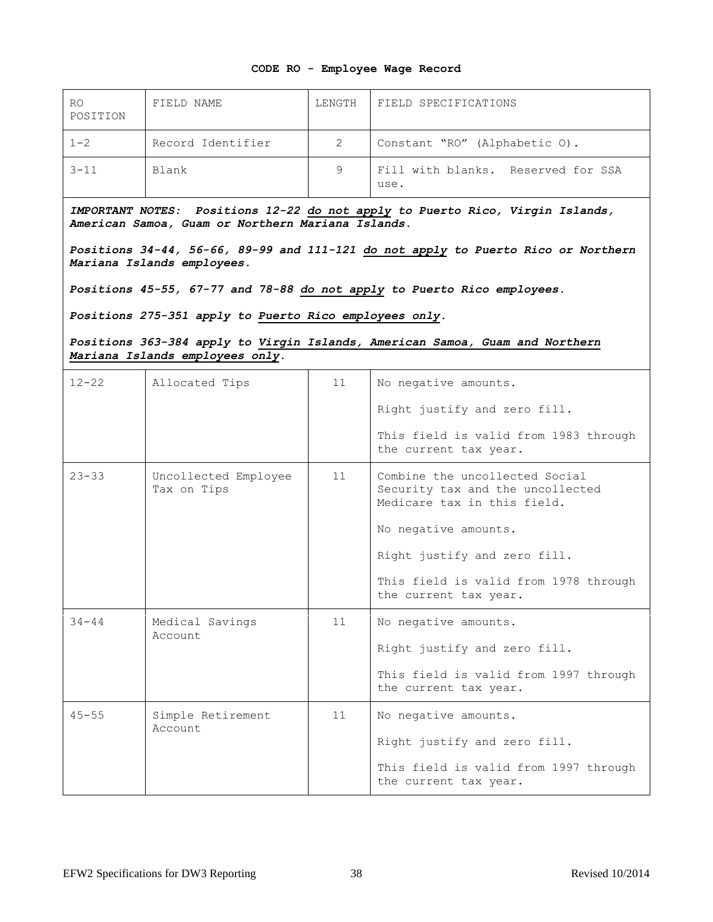## CODE RO - Employee Wage Record

| RO POSITION | FIELD NAME | LENGTH | FIELD SPECIFICATIONS |
|---|---|---|---|
| 1-2 | Record Identifier | 2 | Constant "RO" (Alphabetic O). |
| 3-11 | Blank | 9 | Fill with blanks. Reserved for SSA use. |

***IMPORTANT NOTES:* *Positions 12-22 do not apply to Puerto Rico, Virgin Islands, American Samoa, Guam or Northern Mariana Islands.***

***Positions 34-44, 56-66, 89-99 and 111-121 do not apply to Puerto Rico or Northern Mariana Islands employees.***

***Positions 45-55, 67-77 and 78-88 do not apply to Puerto Rico employees.***

***Positions 275-351 apply to Puerto Rico employees only.***

***Positions 363-384 apply to Virgin Islands, American Samoa, Guam and Northern Mariana Islands employees only.***

| RO POSITION | FIELD NAME | LENGTH | FIELD SPECIFICATIONS |
|---|---|---|---|
| 12-22 | Allocated Tips | 11 | No negative amounts.<br><br>Right justify and zero fill.<br><br>This field is valid from 1983 through the current tax year. |
| 23-33 | Uncollected Employee Tax on Tips | 11 | Combine the uncollected Social Security tax and the uncollected Medicare tax in this field.<br><br>No negative amounts.<br><br>Right justify and zero fill.<br><br>This field is valid from 1978 through the current tax year. |
| 34-44 | Medical Savings Account | 11 | No negative amounts.<br><br>Right justify and zero fill.<br><br>This field is valid from 1997 through the current tax year. |
| 45-55 | Simple Retirement Account | 11 | No negative amounts.<br><br>Right justify and zero fill.<br><br>This field is valid from 1997 through the current tax year. |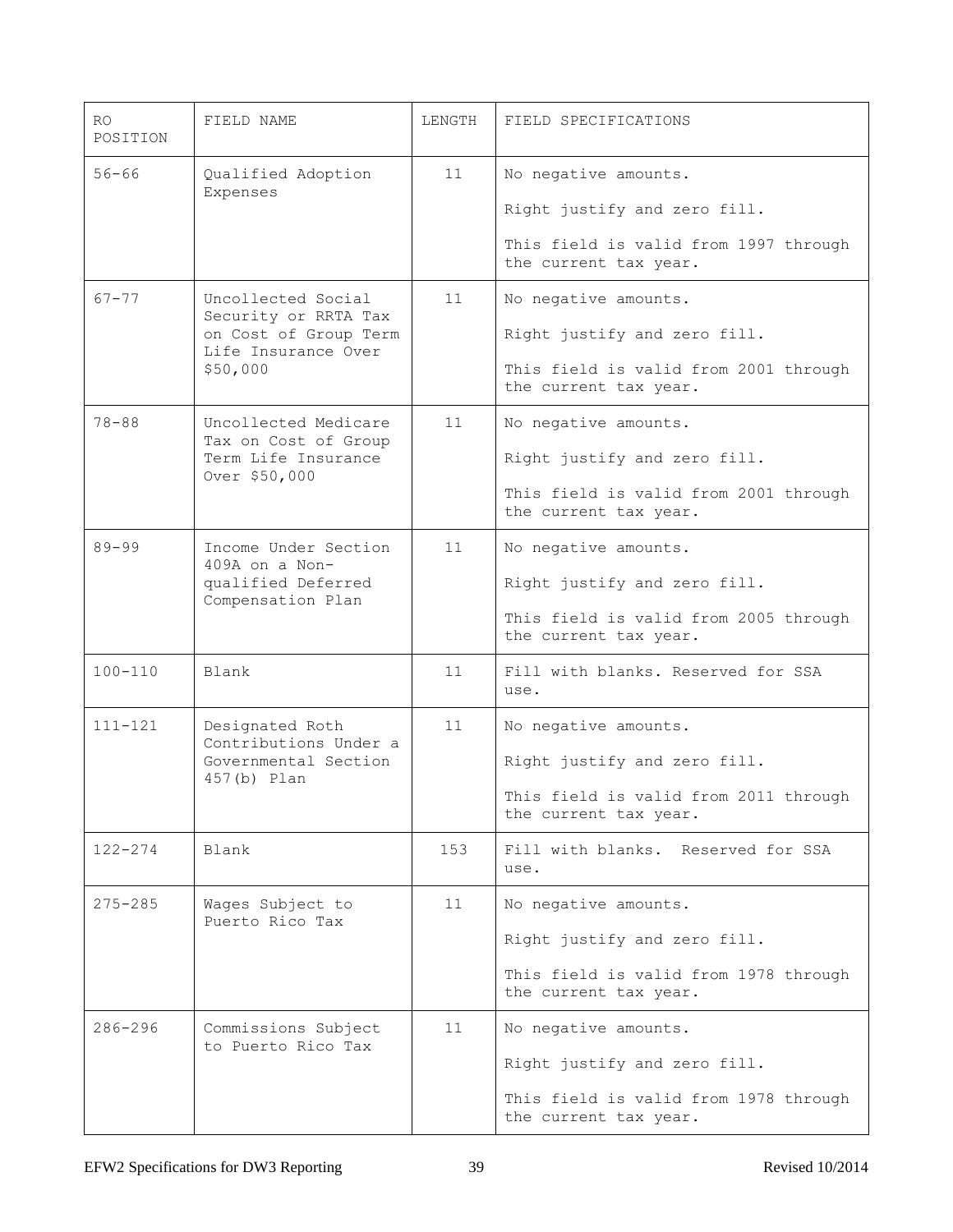| RO POSITION | FIELD NAME | LENGTH | FIELD SPECIFICATIONS |
|---|---|---|---|
| 56-66 | Qualified Adoption Expenses | 11 | No negative amounts.<br><br>Right justify and zero fill.<br><br>This field is valid from 1997 through the current tax year. |
| 67-77 | Uncollected Social Security or RRTA Tax on Cost of Group Term Life Insurance Over $50,000 | 11 | No negative amounts.<br><br>Right justify and zero fill.<br><br>This field is valid from 2001 through the current tax year. |
| 78-88 | Uncollected Medicare Tax on Cost of Group Term Life Insurance Over $50,000 | 11 | No negative amounts.<br><br>Right justify and zero fill.<br><br>This field is valid from 2001 through the current tax year. |
| 89-99 | Income Under Section 409A on a Non-qualified Deferred Compensation Plan | 11 | No negative amounts.<br><br>Right justify and zero fill.<br><br>This field is valid from 2005 through the current tax year. |
| 100-110 | Blank | 11 | Fill with blanks. Reserved for SSA use. |
| 111-121 | Designated Roth Contributions Under a Governmental Section 457(b) Plan | 11 | No negative amounts.<br><br>Right justify and zero fill.<br><br>This field is valid from 2011 through the current tax year. |
| 122-274 | Blank | 153 | Fill with blanks. Reserved for SSA use. |
| 275-285 | Wages Subject to Puerto Rico Tax | 11 | No negative amounts.<br><br>Right justify and zero fill.<br><br>This field is valid from 1978 through the current tax year. |
| 286-296 | Commissions Subject to Puerto Rico Tax | 11 | No negative amounts.<br><br>Right justify and zero fill.<br><br>This field is valid from 1978 through the current tax year. |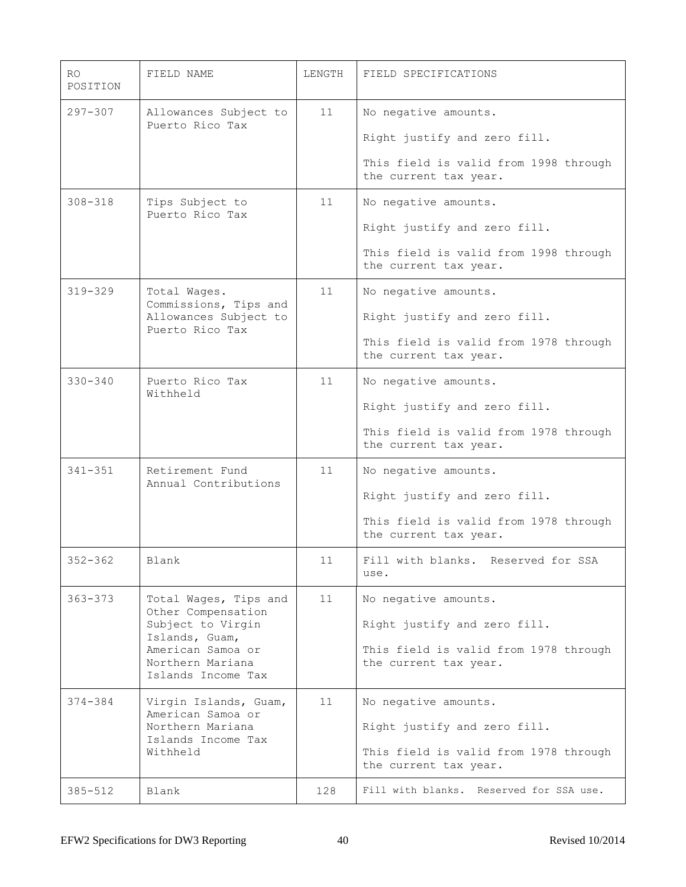| RO POSITION | FIELD NAME | LENGTH | FIELD SPECIFICATIONS |
|---|---|---|---|
| 297-307 | Allowances Subject to Puerto Rico Tax | 11 | No negative amounts.<br><br>Right justify and zero fill.<br><br>This field is valid from 1998 through the current tax year. |
| 308-318 | Tips Subject to Puerto Rico Tax | 11 | No negative amounts.<br><br>Right justify and zero fill.<br><br>This field is valid from 1998 through the current tax year. |
| 319-329 | Total Wages. Commissions, Tips and Allowances Subject to Puerto Rico Tax | 11 | No negative amounts.<br><br>Right justify and zero fill.<br><br>This field is valid from 1978 through the current tax year. |
| 330-340 | Puerto Rico Tax Withheld | 11 | No negative amounts.<br><br>Right justify and zero fill.<br><br>This field is valid from 1978 through the current tax year. |
| 341-351 | Retirement Fund Annual Contributions | 11 | No negative amounts.<br><br>Right justify and zero fill.<br><br>This field is valid from 1978 through the current tax year. |
| 352-362 | Blank | 11 | Fill with blanks. Reserved for SSA use. |
| 363-373 | Total Wages, Tips and Other Compensation Subject to Virgin Islands, Guam, American Samoa or Northern Mariana Islands Income Tax | 11 | No negative amounts.<br><br>Right justify and zero fill.<br><br>This field is valid from 1978 through the current tax year. |
| 374-384 | Virgin Islands, Guam, American Samoa or Northern Mariana Islands Income Tax Withheld | 11 | No negative amounts.<br><br>Right justify and zero fill.<br><br>This field is valid from 1978 through the current tax year. |
| 385-512 | Blank | 128 | Fill with blanks. Reserved for SSA use. |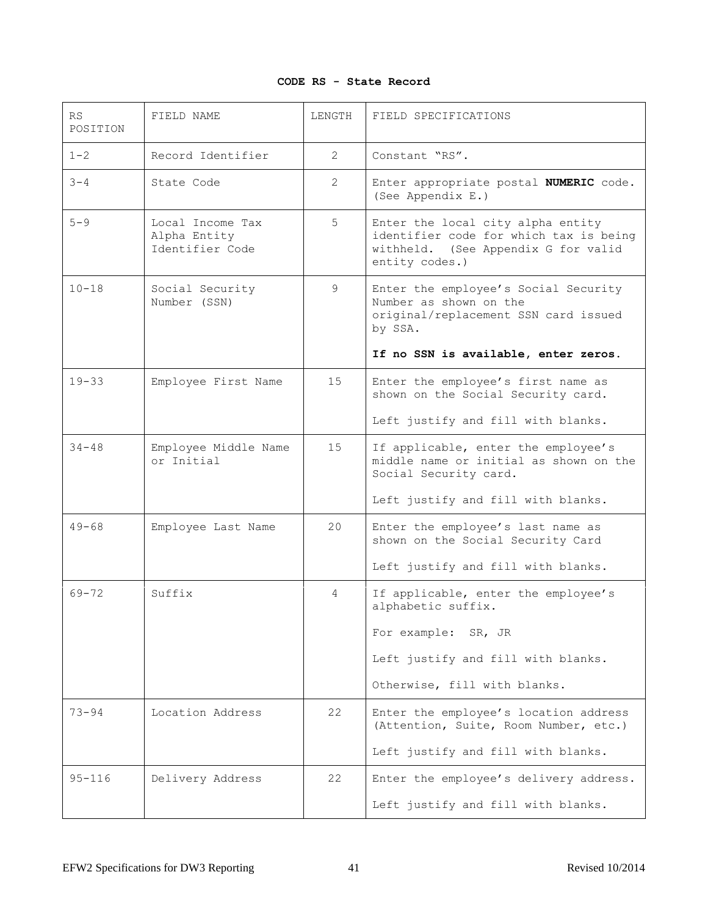**CODE RS - State Record**

| RS POSITION | FIELD NAME | LENGTH | FIELD SPECIFICATIONS |
|---|---|---|---|
| 1-2 | Record Identifier | 2 | Constant "RS". |
| 3-4 | State Code | 2 | Enter appropriate postal **NUMERIC** code. (See Appendix E.) |
| 5-9 | Local Income Tax Alpha Entity Identifier Code | 5 | Enter the local city alpha entity identifier code for which tax is being withheld. (See Appendix G for valid entity codes.) |
| 10-18 | Social Security Number (SSN) | 9 | Enter the employee's Social Security Number as shown on the original/replacement SSN card issued by SSA.<br><br>**If no SSN is available, enter zeros.** |
| 19-33 | Employee First Name | 15 | Enter the employee's first name as shown on the Social Security card.<br><br>Left justify and fill with blanks. |
| 34-48 | Employee Middle Name or Initial | 15 | If applicable, enter the employee's middle name or initial as shown on the Social Security card.<br><br>Left justify and fill with blanks. |
| 49-68 | Employee Last Name | 20 | Enter the employee's last name as shown on the Social Security Card<br><br>Left justify and fill with blanks. |
| 69-72 | Suffix | 4 | If applicable, enter the employee's alphabetic suffix.<br><br>For example: SR, JR<br><br>Left justify and fill with blanks.<br><br>Otherwise, fill with blanks. |
| 73-94 | Location Address | 22 | Enter the employee's location address (Attention, Suite, Room Number, etc.)<br><br>Left justify and fill with blanks. |
| 95-116 | Delivery Address | 22 | Enter the employee's delivery address.<br><br>Left justify and fill with blanks. |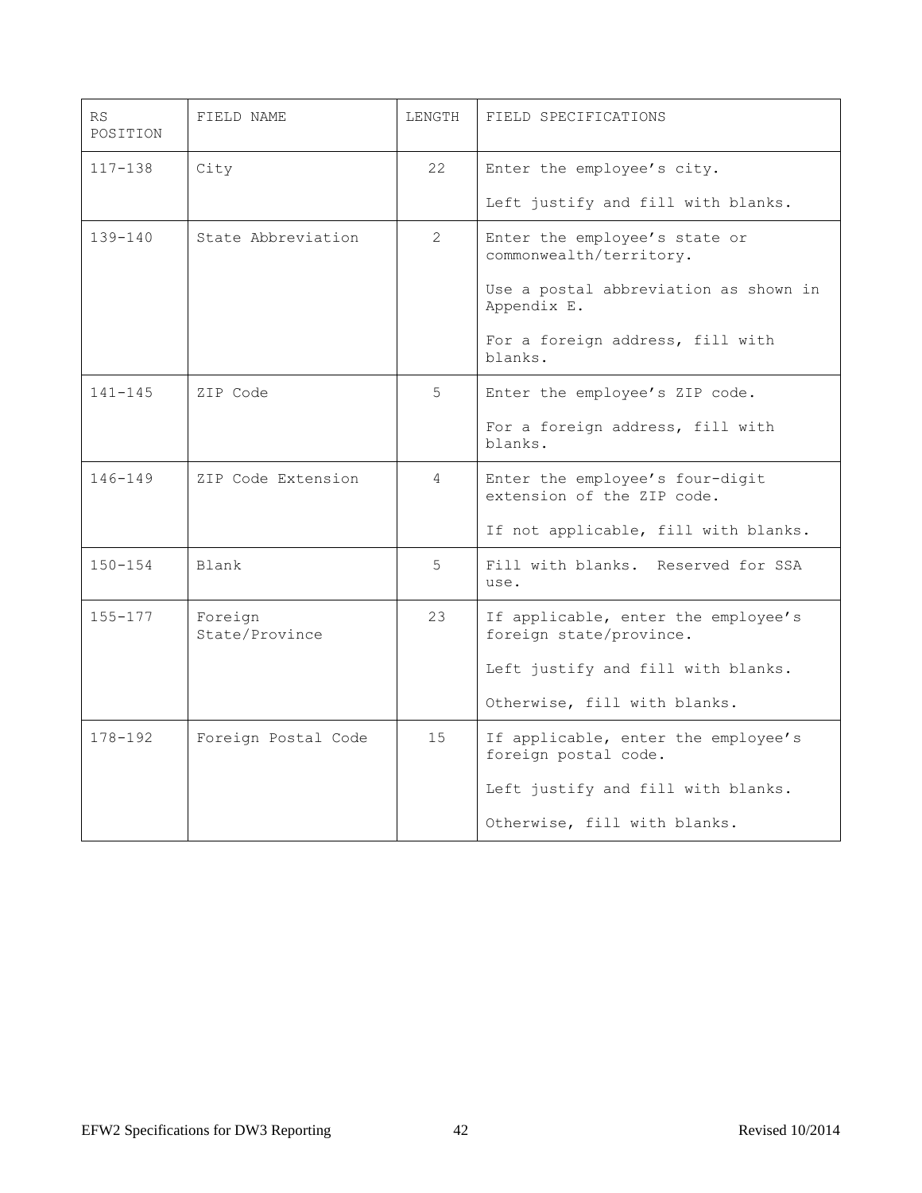| RS POSITION | FIELD NAME | LENGTH | FIELD SPECIFICATIONS |
|---|---|---|---|
| 117-138 | City | 22 | Enter the employee's city.<br><br>Left justify and fill with blanks. |
| 139-140 | State Abbreviation | 2 | Enter the employee's state or commonwealth/territory.<br><br>Use a postal abbreviation as shown in Appendix E.<br><br>For a foreign address, fill with blanks. |
| 141-145 | ZIP Code | 5 | Enter the employee's ZIP code.<br><br>For a foreign address, fill with blanks. |
| 146-149 | ZIP Code Extension | 4 | Enter the employee's four-digit extension of the ZIP code.<br><br>If not applicable, fill with blanks. |
| 150-154 | Blank | 5 | Fill with blanks. Reserved for SSA use. |
| 155-177 | Foreign State/Province | 23 | If applicable, enter the employee's foreign state/province.<br><br>Left justify and fill with blanks.<br><br>Otherwise, fill with blanks. |
| 178-192 | Foreign Postal Code | 15 | If applicable, enter the employee's foreign postal code.<br><br>Left justify and fill with blanks.<br><br>Otherwise, fill with blanks. |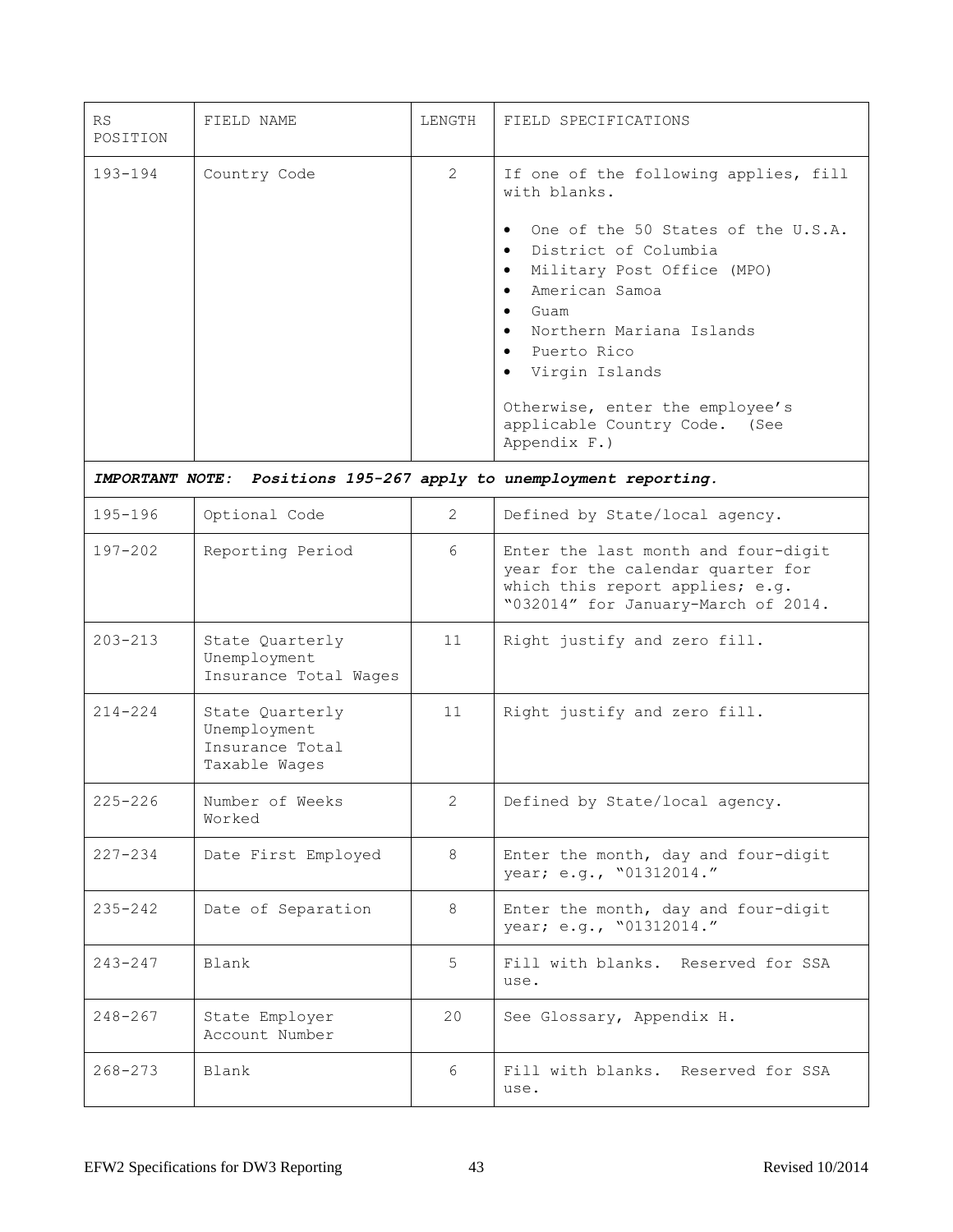| RS POSITION | FIELD NAME | LENGTH | FIELD SPECIFICATIONS |
|---|---|---|---|
| 193-194 | Country Code | 2 | If one of the following applies, fill with blanks.<br><br>• One of the 50 States of the U.S.A.<br>• District of Columbia<br>• Military Post Office (MPO)<br>• American Samoa<br>• Guam<br>• Northern Mariana Islands<br>• Puerto Rico<br>• Virgin Islands<br><br>Otherwise, enter the employee's applicable Country Code. (See Appendix F.) |
| ***IMPORTANT NOTE: Positions 195-267 apply to unemployment reporting.*** | | | |
| 195-196 | Optional Code | 2 | Defined by State/local agency. |
| 197-202 | Reporting Period | 6 | Enter the last month and four-digit year for the calendar quarter for which this report applies; e.g. "032014" for January-March of 2014. |
| 203-213 | State Quarterly Unemployment Insurance Total Wages | 11 | Right justify and zero fill. |
| 214-224 | State Quarterly Unemployment Insurance Total Taxable Wages | 11 | Right justify and zero fill. |
| 225-226 | Number of Weeks Worked | 2 | Defined by State/local agency. |
| 227-234 | Date First Employed | 8 | Enter the month, day and four-digit year; e.g., "01312014." |
| 235-242 | Date of Separation | 8 | Enter the month, day and four-digit year; e.g., "01312014." |
| 243-247 | Blank | 5 | Fill with blanks. Reserved for SSA use. |
| 248-267 | State Employer Account Number | 20 | See Glossary, Appendix H. |
| 268-273 | Blank | 6 | Fill with blanks. Reserved for SSA use. |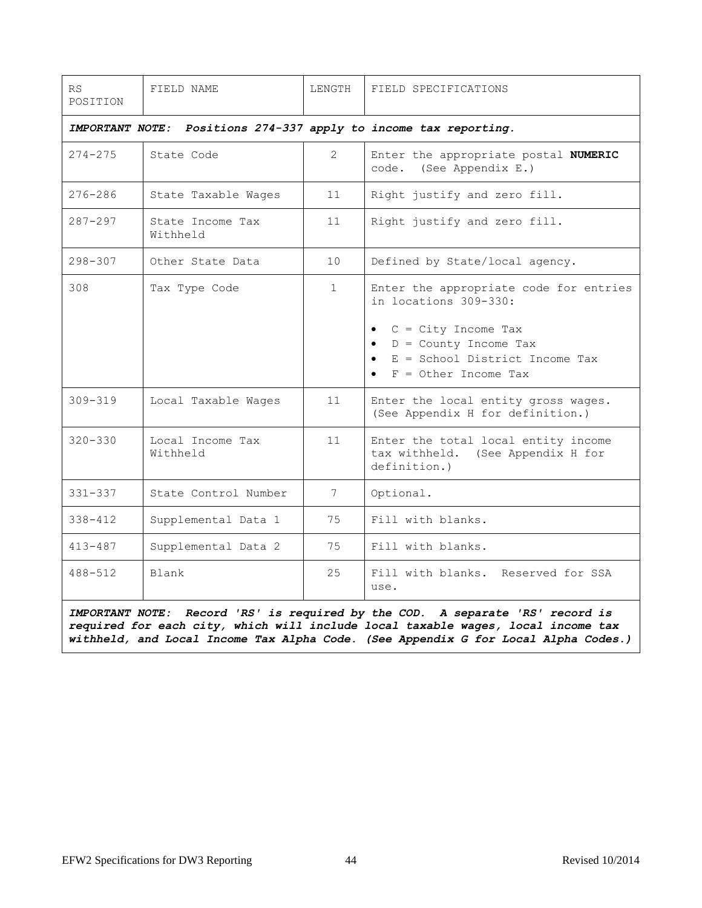| RS POSITION | FIELD NAME | LENGTH | FIELD SPECIFICATIONS |
|---|---|---|---|
| ***IMPORTANT NOTE: Positions 274-337 apply to income tax reporting.*** | | | |
| 274-275 | State Code | 2 | Enter the appropriate postal **NUMERIC** code. (See Appendix E.) |
| 276-286 | State Taxable Wages | 11 | Right justify and zero fill. |
| 287-297 | State Income Tax Withheld | 11 | Right justify and zero fill. |
| 298-307 | Other State Data | 10 | Defined by State/local agency. |
| 308 | Tax Type Code | 1 | Enter the appropriate code for entries in locations 309-330:<br>• C = City Income Tax<br>• D = County Income Tax<br>• E = School District Income Tax<br>• F = Other Income Tax |
| 309-319 | Local Taxable Wages | 11 | Enter the local entity gross wages. (See Appendix H for definition.) |
| 320-330 | Local Income Tax Withheld | 11 | Enter the total local entity income tax withheld. (See Appendix H for definition.) |
| 331-337 | State Control Number | 7 | Optional. |
| 338-412 | Supplemental Data 1 | 75 | Fill with blanks. |
| 413-487 | Supplemental Data 2 | 75 | Fill with blanks. |
| 488-512 | Blank | 25 | Fill with blanks. Reserved for SSA use. |
| ***IMPORTANT NOTE: Record 'RS' is required by the COD. A separate 'RS' record is required for each city, which will include local taxable wages, local income tax withheld, and Local Income Tax Alpha Code. (See Appendix G for Local Alpha Codes.)*** | | | |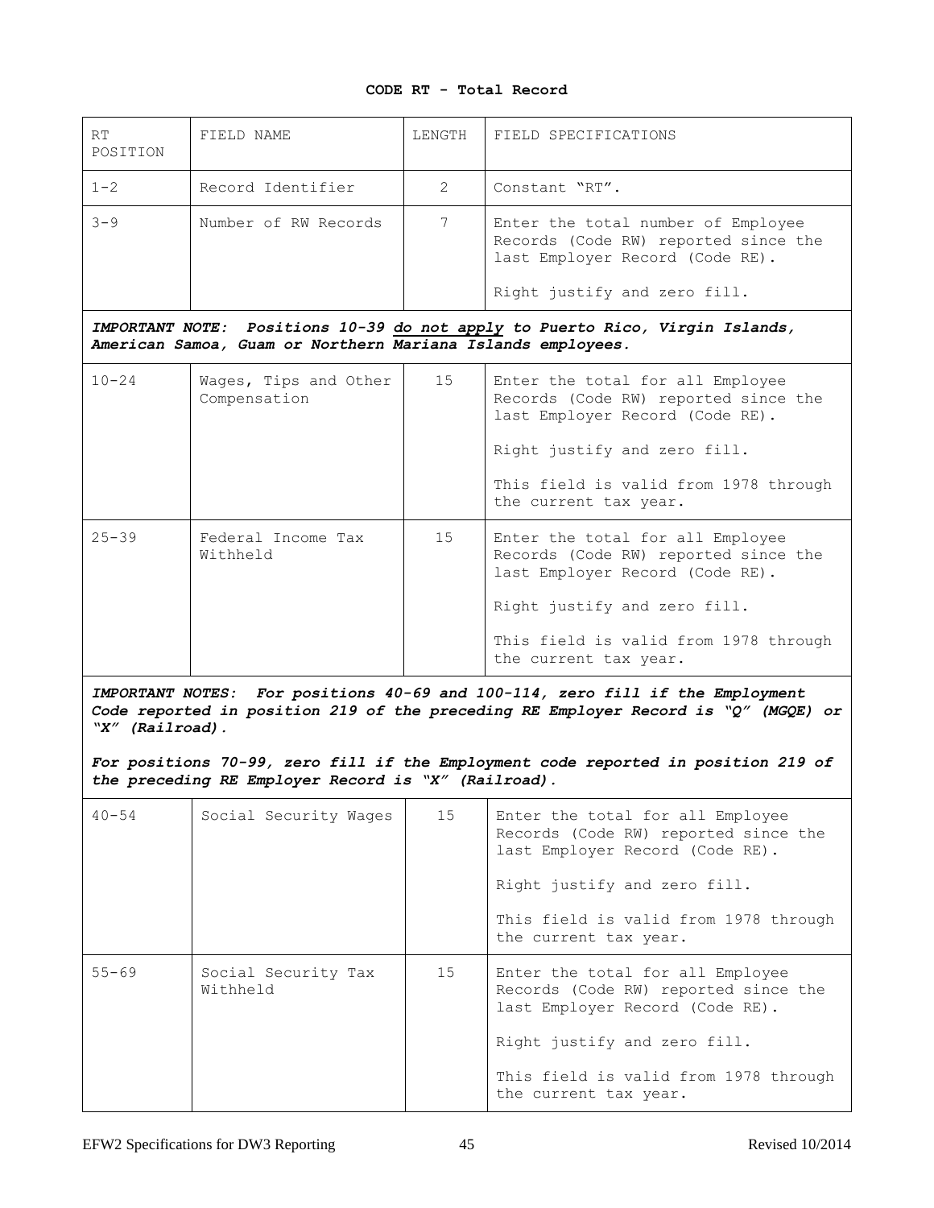**CODE RT - Total Record**

| RT POSITION | FIELD NAME | LENGTH | FIELD SPECIFICATIONS |
|---|---|---|---|
| 1-2 | Record Identifier | 2 | Constant "RT". |
| 3-9 | Number of RW Records | 7 | Enter the total number of Employee Records (Code RW) reported since the last Employer Record (Code RE).<br><br>Right justify and zero fill. |
| ***IMPORTANT NOTE:** Positions 10-39 do not apply to Puerto Rico, Virgin Islands, American Samoa, Guam or Northern Mariana Islands employees.* | | | |
| 10-24 | Wages, Tips and Other Compensation | 15 | Enter the total for all Employee Records (Code RW) reported since the last Employer Record (Code RE).<br><br>Right justify and zero fill.<br><br>This field is valid from 1978 through the current tax year. |
| 25-39 | Federal Income Tax Withheld | 15 | Enter the total for all Employee Records (Code RW) reported since the last Employer Record (Code RE).<br><br>Right justify and zero fill.<br><br>This field is valid from 1978 through the current tax year. |
| ***IMPORTANT NOTES:** For positions 40-69 and 100-114, zero fill if the Employment Code reported in position 219 of the preceding RE Employer Record is "Q" (MGQE) or "X" (Railroad).*<br><br>*For positions 70-99, zero fill if the Employment code reported in position 219 of the preceding RE Employer Record is "X" (Railroad).* | | | |
| 40-54 | Social Security Wages | 15 | Enter the total for all Employee Records (Code RW) reported since the last Employer Record (Code RE).<br><br>Right justify and zero fill.<br><br>This field is valid from 1978 through the current tax year. |
| 55-69 | Social Security Tax Withheld | 15 | Enter the total for all Employee Records (Code RW) reported since the last Employer Record (Code RE).<br><br>Right justify and zero fill.<br><br>This field is valid from 1978 through the current tax year. |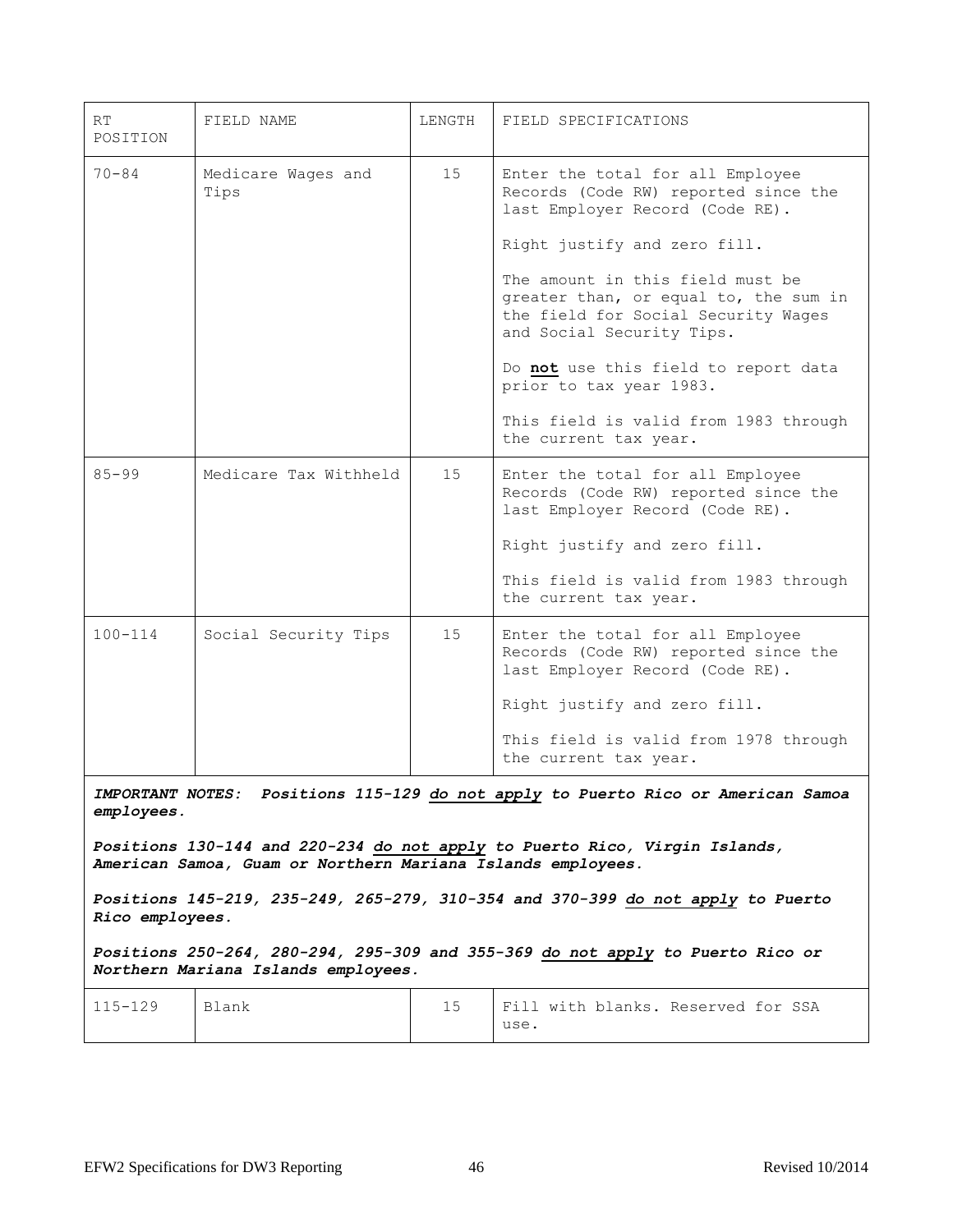| RT POSITION | FIELD NAME | LENGTH | FIELD SPECIFICATIONS |
|---|---|---|---|
| 70-84 | Medicare Wages and Tips | 15 | Enter the total for all Employee Records (Code RW) reported since the last Employer Record (Code RE).<br><br>Right justify and zero fill.<br><br>The amount in this field must be greater than, or equal to, the sum in the field for Social Security Wages and Social Security Tips.<br><br>Do **not** use this field to report data prior to tax year 1983.<br><br>This field is valid from 1983 through the current tax year. |
| 85-99 | Medicare Tax Withheld | 15 | Enter the total for all Employee Records (Code RW) reported since the last Employer Record (Code RE).<br><br>Right justify and zero fill.<br><br>This field is valid from 1983 through the current tax year. |
| 100-114 | Social Security Tips | 15 | Enter the total for all Employee Records (Code RW) reported since the last Employer Record (Code RE).<br><br>Right justify and zero fill.<br><br>This field is valid from 1978 through the current tax year. |

***IMPORTANT NOTES:** Positions 115-129 do not apply to Puerto Rico or American Samoa employees.*

*Positions 130-144 and 220-234 do not apply to Puerto Rico, Virgin Islands, American Samoa, Guam or Northern Mariana Islands employees.*

*Positions 145-219, 235-249, 265-279, 310-354 and 370-399 do not apply to Puerto Rico employees.*

*Positions 250-264, 280-294, 295-309 and 355-369 do not apply to Puerto Rico or Northern Mariana Islands employees.*

| RT POSITION | FIELD NAME | LENGTH | FIELD SPECIFICATIONS |
|---|---|---|---|
| 115-129 | Blank | 15 | Fill with blanks. Reserved for SSA use. |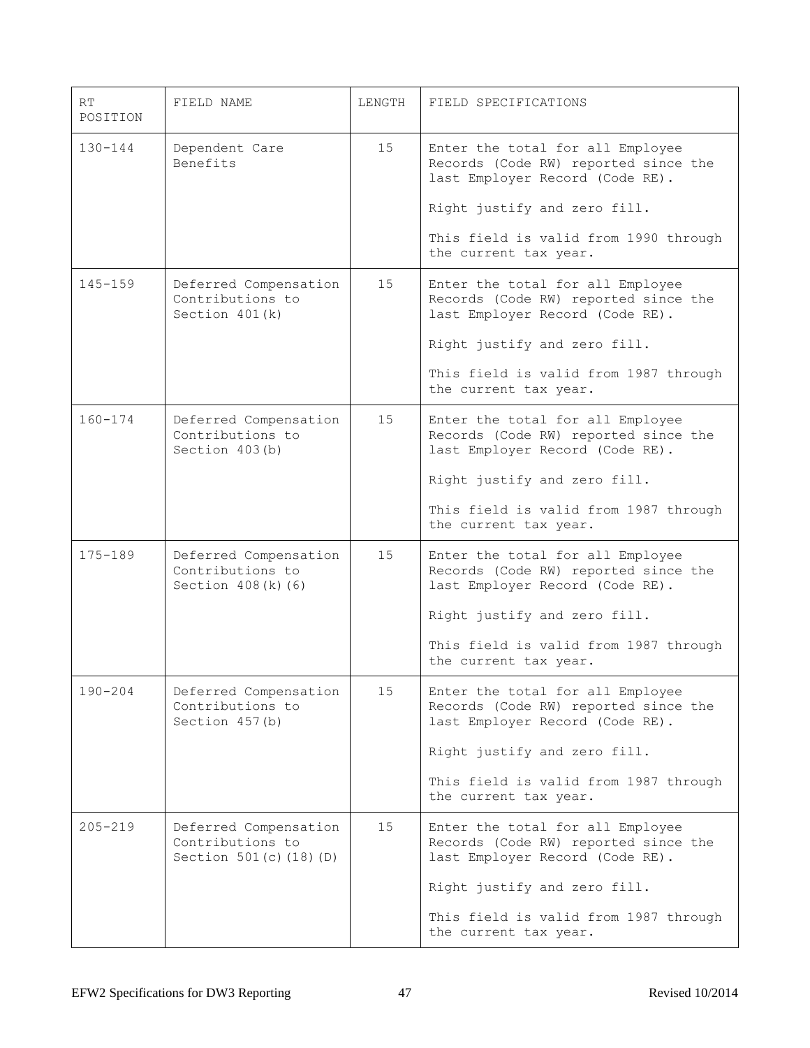| RT POSITION | FIELD NAME | LENGTH | FIELD SPECIFICATIONS |
|---|---|---|---|
| 130-144 | Dependent Care Benefits | 15 | Enter the total for all Employee Records (Code RW) reported since the last Employer Record (Code RE).<br><br>Right justify and zero fill.<br><br>This field is valid from 1990 through the current tax year. |
| 145-159 | Deferred Compensation Contributions to Section 401(k) | 15 | Enter the total for all Employee Records (Code RW) reported since the last Employer Record (Code RE).<br><br>Right justify and zero fill.<br><br>This field is valid from 1987 through the current tax year. |
| 160-174 | Deferred Compensation Contributions to Section 403(b) | 15 | Enter the total for all Employee Records (Code RW) reported since the last Employer Record (Code RE).<br><br>Right justify and zero fill.<br><br>This field is valid from 1987 through the current tax year. |
| 175-189 | Deferred Compensation Contributions to Section 408(k)(6) | 15 | Enter the total for all Employee Records (Code RW) reported since the last Employer Record (Code RE).<br><br>Right justify and zero fill.<br><br>This field is valid from 1987 through the current tax year. |
| 190-204 | Deferred Compensation Contributions to Section 457(b) | 15 | Enter the total for all Employee Records (Code RW) reported since the last Employer Record (Code RE).<br><br>Right justify and zero fill.<br><br>This field is valid from 1987 through the current tax year. |
| 205-219 | Deferred Compensation Contributions to Section 501(c)(18)(D) | 15 | Enter the total for all Employee Records (Code RW) reported since the last Employer Record (Code RE).<br><br>Right justify and zero fill.<br><br>This field is valid from 1987 through the current tax year. |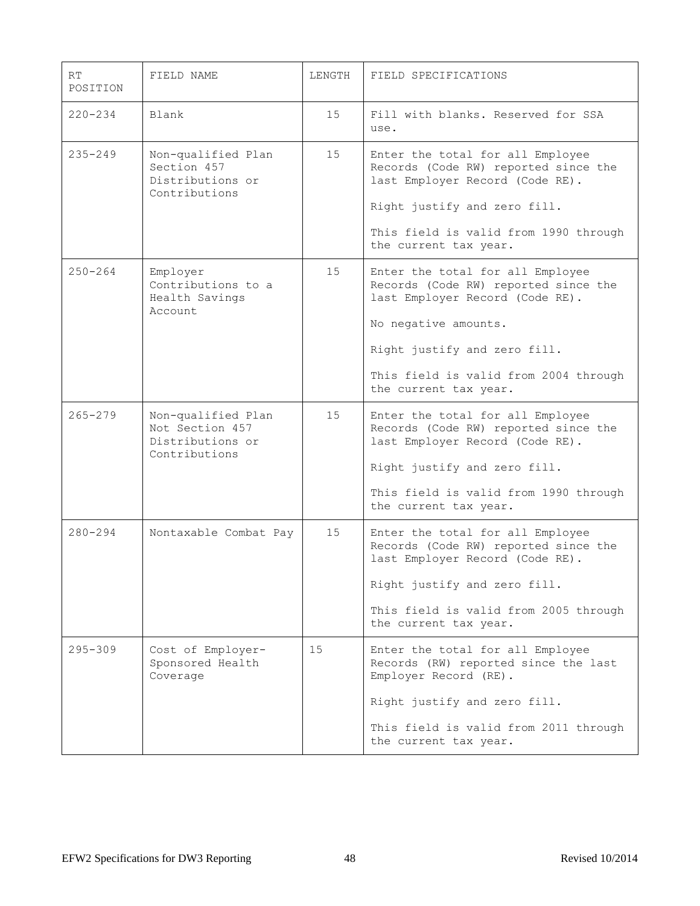| RT POSITION | FIELD NAME | LENGTH | FIELD SPECIFICATIONS |
| --- | --- | --- | --- |
| 220-234 | Blank | 15 | Fill with blanks. Reserved for SSA use. |
| 235-249 | Non-qualified Plan Section 457 Distributions or Contributions | 15 | Enter the total for all Employee Records (Code RW) reported since the last Employer Record (Code RE).<br><br>Right justify and zero fill.<br><br>This field is valid from 1990 through the current tax year. |
| 250-264 | Employer Contributions to a Health Savings Account | 15 | Enter the total for all Employee Records (Code RW) reported since the last Employer Record (Code RE).<br><br>No negative amounts.<br><br>Right justify and zero fill.<br><br>This field is valid from 2004 through the current tax year. |
| 265-279 | Non-qualified Plan Not Section 457 Distributions or Contributions | 15 | Enter the total for all Employee Records (Code RW) reported since the last Employer Record (Code RE).<br><br>Right justify and zero fill.<br><br>This field is valid from 1990 through the current tax year. |
| 280-294 | Nontaxable Combat Pay | 15 | Enter the total for all Employee Records (Code RW) reported since the last Employer Record (Code RE).<br><br>Right justify and zero fill.<br><br>This field is valid from 2005 through the current tax year. |
| 295-309 | Cost of Employer-Sponsored Health Coverage | 15 | Enter the total for all Employee Records (RW) reported since the last Employer Record (RE).<br><br>Right justify and zero fill.<br><br>This field is valid from 2011 through the current tax year. |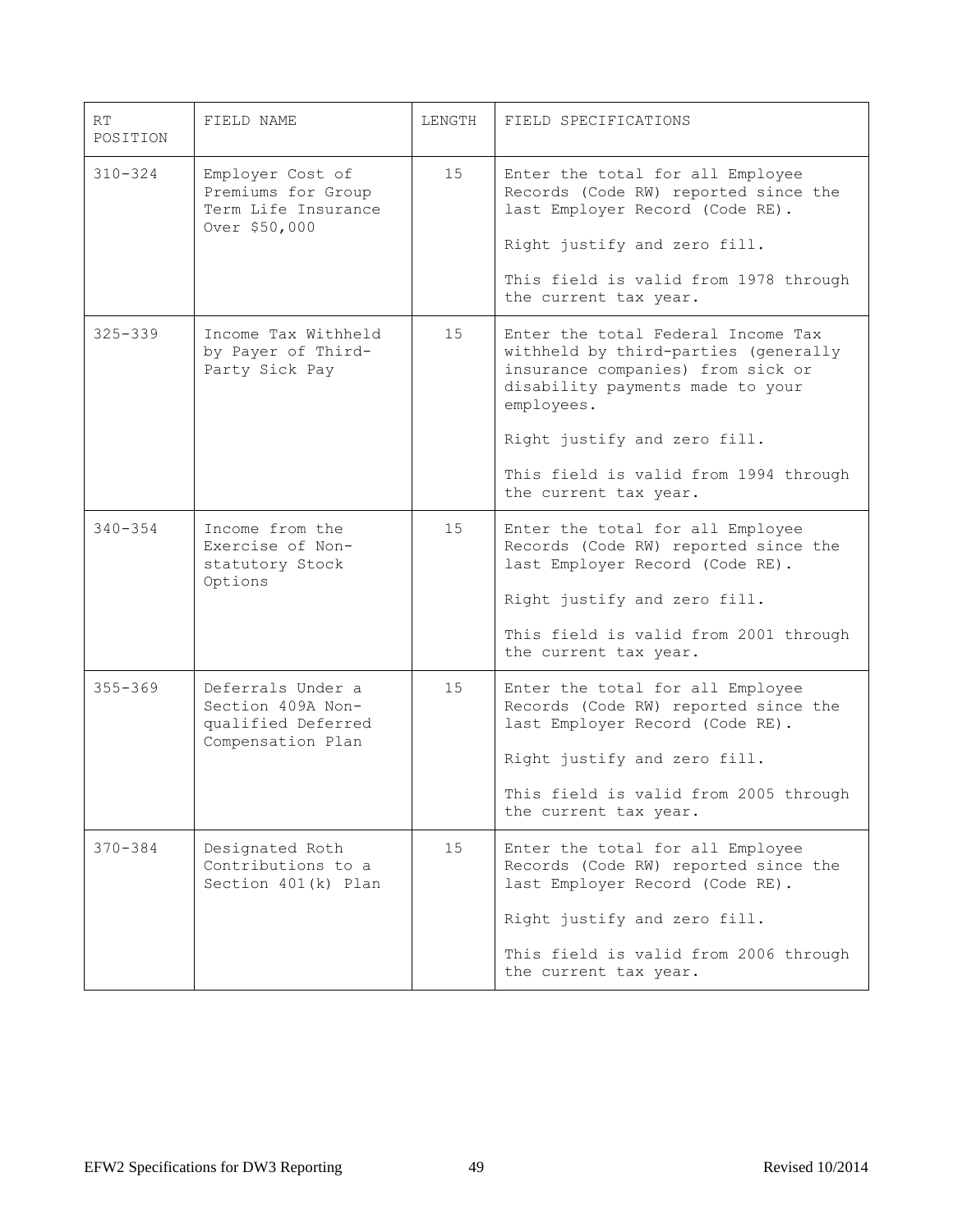| RT POSITION | FIELD NAME | LENGTH | FIELD SPECIFICATIONS |
|---|---|---|---|
| 310-324 | Employer Cost of Premiums for Group Term Life Insurance Over $50,000 | 15 | Enter the total for all Employee Records (Code RW) reported since the last Employer Record (Code RE).<br><br>Right justify and zero fill.<br><br>This field is valid from 1978 through the current tax year. |
| 325-339 | Income Tax Withheld by Payer of Third-Party Sick Pay | 15 | Enter the total Federal Income Tax withheld by third-parties (generally insurance companies) from sick or disability payments made to your employees.<br><br>Right justify and zero fill.<br><br>This field is valid from 1994 through the current tax year. |
| 340-354 | Income from the Exercise of Non-statutory Stock Options | 15 | Enter the total for all Employee Records (Code RW) reported since the last Employer Record (Code RE).<br><br>Right justify and zero fill.<br><br>This field is valid from 2001 through the current tax year. |
| 355-369 | Deferrals Under a Section 409A Non-qualified Deferred Compensation Plan | 15 | Enter the total for all Employee Records (Code RW) reported since the last Employer Record (Code RE).<br><br>Right justify and zero fill.<br><br>This field is valid from 2005 through the current tax year. |
| 370-384 | Designated Roth Contributions to a Section 401(k) Plan | 15 | Enter the total for all Employee Records (Code RW) reported since the last Employer Record (Code RE).<br><br>Right justify and zero fill.<br><br>This field is valid from 2006 through the current tax year. |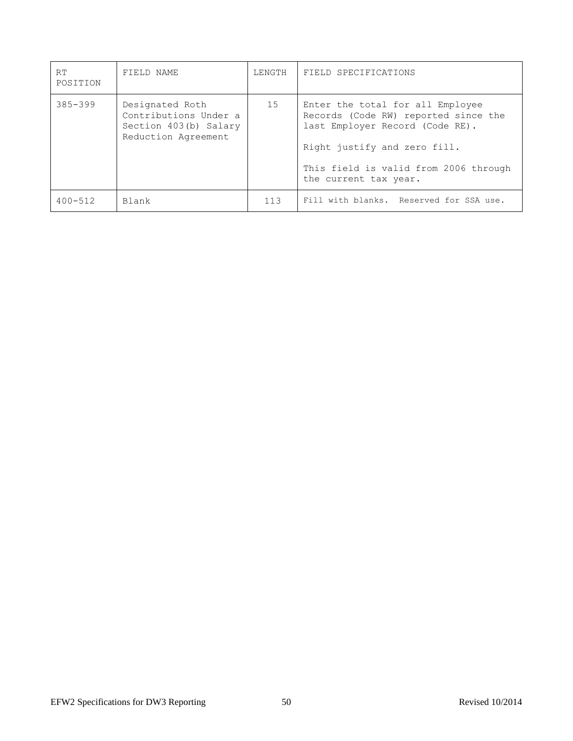| RT POSITION | FIELD NAME | LENGTH | FIELD SPECIFICATIONS |
|---|---|---|---|
| 385-399 | Designated Roth Contributions Under a Section 403(b) Salary Reduction Agreement | 15 | Enter the total for all Employee Records (Code RW) reported since the last Employer Record (Code RE).<br><br>Right justify and zero fill.<br><br>This field is valid from 2006 through the current tax year. |
| 400-512 | Blank | 113 | Fill with blanks. Reserved for SSA use. |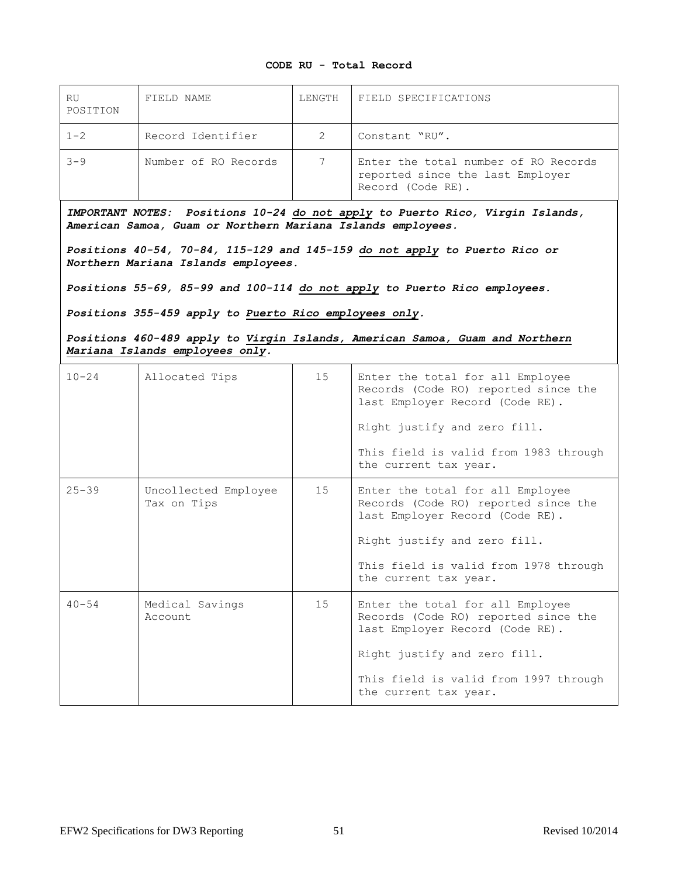**CODE RU - Total Record**

| RU POSITION | FIELD NAME | LENGTH | FIELD SPECIFICATIONS |
|---|---|---|---|
| 1-2 | Record Identifier | 2 | Constant "RU". |
| 3-9 | Number of RO Records | 7 | Enter the total number of RO Records reported since the last Employer Record (Code RE). |

***IMPORTANT NOTES:** Positions 10-24 do not apply to Puerto Rico, Virgin Islands, American Samoa, Guam or Northern Mariana Islands employees.*

***Positions 40-54, 70-84, 115-129 and 145-159 do not apply to Puerto Rico or Northern Mariana Islands employees.***

***Positions 55-69, 85-99 and 100-114 do not apply to Puerto Rico employees.***

***Positions 355-459 apply to Puerto Rico employees only.***

***Positions 460-489 apply to Virgin Islands, American Samoa, Guam and Northern Mariana Islands employees only.***

| RU POSITION | FIELD NAME | LENGTH | FIELD SPECIFICATIONS |
|---|---|---|---|
| 10-24 | Allocated Tips | 15 | Enter the total for all Employee Records (Code RO) reported since the last Employer Record (Code RE).<br><br>Right justify and zero fill.<br><br>This field is valid from 1983 through the current tax year. |
| 25-39 | Uncollected Employee Tax on Tips | 15 | Enter the total for all Employee Records (Code RO) reported since the last Employer Record (Code RE).<br><br>Right justify and zero fill.<br><br>This field is valid from 1978 through the current tax year. |
| 40-54 | Medical Savings Account | 15 | Enter the total for all Employee Records (Code RO) reported since the last Employer Record (Code RE).<br><br>Right justify and zero fill.<br><br>This field is valid from 1997 through the current tax year. |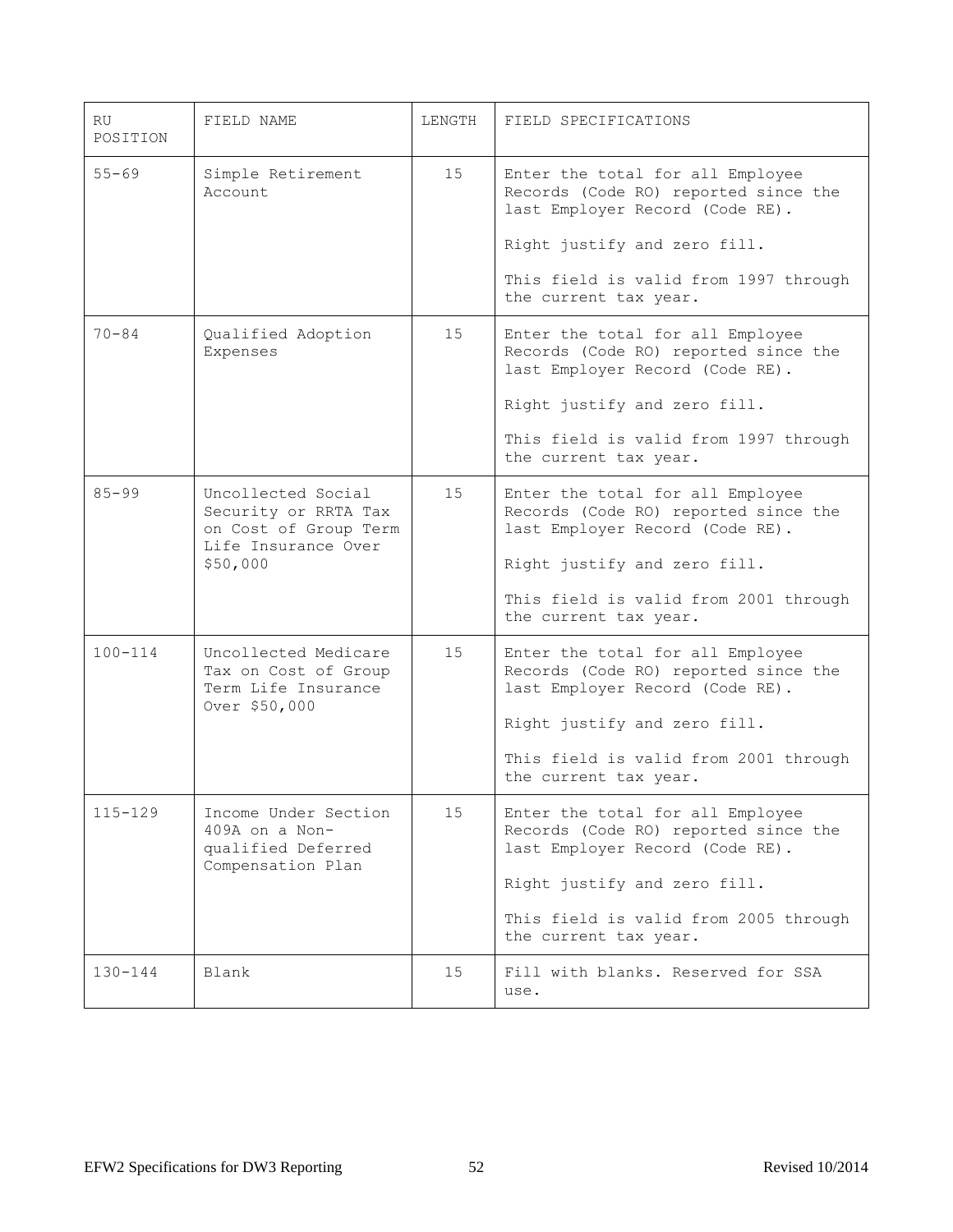| RU POSITION | FIELD NAME | LENGTH | FIELD SPECIFICATIONS |
|---|---|---|---|
| 55-69 | Simple Retirement Account | 15 | Enter the total for all Employee Records (Code RO) reported since the last Employer Record (Code RE).<br><br>Right justify and zero fill.<br><br>This field is valid from 1997 through the current tax year. |
| 70-84 | Qualified Adoption Expenses | 15 | Enter the total for all Employee Records (Code RO) reported since the last Employer Record (Code RE).<br><br>Right justify and zero fill.<br><br>This field is valid from 1997 through the current tax year. |
| 85-99 | Uncollected Social Security or RRTA Tax on Cost of Group Term Life Insurance Over $50,000 | 15 | Enter the total for all Employee Records (Code RO) reported since the last Employer Record (Code RE).<br><br>Right justify and zero fill.<br><br>This field is valid from 2001 through the current tax year. |
| 100-114 | Uncollected Medicare Tax on Cost of Group Term Life Insurance Over $50,000 | 15 | Enter the total for all Employee Records (Code RO) reported since the last Employer Record (Code RE).<br><br>Right justify and zero fill.<br><br>This field is valid from 2001 through the current tax year. |
| 115-129 | Income Under Section 409A on a Non-qualified Deferred Compensation Plan | 15 | Enter the total for all Employee Records (Code RO) reported since the last Employer Record (Code RE).<br><br>Right justify and zero fill.<br><br>This field is valid from 2005 through the current tax year. |
| 130-144 | Blank | 15 | Fill with blanks. Reserved for SSA use. |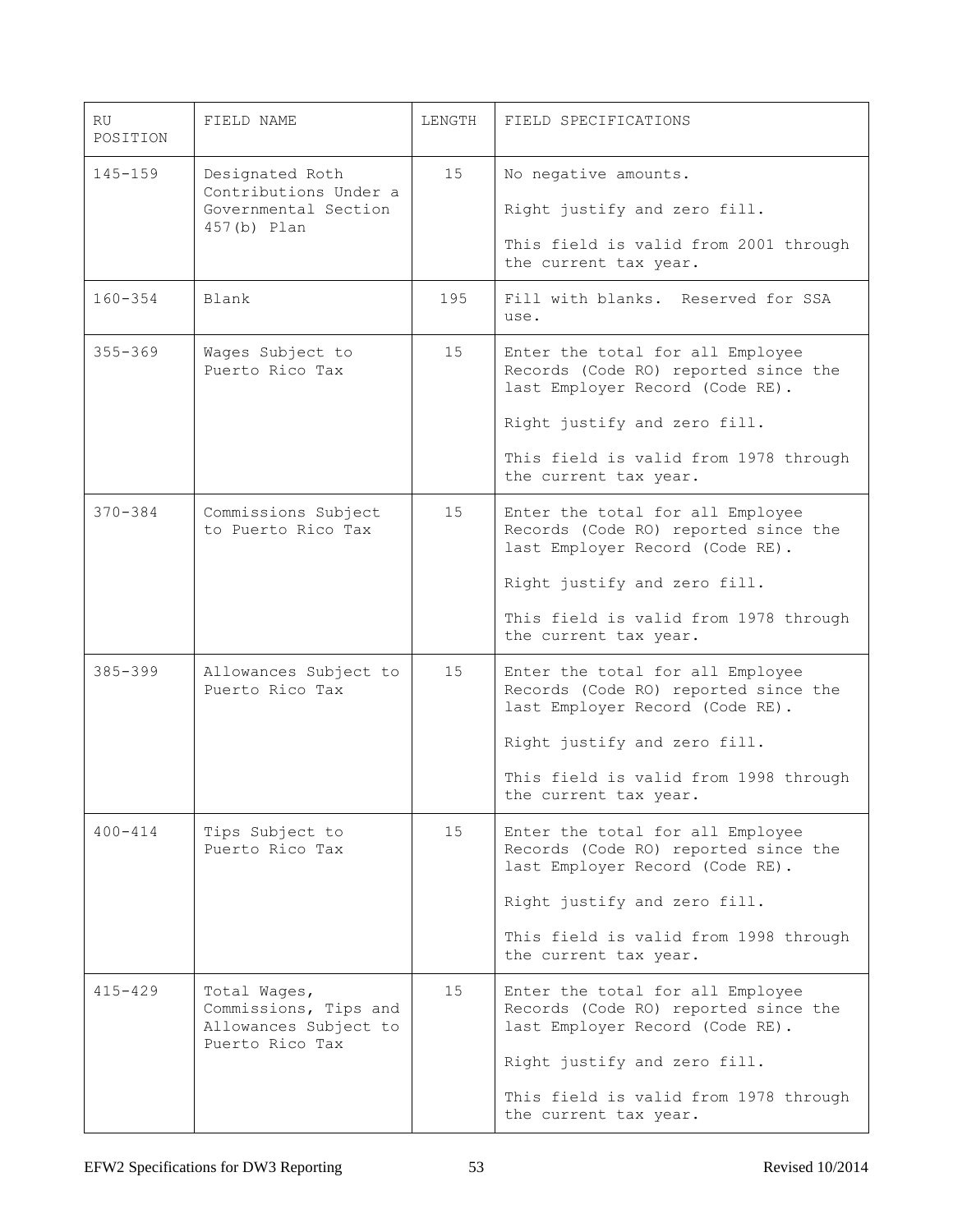| RU POSITION | FIELD NAME | LENGTH | FIELD SPECIFICATIONS |
|---|---|---|---|
| 145-159 | Designated Roth Contributions Under a Governmental Section 457(b) Plan | 15 | No negative amounts.<br><br>Right justify and zero fill.<br><br>This field is valid from 2001 through the current tax year. |
| 160-354 | Blank | 195 | Fill with blanks. Reserved for SSA use. |
| 355-369 | Wages Subject to Puerto Rico Tax | 15 | Enter the total for all Employee Records (Code RO) reported since the last Employer Record (Code RE).<br><br>Right justify and zero fill.<br><br>This field is valid from 1978 through the current tax year. |
| 370-384 | Commissions Subject to Puerto Rico Tax | 15 | Enter the total for all Employee Records (Code RO) reported since the last Employer Record (Code RE).<br><br>Right justify and zero fill.<br><br>This field is valid from 1978 through the current tax year. |
| 385-399 | Allowances Subject to Puerto Rico Tax | 15 | Enter the total for all Employee Records (Code RO) reported since the last Employer Record (Code RE).<br><br>Right justify and zero fill.<br><br>This field is valid from 1998 through the current tax year. |
| 400-414 | Tips Subject to Puerto Rico Tax | 15 | Enter the total for all Employee Records (Code RO) reported since the last Employer Record (Code RE).<br><br>Right justify and zero fill.<br><br>This field is valid from 1998 through the current tax year. |
| 415-429 | Total Wages, Commissions, Tips and Allowances Subject to Puerto Rico Tax | 15 | Enter the total for all Employee Records (Code RO) reported since the last Employer Record (Code RE).<br><br>Right justify and zero fill.<br><br>This field is valid from 1978 through the current tax year. |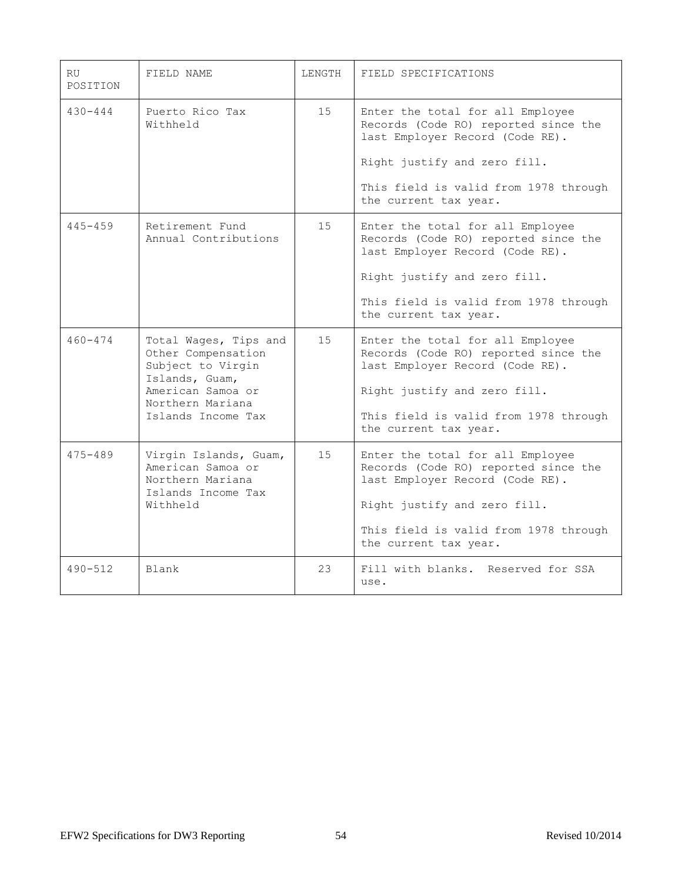| RU POSITION | FIELD NAME | LENGTH | FIELD SPECIFICATIONS |
|---|---|---|---|
| 430-444 | Puerto Rico Tax Withheld | 15 | Enter the total for all Employee Records (Code RO) reported since the last Employer Record (Code RE).<br><br>Right justify and zero fill.<br><br>This field is valid from 1978 through the current tax year. |
| 445-459 | Retirement Fund Annual Contributions | 15 | Enter the total for all Employee Records (Code RO) reported since the last Employer Record (Code RE).<br><br>Right justify and zero fill.<br><br>This field is valid from 1978 through the current tax year. |
| 460-474 | Total Wages, Tips and Other Compensation Subject to Virgin Islands, Guam, American Samoa or Northern Mariana Islands Income Tax | 15 | Enter the total for all Employee Records (Code RO) reported since the last Employer Record (Code RE).<br><br>Right justify and zero fill.<br><br>This field is valid from 1978 through the current tax year. |
| 475-489 | Virgin Islands, Guam, American Samoa or Northern Mariana Islands Income Tax Withheld | 15 | Enter the total for all Employee Records (Code RO) reported since the last Employer Record (Code RE).<br><br>Right justify and zero fill.<br><br>This field is valid from 1978 through the current tax year. |
| 490-512 | Blank | 23 | Fill with blanks. Reserved for SSA use. |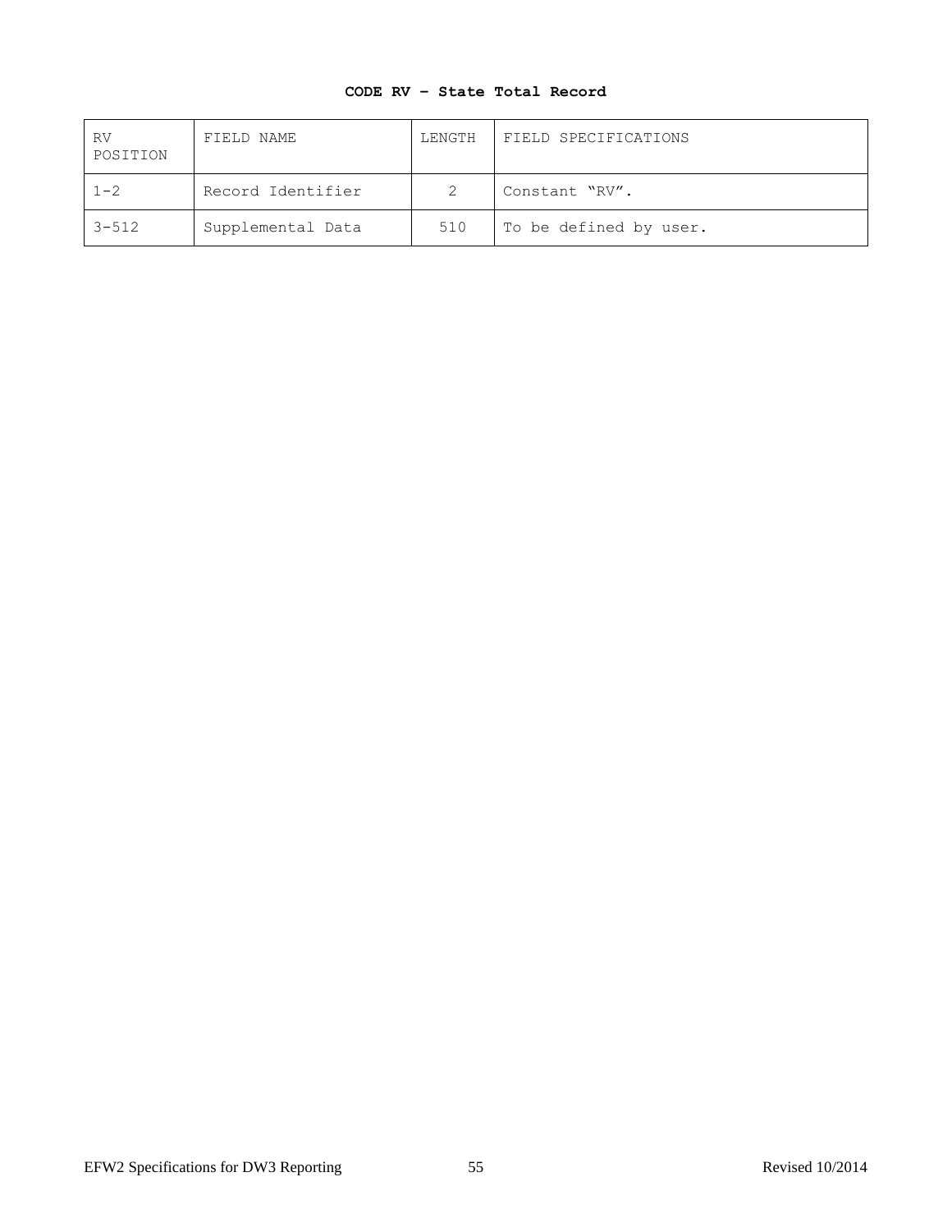**CODE RV – State Total Record**

| RV POSITION | FIELD NAME | LENGTH | FIELD SPECIFICATIONS |
|---|---|---|---|
| 1-2 | Record Identifier | 2 | Constant “RV”. |
| 3-512 | Supplemental Data | 510 | To be defined by user. |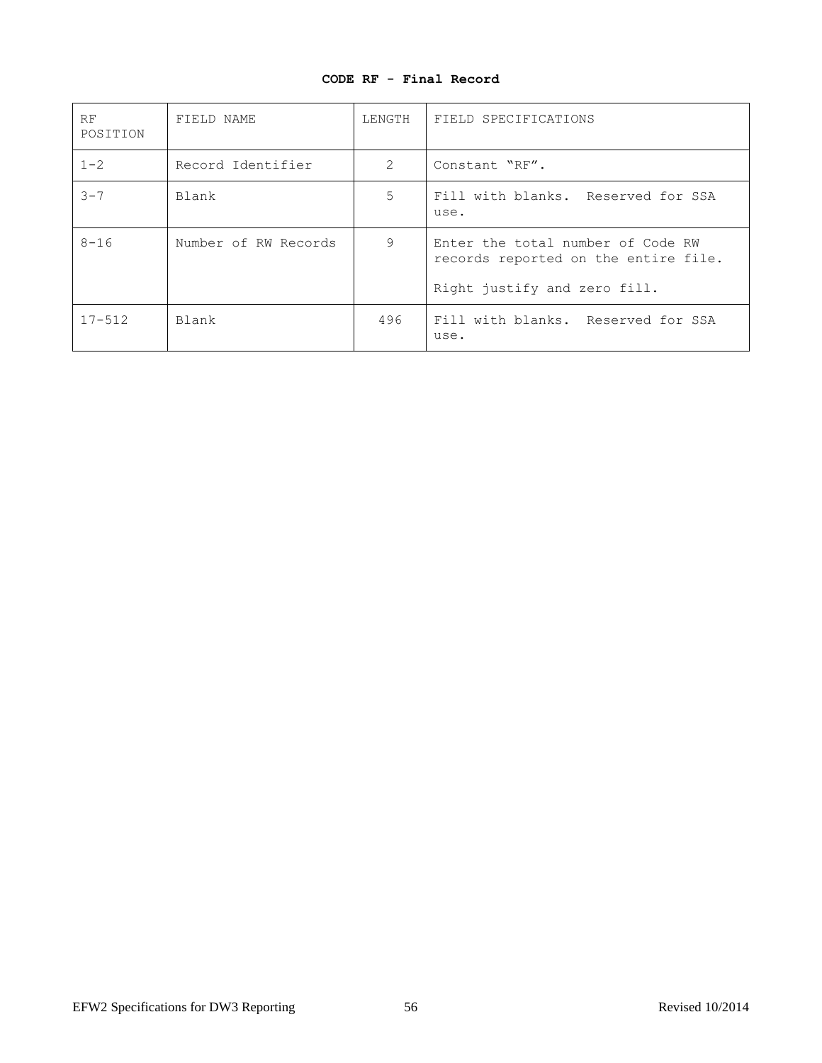**CODE RF - Final Record**

| RF POSITION | FIELD NAME | LENGTH | FIELD SPECIFICATIONS |
|---|---|---|---|
| 1-2 | Record Identifier | 2 | Constant "RF". |
| 3-7 | Blank | 5 | Fill with blanks. Reserved for SSA use. |
| 8-16 | Number of RW Records | 9 | Enter the total number of Code RW records reported on the entire file.<br><br>Right justify and zero fill. |
| 17-512 | Blank | 496 | Fill with blanks. Reserved for SSA use. |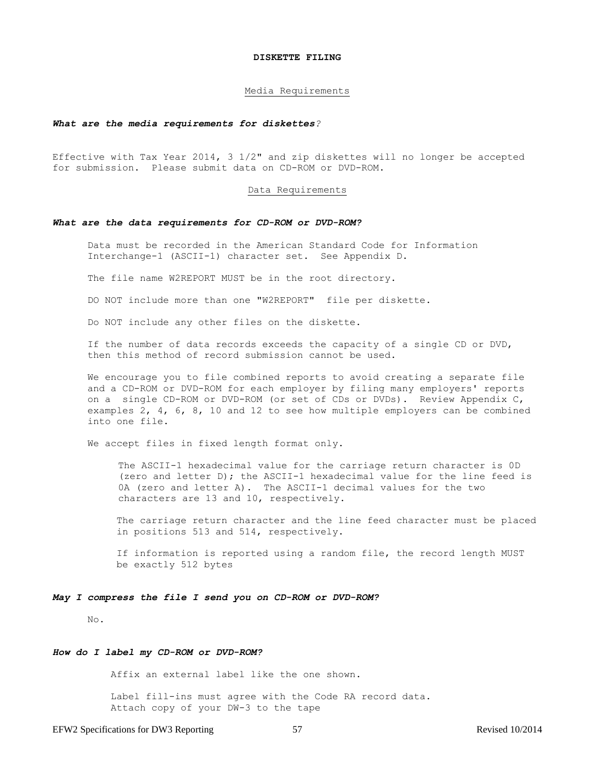## DISKETTE FILING

### Media Requirements

***What are the media requirements for diskettes****?*

Effective with Tax Year 2014, 3 1/2" and zip diskettes will no longer be accepted for submission. Please submit data on CD-ROM or DVD-ROM.

### Data Requirements

***What are the data requirements for CD-ROM or DVD-ROM?***

Data must be recorded in the American Standard Code for Information Interchange-1 (ASCII-1) character set. See Appendix D.

The file name W2REPORT MUST be in the root directory.

DO NOT include more than one "W2REPORT" file per diskette.

Do NOT include any other files on the diskette.

If the number of data records exceeds the capacity of a single CD or DVD, then this method of record submission cannot be used.

We encourage you to file combined reports to avoid creating a separate file and a CD-ROM or DVD-ROM for each employer by filing many employers' reports on a single CD-ROM or DVD-ROM (or set of CDs or DVDs). Review Appendix C, examples 2, 4, 6, 8, 10 and 12 to see how multiple employers can be combined into one file.

We accept files in fixed length format only.

The ASCII-1 hexadecimal value for the carriage return character is 0D (zero and letter D); the ASCII-1 hexadecimal value for the line feed is 0A (zero and letter A). The ASCII-1 decimal values for the two characters are 13 and 10, respectively.

The carriage return character and the line feed character must be placed in positions 513 and 514, respectively.

If information is reported using a random file, the record length MUST be exactly 512 bytes

***May I compress the file I send you on CD-ROM or DVD-ROM?***

No.

***How do I label my CD-ROM or DVD-ROM?***

Affix an external label like the one shown.

Label fill-ins must agree with the Code RA record data.
Attach copy of your DW-3 to the tape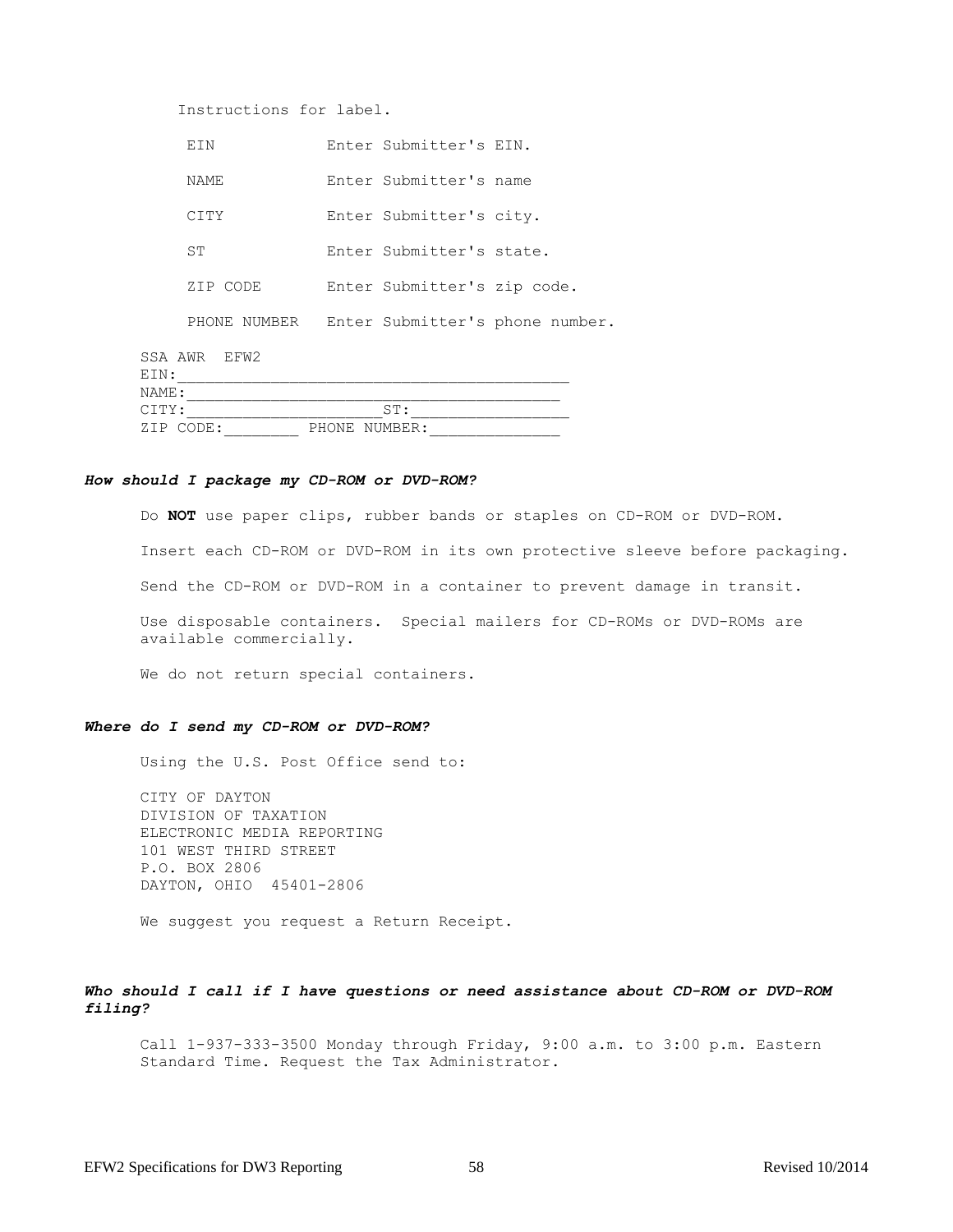Instructions for label.

| | |
|---|---|
| EIN | Enter Submitter's EIN. |
| NAME | Enter Submitter's name |
| CITY | Enter Submitter's city. |
| ST | Enter Submitter's state. |
| ZIP CODE | Enter Submitter's zip code. |
| PHONE NUMBER | Enter Submitter's phone number. |

```
SSA AWR  EFW2
EIN:___________________________________________
NAME:__________________________________________
CITY:____________________ST:___________________
ZIP CODE:________ PHONE NUMBER:________________
```

***How should I package my CD-ROM or DVD-ROM?***

Do **NOT** use paper clips, rubber bands or staples on CD-ROM or DVD-ROM.

Insert each CD-ROM or DVD-ROM in its own protective sleeve before packaging.

Send the CD-ROM or DVD-ROM in a container to prevent damage in transit.

Use disposable containers. Special mailers for CD-ROMs or DVD-ROMs are available commercially.

We do not return special containers.

***Where do I send my CD-ROM or DVD-ROM?***

Using the U.S. Post Office send to:

CITY OF DAYTON
DIVISION OF TAXATION
ELECTRONIC MEDIA REPORTING
101 WEST THIRD STREET
P.O. BOX 2806
DAYTON, OHIO 45401-2806

We suggest you request a Return Receipt.

***Who should I call if I have questions or need assistance about CD-ROM or DVD-ROM filing?***

Call 1-937-333-3500 Monday through Friday, 9:00 a.m. to 3:00 p.m. Eastern Standard Time. Request the Tax Administrator.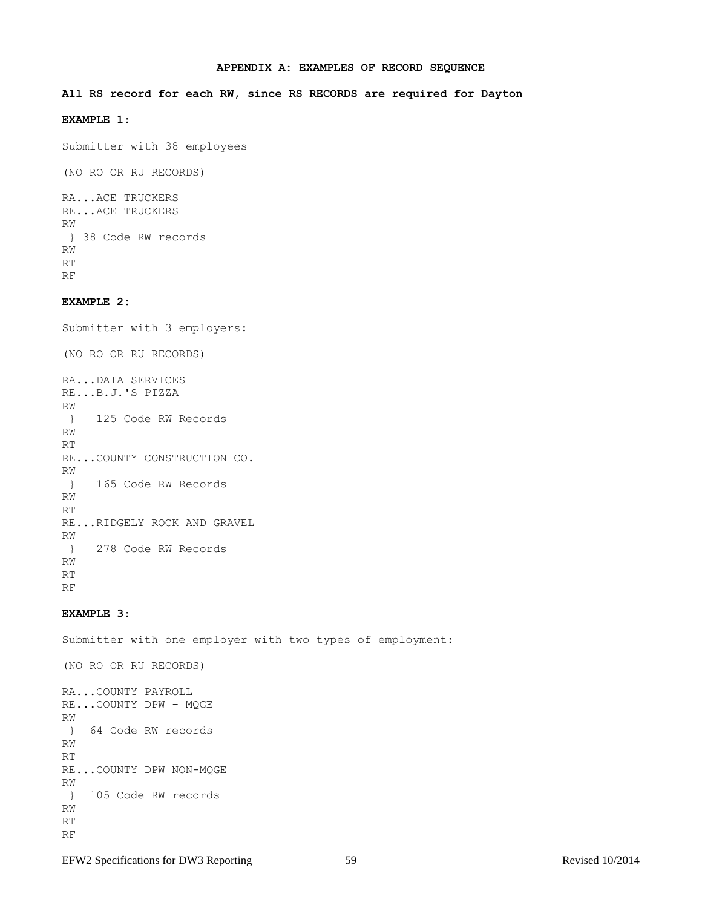## APPENDIX A: EXAMPLES OF RECORD SEQUENCE

**All RS record for each RW, since RS RECORDS are required for Dayton**

**EXAMPLE 1:**

Submitter with 38 employees

(NO RO OR RU RECORDS)

```
RA...ACE TRUCKERS
RE...ACE TRUCKERS
RW
 } 38 Code RW records
RW
RT
RF
```

**EXAMPLE 2:**

Submitter with 3 employers:

(NO RO OR RU RECORDS)

```
RA...DATA SERVICES
RE...B.J.'S PIZZA
RW
 }   125 Code RW Records
RW
RT
RE...COUNTY CONSTRUCTION CO.
RW
 }   165 Code RW Records
RW
RT
RE...RIDGELY ROCK AND GRAVEL
RW
 }   278 Code RW Records
RW
RT
RF
```

**EXAMPLE 3:**

Submitter with one employer with two types of employment:

(NO RO OR RU RECORDS)

```
RA...COUNTY PAYROLL
RE...COUNTY DPW - MQGE
RW
 }  64 Code RW records
RW
RT
RE...COUNTY DPW NON-MQGE
RW
 }  105 Code RW records
RW
RT
RF
```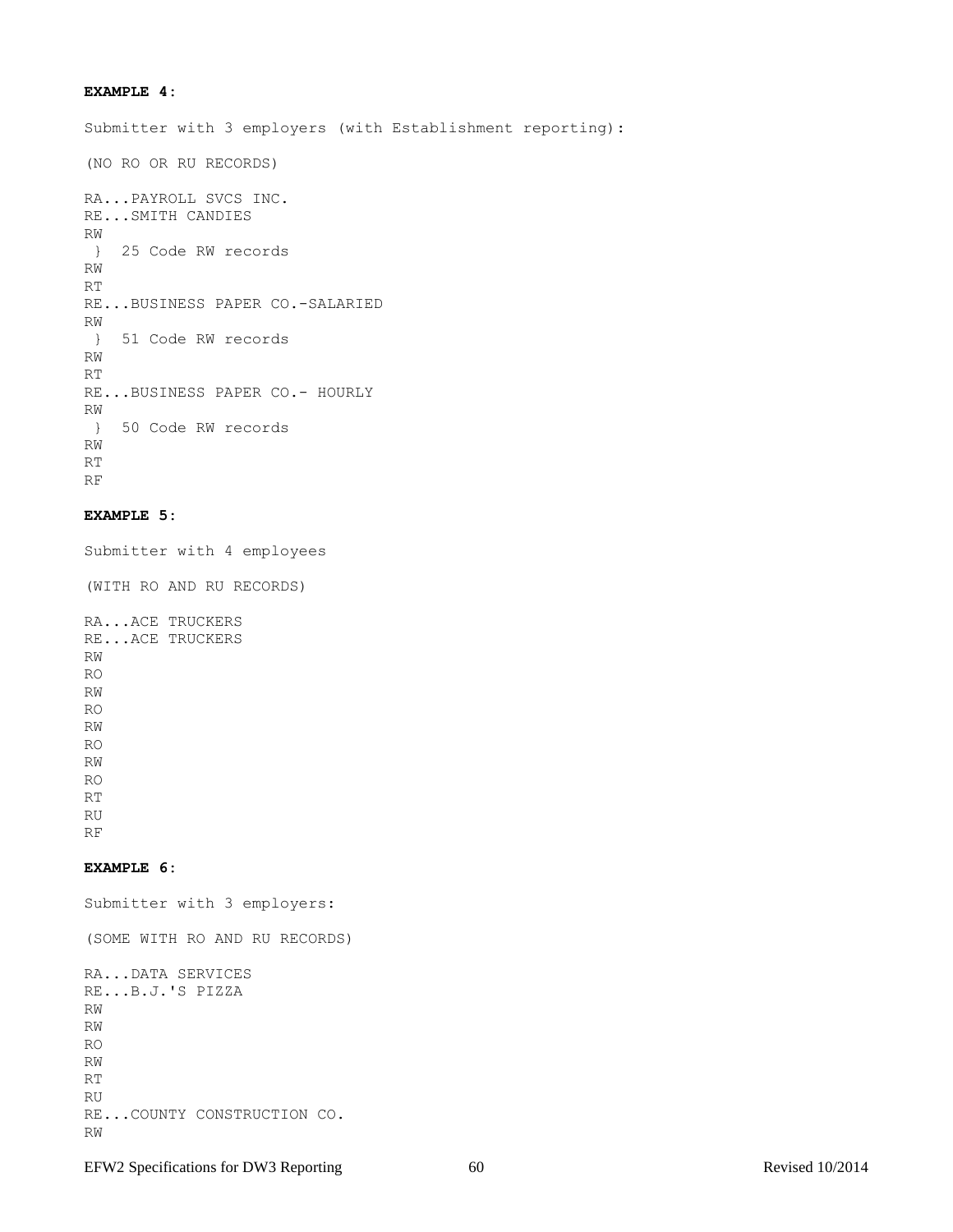**EXAMPLE 4:**

Submitter with 3 employers (with Establishment reporting):

(NO RO OR RU RECORDS)

```
RA...PAYROLL SVCS INC.
RE...SMITH CANDIES
RW
 }  25 Code RW records
RW
RT
RE...BUSINESS PAPER CO.-SALARIED
RW
 }  51 Code RW records
RW
RT
RE...BUSINESS PAPER CO.- HOURLY
RW
 }  50 Code RW records
RW
RT
RF
```

**EXAMPLE 5:**

Submitter with 4 employees

(WITH RO AND RU RECORDS)

```
RA...ACE TRUCKERS
RE...ACE TRUCKERS
RW
RO
RW
RO
RW
RO
RW
RO
RT
RU
RF
```

**EXAMPLE 6:**

Submitter with 3 employers:

(SOME WITH RO AND RU RECORDS)

```
RA...DATA SERVICES
RE...B.J.'S PIZZA
RW
RW
RO
RW
RT
RU
RE...COUNTY CONSTRUCTION CO.
RW
```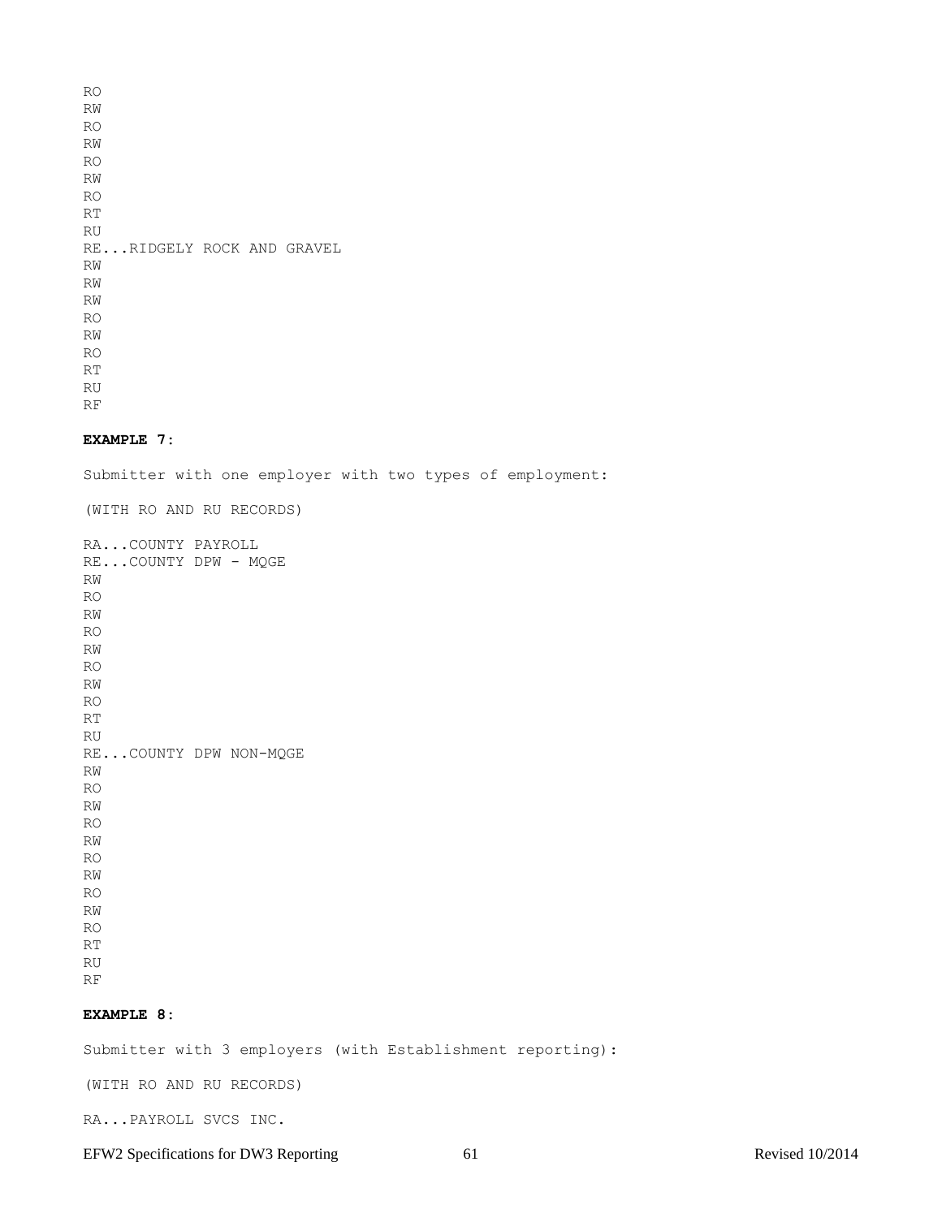```
RO
RW
RO
RW
RO
RW
RO
RT
RU
RE...RIDGELY ROCK AND GRAVEL
RW
RW
RW
RO
RW
RO
RT
RU
RF
```

**EXAMPLE 7:**

Submitter with one employer with two types of employment:

(WITH RO AND RU RECORDS)

```
RA...COUNTY PAYROLL
RE...COUNTY DPW - MQGE
RW
RO
RW
RO
RW
RO
RW
RO
RT
RU
RE...COUNTY DPW NON-MQGE
RW
RO
RW
RO
RW
RO
RW
RO
RW
RO
RT
RU
RF
```

**EXAMPLE 8:**

Submitter with 3 employers (with Establishment reporting):

(WITH RO AND RU RECORDS)

```
RA...PAYROLL SVCS INC.
```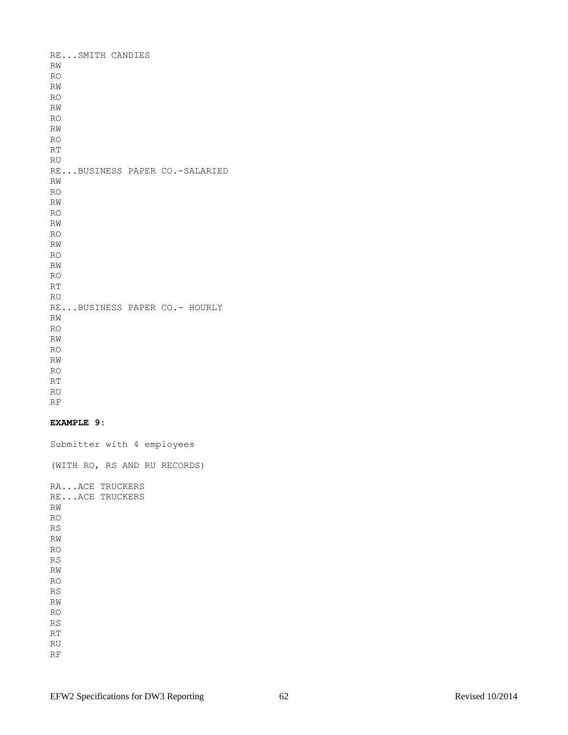```
RE...SMITH CANDIES
RW
RO
RW
RO
RW
RO
RW
RO
RT
RU
RE...BUSINESS PAPER CO.-SALARIED
RW
RO
RW
RO
RW
RO
RW
RO
RW
RO
RT
RU
RE...BUSINESS PAPER CO.- HOURLY
RW
RO
RW
RO
RW
RO
RT
RU
RF
```

**EXAMPLE 9:**

Submitter with 4 employees

(WITH RO, RS AND RU RECORDS)

```
RA...ACE TRUCKERS
RE...ACE TRUCKERS
RW
RO
RS
RW
RO
RS
RW
RO
RS
RW
RO
RS
RT
RU
RF
```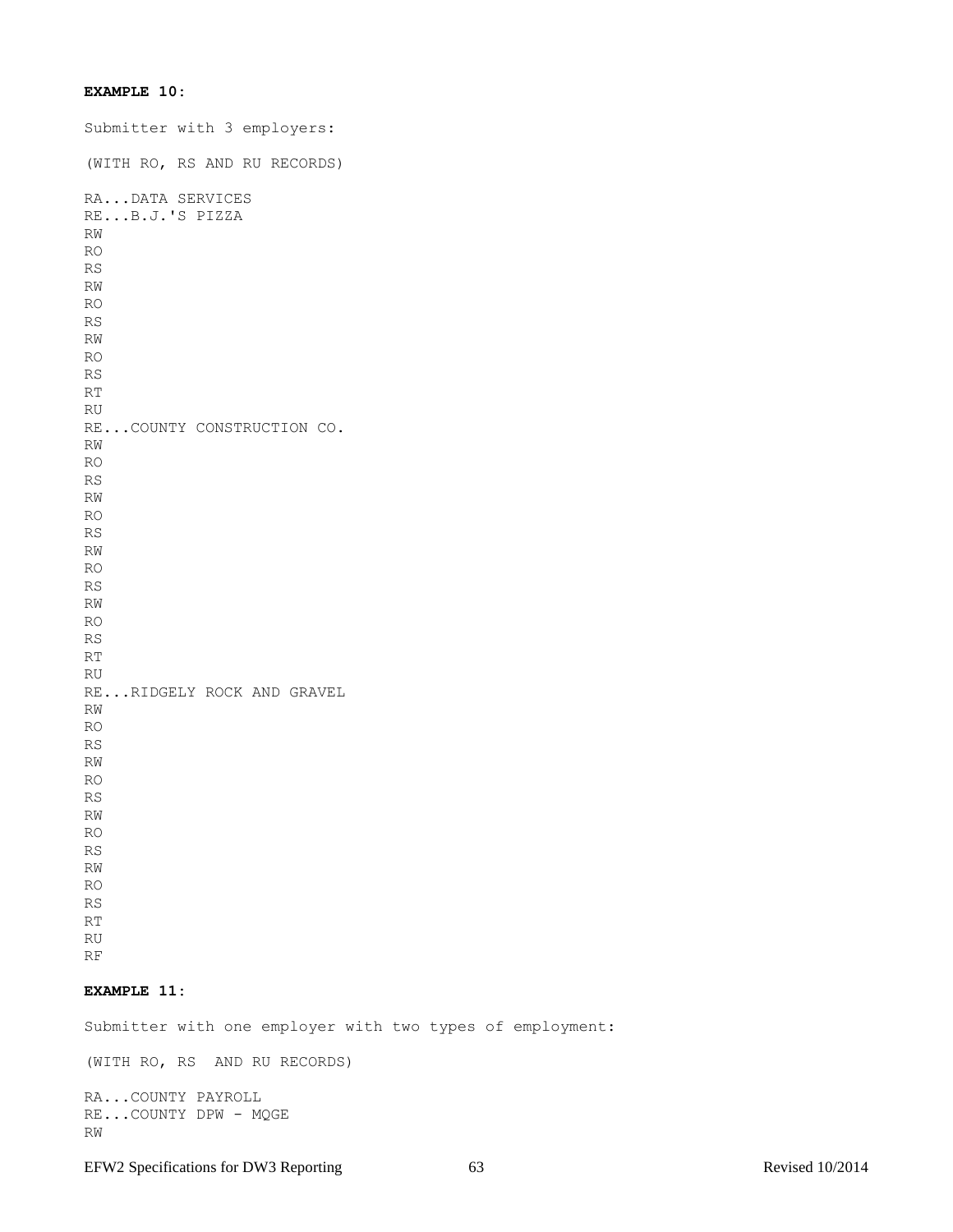**EXAMPLE 10:**

Submitter with 3 employers:

(WITH RO, RS AND RU RECORDS)

```
RA...DATA SERVICES
RE...B.J.'S PIZZA
RW
RO
RS
RW
RO
RS
RW
RO
RS
RT
RU
RE...COUNTY CONSTRUCTION CO.
RW
RO
RS
RW
RO
RS
RW
RO
RS
RW
RO
RS
RT
RU
RE...RIDGELY ROCK AND GRAVEL
RW
RO
RS
RW
RO
RS
RW
RO
RS
RW
RO
RS
RT
RU
RF
```

**EXAMPLE 11:**

Submitter with one employer with two types of employment:

(WITH RO, RS  AND RU RECORDS)

```
RA...COUNTY PAYROLL
RE...COUNTY DPW - MQGE
RW
```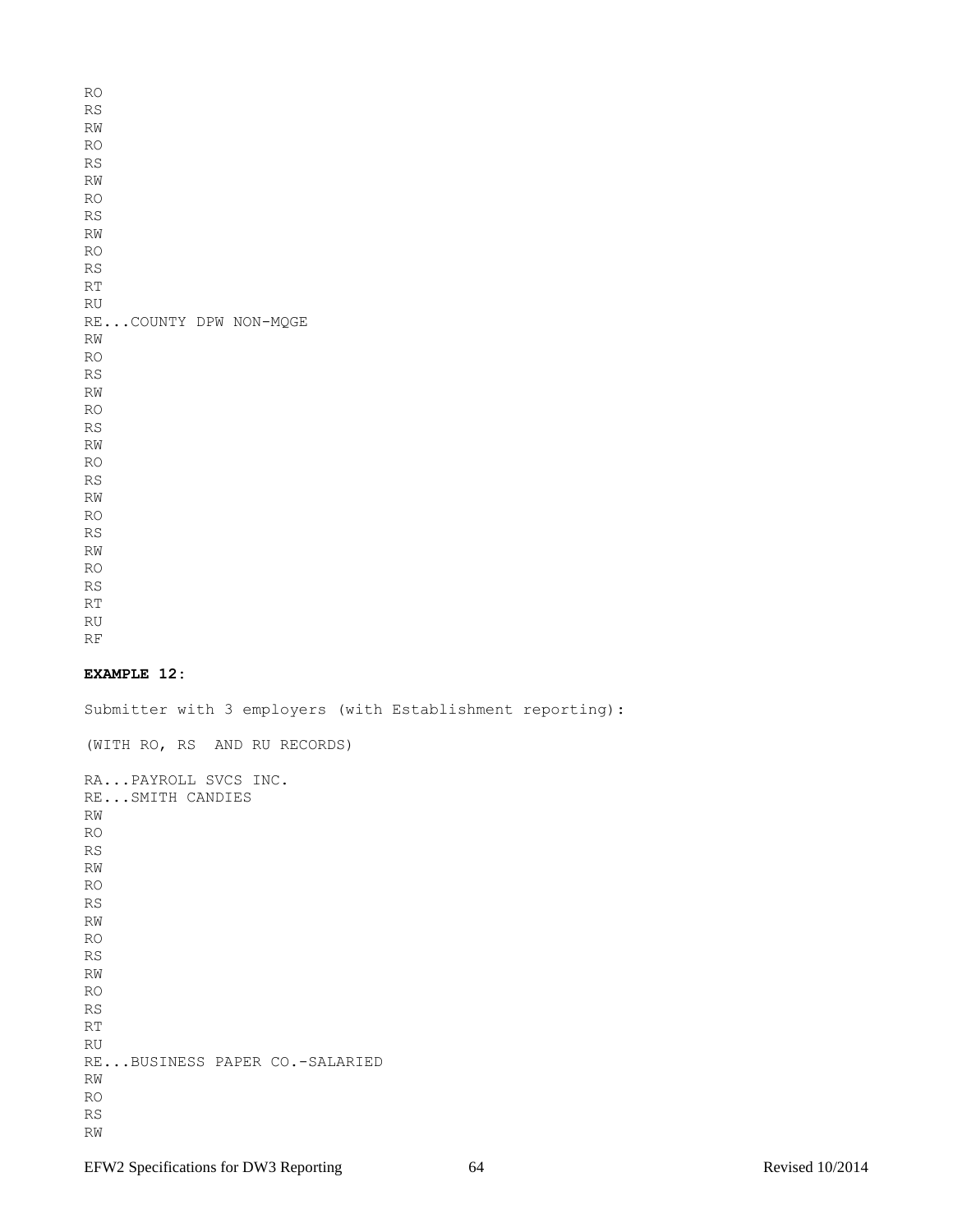```
RO
RS
RW
RO
RS
RW
RO
RS
RW
RO
RS
RT
RU
RE...COUNTY DPW NON-MQGE
RW
RO
RS
RW
RO
RS
RW
RO
RS
RW
RO
RS
RW
RO
RS
RT
RU
RF
```

**EXAMPLE 12:**

Submitter with 3 employers (with Establishment reporting):

(WITH RO, RS AND RU RECORDS)

```
RA...PAYROLL SVCS INC.
RE...SMITH CANDIES
RW
RO
RS
RW
RO
RS
RW
RO
RS
RW
RO
RS
RT
RU
RE...BUSINESS PAPER CO.-SALARIED
RW
RO
RS
RW
```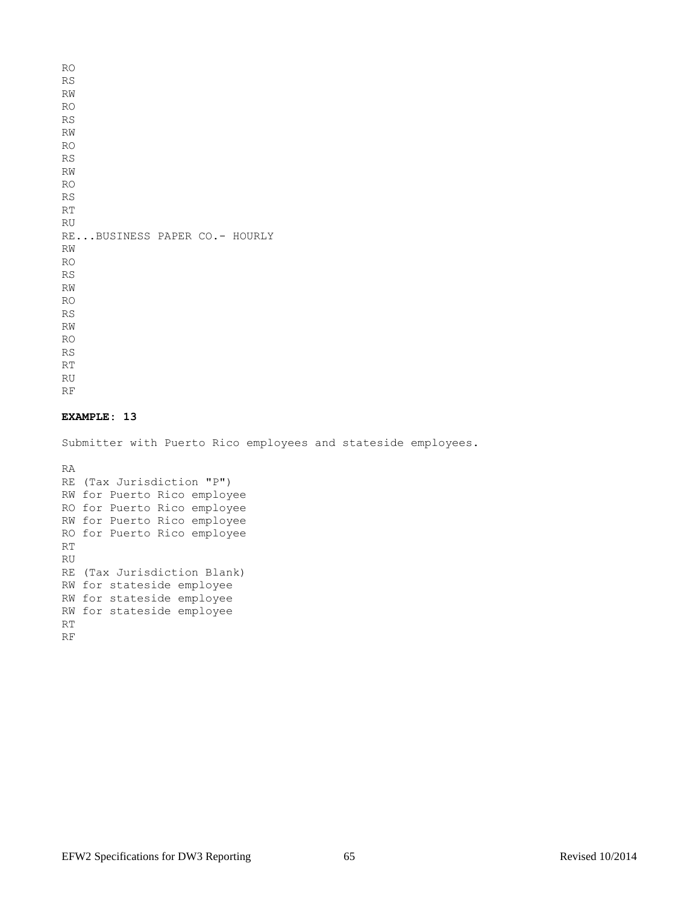```
RO
RS
RW
RO
RS
RW
RO
RS
RW
RO
RS
RT
RU
RE...BUSINESS PAPER CO.- HOURLY
RW
RO
RS
RW
RO
RS
RW
RO
RS
RT
RU
RF
```

**EXAMPLE: 13**

Submitter with Puerto Rico employees and stateside employees.

```
RA
RE (Tax Jurisdiction "P")
RW for Puerto Rico employee
RO for Puerto Rico employee
RW for Puerto Rico employee
RO for Puerto Rico employee
RT
RU
RE (Tax Jurisdiction Blank)
RW for stateside employee
RW for stateside employee
RW for stateside employee
RT
RF
```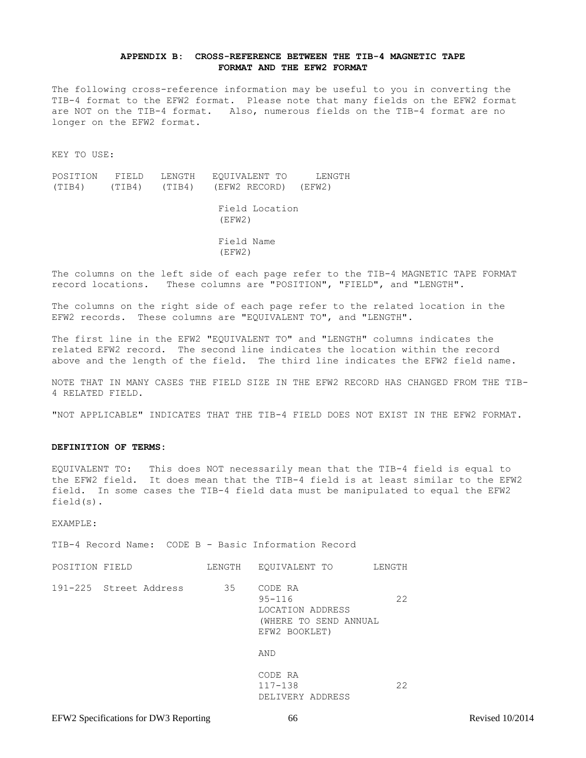## APPENDIX B: CROSS-REFERENCE BETWEEN THE TIB-4 MAGNETIC TAPE FORMAT AND THE EFW2 FORMAT

The following cross-reference information may be useful to you in converting the TIB-4 format to the EFW2 format. Please note that many fields on the EFW2 format are NOT on the TIB-4 format. Also, numerous fields on the TIB-4 format are no longer on the EFW2 format.

KEY TO USE:

```
POSITION   FIELD    LENGTH   EQUIVALENT TO      LENGTH
(TIB4)     (TIB4)   (TIB4)   (EFW2 RECORD)   (EFW2)

                              Field Location
                              (EFW2)

                              Field Name
                              (EFW2)
```

The columns on the left side of each page refer to the TIB-4 MAGNETIC TAPE FORMAT record locations. These columns are "POSITION", "FIELD", and "LENGTH".

The columns on the right side of each page refer to the related location in the EFW2 records. These columns are "EQUIVALENT TO", and "LENGTH".

The first line in the EFW2 "EQUIVALENT TO" and "LENGTH" columns indicates the related EFW2 record. The second line indicates the location within the record above and the length of the field. The third line indicates the EFW2 field name.

NOTE THAT IN MANY CASES THE FIELD SIZE IN THE EFW2 RECORD HAS CHANGED FROM THE TIB-4 RELATED FIELD.

"NOT APPLICABLE" INDICATES THAT THE TIB-4 FIELD DOES NOT EXIST IN THE EFW2 FORMAT.

**DEFINITION OF TERMS:**

EQUIVALENT TO: This does NOT necessarily mean that the TIB-4 field is equal to the EFW2 field. It does mean that the TIB-4 field is at least similar to the EFW2 field. In some cases the TIB-4 field data must be manipulated to equal the EFW2 field(s).

EXAMPLE:

TIB-4 Record Name: CODE B - Basic Information Record

```
POSITION FIELD             LENGTH   EQUIVALENT TO        LENGTH

191-225  Street Address      35     CODE RA
                                    95-116                 22
                                    LOCATION ADDRESS
                                    (WHERE TO SEND ANNUAL
                                    EFW2 BOOKLET)

                                    AND

                                    CODE RA
                                    117-138                22
                                    DELIVERY ADDRESS
```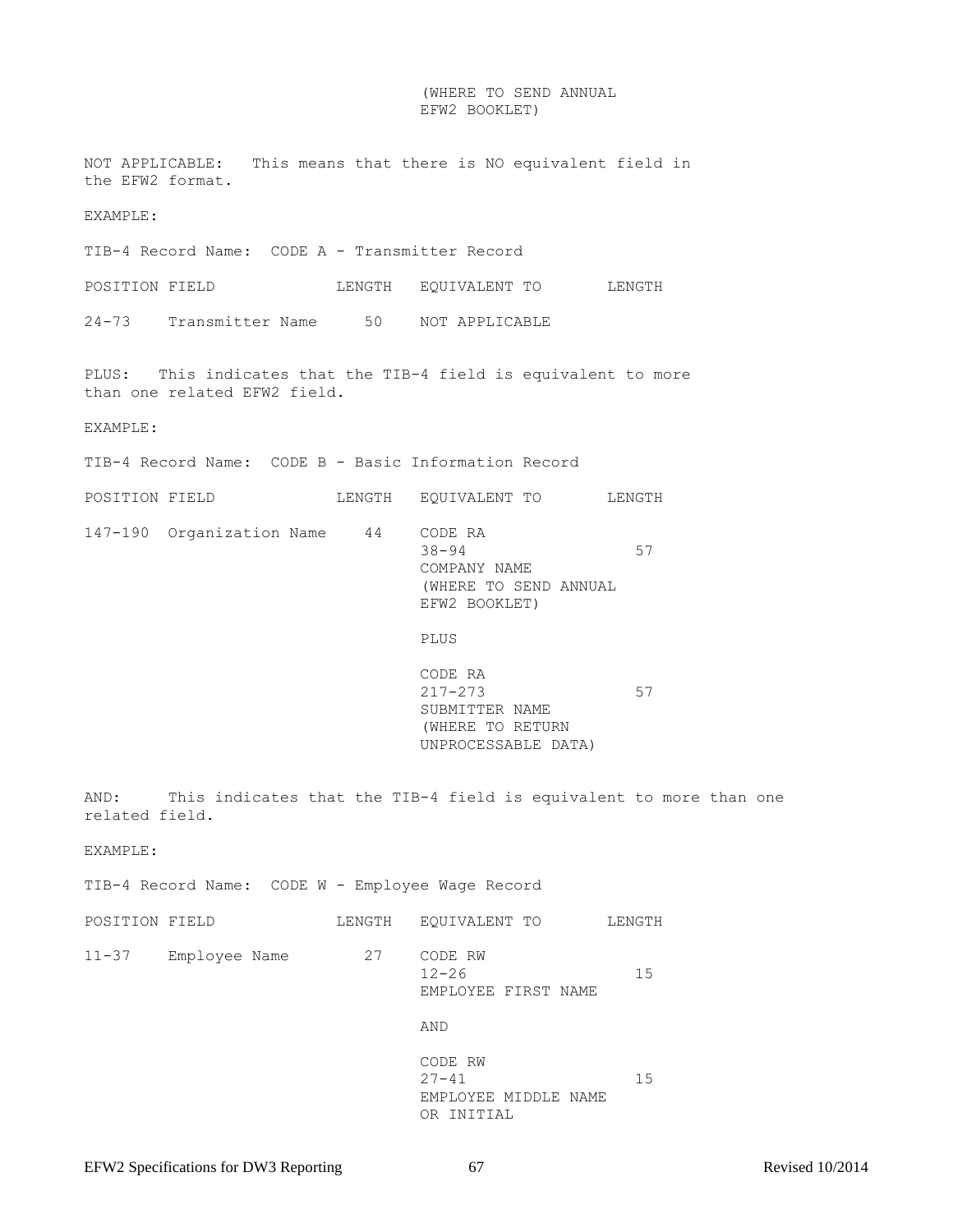(WHERE TO SEND ANNUAL EFW2 BOOKLET)

NOT APPLICABLE: This means that there is NO equivalent field in the EFW2 format.

EXAMPLE:

TIB-4 Record Name: CODE A - Transmitter Record

| POSITION | FIELD | LENGTH | EQUIVALENT TO | LENGTH |
|---|---|---|---|---|
| 24-73 | Transmitter Name | 50 | NOT APPLICABLE | |

PLUS: This indicates that the TIB-4 field is equivalent to more than one related EFW2 field.

EXAMPLE:

TIB-4 Record Name: CODE B - Basic Information Record

| POSITION | FIELD | LENGTH | EQUIVALENT TO | LENGTH |
|---|---|---|---|---|
| 147-190 | Organization Name | 44 | CODE RA 38-94 COMPANY NAME (WHERE TO SEND ANNUAL EFW2 BOOKLET) | 57 |
| | | | PLUS | |
| | | | CODE RA 217-273 SUBMITTER NAME (WHERE TO RETURN UNPROCESSABLE DATA) | 57 |

AND: This indicates that the TIB-4 field is equivalent to more than one related field.

EXAMPLE:

TIB-4 Record Name: CODE W - Employee Wage Record

| POSITION | FIELD | LENGTH | EQUIVALENT TO | LENGTH |
|---|---|---|---|---|
| 11-37 | Employee Name | 27 | CODE RW 12-26 EMPLOYEE FIRST NAME | 15 |
| | | | AND | |
| | | | CODE RW 27-41 EMPLOYEE MIDDLE NAME OR INITIAL | 15 |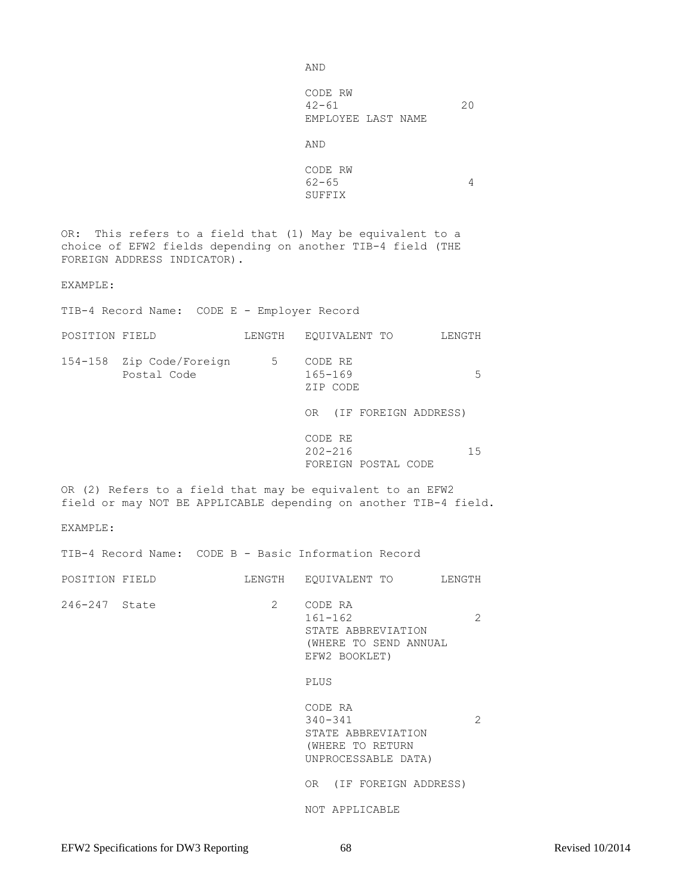AND

CODE RW
42-61 20
EMPLOYEE LAST NAME

AND

CODE RW
62-65 4
SUFFIX

OR: This refers to a field that (1) May be equivalent to a choice of EFW2 fields depending on another TIB-4 field (THE FOREIGN ADDRESS INDICATOR).

EXAMPLE:

TIB-4 Record Name: CODE E - Employer Record

| POSITION | FIELD | LENGTH | EQUIVALENT TO | LENGTH |
|---|---|---|---|---|
| 154-158 | Zip Code/Foreign Postal Code | 5 | CODE RE 165-169 ZIP CODE | 5 |
| | | | OR (IF FOREIGN ADDRESS) | |
| | | | CODE RE 202-216 FOREIGN POSTAL CODE | 15 |

OR (2) Refers to a field that may be equivalent to an EFW2 field or may NOT BE APPLICABLE depending on another TIB-4 field.

EXAMPLE:

TIB-4 Record Name: CODE B - Basic Information Record

| POSITION | FIELD | LENGTH | EQUIVALENT TO | LENGTH |
|---|---|---|---|---|
| 246-247 | State | 2 | CODE RA 161-162 STATE ABBREVIATION (WHERE TO SEND ANNUAL EFW2 BOOKLET) | 2 |
| | | | PLUS | |
| | | | CODE RA 340-341 STATE ABBREVIATION (WHERE TO RETURN UNPROCESSABLE DATA) | 2 |
| | | | OR (IF FOREIGN ADDRESS) | |
| | | | NOT APPLICABLE | |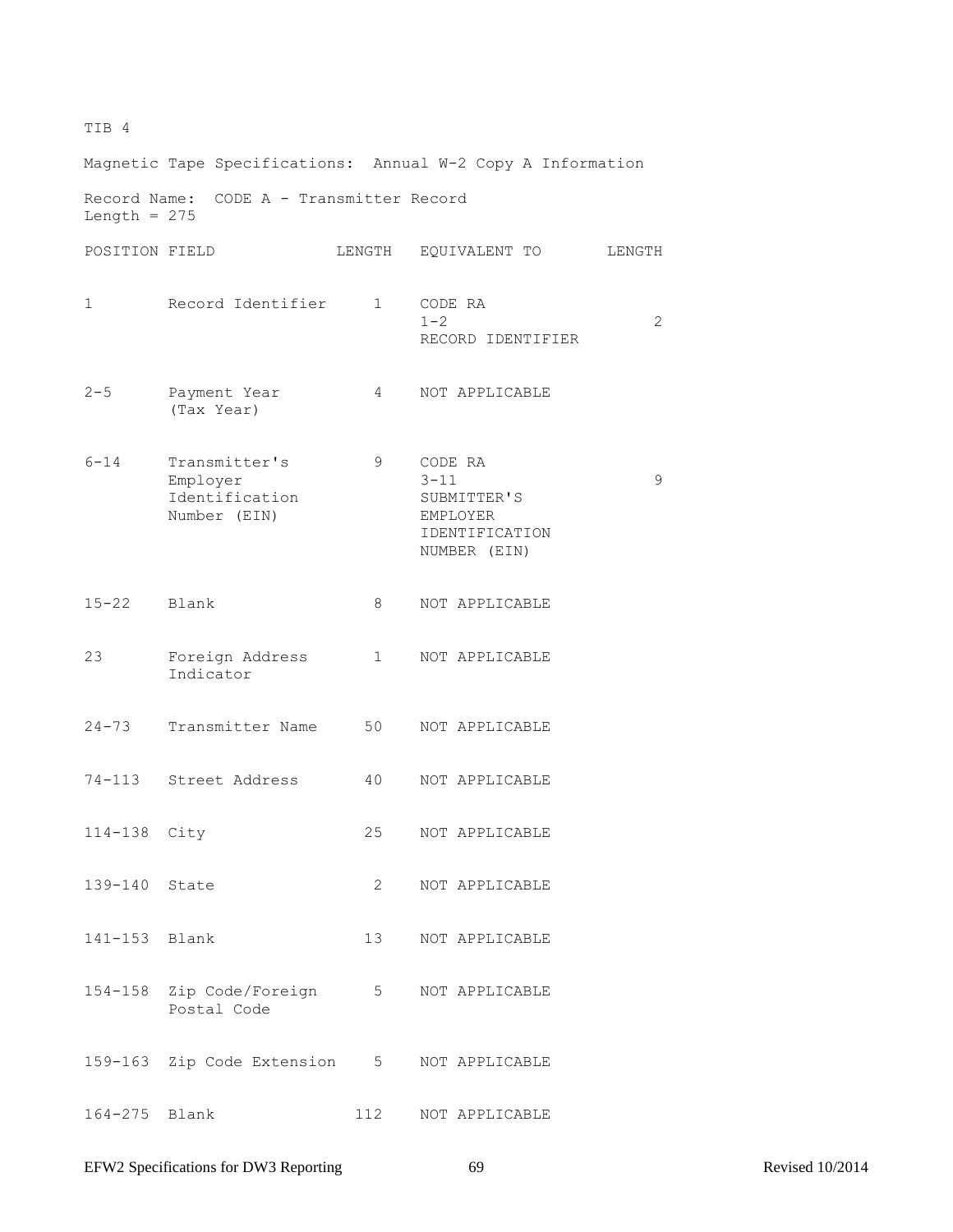TIB 4

Magnetic Tape Specifications: Annual W-2 Copy A Information

Record Name: CODE A - Transmitter Record
Length = 275

| POSITION | FIELD | LENGTH | EQUIVALENT TO | LENGTH |
|---|---|---|---|---|
| 1 | Record Identifier | 1 | CODE RA 1-2 RECORD IDENTIFIER | 2 |
| 2-5 | Payment Year (Tax Year) | 4 | NOT APPLICABLE | |
| 6-14 | Transmitter's Employer Identification Number (EIN) | 9 | CODE RA 3-11 SUBMITTER'S EMPLOYER IDENTIFICATION NUMBER (EIN) | 9 |
| 15-22 | Blank | 8 | NOT APPLICABLE | |
| 23 | Foreign Address Indicator | 1 | NOT APPLICABLE | |
| 24-73 | Transmitter Name | 50 | NOT APPLICABLE | |
| 74-113 | Street Address | 40 | NOT APPLICABLE | |
| 114-138 | City | 25 | NOT APPLICABLE | |
| 139-140 | State | 2 | NOT APPLICABLE | |
| 141-153 | Blank | 13 | NOT APPLICABLE | |
| 154-158 | Zip Code/Foreign Postal Code | 5 | NOT APPLICABLE | |
| 159-163 | Zip Code Extension | 5 | NOT APPLICABLE | |
| 164-275 | Blank | 112 | NOT APPLICABLE | |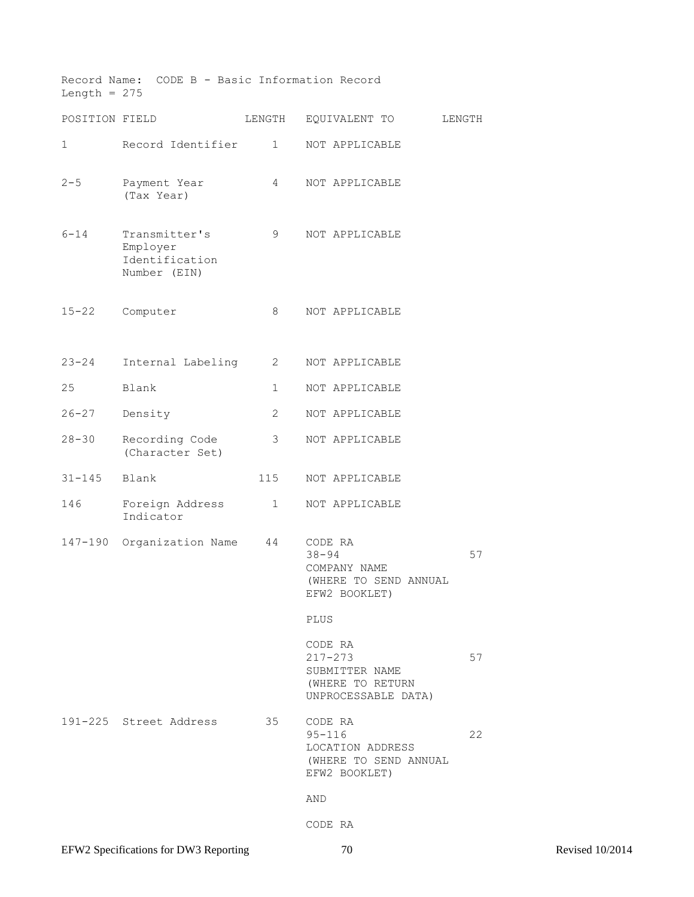Record Name: CODE B - Basic Information Record
Length = 275

| POSITION | FIELD | LENGTH | EQUIVALENT TO | LENGTH |
|---|---|---|---|---|
| 1 | Record Identifier | 1 | NOT APPLICABLE | |
| 2-5 | Payment Year (Tax Year) | 4 | NOT APPLICABLE | |
| 6-14 | Transmitter's Employer Identification Number (EIN) | 9 | NOT APPLICABLE | |
| 15-22 | Computer | 8 | NOT APPLICABLE | |
| 23-24 | Internal Labeling | 2 | NOT APPLICABLE | |
| 25 | Blank | 1 | NOT APPLICABLE | |
| 26-27 | Density | 2 | NOT APPLICABLE | |
| 28-30 | Recording Code (Character Set) | 3 | NOT APPLICABLE | |
| 31-145 | Blank | 115 | NOT APPLICABLE | |
| 146 | Foreign Address Indicator | 1 | NOT APPLICABLE | |
| 147-190 | Organization Name | 44 | CODE RA 38-94 COMPANY NAME (WHERE TO SEND ANNUAL EFW2 BOOKLET) | 57 |
| | | | PLUS | |
| | | | CODE RA 217-273 SUBMITTER NAME (WHERE TO RETURN UNPROCESSABLE DATA) | 57 |
| 191-225 | Street Address | 35 | CODE RA 95-116 LOCATION ADDRESS (WHERE TO SEND ANNUAL EFW2 BOOKLET) | 22 |
| | | | AND | |
| | | | CODE RA | |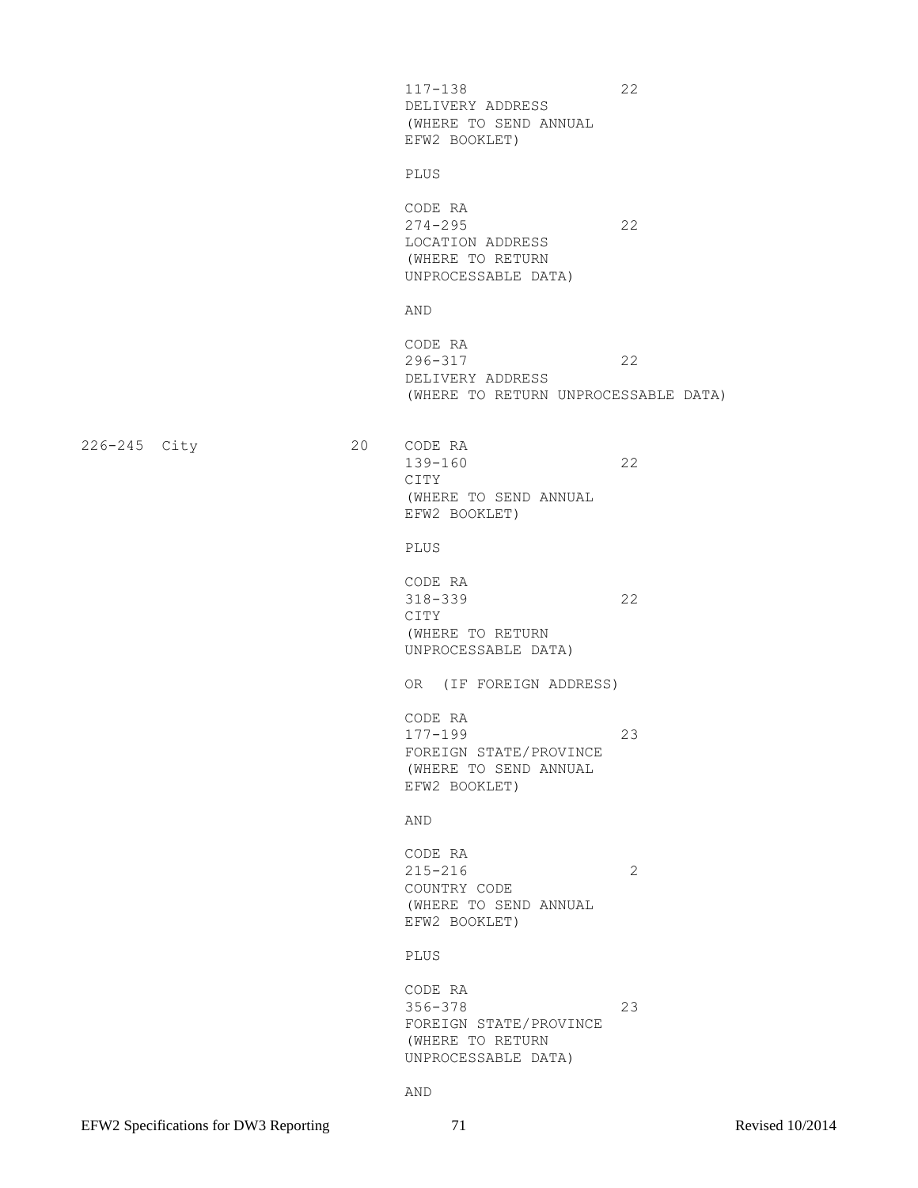| | | | | |
|---|---|---|---|---|
| | | | 117-138<br>DELIVERY ADDRESS<br>(WHERE TO SEND ANNUAL EFW2 BOOKLET) | 22 |
| | | | PLUS | |
| | | | CODE RA<br>274-295<br>LOCATION ADDRESS<br>(WHERE TO RETURN UNPROCESSABLE DATA) | 22 |
| | | | AND | |
| | | | CODE RA<br>296-317<br>DELIVERY ADDRESS<br>(WHERE TO RETURN UNPROCESSABLE DATA) | 22 |
| 226-245 | City | 20 | CODE RA<br>139-160<br>CITY<br>(WHERE TO SEND ANNUAL EFW2 BOOKLET) | 22 |
| | | | PLUS | |
| | | | CODE RA<br>318-339<br>CITY<br>(WHERE TO RETURN UNPROCESSABLE DATA) | 22 |
| | | | OR (IF FOREIGN ADDRESS) | |
| | | | CODE RA<br>177-199<br>FOREIGN STATE/PROVINCE<br>(WHERE TO SEND ANNUAL EFW2 BOOKLET) | 23 |
| | | | AND | |
| | | | CODE RA<br>215-216<br>COUNTRY CODE<br>(WHERE TO SEND ANNUAL EFW2 BOOKLET) | 2 |
| | | | PLUS | |
| | | | CODE RA<br>356-378<br>FOREIGN STATE/PROVINCE<br>(WHERE TO RETURN UNPROCESSABLE DATA) | 23 |
| | | | AND | |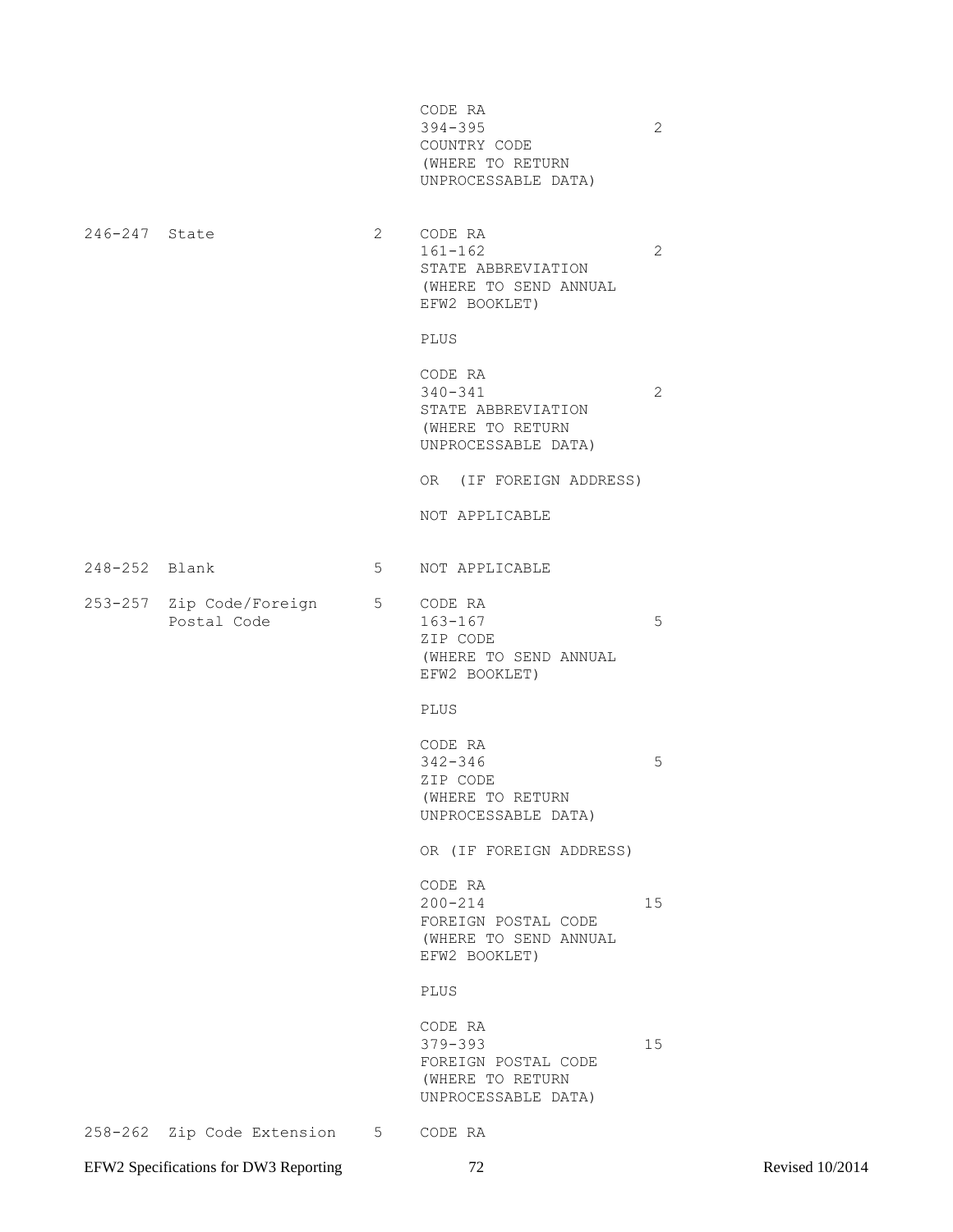| Position | Field | Length | Source | Length |
|---|---|---|---|---|
| | | | CODE RA<br>394-395<br>COUNTRY CODE<br>(WHERE TO RETURN<br>UNPROCESSABLE DATA) | 2 |
| 246-247 | State | 2 | CODE RA<br>161-162<br>STATE ABBREVIATION<br>(WHERE TO SEND ANNUAL<br>EFW2 BOOKLET) | 2 |
| | | | PLUS | |
| | | | CODE RA<br>340-341<br>STATE ABBREVIATION<br>(WHERE TO RETURN<br>UNPROCESSABLE DATA) | 2 |
| | | | OR (IF FOREIGN ADDRESS) | |
| | | | NOT APPLICABLE | |
| 248-252 | Blank | 5 | NOT APPLICABLE | |
| 253-257 | Zip Code/Foreign Postal Code | 5 | CODE RA<br>163-167<br>ZIP CODE<br>(WHERE TO SEND ANNUAL<br>EFW2 BOOKLET) | 5 |
| | | | PLUS | |
| | | | CODE RA<br>342-346<br>ZIP CODE<br>(WHERE TO RETURN<br>UNPROCESSABLE DATA) | 5 |
| | | | OR (IF FOREIGN ADDRESS) | |
| | | | CODE RA<br>200-214<br>FOREIGN POSTAL CODE<br>(WHERE TO SEND ANNUAL<br>EFW2 BOOKLET) | 15 |
| | | | PLUS | |
| | | | CODE RA<br>379-393<br>FOREIGN POSTAL CODE<br>(WHERE TO RETURN<br>UNPROCESSABLE DATA) | 15 |
| 258-262 | Zip Code Extension | 5 | CODE RA | |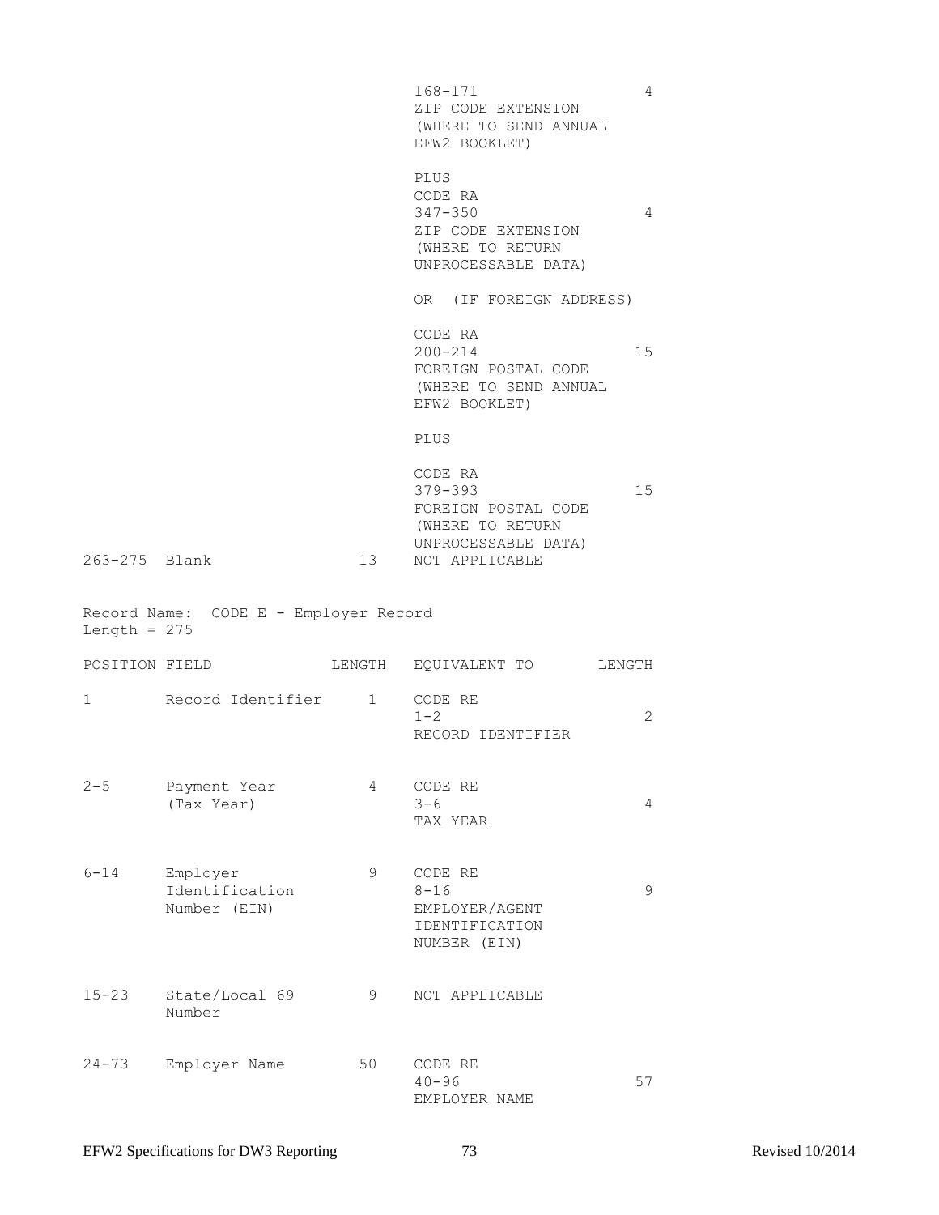| POSITION | FIELD | LENGTH | EQUIVALENT TO | LENGTH |
|---|---|---|---|---|
| | | | 168-171<br>ZIP CODE EXTENSION<br>(WHERE TO SEND ANNUAL<br>EFW2 BOOKLET) | 4 |
| | | | PLUS<br>CODE RA<br>347-350<br>ZIP CODE EXTENSION<br>(WHERE TO RETURN<br>UNPROCESSABLE DATA) | 4 |
| | | | OR (IF FOREIGN ADDRESS) | |
| | | | CODE RA<br>200-214<br>FOREIGN POSTAL CODE<br>(WHERE TO SEND ANNUAL<br>EFW2 BOOKLET) | 15 |
| | | | PLUS | |
| | | | CODE RA<br>379-393<br>FOREIGN POSTAL CODE<br>(WHERE TO RETURN<br>UNPROCESSABLE DATA) | 15 |
| 263-275 | Blank | 13 | NOT APPLICABLE | |

Record Name: CODE E - Employer Record
Length = 275

| POSITION | FIELD | LENGTH | EQUIVALENT TO | LENGTH |
|---|---|---|---|---|
| 1 | Record Identifier | 1 | CODE RE<br>1-2<br>RECORD IDENTIFIER | 2 |
| 2-5 | Payment Year<br>(Tax Year) | 4 | CODE RE<br>3-6<br>TAX YEAR | 4 |
| 6-14 | Employer<br>Identification<br>Number (EIN) | 9 | CODE RE<br>8-16<br>EMPLOYER/AGENT<br>IDENTIFICATION<br>NUMBER (EIN) | 9 |
| 15-23 | State/Local 69<br>Number | 9 | NOT APPLICABLE | |
| 24-73 | Employer Name | 50 | CODE RE<br>40-96<br>EMPLOYER NAME | 57 |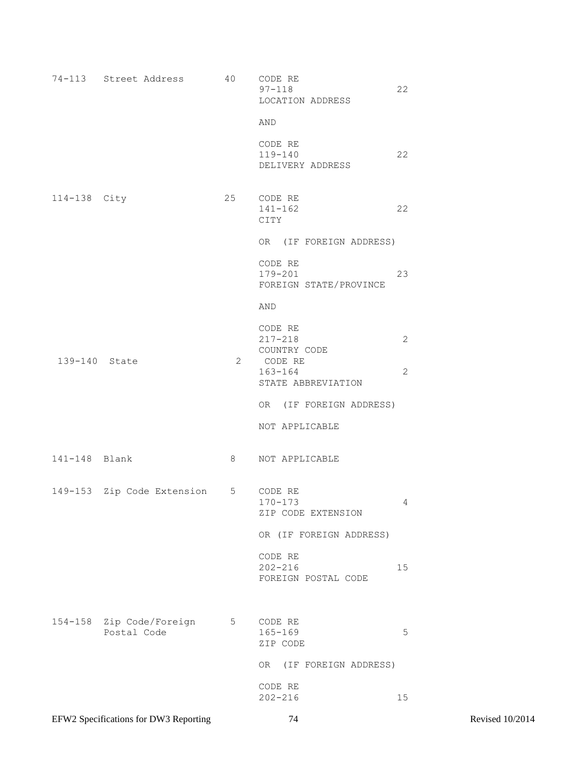| | | | | |
|---|---|---|---|---|
| 74-113 | Street Address | 40 | CODE RE<br>97-118<br>LOCATION ADDRESS | 22 |
| | | | AND | |
| | | | CODE RE<br>119-140<br>DELIVERY ADDRESS | 22 |
| 114-138 | City | 25 | CODE RE<br>141-162<br>CITY | 22 |
| | | | OR (IF FOREIGN ADDRESS) | |
| | | | CODE RE<br>179-201<br>FOREIGN STATE/PROVINCE | 23 |
| | | | AND | |
| | | | CODE RE<br>217-218<br>COUNTRY CODE | 2 |
| 139-140 | State | 2 | CODE RE<br>163-164<br>STATE ABBREVIATION | 2 |
| | | | OR (IF FOREIGN ADDRESS) | |
| | | | NOT APPLICABLE | |
| 141-148 | Blank | 8 | NOT APPLICABLE | |
| 149-153 | Zip Code Extension | 5 | CODE RE<br>170-173<br>ZIP CODE EXTENSION | 4 |
| | | | OR (IF FOREIGN ADDRESS) | |
| | | | CODE RE<br>202-216<br>FOREIGN POSTAL CODE | 15 |
| 154-158 | Zip Code/Foreign Postal Code | 5 | CODE RE<br>165-169<br>ZIP CODE | 5 |
| | | | OR (IF FOREIGN ADDRESS) | |
| | | | CODE RE<br>202-216 | 15 |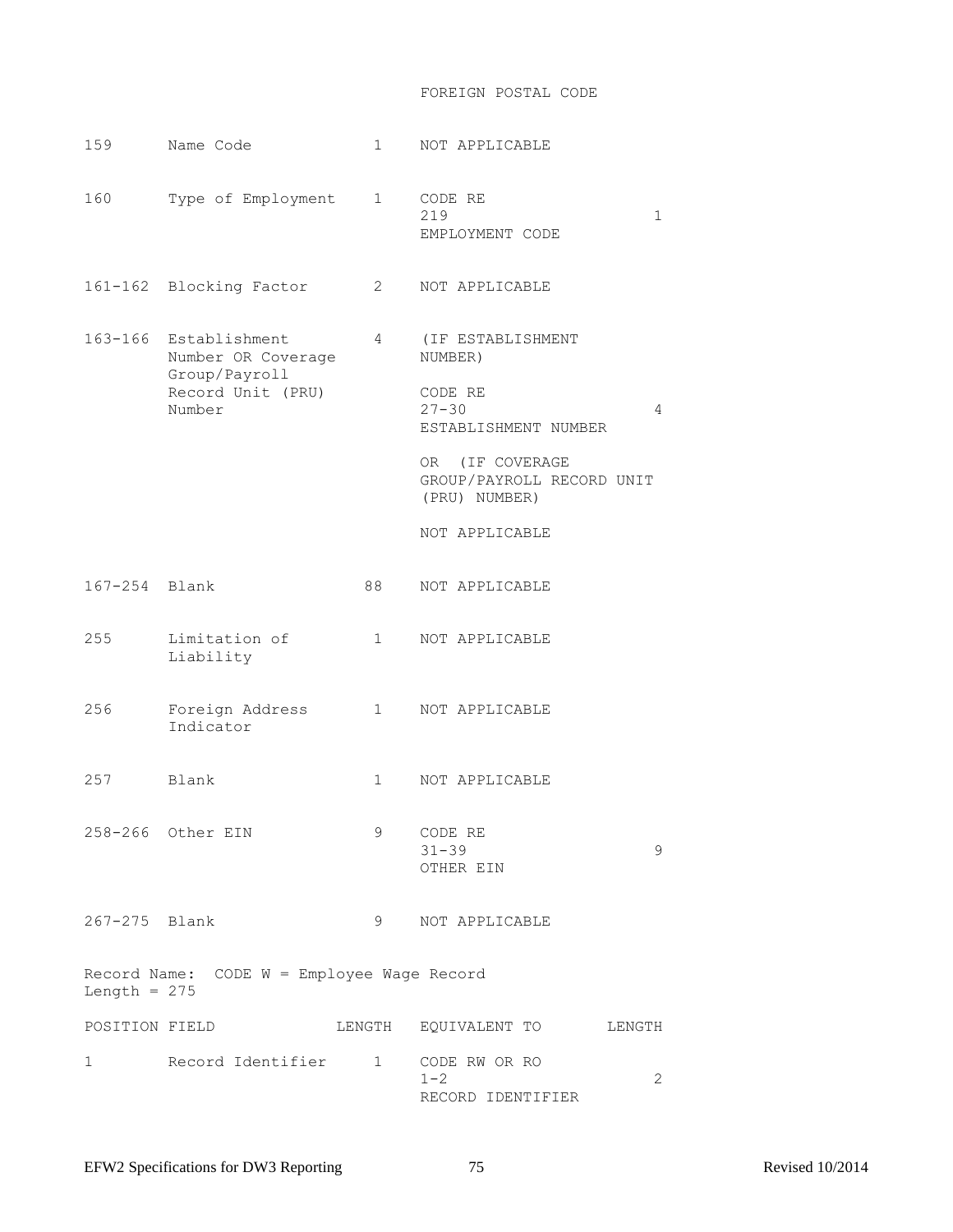| | | | FOREIGN POSTAL CODE | |
|---|---|---|---|---|
| 159 | Name Code | 1 | NOT APPLICABLE | |
| 160 | Type of Employment | 1 | CODE RE 219 EMPLOYMENT CODE | 1 |
| 161-162 | Blocking Factor | 2 | NOT APPLICABLE | |
| 163-166 | Establishment Number OR Coverage Group/Payroll Record Unit (PRU) Number | 4 | (IF ESTABLISHMENT NUMBER)<br><br>CODE RE 27-30 ESTABLISHMENT NUMBER<br><br>OR (IF COVERAGE GROUP/PAYROLL RECORD UNIT (PRU) NUMBER)<br><br>NOT APPLICABLE | 4 |
| 167-254 | Blank | 88 | NOT APPLICABLE | |
| 255 | Limitation of Liability | 1 | NOT APPLICABLE | |
| 256 | Foreign Address Indicator | 1 | NOT APPLICABLE | |
| 257 | Blank | 1 | NOT APPLICABLE | |
| 258-266 | Other EIN | 9 | CODE RE 31-39 OTHER EIN | 9 |
| 267-275 | Blank | 9 | NOT APPLICABLE | |

Record Name: CODE W = Employee Wage Record
Length = 275

| POSITION | FIELD | LENGTH | EQUIVALENT TO | LENGTH |
|---|---|---|---|---|
| 1 | Record Identifier | 1 | CODE RW OR RO 1-2 RECORD IDENTIFIER | 2 |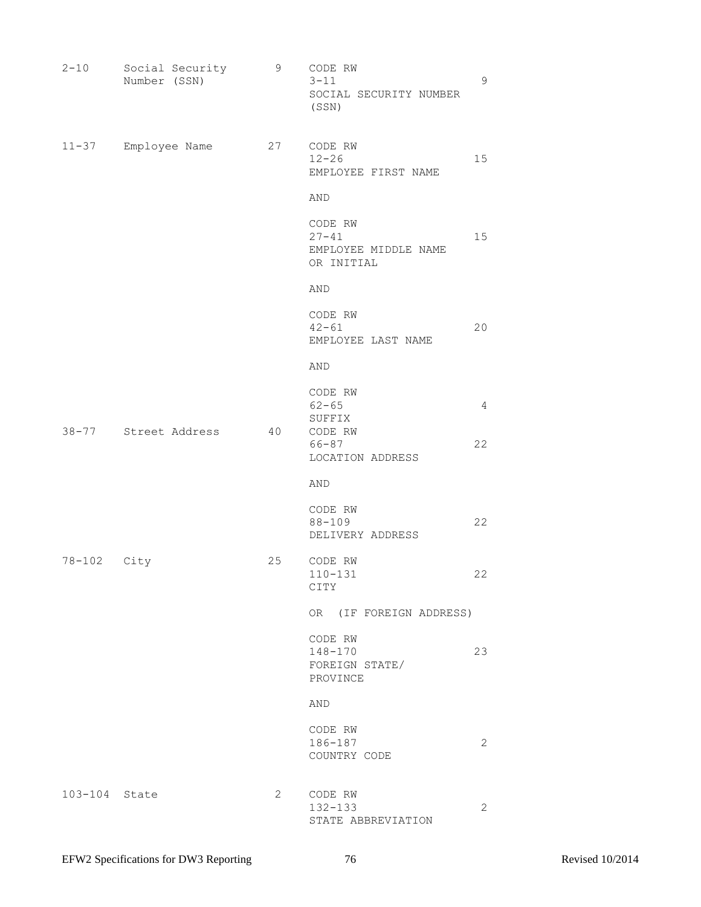| | | | | |
|---|---|---|---|---|
| 2-10 | Social Security Number (SSN) | 9 | CODE RW<br>3-11<br>SOCIAL SECURITY NUMBER (SSN) | 9 |
| 11-37 | Employee Name | 27 | CODE RW<br>12-26<br>EMPLOYEE FIRST NAME | 15 |
| | | | AND | |
| | | | CODE RW<br>27-41<br>EMPLOYEE MIDDLE NAME OR INITIAL | 15 |
| | | | AND | |
| | | | CODE RW<br>42-61<br>EMPLOYEE LAST NAME | 20 |
| | | | AND | |
| | | | CODE RW<br>62-65<br>SUFFIX | 4 |
| 38-77 | Street Address | 40 | CODE RW<br>66-87<br>LOCATION ADDRESS | 22 |
| | | | AND | |
| | | | CODE RW<br>88-109<br>DELIVERY ADDRESS | 22 |
| 78-102 | City | 25 | CODE RW<br>110-131<br>CITY | 22 |
| | | | OR (IF FOREIGN ADDRESS) | |
| | | | CODE RW<br>148-170<br>FOREIGN STATE/ PROVINCE | 23 |
| | | | AND | |
| | | | CODE RW<br>186-187<br>COUNTRY CODE | 2 |
| 103-104 | State | 2 | CODE RW<br>132-133<br>STATE ABBREVIATION | 2 |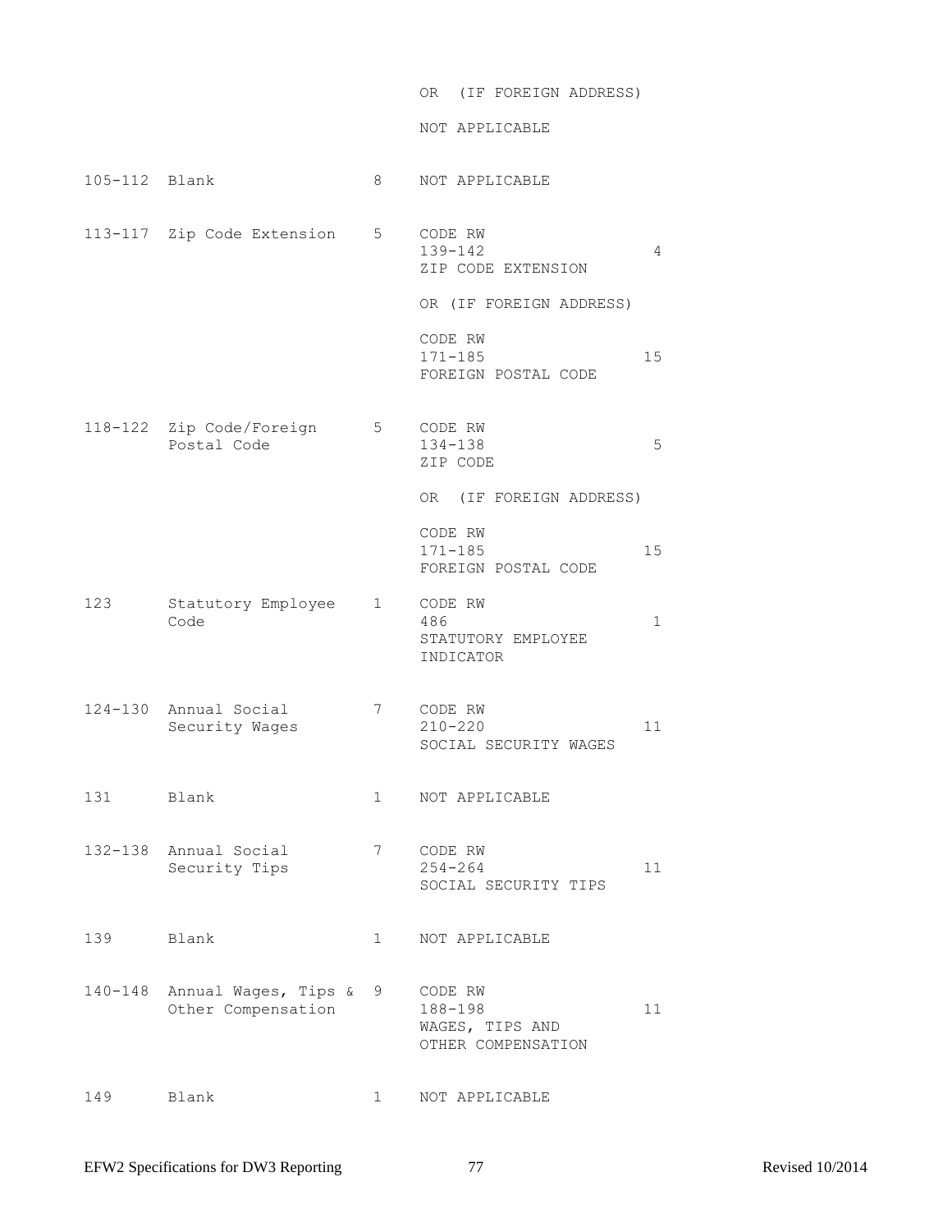| Position | Field Name | Length | Source | Length |
|---|---|---|---|---|
| | | | OR (IF FOREIGN ADDRESS) | |
| | | | NOT APPLICABLE | |
| 105-112 | Blank | 8 | NOT APPLICABLE | |
| 113-117 | Zip Code Extension | 5 | CODE RW 139-142 ZIP CODE EXTENSION | 4 |
| | | | OR (IF FOREIGN ADDRESS) | |
| | | | CODE RW 171-185 FOREIGN POSTAL CODE | 15 |
| 118-122 | Zip Code/Foreign Postal Code | 5 | CODE RW 134-138 ZIP CODE | 5 |
| | | | OR (IF FOREIGN ADDRESS) | |
| | | | CODE RW 171-185 FOREIGN POSTAL CODE | 15 |
| 123 | Statutory Employee Code | 1 | CODE RW 486 STATUTORY EMPLOYEE INDICATOR | 1 |
| 124-130 | Annual Social Security Wages | 7 | CODE RW 210-220 SOCIAL SECURITY WAGES | 11 |
| 131 | Blank | 1 | NOT APPLICABLE | |
| 132-138 | Annual Social Security Tips | 7 | CODE RW 254-264 SOCIAL SECURITY TIPS | 11 |
| 139 | Blank | 1 | NOT APPLICABLE | |
| 140-148 | Annual Wages, Tips & Other Compensation | 9 | CODE RW 188-198 WAGES, TIPS AND OTHER COMPENSATION | 11 |
| 149 | Blank | 1 | NOT APPLICABLE | |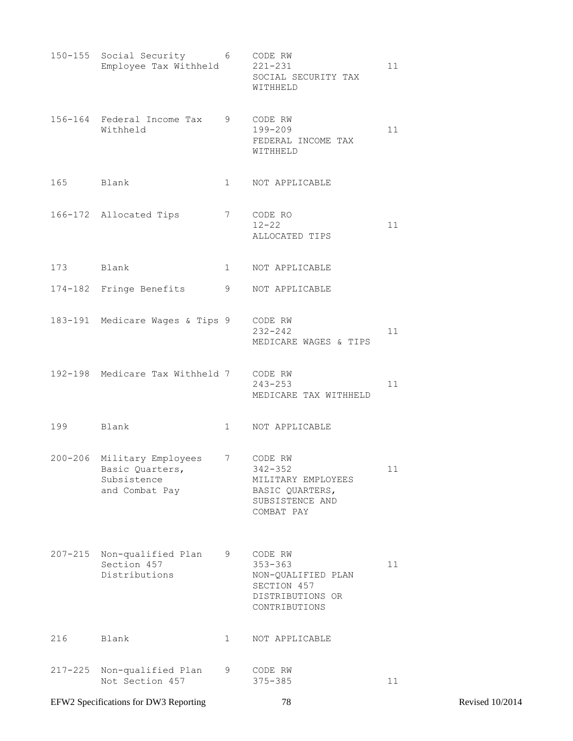| | | | | |
|---|---|---|---|---|
| 150-155 | Social Security Employee Tax Withheld | 6 | CODE RW 221-231 SOCIAL SECURITY TAX WITHHELD | 11 |
| 156-164 | Federal Income Tax Withheld | 9 | CODE RW 199-209 FEDERAL INCOME TAX WITHHELD | 11 |
| 165 | Blank | 1 | NOT APPLICABLE | |
| 166-172 | Allocated Tips | 7 | CODE RO 12-22 ALLOCATED TIPS | 11 |
| 173 | Blank | 1 | NOT APPLICABLE | |
| 174-182 | Fringe Benefits | 9 | NOT APPLICABLE | |
| 183-191 | Medicare Wages & Tips | 9 | CODE RW 232-242 MEDICARE WAGES & TIPS | 11 |
| 192-198 | Medicare Tax Withheld | 7 | CODE RW 243-253 MEDICARE TAX WITHHELD | 11 |
| 199 | Blank | 1 | NOT APPLICABLE | |
| 200-206 | Military Employees Basic Quarters, Subsistence and Combat Pay | 7 | CODE RW 342-352 MILITARY EMPLOYEES BASIC QUARTERS, SUBSISTENCE AND COMBAT PAY | 11 |
| 207-215 | Non-qualified Plan Section 457 Distributions | 9 | CODE RW 353-363 NON-QUALIFIED PLAN SECTION 457 DISTRIBUTIONS OR CONTRIBUTIONS | 11 |
| 216 | Blank | 1 | NOT APPLICABLE | |
| 217-225 | Non-qualified Plan Not Section 457 | 9 | CODE RW 375-385 | 11 |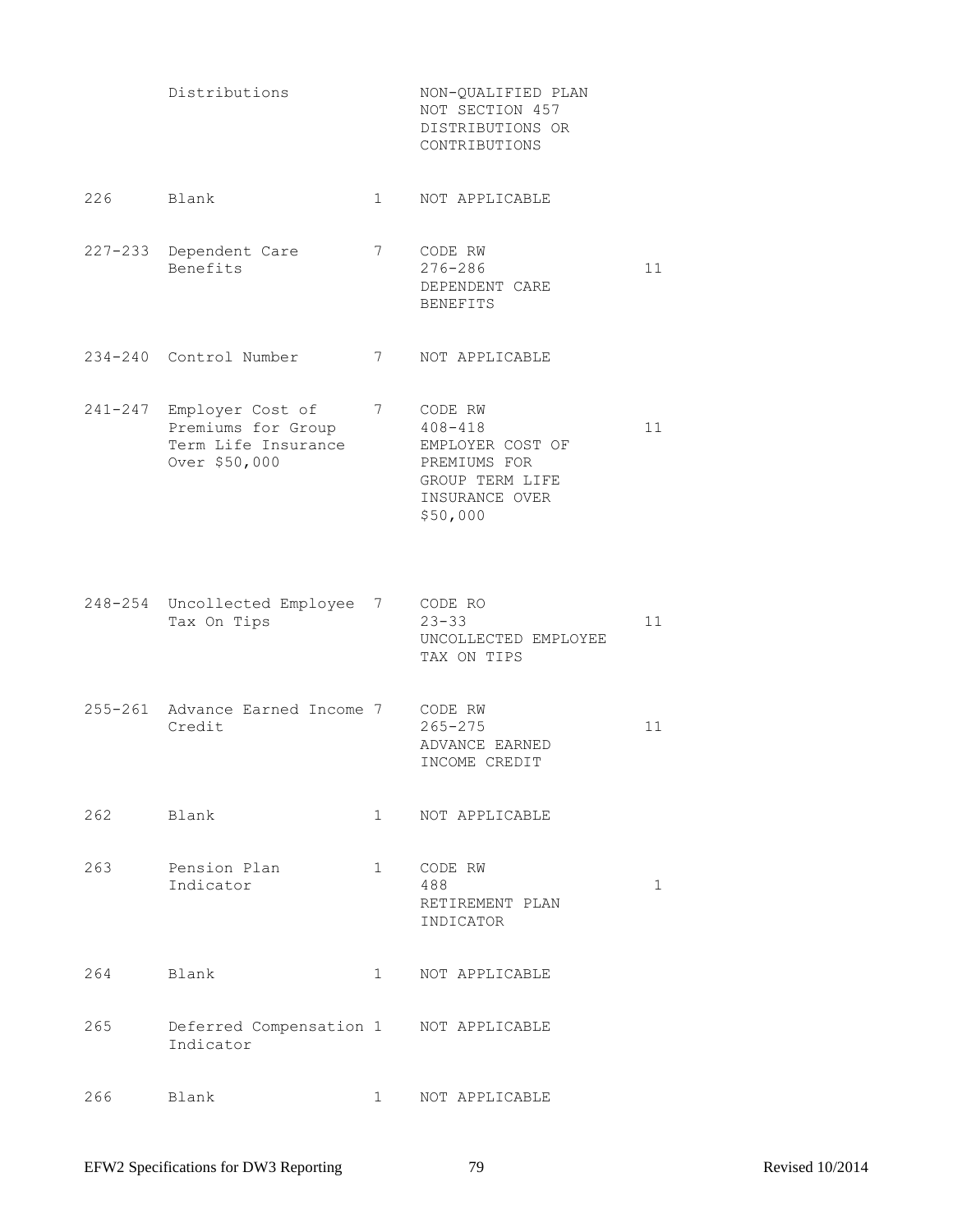| | | | | |
|---|---|---|---|---|
| | Distributions | | NON-QUALIFIED PLAN NOT SECTION 457 DISTRIBUTIONS OR CONTRIBUTIONS | |
| 226 | Blank | 1 | NOT APPLICABLE | |
| 227-233 | Dependent Care Benefits | 7 | CODE RW 276-286 DEPENDENT CARE BENEFITS | 11 |
| 234-240 | Control Number | 7 | NOT APPLICABLE | |
| 241-247 | Employer Cost of Premiums for Group Term Life Insurance Over $50,000 | 7 | CODE RW 408-418 EMPLOYER COST OF PREMIUMS FOR GROUP TERM LIFE INSURANCE OVER $50,000 | 11 |
| 248-254 | Uncollected Employee Tax On Tips | 7 | CODE RO 23-33 UNCOLLECTED EMPLOYEE TAX ON TIPS | 11 |
| 255-261 | Advance Earned Income Credit | 7 | CODE RW 265-275 ADVANCE EARNED INCOME CREDIT | 11 |
| 262 | Blank | 1 | NOT APPLICABLE | |
| 263 | Pension Plan Indicator | 1 | CODE RW 488 RETIREMENT PLAN INDICATOR | 1 |
| 264 | Blank | 1 | NOT APPLICABLE | |
| 265 | Deferred Compensation Indicator | 1 | NOT APPLICABLE | |
| 266 | Blank | 1 | NOT APPLICABLE | |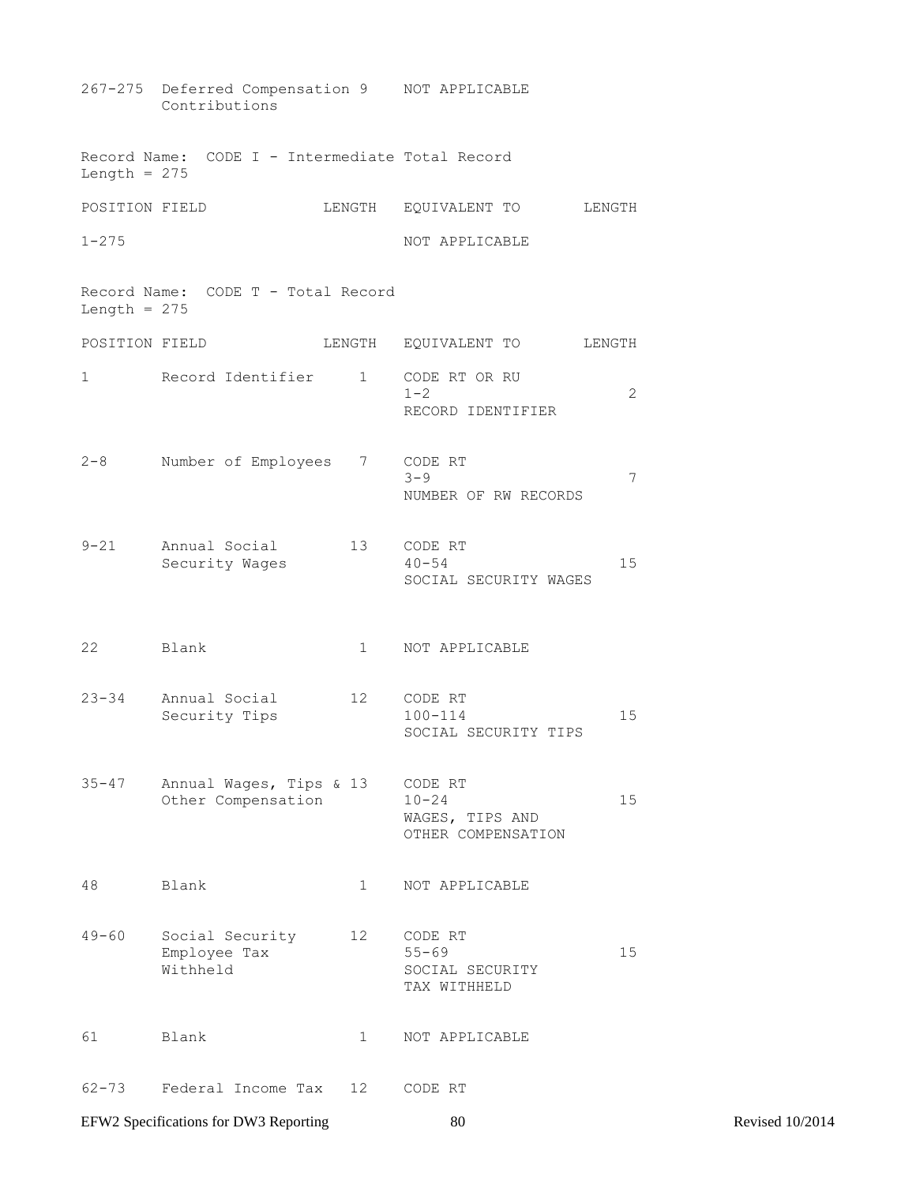| | | | | |
|---|---|---|---|---|
| 267-275 | Deferred Compensation Contributions | 9 | NOT APPLICABLE | |

Record Name: CODE I - Intermediate Total Record
Length = 275

| POSITION | FIELD | LENGTH | EQUIVALENT TO | LENGTH |
|---|---|---|---|---|
| 1-275 | | | NOT APPLICABLE | |

Record Name: CODE T - Total Record
Length = 275

| POSITION | FIELD | LENGTH | EQUIVALENT TO | LENGTH |
|---|---|---|---|---|
| 1 | Record Identifier | 1 | CODE RT OR RU<br>1-2<br>RECORD IDENTIFIER | 2 |
| 2-8 | Number of Employees | 7 | CODE RT<br>3-9<br>NUMBER OF RW RECORDS | 7 |
| 9-21 | Annual Social Security Wages | 13 | CODE RT<br>40-54<br>SOCIAL SECURITY WAGES | 15 |
| 22 | Blank | 1 | NOT APPLICABLE | |
| 23-34 | Annual Social Security Tips | 12 | CODE RT<br>100-114<br>SOCIAL SECURITY TIPS | 15 |
| 35-47 | Annual Wages, Tips & Other Compensation | 13 | CODE RT<br>10-24<br>WAGES, TIPS AND OTHER COMPENSATION | 15 |
| 48 | Blank | 1 | NOT APPLICABLE | |
| 49-60 | Social Security Employee Tax Withheld | 12 | CODE RT<br>55-69<br>SOCIAL SECURITY TAX WITHHELD | 15 |
| 61 | Blank | 1 | NOT APPLICABLE | |
| 62-73 | Federal Income Tax | 12 | CODE RT | |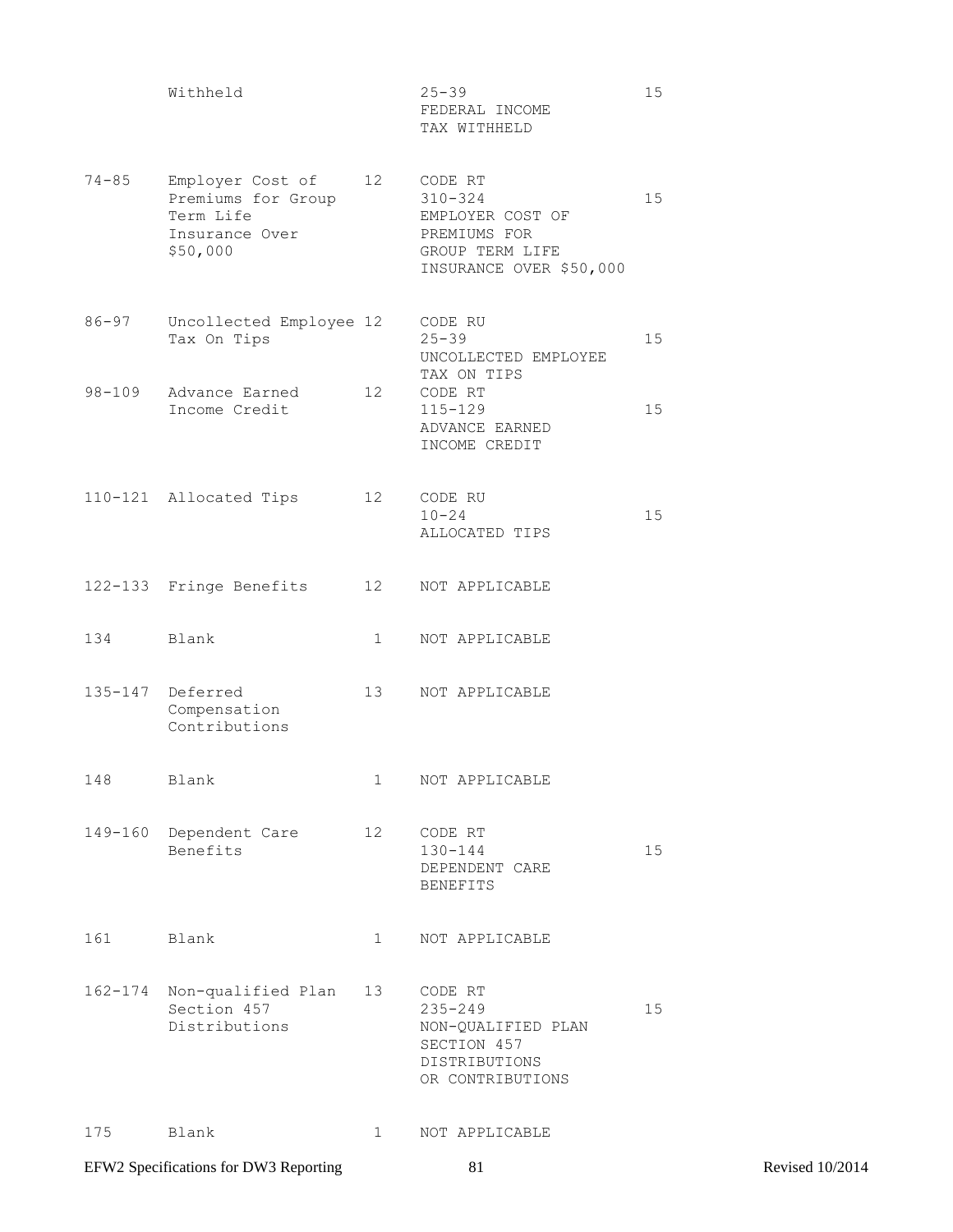| | | | | |
|---|---|---|---|---|
| | Withheld | | 25-39<br>FEDERAL INCOME<br>TAX WITHHELD | 15 |
| 74-85 | Employer Cost of Premiums for Group Term Life Insurance Over $50,000 | 12 | CODE RT<br>310-324<br>EMPLOYER COST OF PREMIUMS FOR GROUP TERM LIFE INSURANCE OVER $50,000 | 15 |
| 86-97 | Uncollected Employee Tax On Tips | 12 | CODE RU<br>25-39<br>UNCOLLECTED EMPLOYEE TAX ON TIPS | 15 |
| 98-109 | Advance Earned Income Credit | 12 | CODE RT<br>115-129<br>ADVANCE EARNED INCOME CREDIT | 15 |
| 110-121 | Allocated Tips | 12 | CODE RU<br>10-24<br>ALLOCATED TIPS | 15 |
| 122-133 | Fringe Benefits | 12 | NOT APPLICABLE | |
| 134 | Blank | 1 | NOT APPLICABLE | |
| 135-147 | Deferred Compensation Contributions | 13 | NOT APPLICABLE | |
| 148 | Blank | 1 | NOT APPLICABLE | |
| 149-160 | Dependent Care Benefits | 12 | CODE RT<br>130-144<br>DEPENDENT CARE BENEFITS | 15 |
| 161 | Blank | 1 | NOT APPLICABLE | |
| 162-174 | Non-qualified Plan Section 457 Distributions | 13 | CODE RT<br>235-249<br>NON-QUALIFIED PLAN SECTION 457 DISTRIBUTIONS OR CONTRIBUTIONS | 15 |
| 175 | Blank | 1 | NOT APPLICABLE | |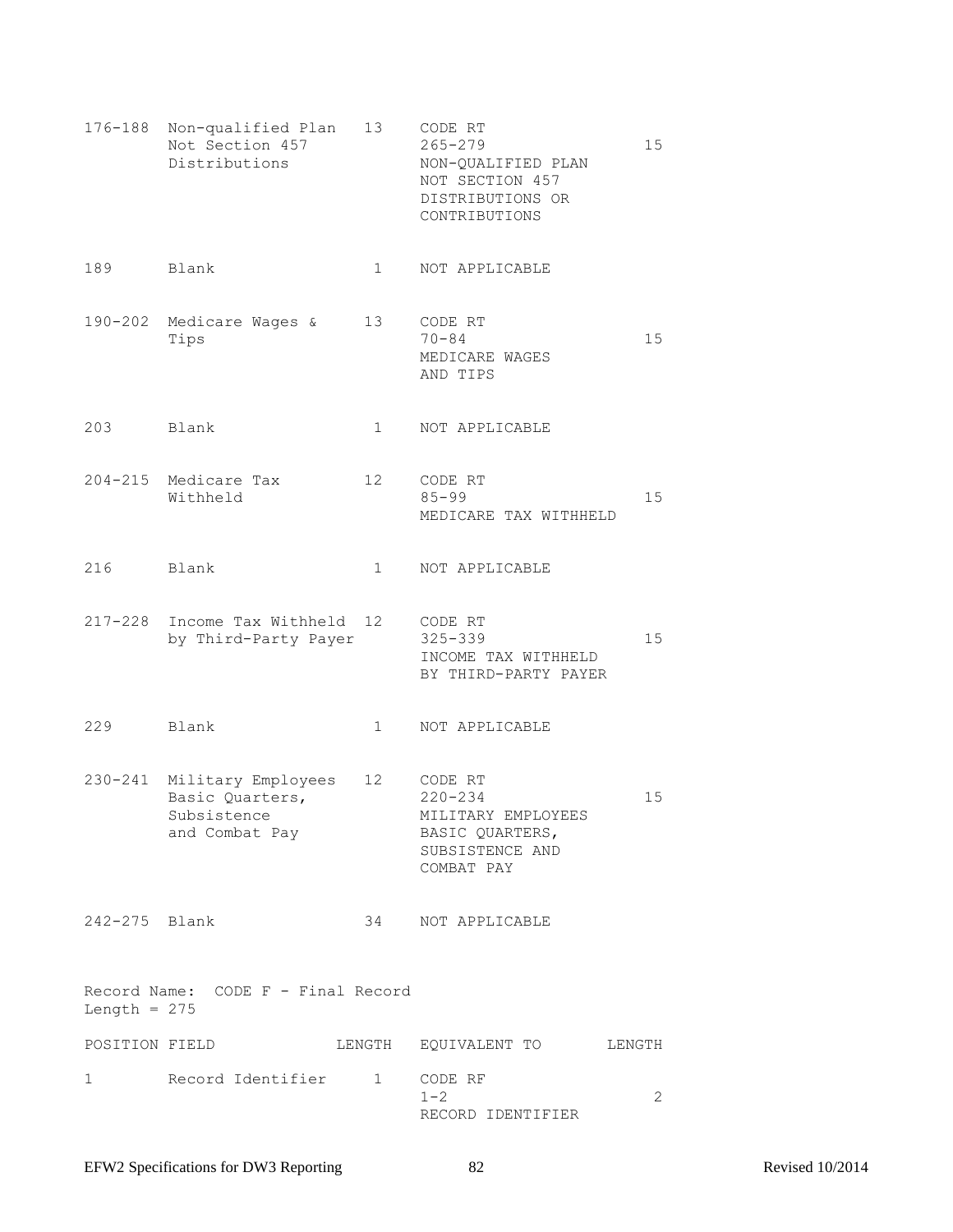| POSITION | FIELD | LENGTH | EQUIVALENT TO | LENGTH |
|---|---|---|---|---|
| 176-188 | Non-qualified Plan Not Section 457 Distributions | 13 | CODE RT 265-279 NON-QUALIFIED PLAN NOT SECTION 457 DISTRIBUTIONS OR CONTRIBUTIONS | 15 |
| 189 | Blank | 1 | NOT APPLICABLE | |
| 190-202 | Medicare Wages & Tips | 13 | CODE RT 70-84 MEDICARE WAGES AND TIPS | 15 |
| 203 | Blank | 1 | NOT APPLICABLE | |
| 204-215 | Medicare Tax Withheld | 12 | CODE RT 85-99 MEDICARE TAX WITHHELD | 15 |
| 216 | Blank | 1 | NOT APPLICABLE | |
| 217-228 | Income Tax Withheld by Third-Party Payer | 12 | CODE RT 325-339 INCOME TAX WITHHELD BY THIRD-PARTY PAYER | 15 |
| 229 | Blank | 1 | NOT APPLICABLE | |
| 230-241 | Military Employees Basic Quarters, Subsistence and Combat Pay | 12 | CODE RT 220-234 MILITARY EMPLOYEES BASIC QUARTERS, SUBSISTENCE AND COMBAT PAY | 15 |
| 242-275 | Blank | 34 | NOT APPLICABLE | |

Record Name: CODE F - Final Record
Length = 275

| POSITION | FIELD | LENGTH | EQUIVALENT TO | LENGTH |
|---|---|---|---|---|
| 1 | Record Identifier | 1 | CODE RF 1-2 RECORD IDENTIFIER | 2 |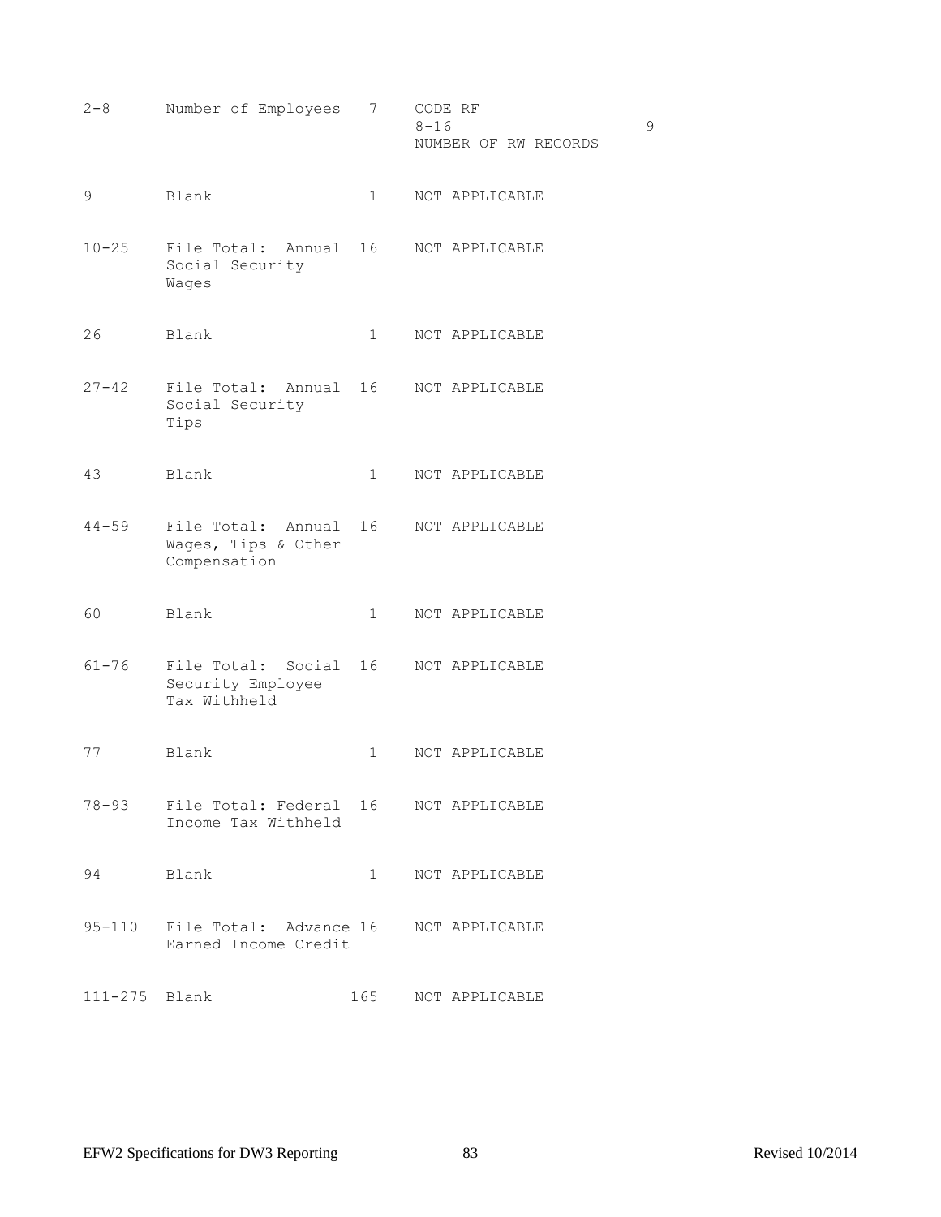| | | | | |
|---|---|---|---|---|
| 2-8 | Number of Employees | 7 | CODE RF<br>8-16<br>NUMBER OF RW RECORDS | 9 |
| 9 | Blank | 1 | NOT APPLICABLE | |
| 10-25 | File Total: Annual Social Security Wages | 16 | NOT APPLICABLE | |
| 26 | Blank | 1 | NOT APPLICABLE | |
| 27-42 | File Total: Annual Social Security Tips | 16 | NOT APPLICABLE | |
| 43 | Blank | 1 | NOT APPLICABLE | |
| 44-59 | File Total: Annual Wages, Tips & Other Compensation | 16 | NOT APPLICABLE | |
| 60 | Blank | 1 | NOT APPLICABLE | |
| 61-76 | File Total: Social Security Employee Tax Withheld | 16 | NOT APPLICABLE | |
| 77 | Blank | 1 | NOT APPLICABLE | |
| 78-93 | File Total: Federal Income Tax Withheld | 16 | NOT APPLICABLE | |
| 94 | Blank | 1 | NOT APPLICABLE | |
| 95-110 | File Total: Advance Earned Income Credit | 16 | NOT APPLICABLE | |
| 111-275 | Blank | 165 | NOT APPLICABLE | |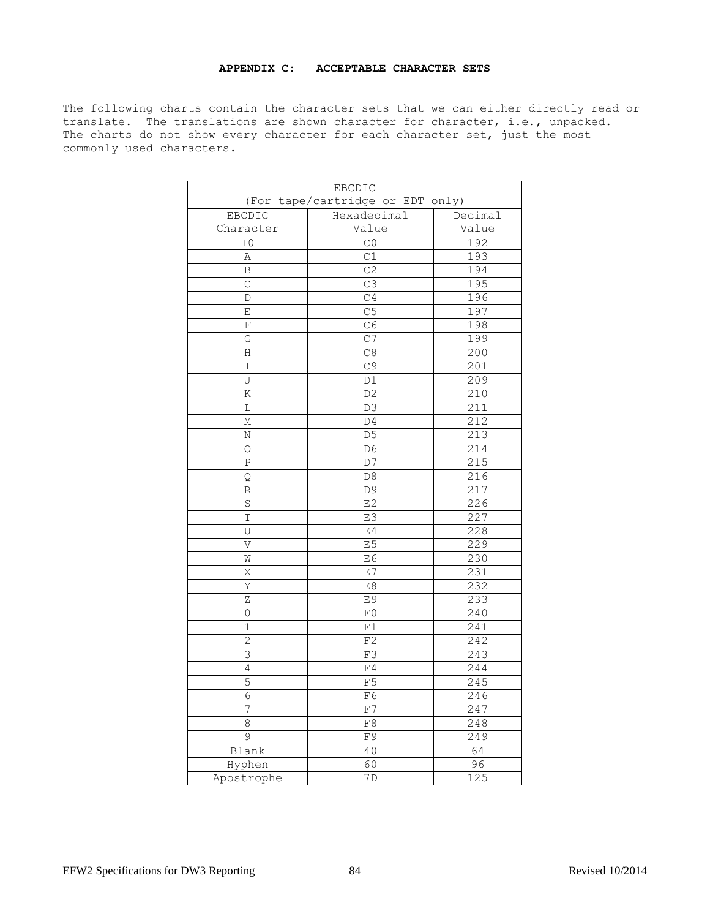## APPENDIX C: ACCEPTABLE CHARACTER SETS

The following charts contain the character sets that we can either directly read or translate. The translations are shown character for character, i.e., unpacked. The charts do not show every character for each character set, just the most commonly used characters.

| EBCDIC (For tape/cartridge or EDT only) | | |
|---|---|---|
| EBCDIC Character | Hexadecimal Value | Decimal Value |
| +0 | C0 | 192 |
| A | C1 | 193 |
| B | C2 | 194 |
| C | C3 | 195 |
| D | C4 | 196 |
| E | C5 | 197 |
| F | C6 | 198 |
| G | C7 | 199 |
| H | C8 | 200 |
| I | C9 | 201 |
| J | D1 | 209 |
| K | D2 | 210 |
| L | D3 | 211 |
| M | D4 | 212 |
| N | D5 | 213 |
| O | D6 | 214 |
| P | D7 | 215 |
| Q | D8 | 216 |
| R | D9 | 217 |
| S | E2 | 226 |
| T | E3 | 227 |
| U | E4 | 228 |
| V | E5 | 229 |
| W | E6 | 230 |
| X | E7 | 231 |
| Y | E8 | 232 |
| Z | E9 | 233 |
| 0 | F0 | 240 |
| 1 | F1 | 241 |
| 2 | F2 | 242 |
| 3 | F3 | 243 |
| 4 | F4 | 244 |
| 5 | F5 | 245 |
| 6 | F6 | 246 |
| 7 | F7 | 247 |
| 8 | F8 | 248 |
| 9 | F9 | 249 |
| Blank | 40 | 64 |
| Hyphen | 60 | 96 |
| Apostrophe | 7D | 125 |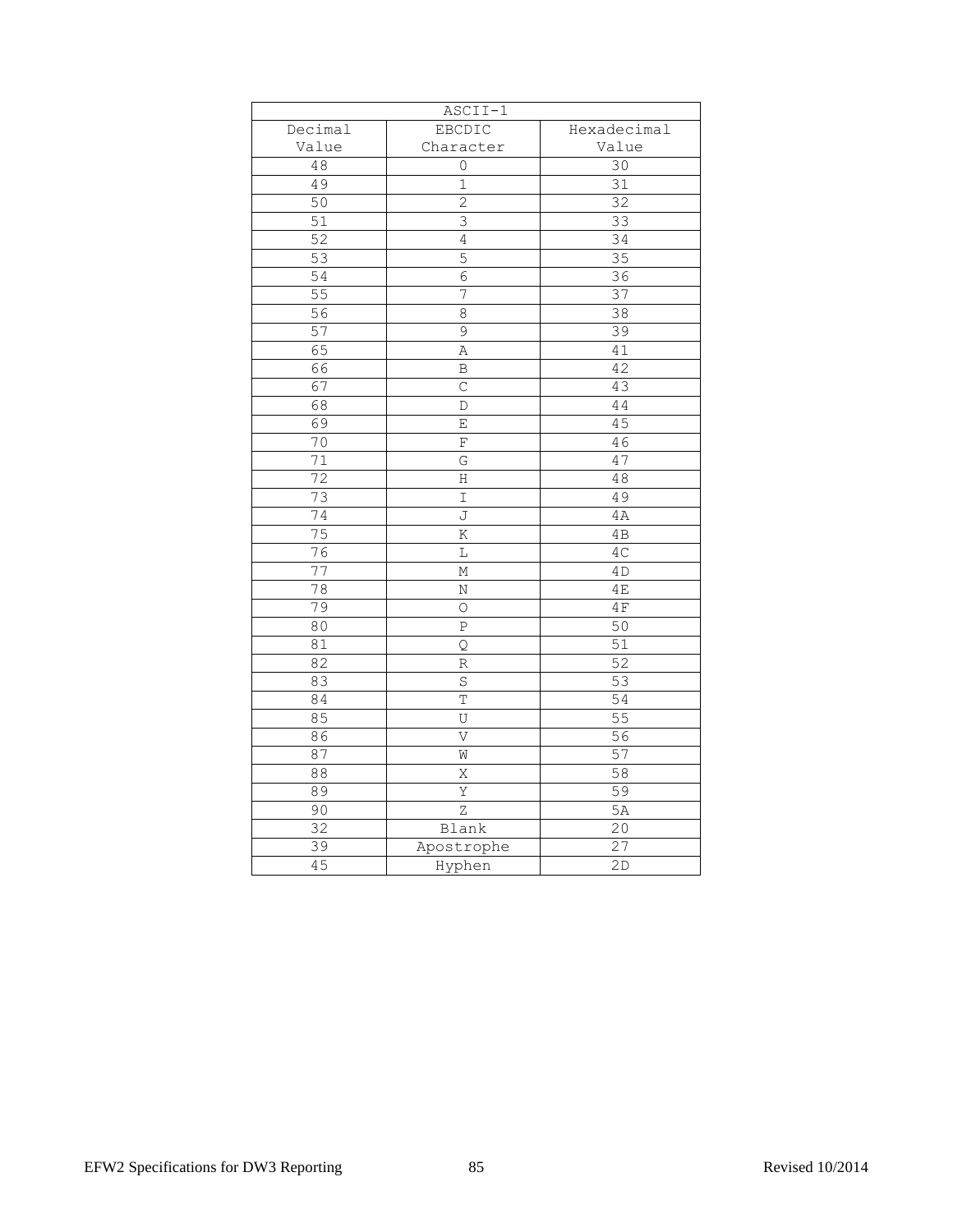| ASCII-1 | | |
|---|---|---|
| Decimal Value | EBCDIC Character | Hexadecimal Value |
| 48 | 0 | 30 |
| 49 | 1 | 31 |
| 50 | 2 | 32 |
| 51 | 3 | 33 |
| 52 | 4 | 34 |
| 53 | 5 | 35 |
| 54 | 6 | 36 |
| 55 | 7 | 37 |
| 56 | 8 | 38 |
| 57 | 9 | 39 |
| 65 | A | 41 |
| 66 | B | 42 |
| 67 | C | 43 |
| 68 | D | 44 |
| 69 | E | 45 |
| 70 | F | 46 |
| 71 | G | 47 |
| 72 | H | 48 |
| 73 | I | 49 |
| 74 | J | 4A |
| 75 | K | 4B |
| 76 | L | 4C |
| 77 | M | 4D |
| 78 | N | 4E |
| 79 | O | 4F |
| 80 | P | 50 |
| 81 | Q | 51 |
| 82 | R | 52 |
| 83 | S | 53 |
| 84 | T | 54 |
| 85 | U | 55 |
| 86 | V | 56 |
| 87 | W | 57 |
| 88 | X | 58 |
| 89 | Y | 59 |
| 90 | Z | 5A |
| 32 | Blank | 20 |
| 39 | Apostrophe | 27 |
| 45 | Hyphen | 2D |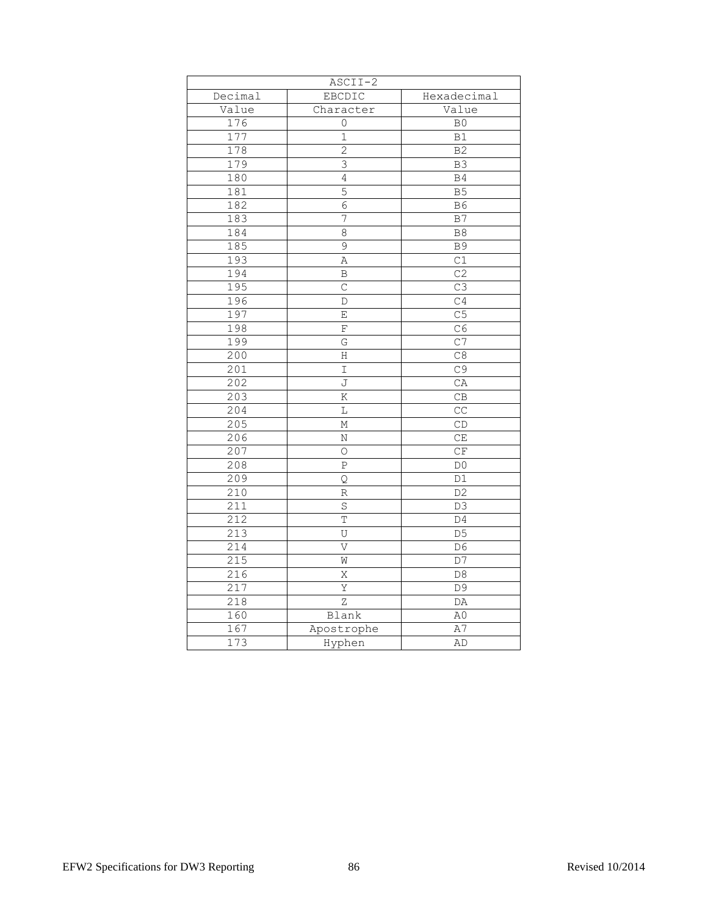| ASCII-2 | | |
|---|---|---|
| Decimal Value | EBCDIC Character | Hexadecimal Value |
| 176 | 0 | B0 |
| 177 | 1 | B1 |
| 178 | 2 | B2 |
| 179 | 3 | B3 |
| 180 | 4 | B4 |
| 181 | 5 | B5 |
| 182 | 6 | B6 |
| 183 | 7 | B7 |
| 184 | 8 | B8 |
| 185 | 9 | B9 |
| 193 | A | C1 |
| 194 | B | C2 |
| 195 | C | C3 |
| 196 | D | C4 |
| 197 | E | C5 |
| 198 | F | C6 |
| 199 | G | C7 |
| 200 | H | C8 |
| 201 | I | C9 |
| 202 | J | CA |
| 203 | K | CB |
| 204 | L | CC |
| 205 | M | CD |
| 206 | N | CE |
| 207 | O | CF |
| 208 | P | D0 |
| 209 | Q | D1 |
| 210 | R | D2 |
| 211 | S | D3 |
| 212 | T | D4 |
| 213 | U | D5 |
| 214 | V | D6 |
| 215 | W | D7 |
| 216 | X | D8 |
| 217 | Y | D9 |
| 218 | Z | DA |
| 160 | Blank | A0 |
| 167 | Apostrophe | A7 |
| 173 | Hyphen | AD |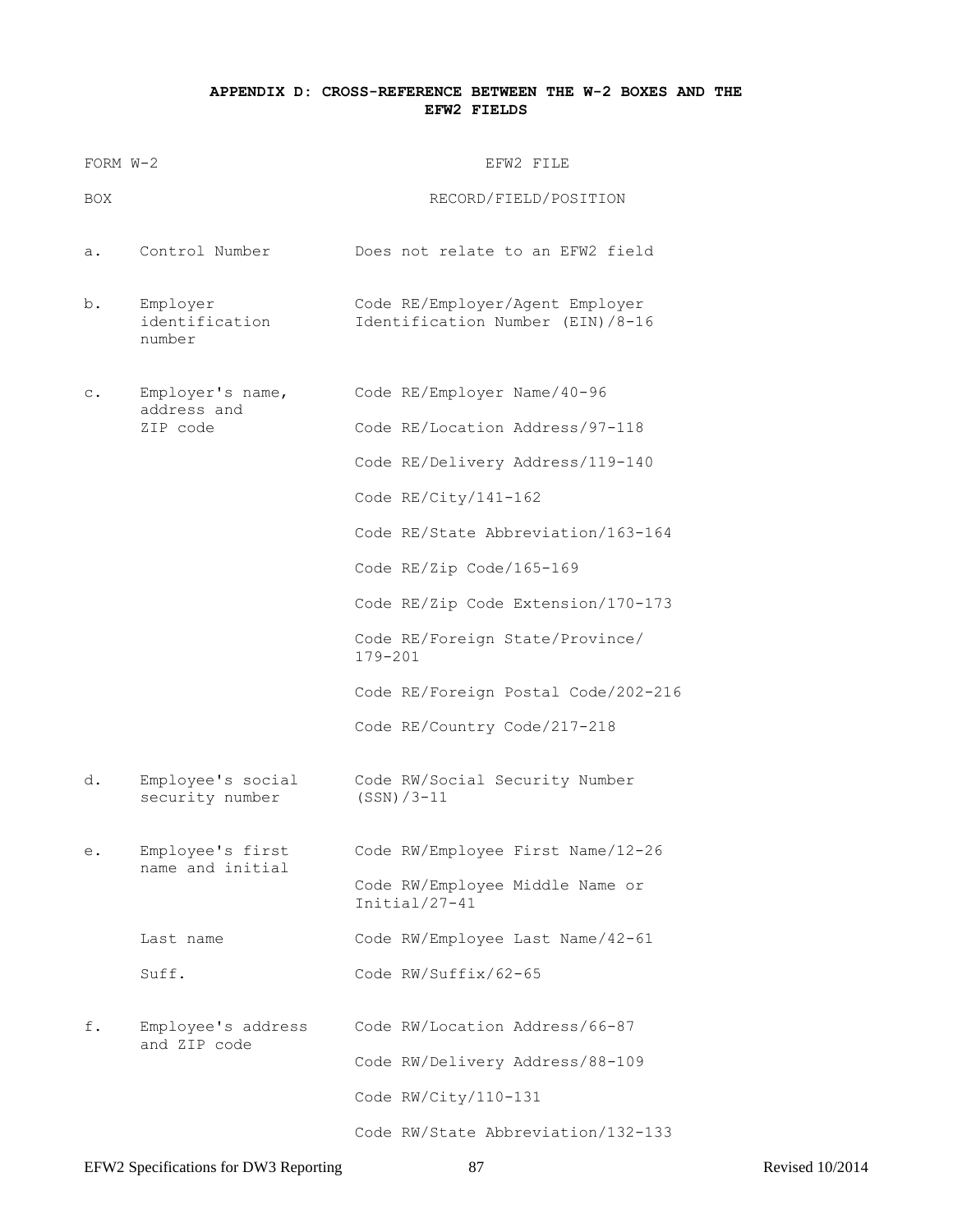## APPENDIX D: CROSS-REFERENCE BETWEEN THE W-2 BOXES AND THE EFW2 FIELDS

| FORM W-2 BOX | | EFW2 FILE RECORD/FIELD/POSITION |
|---|---|---|
| a. | Control Number | Does not relate to an EFW2 field |
| b. | Employer identification number | Code RE/Employer/Agent Employer Identification Number (EIN)/8-16 |
| c. | Employer's name, address and ZIP code | Code RE/Employer Name/40-96 |
| | | Code RE/Location Address/97-118 |
| | | Code RE/Delivery Address/119-140 |
| | | Code RE/City/141-162 |
| | | Code RE/State Abbreviation/163-164 |
| | | Code RE/Zip Code/165-169 |
| | | Code RE/Zip Code Extension/170-173 |
| | | Code RE/Foreign State/Province/ 179-201 |
| | | Code RE/Foreign Postal Code/202-216 |
| | | Code RE/Country Code/217-218 |
| d. | Employee's social security number | Code RW/Social Security Number (SSN)/3-11 |
| e. | Employee's first name and initial | Code RW/Employee First Name/12-26 |
| | | Code RW/Employee Middle Name or Initial/27-41 |
| | Last name | Code RW/Employee Last Name/42-61 |
| | Suff. | Code RW/Suffix/62-65 |
| f. | Employee's address and ZIP code | Code RW/Location Address/66-87 |
| | | Code RW/Delivery Address/88-109 |
| | | Code RW/City/110-131 |
| | | Code RW/State Abbreviation/132-133 |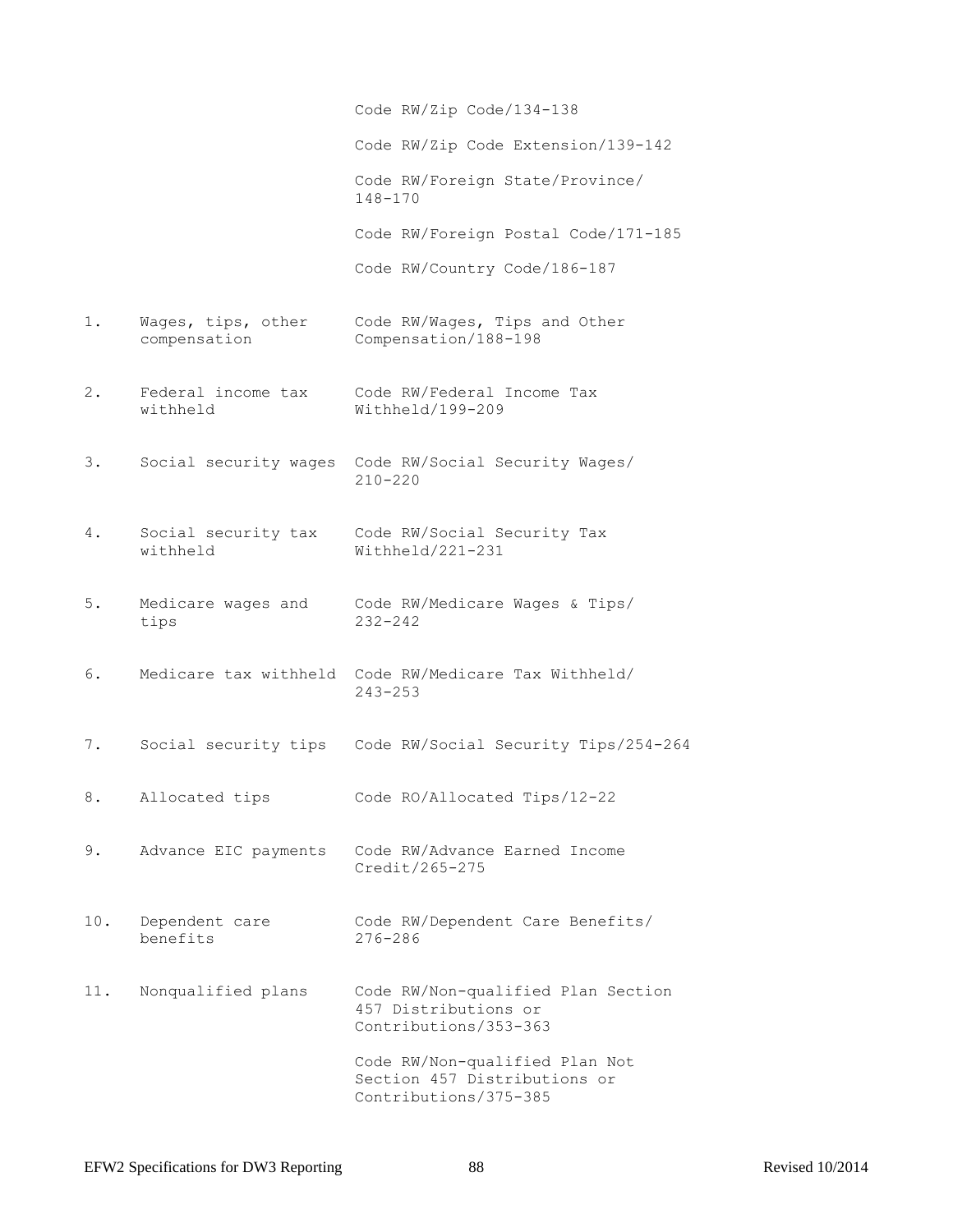| | | |
|---|---|---|
| | | Code RW/Zip Code/134-138 |
| | | Code RW/Zip Code Extension/139-142 |
| | | Code RW/Foreign State/Province/ 148-170 |
| | | Code RW/Foreign Postal Code/171-185 |
| | | Code RW/Country Code/186-187 |
| 1. | Wages, tips, other compensation | Code RW/Wages, Tips and Other Compensation/188-198 |
| 2. | Federal income tax withheld | Code RW/Federal Income Tax Withheld/199-209 |
| 3. | Social security wages | Code RW/Social Security Wages/ 210-220 |
| 4. | Social security tax withheld | Code RW/Social Security Tax Withheld/221-231 |
| 5. | Medicare wages and tips | Code RW/Medicare Wages & Tips/ 232-242 |
| 6. | Medicare tax withheld | Code RW/Medicare Tax Withheld/ 243-253 |
| 7. | Social security tips | Code RW/Social Security Tips/254-264 |
| 8. | Allocated tips | Code RO/Allocated Tips/12-22 |
| 9. | Advance EIC payments | Code RW/Advance Earned Income Credit/265-275 |
| 10. | Dependent care benefits | Code RW/Dependent Care Benefits/ 276-286 |
| 11. | Nonqualified plans | Code RW/Non-qualified Plan Section 457 Distributions or Contributions/353-363 |
| | | Code RW/Non-qualified Plan Not Section 457 Distributions or Contributions/375-385 |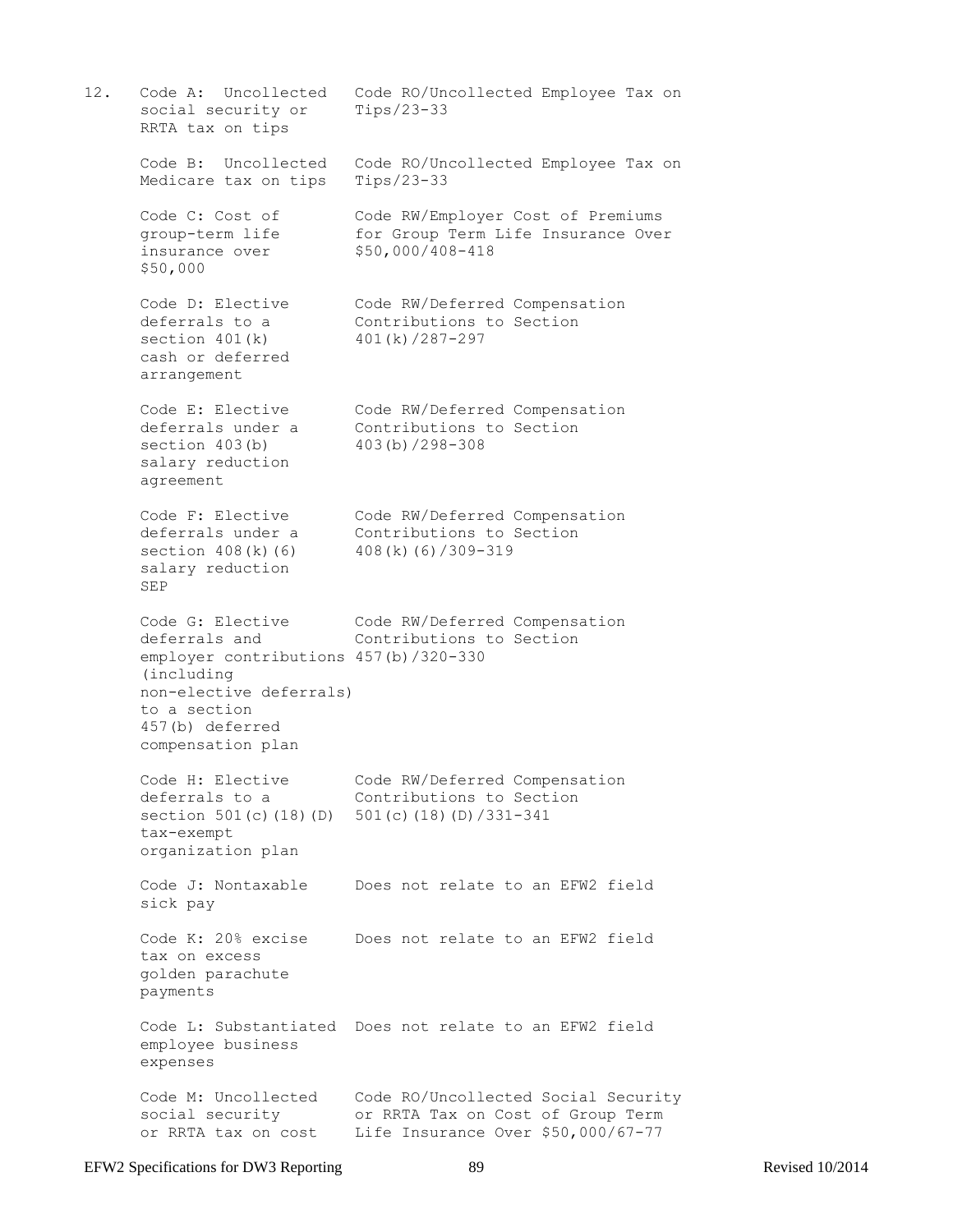12. 

| | |
|---|---|
| Code A: Uncollected social security or RRTA tax on tips | Code RO/Uncollected Employee Tax on Tips/23-33 |
| Code B: Uncollected Medicare tax on tips | Code RO/Uncollected Employee Tax on Tips/23-33 |
| Code C: Cost of group-term life insurance over $50,000 | Code RW/Employer Cost of Premiums for Group Term Life Insurance Over $50,000/408-418 |
| Code D: Elective deferrals to a section 401(k) cash or deferred arrangement | Code RW/Deferred Compensation Contributions to Section 401(k)/287-297 |
| Code E: Elective deferrals under a section 403(b) salary reduction agreement | Code RW/Deferred Compensation Contributions to Section 403(b)/298-308 |
| Code F: Elective deferrals under a section 408(k)(6) salary reduction SEP | Code RW/Deferred Compensation Contributions to Section 408(k)(6)/309-319 |
| Code G: Elective deferrals and employer contributions (including non-elective deferrals) to a section 457(b) deferred compensation plan | Code RW/Deferred Compensation Contributions to Section 457(b)/320-330 |
| Code H: Elective deferrals to a section 501(c)(18)(D) tax-exempt organization plan | Code RW/Deferred Compensation Contributions to Section 501(c)(18)(D)/331-341 |
| Code J: Nontaxable sick pay | Does not relate to an EFW2 field |
| Code K: 20% excise tax on excess golden parachute payments | Does not relate to an EFW2 field |
| Code L: Substantiated employee business expenses | Does not relate to an EFW2 field |
| Code M: Uncollected social security or RRTA tax on cost | Code RO/Uncollected Social Security or RRTA Tax on Cost of Group Term Life Insurance Over $50,000/67-77 |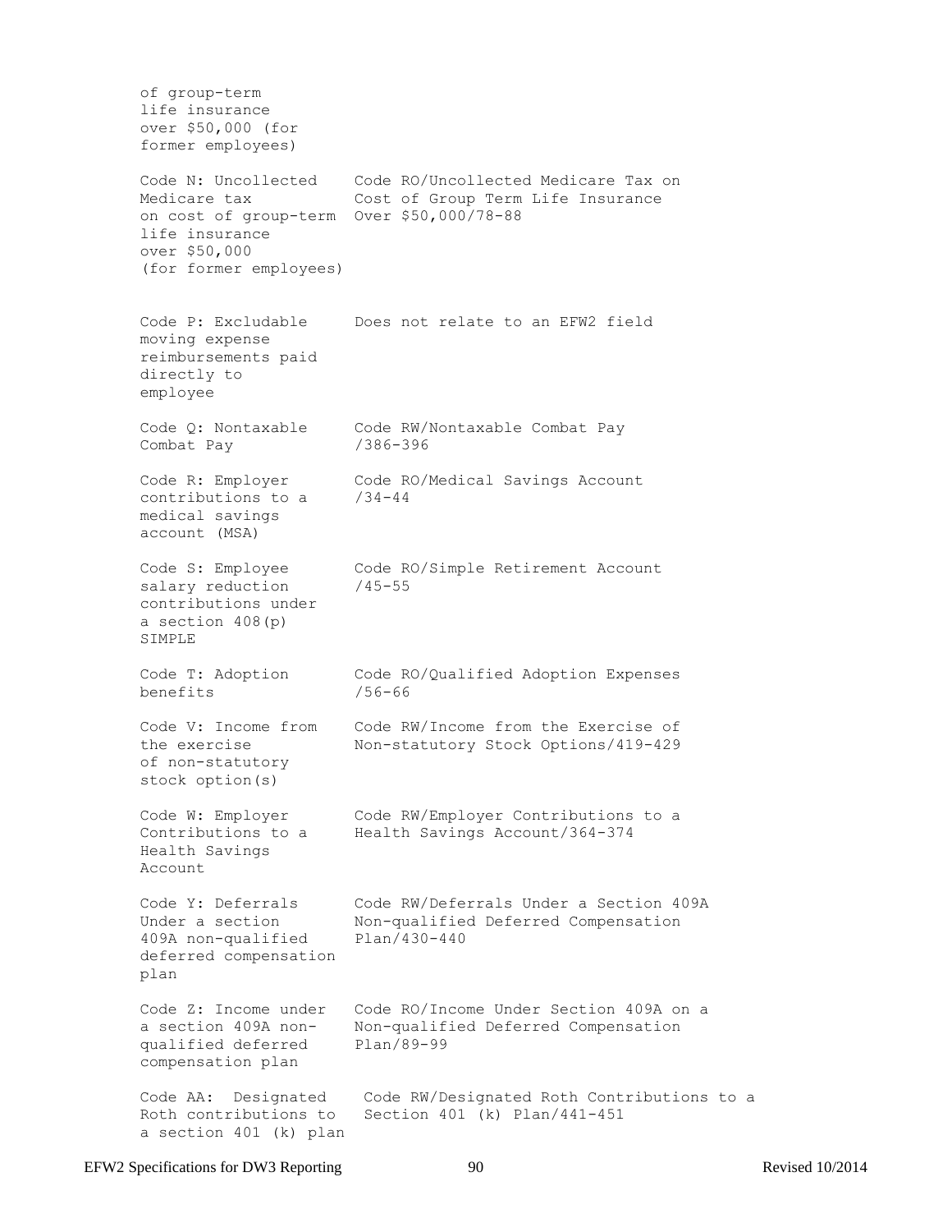| | |
|---|---|
| of group-term life insurance over $50,000 (for former employees) | |
| Code N: Uncollected Medicare tax on cost of group-term life insurance over $50,000 (for former employees) | Code RO/Uncollected Medicare Tax on Cost of Group Term Life Insurance Over $50,000/78-88 |
| Code P: Excludable moving expense reimbursements paid directly to employee | Does not relate to an EFW2 field |
| Code Q: Nontaxable Combat Pay | Code RW/Nontaxable Combat Pay /386-396 |
| Code R: Employer contributions to a medical savings account (MSA) | Code RO/Medical Savings Account /34-44 |
| Code S: Employee salary reduction contributions under a section 408(p) SIMPLE | Code RO/Simple Retirement Account /45-55 |
| Code T: Adoption benefits | Code RO/Qualified Adoption Expenses /56-66 |
| Code V: Income from the exercise of non-statutory stock option(s) | Code RW/Income from the Exercise of Non-statutory Stock Options/419-429 |
| Code W: Employer Contributions to a Health Savings Account | Code RW/Employer Contributions to a Health Savings Account/364-374 |
| Code Y: Deferrals Under a section 409A non-qualified deferred compensation plan | Code RW/Deferrals Under a Section 409A Non-qualified Deferred Compensation Plan/430-440 |
| Code Z: Income under a section 409A non-qualified deferred compensation plan | Code RO/Income Under Section 409A on a Non-qualified Deferred Compensation Plan/89-99 |
| Code AA: Designated Roth contributions to a section 401 (k) plan | Code RW/Designated Roth Contributions to a Section 401 (k) Plan/441-451 |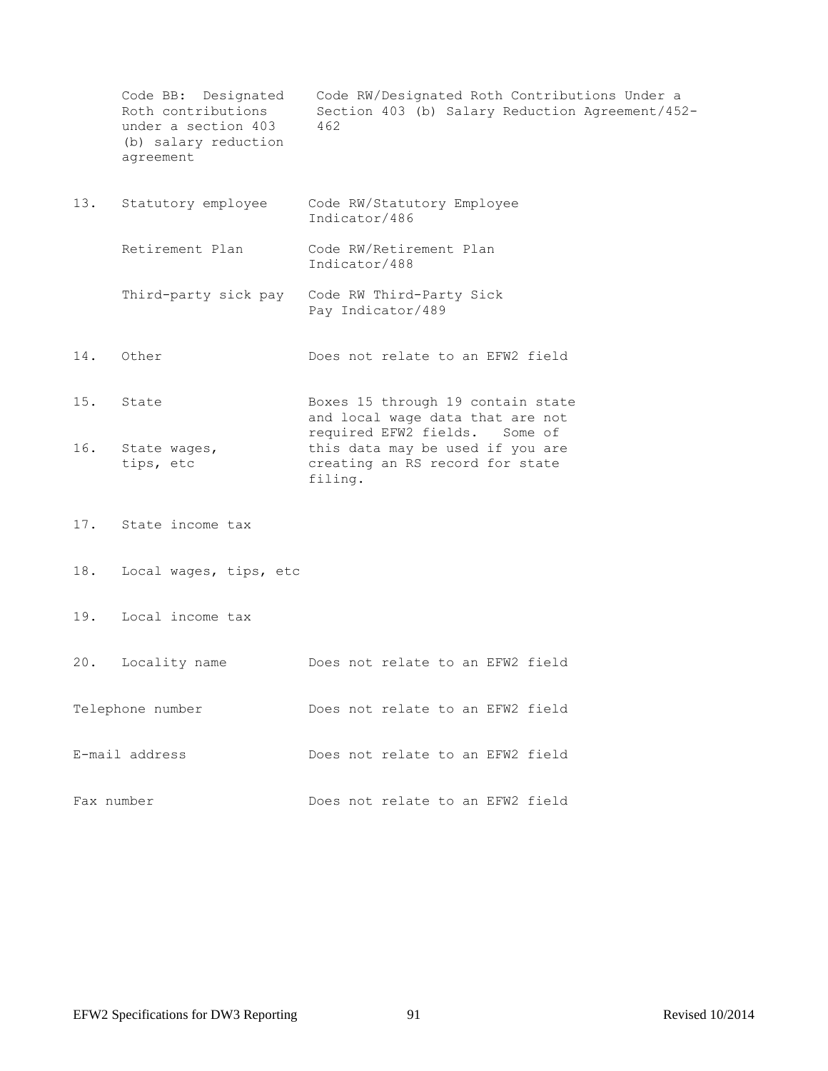| | Form W-2 Box | EFW2 Field |
|---|---|---|
| | Code BB: Designated Roth contributions under a section 403 (b) salary reduction agreement | Code RW/Designated Roth Contributions Under a Section 403 (b) Salary Reduction Agreement/452-462 |
| 13. | Statutory employee | Code RW/Statutory Employee Indicator/486 |
| | Retirement Plan | Code RW/Retirement Plan Indicator/488 |
| | Third-party sick pay | Code RW Third-Party Sick Pay Indicator/489 |
| 14. | Other | Does not relate to an EFW2 field |
| 15. | State | Boxes 15 through 19 contain state and local wage data that are not required EFW2 fields. Some of this data may be used if you are creating an RS record for state filing. |
| 16. | State wages, tips, etc | |
| 17. | State income tax | |
| 18. | Local wages, tips, etc | |
| 19. | Local income tax | |
| 20. | Locality name | Does not relate to an EFW2 field |
| | Telephone number | Does not relate to an EFW2 field |
| | E-mail address | Does not relate to an EFW2 field |
| | Fax number | Does not relate to an EFW2 field |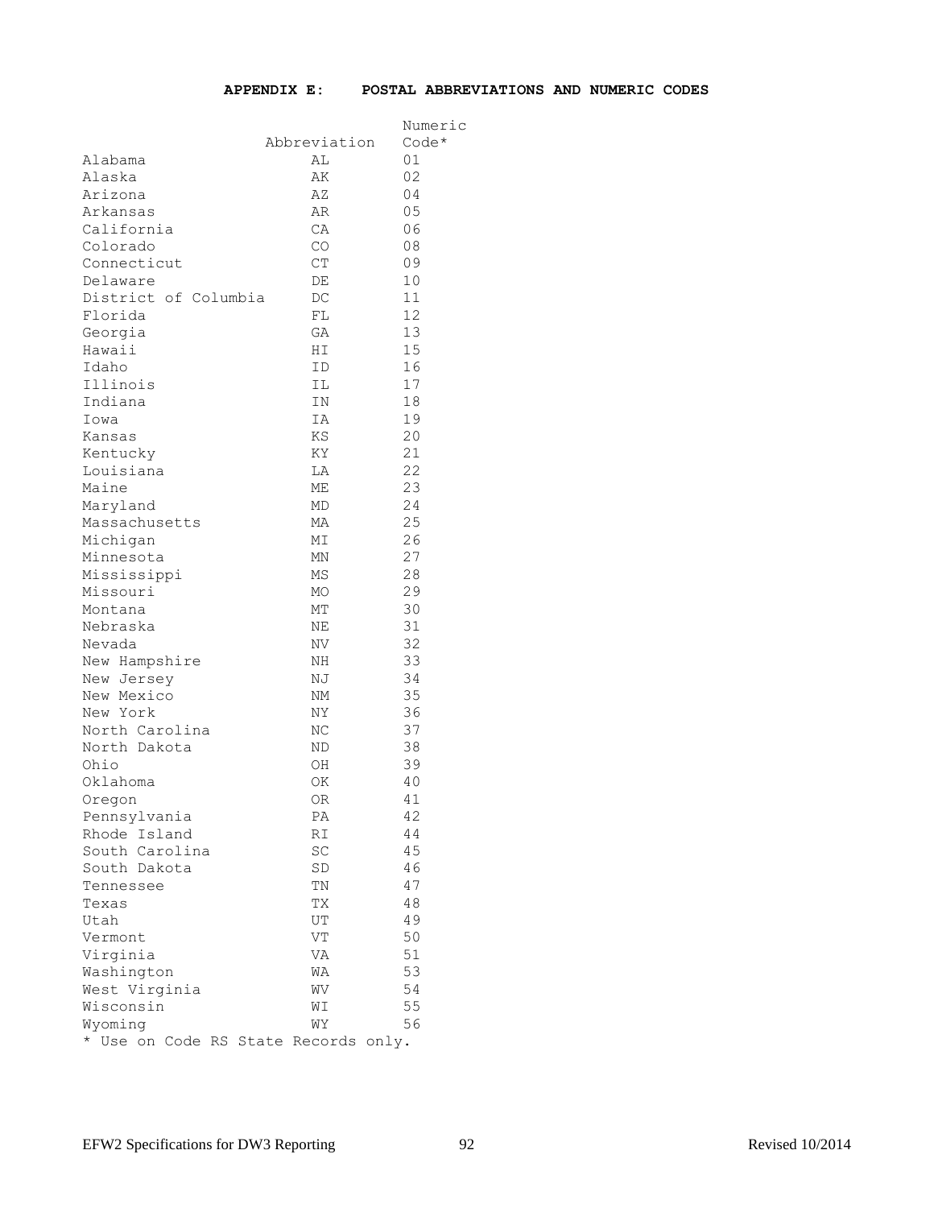## APPENDIX E: POSTAL ABBREVIATIONS AND NUMERIC CODES

| | Abbreviation | Numeric Code* |
|---|---|---|
| Alabama | AL | 01 |
| Alaska | AK | 02 |
| Arizona | AZ | 04 |
| Arkansas | AR | 05 |
| California | CA | 06 |
| Colorado | CO | 08 |
| Connecticut | CT | 09 |
| Delaware | DE | 10 |
| District of Columbia | DC | 11 |
| Florida | FL | 12 |
| Georgia | GA | 13 |
| Hawaii | HI | 15 |
| Idaho | ID | 16 |
| Illinois | IL | 17 |
| Indiana | IN | 18 |
| Iowa | IA | 19 |
| Kansas | KS | 20 |
| Kentucky | KY | 21 |
| Louisiana | LA | 22 |
| Maine | ME | 23 |
| Maryland | MD | 24 |
| Massachusetts | MA | 25 |
| Michigan | MI | 26 |
| Minnesota | MN | 27 |
| Mississippi | MS | 28 |
| Missouri | MO | 29 |
| Montana | MT | 30 |
| Nebraska | NE | 31 |
| Nevada | NV | 32 |
| New Hampshire | NH | 33 |
| New Jersey | NJ | 34 |
| New Mexico | NM | 35 |
| New York | NY | 36 |
| North Carolina | NC | 37 |
| North Dakota | ND | 38 |
| Ohio | OH | 39 |
| Oklahoma | OK | 40 |
| Oregon | OR | 41 |
| Pennsylvania | PA | 42 |
| Rhode Island | RI | 44 |
| South Carolina | SC | 45 |
| South Dakota | SD | 46 |
| Tennessee | TN | 47 |
| Texas | TX | 48 |
| Utah | UT | 49 |
| Vermont | VT | 50 |
| Virginia | VA | 51 |
| Washington | WA | 53 |
| West Virginia | WV | 54 |
| Wisconsin | WI | 55 |
| Wyoming | WY | 56 |

* Use on Code RS State Records only.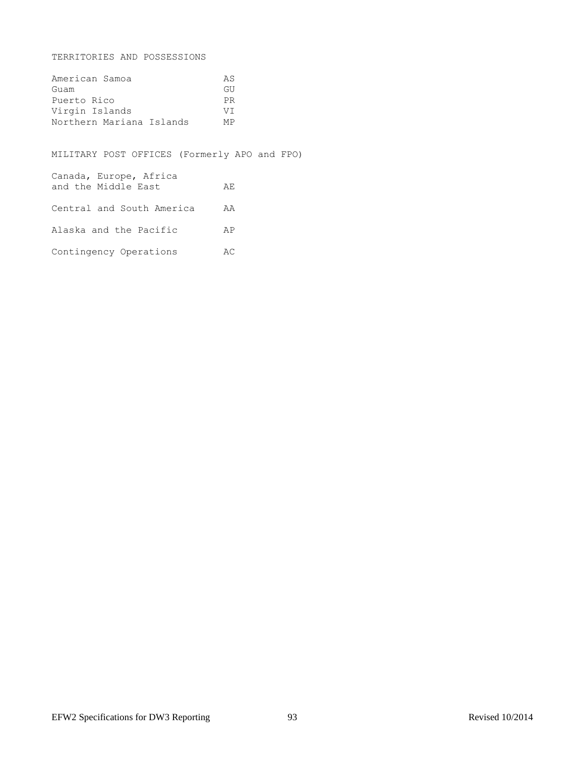TERRITORIES AND POSSESSIONS

| | |
|---|---|
| American Samoa | AS |
| Guam | GU |
| Puerto Rico | PR |
| Virgin Islands | VI |
| Northern Mariana Islands | MP |

MILITARY POST OFFICES (Formerly APO and FPO)

| | |
|---|---|
| Canada, Europe, Africa and the Middle East | AE |
| Central and South America | AA |
| Alaska and the Pacific | AP |
| Contingency Operations | AC |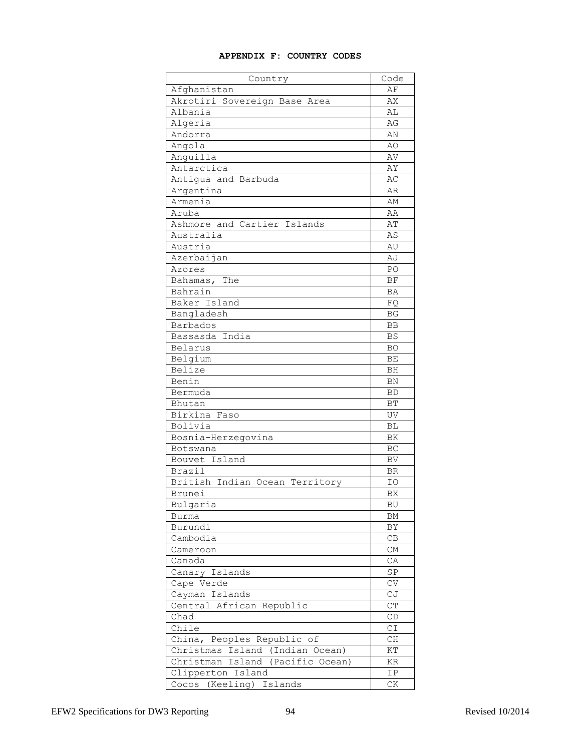**APPENDIX F: COUNTRY CODES**

| Country | Code |
|---|---|
| Afghanistan | AF |
| Akrotiri Sovereign Base Area | AX |
| Albania | AL |
| Algeria | AG |
| Andorra | AN |
| Angola | AO |
| Anguilla | AV |
| Antarctica | AY |
| Antigua and Barbuda | AC |
| Argentina | AR |
| Armenia | AM |
| Aruba | AA |
| Ashmore and Cartier Islands | AT |
| Australia | AS |
| Austria | AU |
| Azerbaijan | AJ |
| Azores | PO |
| Bahamas, The | BF |
| Bahrain | BA |
| Baker Island | FQ |
| Bangladesh | BG |
| Barbados | BB |
| Bassasda India | BS |
| Belarus | BO |
| Belgium | BE |
| Belize | BH |
| Benin | BN |
| Bermuda | BD |
| Bhutan | BT |
| Birkina Faso | UV |
| Bolivia | BL |
| Bosnia-Herzegovina | BK |
| Botswana | BC |
| Bouvet Island | BV |
| Brazil | BR |
| British Indian Ocean Territory | IO |
| Brunei | BX |
| Bulgaria | BU |
| Burma | BM |
| Burundi | BY |
| Cambodia | CB |
| Cameroon | CM |
| Canada | CA |
| Canary Islands | SP |
| Cape Verde | CV |
| Cayman Islands | CJ |
| Central African Republic | CT |
| Chad | CD |
| Chile | CI |
| China, Peoples Republic of | CH |
| Christmas Island (Indian Ocean) | KT |
| Christman Island (Pacific Ocean) | KR |
| Clipperton Island | IP |
| Cocos (Keeling) Islands | CK |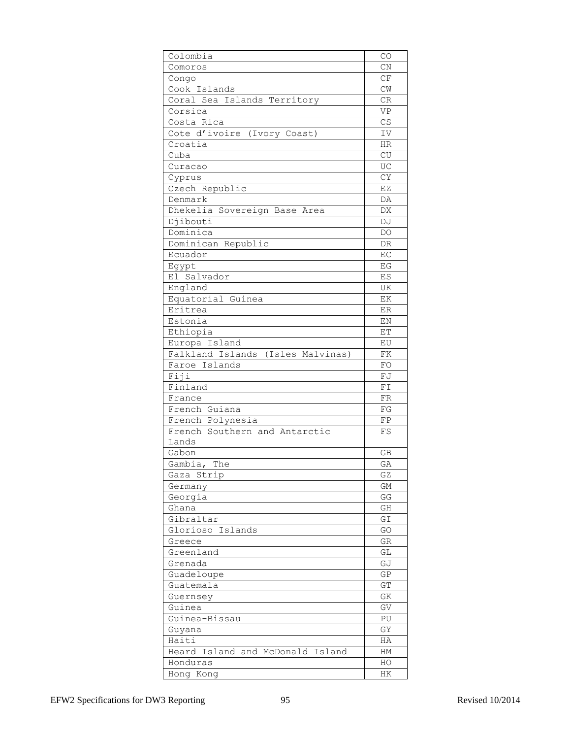| Colombia | CO |
|---|---|
| Comoros | CN |
| Congo | CF |
| Cook Islands | CW |
| Coral Sea Islands Territory | CR |
| Corsica | VP |
| Costa Rica | CS |
| Cote d'ivoire (Ivory Coast) | IV |
| Croatia | HR |
| Cuba | CU |
| Curacao | UC |
| Cyprus | CY |
| Czech Republic | EZ |
| Denmark | DA |
| Dhekelia Sovereign Base Area | DX |
| Djibouti | DJ |
| Dominica | DO |
| Dominican Republic | DR |
| Ecuador | EC |
| Egypt | EG |
| El Salvador | ES |
| England | UK |
| Equatorial Guinea | EK |
| Eritrea | ER |
| Estonia | EN |
| Ethiopia | ET |
| Europa Island | EU |
| Falkland Islands (Isles Malvinas) | FK |
| Faroe Islands | FO |
| Fiji | FJ |
| Finland | FI |
| France | FR |
| French Guiana | FG |
| French Polynesia | FP |
| French Southern and Antarctic Lands | FS |
| Gabon | GB |
| Gambia, The | GA |
| Gaza Strip | GZ |
| Germany | GM |
| Georgia | GG |
| Ghana | GH |
| Gibraltar | GI |
| Glorioso Islands | GO |
| Greece | GR |
| Greenland | GL |
| Grenada | GJ |
| Guadeloupe | GP |
| Guatemala | GT |
| Guernsey | GK |
| Guinea | GV |
| Guinea-Bissau | PU |
| Guyana | GY |
| Haiti | HA |
| Heard Island and McDonald Island | HM |
| Honduras | HO |
| Hong Kong | HK |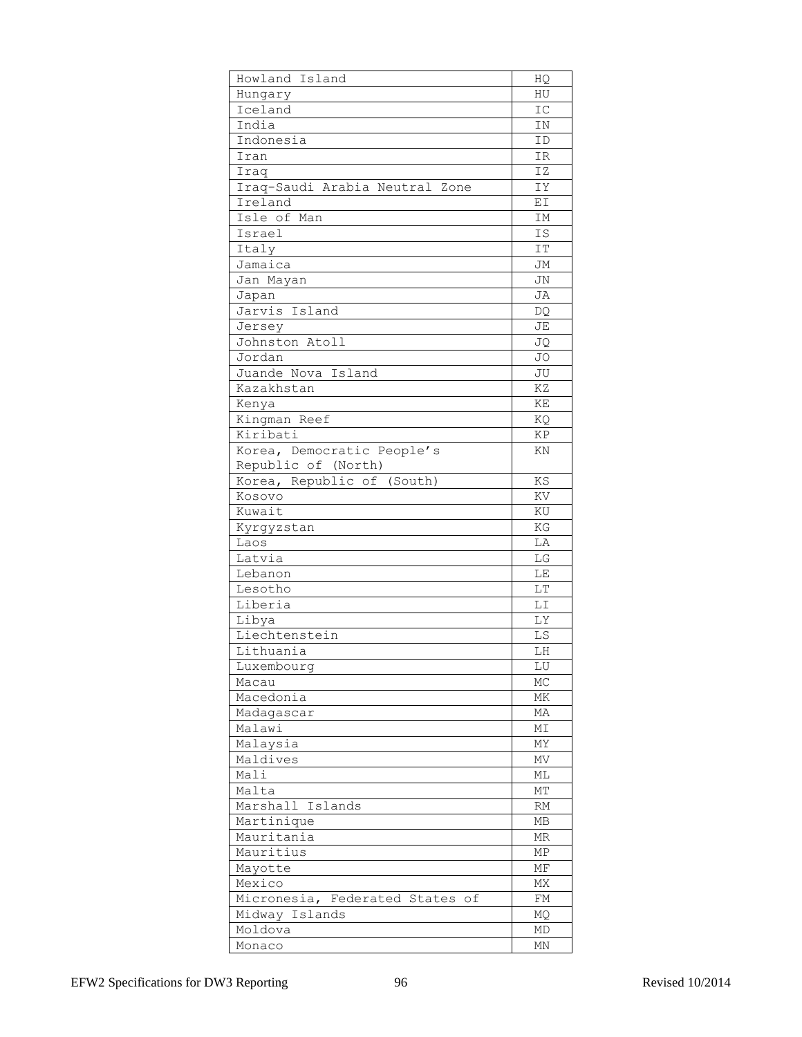| | |
|---|---|
| Howland Island | HQ |
| Hungary | HU |
| Iceland | IC |
| India | IN |
| Indonesia | ID |
| Iran | IR |
| Iraq | IZ |
| Iraq-Saudi Arabia Neutral Zone | IY |
| Ireland | EI |
| Isle of Man | IM |
| Israel | IS |
| Italy | IT |
| Jamaica | JM |
| Jan Mayan | JN |
| Japan | JA |
| Jarvis Island | DQ |
| Jersey | JE |
| Johnston Atoll | JQ |
| Jordan | JO |
| Juande Nova Island | JU |
| Kazakhstan | KZ |
| Kenya | KE |
| Kingman Reef | KQ |
| Kiribati | KP |
| Korea, Democratic People's Republic of (North) | KN |
| Korea, Republic of (South) | KS |
| Kosovo | KV |
| Kuwait | KU |
| Kyrgyzstan | KG |
| Laos | LA |
| Latvia | LG |
| Lebanon | LE |
| Lesotho | LT |
| Liberia | LI |
| Libya | LY |
| Liechtenstein | LS |
| Lithuania | LH |
| Luxembourg | LU |
| Macau | MC |
| Macedonia | MK |
| Madagascar | MA |
| Malawi | MI |
| Malaysia | MY |
| Maldives | MV |
| Mali | ML |
| Malta | MT |
| Marshall Islands | RM |
| Martinique | MB |
| Mauritania | MR |
| Mauritius | MP |
| Mayotte | MF |
| Mexico | MX |
| Micronesia, Federated States of | FM |
| Midway Islands | MQ |
| Moldova | MD |
| Monaco | MN |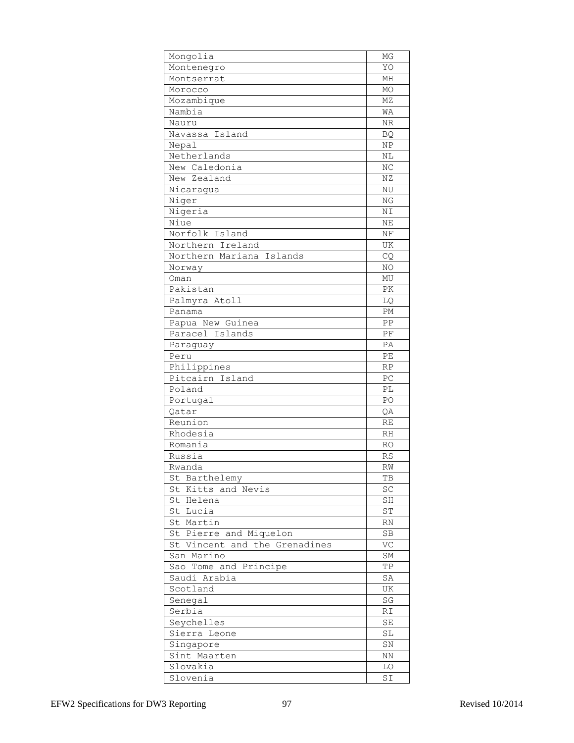| | |
|---|---|
| Mongolia | MG |
| Montenegro | YO |
| Montserrat | MH |
| Morocco | MO |
| Mozambique | MZ |
| Nambia | WA |
| Nauru | NR |
| Navassa Island | BQ |
| Nepal | NP |
| Netherlands | NL |
| New Caledonia | NC |
| New Zealand | NZ |
| Nicaragua | NU |
| Niger | NG |
| Nigeria | NI |
| Niue | NE |
| Norfolk Island | NF |
| Northern Ireland | UK |
| Northern Mariana Islands | CQ |
| Norway | NO |
| Oman | MU |
| Pakistan | PK |
| Palmyra Atoll | LQ |
| Panama | PM |
| Papua New Guinea | PP |
| Paracel Islands | PF |
| Paraguay | PA |
| Peru | PE |
| Philippines | RP |
| Pitcairn Island | PC |
| Poland | PL |
| Portugal | PO |
| Qatar | QA |
| Reunion | RE |
| Rhodesia | RH |
| Romania | RO |
| Russia | RS |
| Rwanda | RW |
| St Barthelemy | TB |
| St Kitts and Nevis | SC |
| St Helena | SH |
| St Lucia | ST |
| St Martin | RN |
| St Pierre and Miquelon | SB |
| St Vincent and the Grenadines | VC |
| San Marino | SM |
| Sao Tome and Principe | TP |
| Saudi Arabia | SA |
| Scotland | UK |
| Senegal | SG |
| Serbia | RI |
| Seychelles | SE |
| Sierra Leone | SL |
| Singapore | SN |
| Sint Maarten | NN |
| Slovakia | LO |
| Slovenia | SI |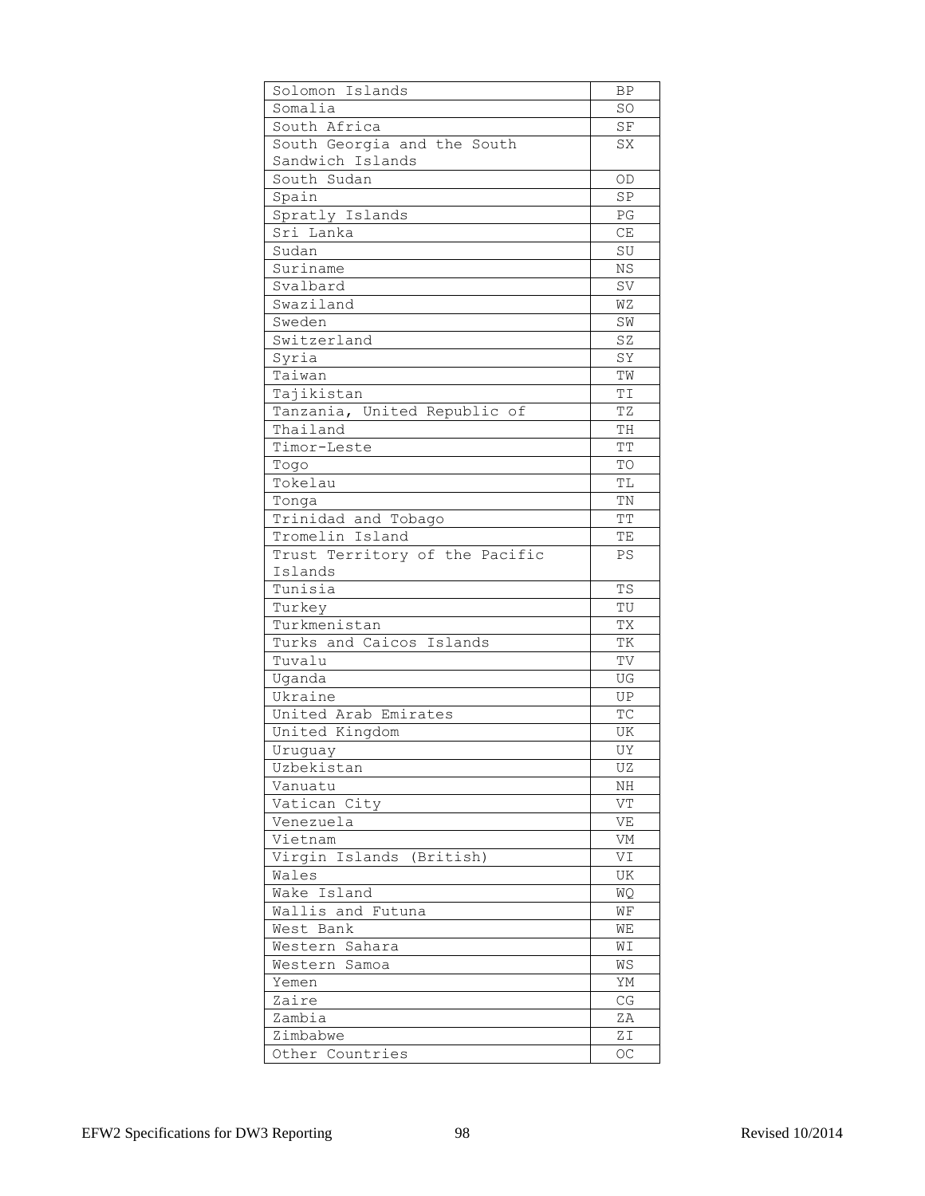| | |
|---|---|
| Solomon Islands | BP |
| Somalia | SO |
| South Africa | SF |
| South Georgia and the South Sandwich Islands | SX |
| South Sudan | OD |
| Spain | SP |
| Spratly Islands | PG |
| Sri Lanka | CE |
| Sudan | SU |
| Suriname | NS |
| Svalbard | SV |
| Swaziland | WZ |
| Sweden | SW |
| Switzerland | SZ |
| Syria | SY |
| Taiwan | TW |
| Tajikistan | TI |
| Tanzania, United Republic of | TZ |
| Thailand | TH |
| Timor-Leste | TT |
| Togo | TO |
| Tokelau | TL |
| Tonga | TN |
| Trinidad and Tobago | TT |
| Tromelin Island | TE |
| Trust Territory of the Pacific Islands | PS |
| Tunisia | TS |
| Turkey | TU |
| Turkmenistan | TX |
| Turks and Caicos Islands | TK |
| Tuvalu | TV |
| Uganda | UG |
| Ukraine | UP |
| United Arab Emirates | TC |
| United Kingdom | UK |
| Uruguay | UY |
| Uzbekistan | UZ |
| Vanuatu | NH |
| Vatican City | VT |
| Venezuela | VE |
| Vietnam | VM |
| Virgin Islands (British) | VI |
| Wales | UK |
| Wake Island | WQ |
| Wallis and Futuna | WF |
| West Bank | WE |
| Western Sahara | WI |
| Western Samoa | WS |
| Yemen | YM |
| Zaire | CG |
| Zambia | ZA |
| Zimbabwe | ZI |
| Other Countries | OC |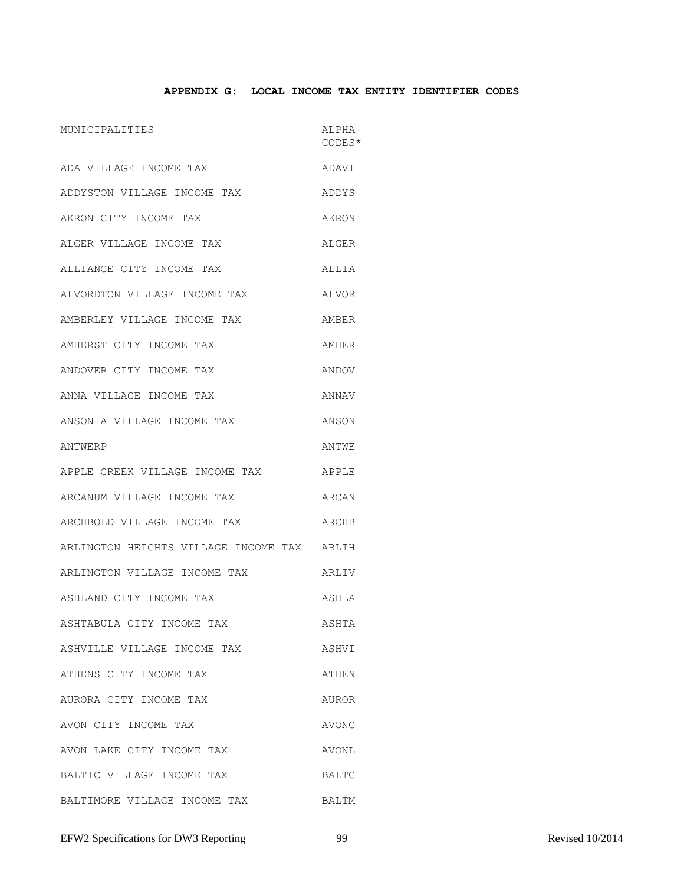**APPENDIX G: LOCAL INCOME TAX ENTITY IDENTIFIER CODES**

| MUNICIPALITIES | ALPHA CODES* |
|---|---|
| ADA VILLAGE INCOME TAX | ADAVI |
| ADDYSTON VILLAGE INCOME TAX | ADDYS |
| AKRON CITY INCOME TAX | AKRON |
| ALGER VILLAGE INCOME TAX | ALGER |
| ALLIANCE CITY INCOME TAX | ALLIA |
| ALVORDTON VILLAGE INCOME TAX | ALVOR |
| AMBERLEY VILLAGE INCOME TAX | AMBER |
| AMHERST CITY INCOME TAX | AMHER |
| ANDOVER CITY INCOME TAX | ANDOV |
| ANNA VILLAGE INCOME TAX | ANNAV |
| ANSONIA VILLAGE INCOME TAX | ANSON |
| ANTWERP | ANTWE |
| APPLE CREEK VILLAGE INCOME TAX | APPLE |
| ARCANUM VILLAGE INCOME TAX | ARCAN |
| ARCHBOLD VILLAGE INCOME TAX | ARCHB |
| ARLINGTON HEIGHTS VILLAGE INCOME TAX | ARLIH |
| ARLINGTON VILLAGE INCOME TAX | ARLIV |
| ASHLAND CITY INCOME TAX | ASHLA |
| ASHTABULA CITY INCOME TAX | ASHTA |
| ASHVILLE VILLAGE INCOME TAX | ASHVI |
| ATHENS CITY INCOME TAX | ATHEN |
| AURORA CITY INCOME TAX | AUROR |
| AVON CITY INCOME TAX | AVONC |
| AVON LAKE CITY INCOME TAX | AVONL |
| BALTIC VILLAGE INCOME TAX | BALTC |
| BALTIMORE VILLAGE INCOME TAX | BALTM |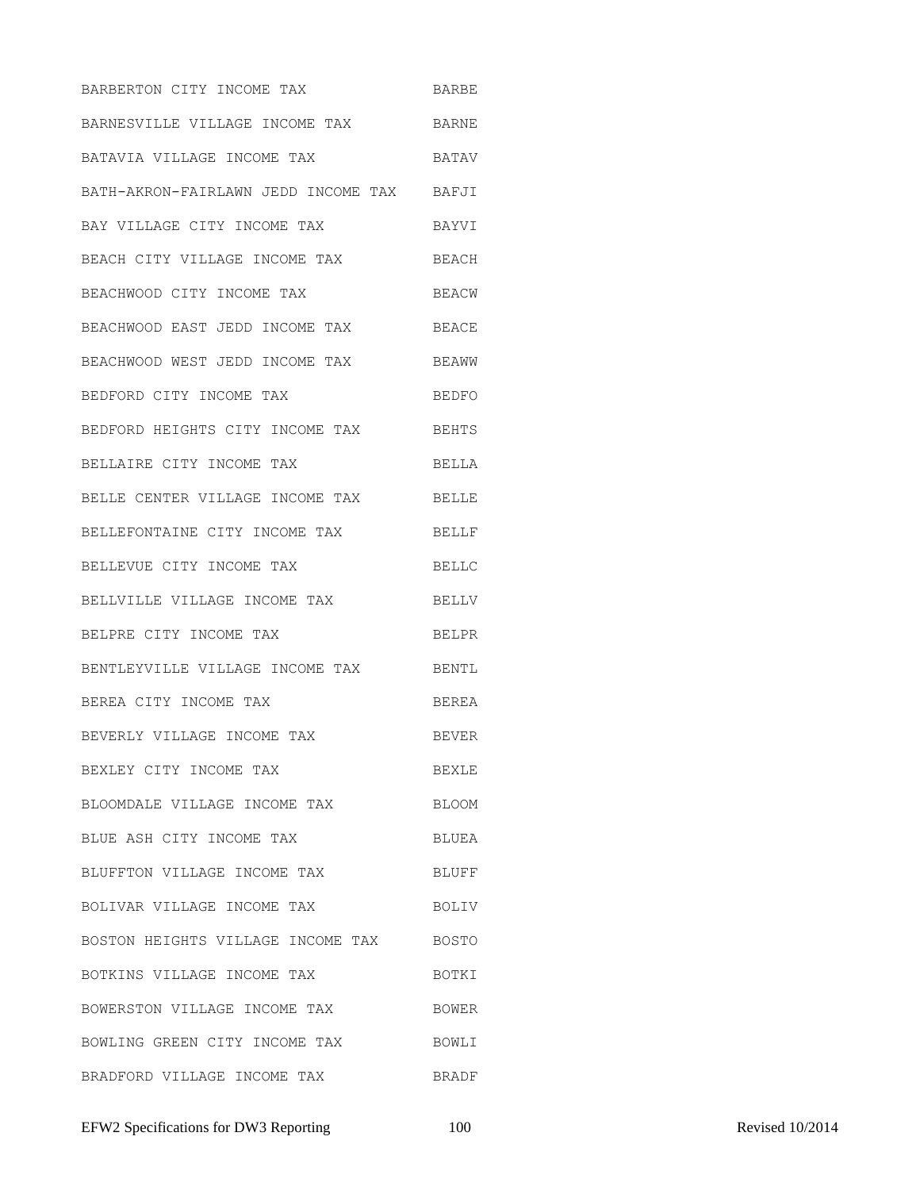| | |
|---|---|
| BARBERTON CITY INCOME TAX | BARBE |
| BARNESVILLE VILLAGE INCOME TAX | BARNE |
| BATAVIA VILLAGE INCOME TAX | BATAV |
| BATH-AKRON-FAIRLAWN JEDD INCOME TAX | BAFJI |
| BAY VILLAGE CITY INCOME TAX | BAYVI |
| BEACH CITY VILLAGE INCOME TAX | BEACH |
| BEACHWOOD CITY INCOME TAX | BEACW |
| BEACHWOOD EAST JEDD INCOME TAX | BEACE |
| BEACHWOOD WEST JEDD INCOME TAX | BEAWW |
| BEDFORD CITY INCOME TAX | BEDFO |
| BEDFORD HEIGHTS CITY INCOME TAX | BEHTS |
| BELLAIRE CITY INCOME TAX | BELLA |
| BELLE CENTER VILLAGE INCOME TAX | BELLE |
| BELLEFONTAINE CITY INCOME TAX | BELLF |
| BELLEVUE CITY INCOME TAX | BELLC |
| BELLVILLE VILLAGE INCOME TAX | BELLV |
| BELPRE CITY INCOME TAX | BELPR |
| BENTLEYVILLE VILLAGE INCOME TAX | BENTL |
| BEREA CITY INCOME TAX | BEREA |
| BEVERLY VILLAGE INCOME TAX | BEVER |
| BEXLEY CITY INCOME TAX | BEXLE |
| BLOOMDALE VILLAGE INCOME TAX | BLOOM |
| BLUE ASH CITY INCOME TAX | BLUEA |
| BLUFFTON VILLAGE INCOME TAX | BLUFF |
| BOLIVAR VILLAGE INCOME TAX | BOLIV |
| BOSTON HEIGHTS VILLAGE INCOME TAX | BOSTO |
| BOTKINS VILLAGE INCOME TAX | BOTKI |
| BOWERSTON VILLAGE INCOME TAX | BOWER |
| BOWLING GREEN CITY INCOME TAX | BOWLI |
| BRADFORD VILLAGE INCOME TAX | BRADF |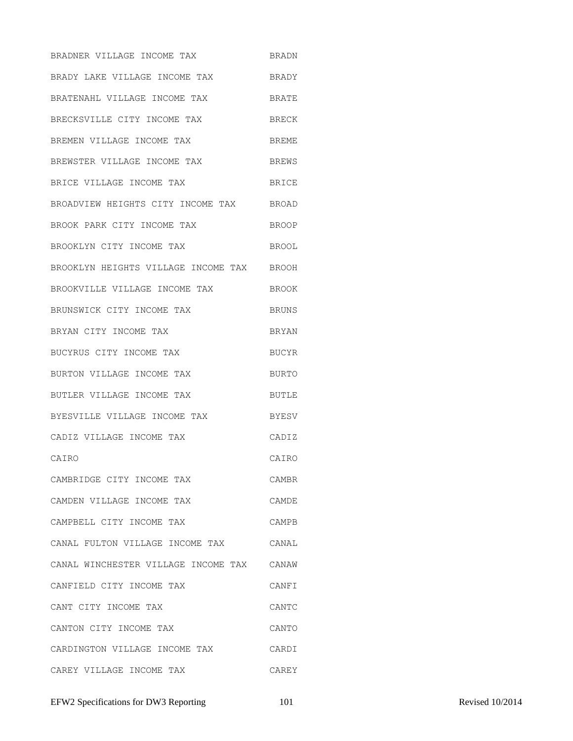| | |
|---|---|
| BRADNER VILLAGE INCOME TAX | BRADN |
| BRADY LAKE VILLAGE INCOME TAX | BRADY |
| BRATENAHL VILLAGE INCOME TAX | BRATE |
| BRECKSVILLE CITY INCOME TAX | BRECK |
| BREMEN VILLAGE INCOME TAX | BREME |
| BREWSTER VILLAGE INCOME TAX | BREWS |
| BRICE VILLAGE INCOME TAX | BRICE |
| BROADVIEW HEIGHTS CITY INCOME TAX | BROAD |
| BROOK PARK CITY INCOME TAX | BROOP |
| BROOKLYN CITY INCOME TAX | BROOL |
| BROOKLYN HEIGHTS VILLAGE INCOME TAX | BROOH |
| BROOKVILLE VILLAGE INCOME TAX | BROOK |
| BRUNSWICK CITY INCOME TAX | BRUNS |
| BRYAN CITY INCOME TAX | BRYAN |
| BUCYRUS CITY INCOME TAX | BUCYR |
| BURTON VILLAGE INCOME TAX | BURTO |
| BUTLER VILLAGE INCOME TAX | BUTLE |
| BYESVILLE VILLAGE INCOME TAX | BYESV |
| CADIZ VILLAGE INCOME TAX | CADIZ |
| CAIRO | CAIRO |
| CAMBRIDGE CITY INCOME TAX | CAMBR |
| CAMDEN VILLAGE INCOME TAX | CAMDE |
| CAMPBELL CITY INCOME TAX | CAMPB |
| CANAL FULTON VILLAGE INCOME TAX | CANAL |
| CANAL WINCHESTER VILLAGE INCOME TAX | CANAW |
| CANFIELD CITY INCOME TAX | CANFI |
| CANT CITY INCOME TAX | CANTC |
| CANTON CITY INCOME TAX | CANTO |
| CARDINGTON VILLAGE INCOME TAX | CARDI |
| CAREY VILLAGE INCOME TAX | CAREY |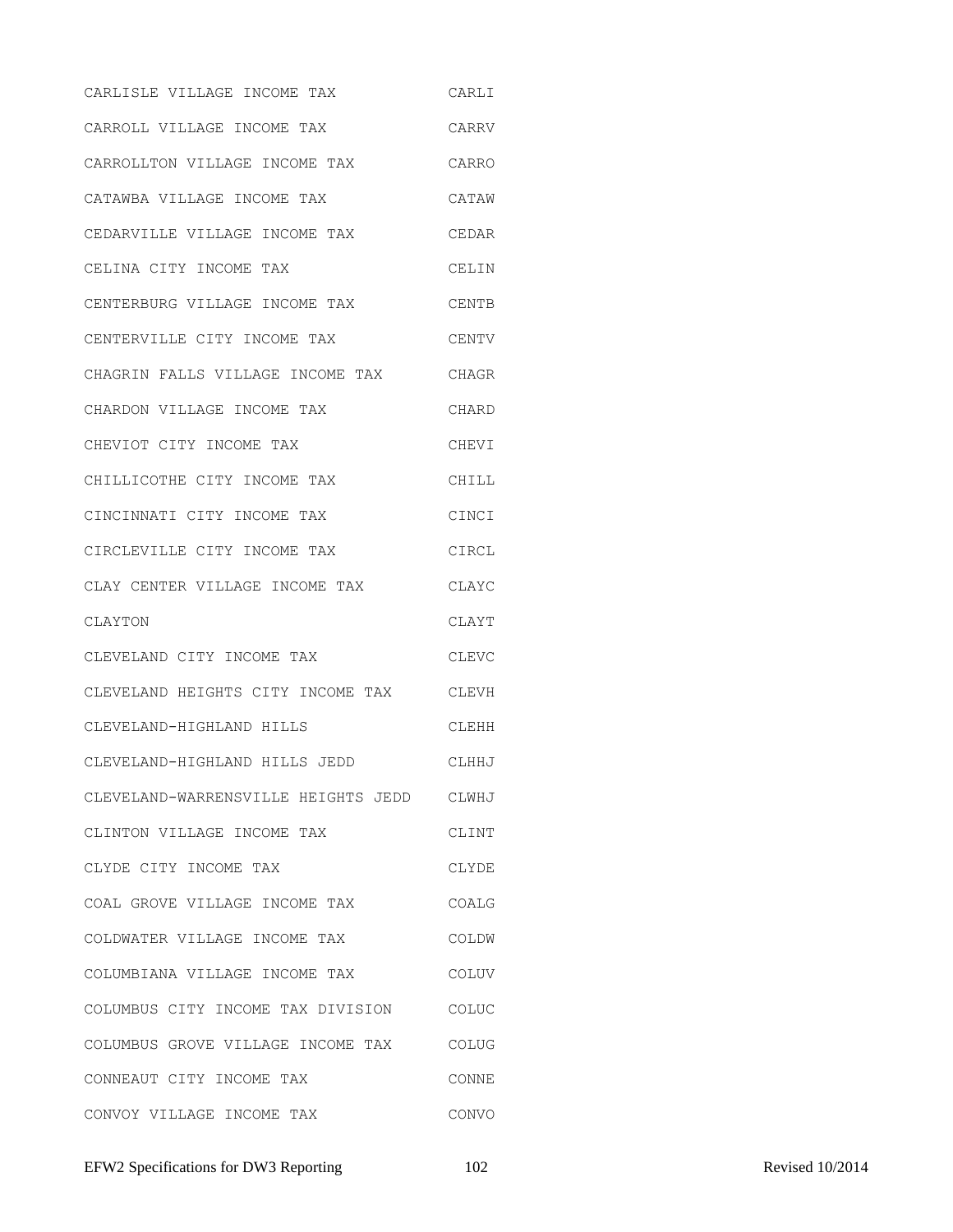| | |
|---|---|
| CARLISLE VILLAGE INCOME TAX | CARLI |
| CARROLL VILLAGE INCOME TAX | CARRV |
| CARROLLTON VILLAGE INCOME TAX | CARRO |
| CATAWBA VILLAGE INCOME TAX | CATAW |
| CEDARVILLE VILLAGE INCOME TAX | CEDAR |
| CELINA CITY INCOME TAX | CELIN |
| CENTERBURG VILLAGE INCOME TAX | CENTB |
| CENTERVILLE CITY INCOME TAX | CENTV |
| CHAGRIN FALLS VILLAGE INCOME TAX | CHAGR |
| CHARDON VILLAGE INCOME TAX | CHARD |
| CHEVIOT CITY INCOME TAX | CHEVI |
| CHILLICOTHE CITY INCOME TAX | CHILL |
| CINCINNATI CITY INCOME TAX | CINCI |
| CIRCLEVILLE CITY INCOME TAX | CIRCL |
| CLAY CENTER VILLAGE INCOME TAX | CLAYC |
| CLAYTON | CLAYT |
| CLEVELAND CITY INCOME TAX | CLEVC |
| CLEVELAND HEIGHTS CITY INCOME TAX | CLEVH |
| CLEVELAND-HIGHLAND HILLS | CLEHH |
| CLEVELAND-HIGHLAND HILLS JEDD | CLHHJ |
| CLEVELAND-WARRENSVILLE HEIGHTS JEDD | CLWHJ |
| CLINTON VILLAGE INCOME TAX | CLINT |
| CLYDE CITY INCOME TAX | CLYDE |
| COAL GROVE VILLAGE INCOME TAX | COALG |
| COLDWATER VILLAGE INCOME TAX | COLDW |
| COLUMBIANA VILLAGE INCOME TAX | COLUV |
| COLUMBUS CITY INCOME TAX DIVISION | COLUC |
| COLUMBUS GROVE VILLAGE INCOME TAX | COLUG |
| CONNEAUT CITY INCOME TAX | CONNE |
| CONVOY VILLAGE INCOME TAX | CONVO |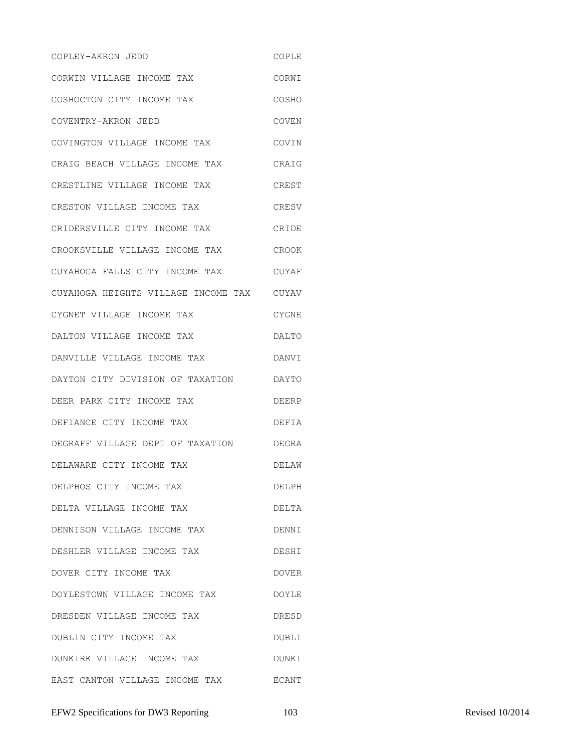| | |
|---|---|
| COPLEY-AKRON JEDD | COPLE |
| CORWIN VILLAGE INCOME TAX | CORWI |
| COSHOCTON CITY INCOME TAX | COSHO |
| COVENTRY-AKRON JEDD | COVEN |
| COVINGTON VILLAGE INCOME TAX | COVIN |
| CRAIG BEACH VILLAGE INCOME TAX | CRAIG |
| CRESTLINE VILLAGE INCOME TAX | CREST |
| CRESTON VILLAGE INCOME TAX | CRESV |
| CRIDERSVILLE CITY INCOME TAX | CRIDE |
| CROOKSVILLE VILLAGE INCOME TAX | CROOK |
| CUYAHOGA FALLS CITY INCOME TAX | CUYAF |
| CUYAHOGA HEIGHTS VILLAGE INCOME TAX | CUYAV |
| CYGNET VILLAGE INCOME TAX | CYGNE |
| DALTON VILLAGE INCOME TAX | DALTO |
| DANVILLE VILLAGE INCOME TAX | DANVI |
| DAYTON CITY DIVISION OF TAXATION | DAYTO |
| DEER PARK CITY INCOME TAX | DEERP |
| DEFIANCE CITY INCOME TAX | DEFIA |
| DEGRAFF VILLAGE DEPT OF TAXATION | DEGRA |
| DELAWARE CITY INCOME TAX | DELAW |
| DELPHOS CITY INCOME TAX | DELPH |
| DELTA VILLAGE INCOME TAX | DELTA |
| DENNISON VILLAGE INCOME TAX | DENNI |
| DESHLER VILLAGE INCOME TAX | DESHI |
| DOVER CITY INCOME TAX | DOVER |
| DOYLESTOWN VILLAGE INCOME TAX | DOYLE |
| DRESDEN VILLAGE INCOME TAX | DRESD |
| DUBLIN CITY INCOME TAX | DUBLI |
| DUNKIRK VILLAGE INCOME TAX | DUNKI |
| EAST CANTON VILLAGE INCOME TAX | ECANT |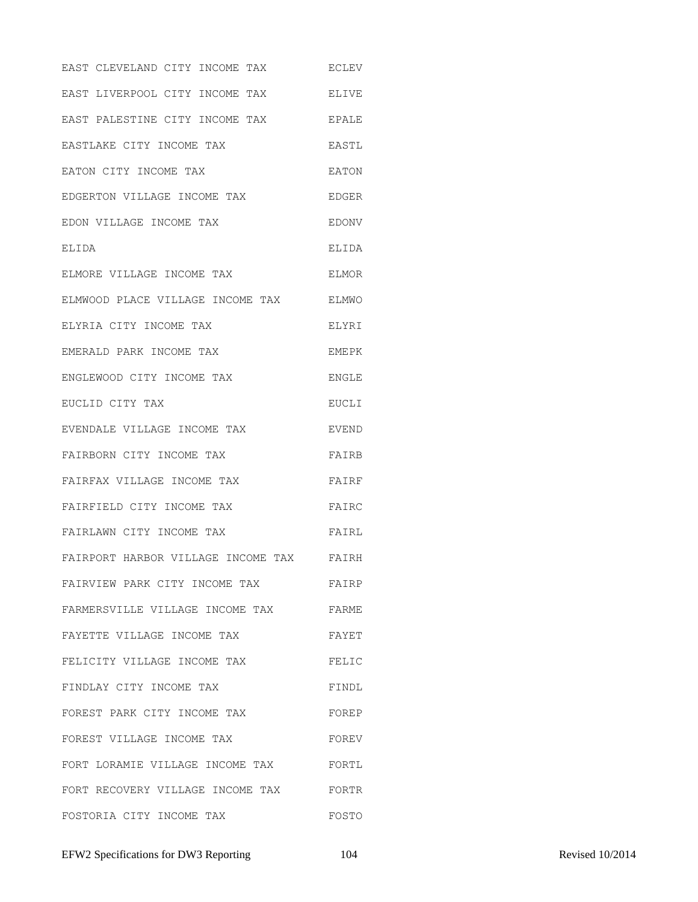| | |
|---|---|
| EAST CLEVELAND CITY INCOME TAX | ECLEV |
| EAST LIVERPOOL CITY INCOME TAX | ELIVE |
| EAST PALESTINE CITY INCOME TAX | EPALE |
| EASTLAKE CITY INCOME TAX | EASTL |
| EATON CITY INCOME TAX | EATON |
| EDGERTON VILLAGE INCOME TAX | EDGER |
| EDON VILLAGE INCOME TAX | EDONV |
| ELIDA | ELIDA |
| ELMORE VILLAGE INCOME TAX | ELMOR |
| ELMWOOD PLACE VILLAGE INCOME TAX | ELMWO |
| ELYRIA CITY INCOME TAX | ELYRI |
| EMERALD PARK INCOME TAX | EMEPK |
| ENGLEWOOD CITY INCOME TAX | ENGLE |
| EUCLID CITY TAX | EUCLI |
| EVENDALE VILLAGE INCOME TAX | EVEND |
| FAIRBORN CITY INCOME TAX | FAIRB |
| FAIRFAX VILLAGE INCOME TAX | FAIRF |
| FAIRFIELD CITY INCOME TAX | FAIRC |
| FAIRLAWN CITY INCOME TAX | FAIRL |
| FAIRPORT HARBOR VILLAGE INCOME TAX | FAIRH |
| FAIRVIEW PARK CITY INCOME TAX | FAIRP |
| FARMERSVILLE VILLAGE INCOME TAX | FARME |
| FAYETTE VILLAGE INCOME TAX | FAYET |
| FELICITY VILLAGE INCOME TAX | FELIC |
| FINDLAY CITY INCOME TAX | FINDL |
| FOREST PARK CITY INCOME TAX | FOREP |
| FOREST VILLAGE INCOME TAX | FOREV |
| FORT LORAMIE VILLAGE INCOME TAX | FORTL |
| FORT RECOVERY VILLAGE INCOME TAX | FORTR |
| FOSTORIA CITY INCOME TAX | FOSTO |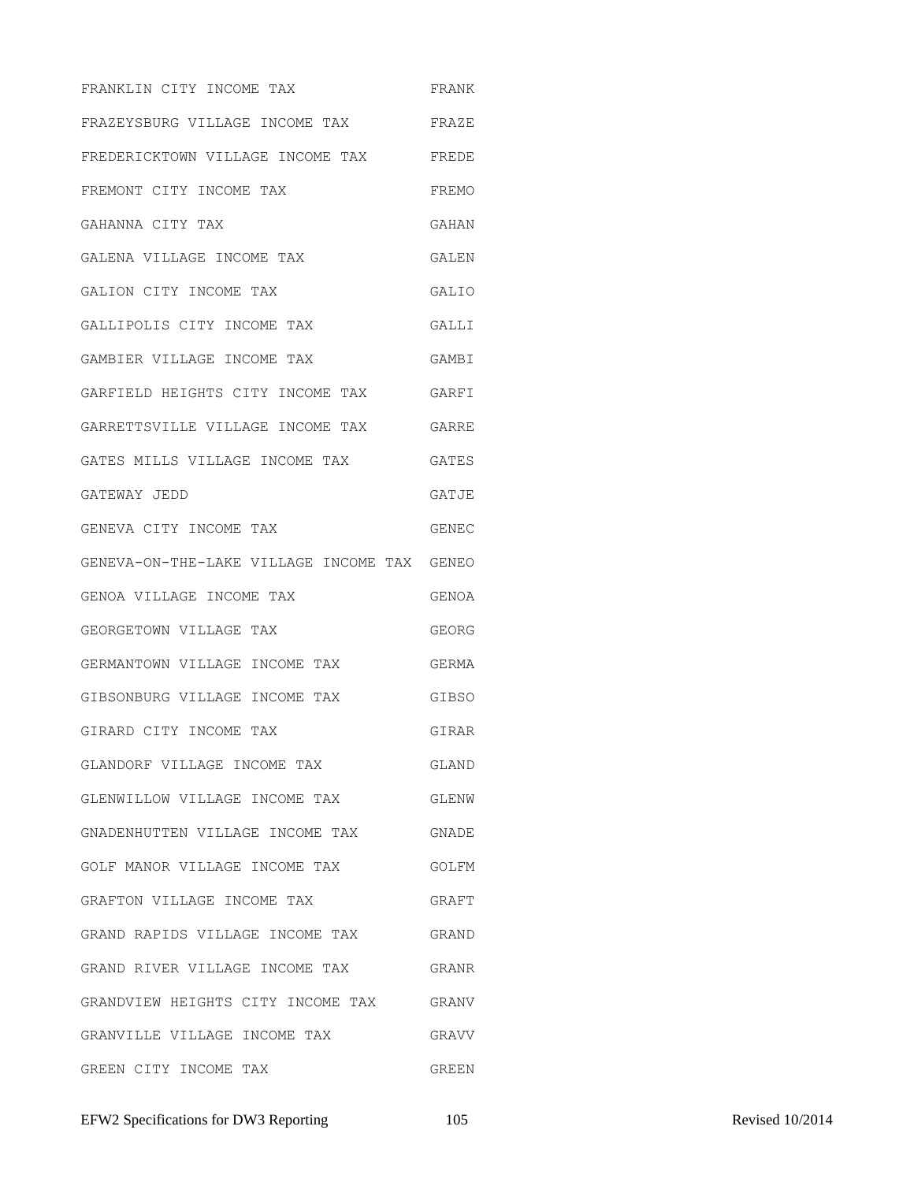| | |
|---|---|
| FRANKLIN CITY INCOME TAX | FRANK |
| FRAZEYSBURG VILLAGE INCOME TAX | FRAZE |
| FREDERICKTOWN VILLAGE INCOME TAX | FREDE |
| FREMONT CITY INCOME TAX | FREMO |
| GAHANNA CITY TAX | GAHAN |
| GALENA VILLAGE INCOME TAX | GALEN |
| GALION CITY INCOME TAX | GALIO |
| GALLIPOLIS CITY INCOME TAX | GALLI |
| GAMBIER VILLAGE INCOME TAX | GAMBI |
| GARFIELD HEIGHTS CITY INCOME TAX | GARFI |
| GARRETTSVILLE VILLAGE INCOME TAX | GARRE |
| GATES MILLS VILLAGE INCOME TAX | GATES |
| GATEWAY JEDD | GATJE |
| GENEVA CITY INCOME TAX | GENEC |
| GENEVA-ON-THE-LAKE VILLAGE INCOME TAX | GENEO |
| GENOA VILLAGE INCOME TAX | GENOA |
| GEORGETOWN VILLAGE TAX | GEORG |
| GERMANTOWN VILLAGE INCOME TAX | GERMA |
| GIBSONBURG VILLAGE INCOME TAX | GIBSO |
| GIRARD CITY INCOME TAX | GIRAR |
| GLANDORF VILLAGE INCOME TAX | GLAND |
| GLENWILLOW VILLAGE INCOME TAX | GLENW |
| GNADENHUTTEN VILLAGE INCOME TAX | GNADE |
| GOLF MANOR VILLAGE INCOME TAX | GOLFM |
| GRAFTON VILLAGE INCOME TAX | GRAFT |
| GRAND RAPIDS VILLAGE INCOME TAX | GRAND |
| GRAND RIVER VILLAGE INCOME TAX | GRANR |
| GRANDVIEW HEIGHTS CITY INCOME TAX | GRANV |
| GRANVILLE VILLAGE INCOME TAX | GRAVV |
| GREEN CITY INCOME TAX | GREEN |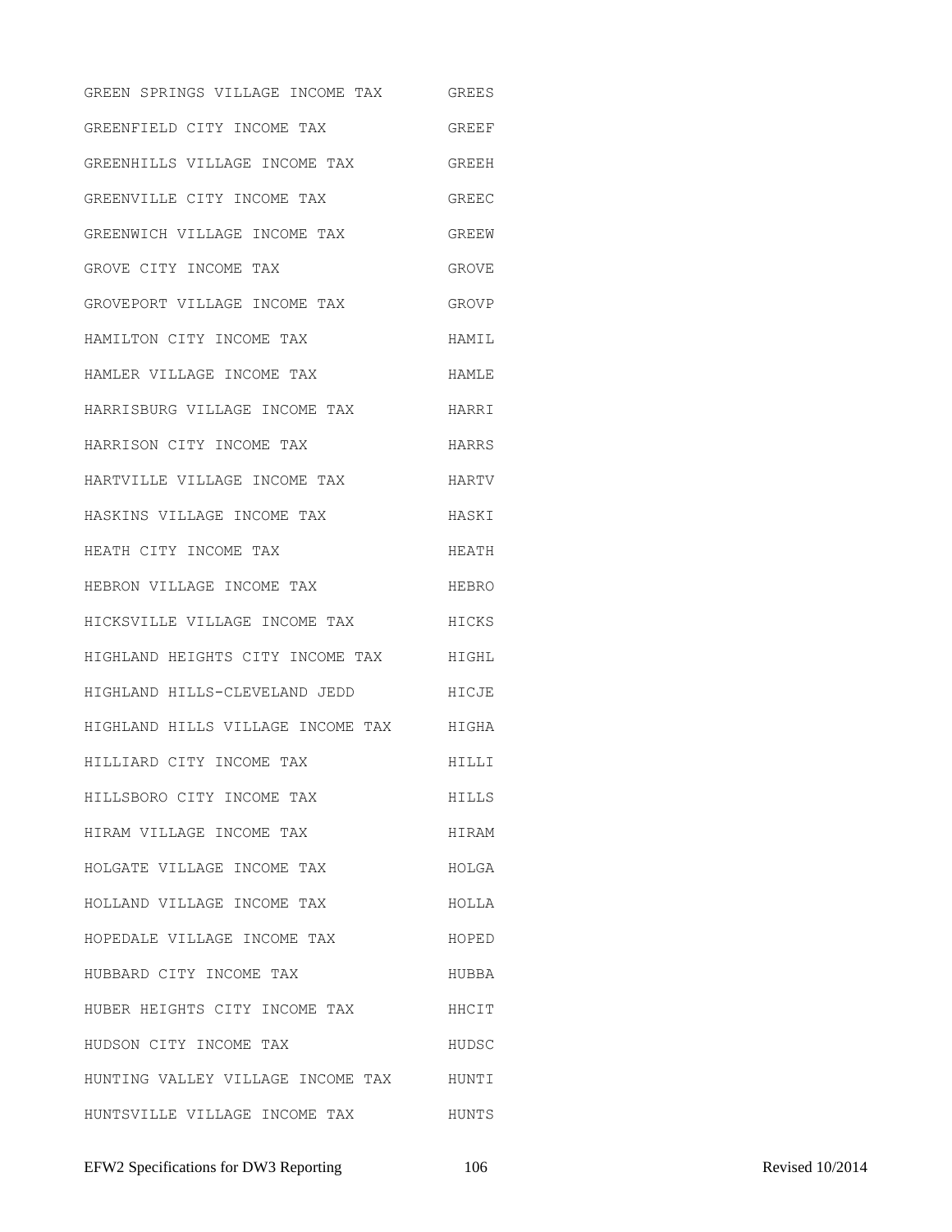| | |
|---|---|
| GREEN SPRINGS VILLAGE INCOME TAX | GREES |
| GREENFIELD CITY INCOME TAX | GREEF |
| GREENHILLS VILLAGE INCOME TAX | GREEH |
| GREENVILLE CITY INCOME TAX | GREEC |
| GREENWICH VILLAGE INCOME TAX | GREEW |
| GROVE CITY INCOME TAX | GROVE |
| GROVEPORT VILLAGE INCOME TAX | GROVP |
| HAMILTON CITY INCOME TAX | HAMIL |
| HAMLER VILLAGE INCOME TAX | HAMLE |
| HARRISBURG VILLAGE INCOME TAX | HARRI |
| HARRISON CITY INCOME TAX | HARRS |
| HARTVILLE VILLAGE INCOME TAX | HARTV |
| HASKINS VILLAGE INCOME TAX | HASKI |
| HEATH CITY INCOME TAX | HEATH |
| HEBRON VILLAGE INCOME TAX | HEBRO |
| HICKSVILLE VILLAGE INCOME TAX | HICKS |
| HIGHLAND HEIGHTS CITY INCOME TAX | HIGHL |
| HIGHLAND HILLS-CLEVELAND JEDD | HICJE |
| HIGHLAND HILLS VILLAGE INCOME TAX | HIGHA |
| HILLIARD CITY INCOME TAX | HILLI |
| HILLSBORO CITY INCOME TAX | HILLS |
| HIRAM VILLAGE INCOME TAX | HIRAM |
| HOLGATE VILLAGE INCOME TAX | HOLGA |
| HOLLAND VILLAGE INCOME TAX | HOLLA |
| HOPEDALE VILLAGE INCOME TAX | HOPED |
| HUBBARD CITY INCOME TAX | HUBBA |
| HUBER HEIGHTS CITY INCOME TAX | HHCIT |
| HUDSON CITY INCOME TAX | HUDSC |
| HUNTING VALLEY VILLAGE INCOME TAX | HUNTI |
| HUNTSVILLE VILLAGE INCOME TAX | HUNTS |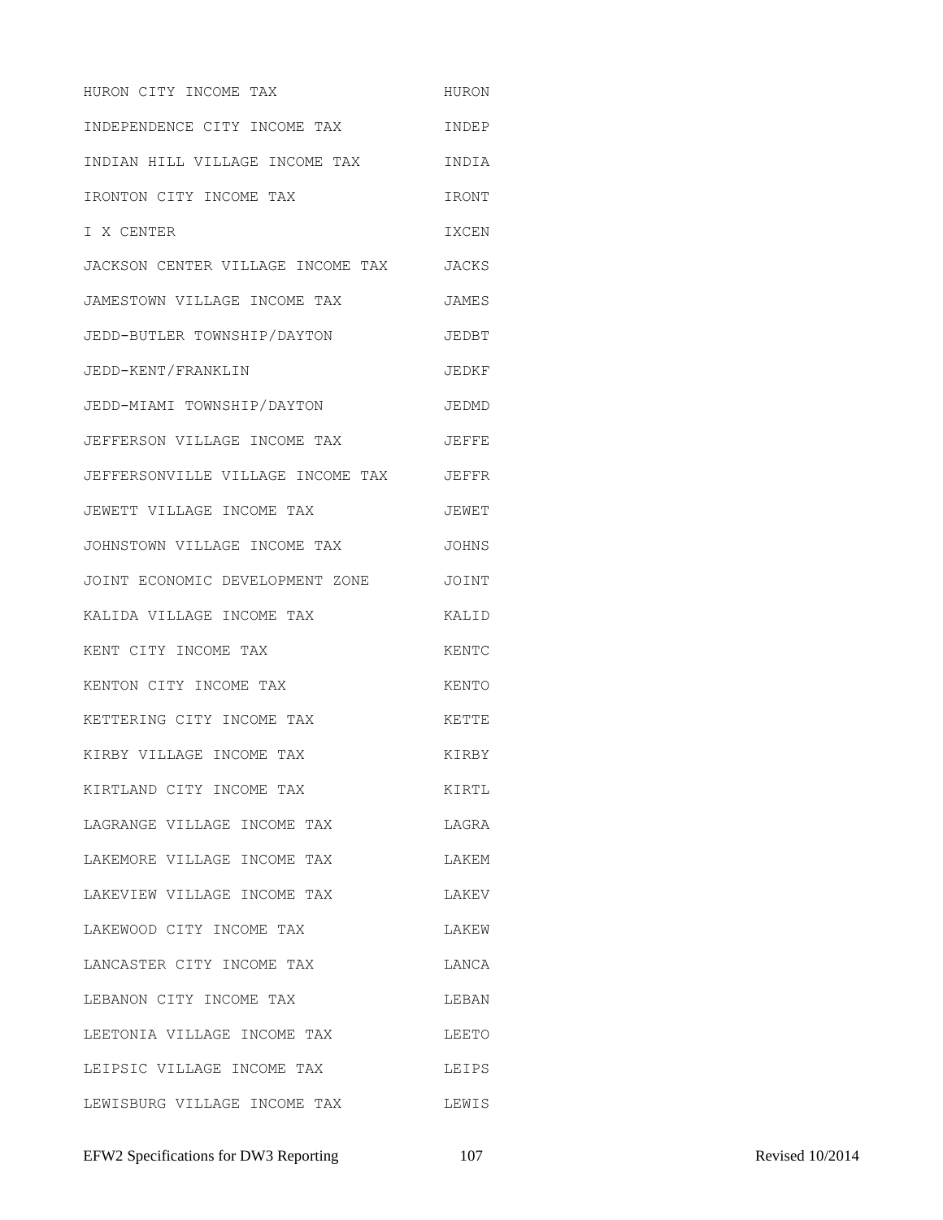| | |
|---|---|
| HURON CITY INCOME TAX | HURON |
| INDEPENDENCE CITY INCOME TAX | INDEP |
| INDIAN HILL VILLAGE INCOME TAX | INDIA |
| IRONTON CITY INCOME TAX | IRONT |
| I X CENTER | IXCEN |
| JACKSON CENTER VILLAGE INCOME TAX | JACKS |
| JAMESTOWN VILLAGE INCOME TAX | JAMES |
| JEDD-BUTLER TOWNSHIP/DAYTON | JEDBT |
| JEDD-KENT/FRANKLIN | JEDKF |
| JEDD-MIAMI TOWNSHIP/DAYTON | JEDMD |
| JEFFERSON VILLAGE INCOME TAX | JEFFE |
| JEFFERSONVILLE VILLAGE INCOME TAX | JEFFR |
| JEWETT VILLAGE INCOME TAX | JEWET |
| JOHNSTOWN VILLAGE INCOME TAX | JOHNS |
| JOINT ECONOMIC DEVELOPMENT ZONE | JOINT |
| KALIDA VILLAGE INCOME TAX | KALID |
| KENT CITY INCOME TAX | KENTC |
| KENTON CITY INCOME TAX | KENTO |
| KETTERING CITY INCOME TAX | KETTE |
| KIRBY VILLAGE INCOME TAX | KIRBY |
| KIRTLAND CITY INCOME TAX | KIRTL |
| LAGRANGE VILLAGE INCOME TAX | LAGRA |
| LAKEMORE VILLAGE INCOME TAX | LAKEM |
| LAKEVIEW VILLAGE INCOME TAX | LAKEV |
| LAKEWOOD CITY INCOME TAX | LAKEW |
| LANCASTER CITY INCOME TAX | LANCA |
| LEBANON CITY INCOME TAX | LEBAN |
| LEETONIA VILLAGE INCOME TAX | LEETO |
| LEIPSIC VILLAGE INCOME TAX | LEIPS |
| LEWISBURG VILLAGE INCOME TAX | LEWIS |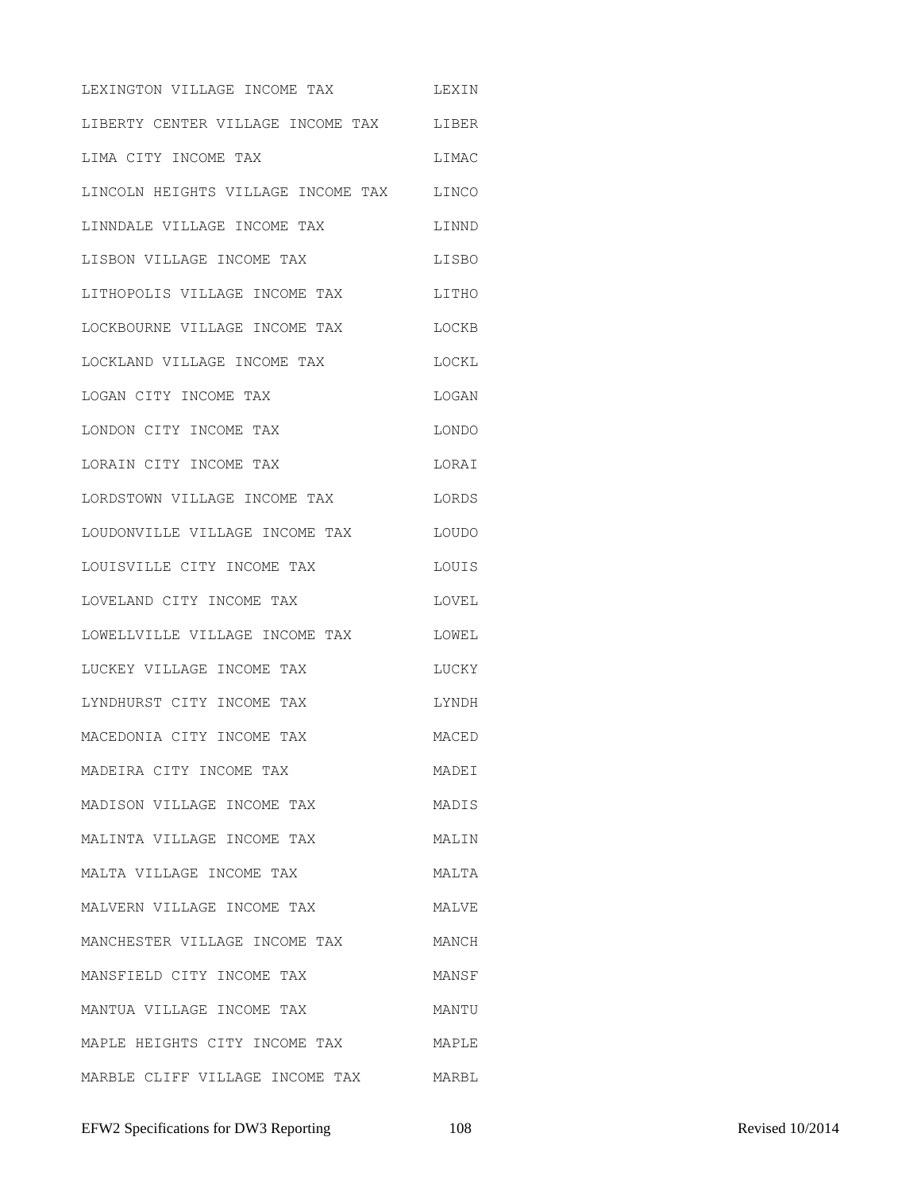| | |
|---|---|
| LEXINGTON VILLAGE INCOME TAX | LEXIN |
| LIBERTY CENTER VILLAGE INCOME TAX | LIBER |
| LIMA CITY INCOME TAX | LIMAC |
| LINCOLN HEIGHTS VILLAGE INCOME TAX | LINCO |
| LINNDALE VILLAGE INCOME TAX | LINND |
| LISBON VILLAGE INCOME TAX | LISBO |
| LITHOPOLIS VILLAGE INCOME TAX | LITHO |
| LOCKBOURNE VILLAGE INCOME TAX | LOCKB |
| LOCKLAND VILLAGE INCOME TAX | LOCKL |
| LOGAN CITY INCOME TAX | LOGAN |
| LONDON CITY INCOME TAX | LONDO |
| LORAIN CITY INCOME TAX | LORAI |
| LORDSTOWN VILLAGE INCOME TAX | LORDS |
| LOUDONVILLE VILLAGE INCOME TAX | LOUDO |
| LOUISVILLE CITY INCOME TAX | LOUIS |
| LOVELAND CITY INCOME TAX | LOVEL |
| LOWELLVILLE VILLAGE INCOME TAX | LOWEL |
| LUCKEY VILLAGE INCOME TAX | LUCKY |
| LYNDHURST CITY INCOME TAX | LYNDH |
| MACEDONIA CITY INCOME TAX | MACED |
| MADEIRA CITY INCOME TAX | MADEI |
| MADISON VILLAGE INCOME TAX | MADIS |
| MALINTA VILLAGE INCOME TAX | MALIN |
| MALTA VILLAGE INCOME TAX | MALTA |
| MALVERN VILLAGE INCOME TAX | MALVE |
| MANCHESTER VILLAGE INCOME TAX | MANCH |
| MANSFIELD CITY INCOME TAX | MANSF |
| MANTUA VILLAGE INCOME TAX | MANTU |
| MAPLE HEIGHTS CITY INCOME TAX | MAPLE |
| MARBLE CLIFF VILLAGE INCOME TAX | MARBL |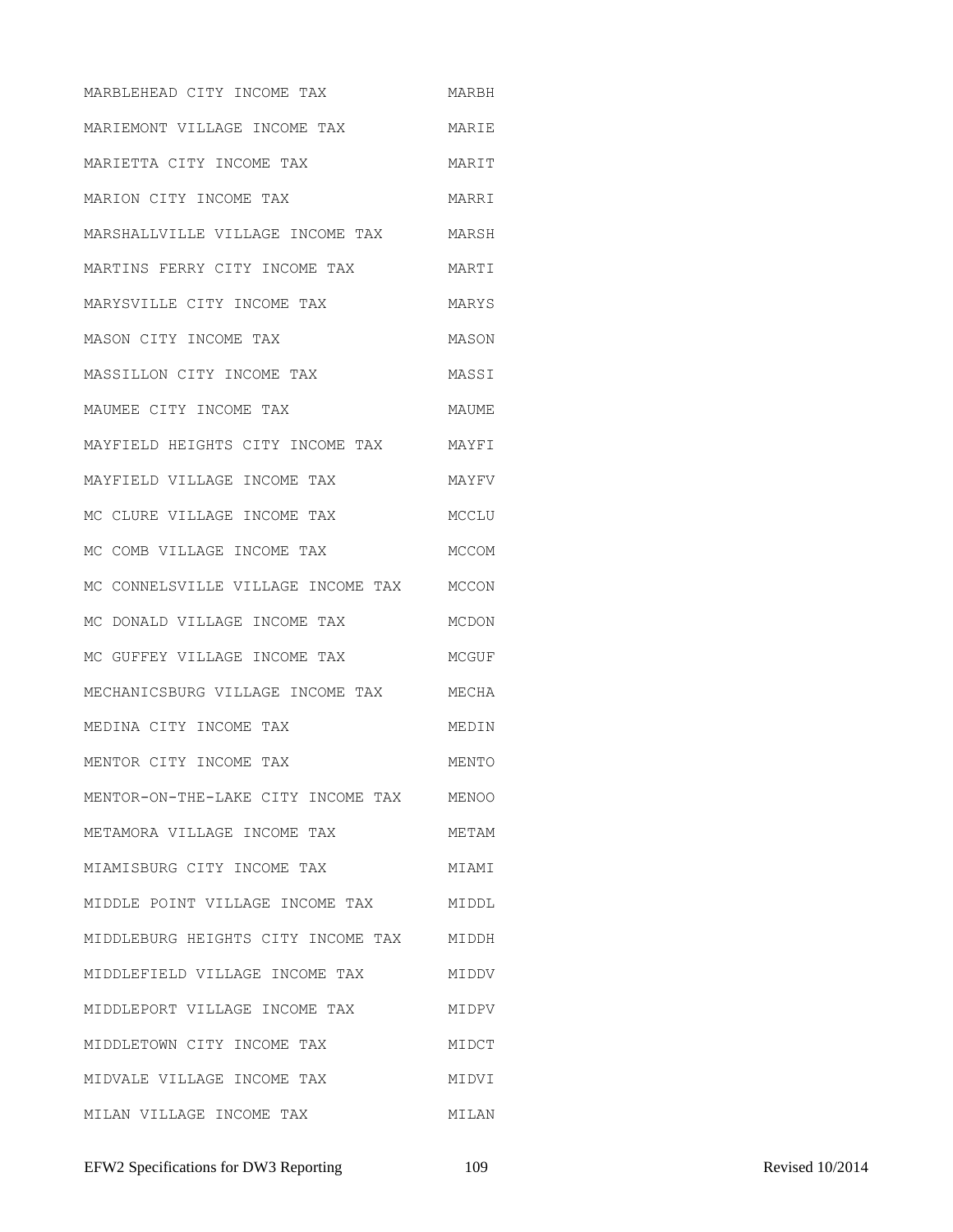| | |
|---|---|
| MARBLEHEAD CITY INCOME TAX | MARBH |
| MARIEMONT VILLAGE INCOME TAX | MARIE |
| MARIETTA CITY INCOME TAX | MARIT |
| MARION CITY INCOME TAX | MARRI |
| MARSHALLVILLE VILLAGE INCOME TAX | MARSH |
| MARTINS FERRY CITY INCOME TAX | MARTI |
| MARYSVILLE CITY INCOME TAX | MARYS |
| MASON CITY INCOME TAX | MASON |
| MASSILLON CITY INCOME TAX | MASSI |
| MAUMEE CITY INCOME TAX | MAUME |
| MAYFIELD HEIGHTS CITY INCOME TAX | MAYFI |
| MAYFIELD VILLAGE INCOME TAX | MAYFV |
| MC CLURE VILLAGE INCOME TAX | MCCLU |
| MC COMB VILLAGE INCOME TAX | MCCOM |
| MC CONNELSVILLE VILLAGE INCOME TAX | MCCON |
| MC DONALD VILLAGE INCOME TAX | MCDON |
| MC GUFFEY VILLAGE INCOME TAX | MCGUF |
| MECHANICSBURG VILLAGE INCOME TAX | MECHA |
| MEDINA CITY INCOME TAX | MEDIN |
| MENTOR CITY INCOME TAX | MENTO |
| MENTOR-ON-THE-LAKE CITY INCOME TAX | MENOO |
| METAMORA VILLAGE INCOME TAX | METAM |
| MIAMISBURG CITY INCOME TAX | MIAMI |
| MIDDLE POINT VILLAGE INCOME TAX | MIDDL |
| MIDDLEBURG HEIGHTS CITY INCOME TAX | MIDDH |
| MIDDLEFIELD VILLAGE INCOME TAX | MIDDV |
| MIDDLEPORT VILLAGE INCOME TAX | MIDPV |
| MIDDLETOWN CITY INCOME TAX | MIDCT |
| MIDVALE VILLAGE INCOME TAX | MIDVI |
| MILAN VILLAGE INCOME TAX | MILAN |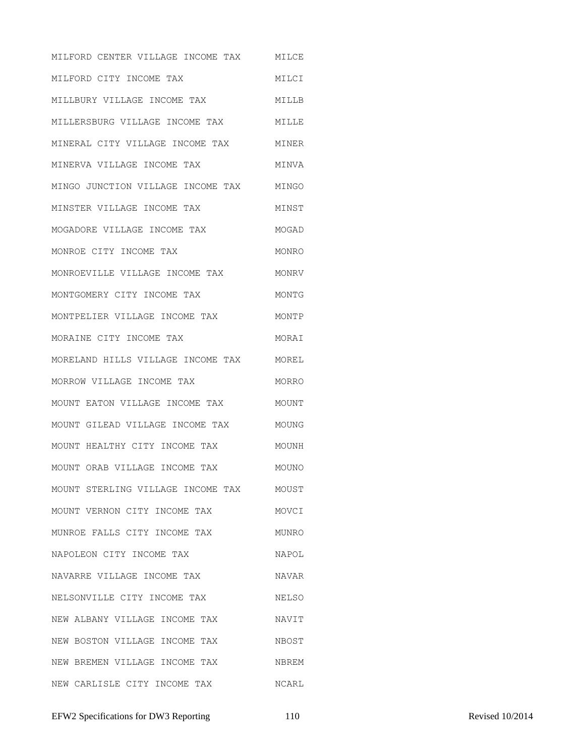| | |
|---|---|
| MILFORD CENTER VILLAGE INCOME TAX | MILCE |
| MILFORD CITY INCOME TAX | MILCI |
| MILLBURY VILLAGE INCOME TAX | MILLB |
| MILLERSBURG VILLAGE INCOME TAX | MILLE |
| MINERAL CITY VILLAGE INCOME TAX | MINER |
| MINERVA VILLAGE INCOME TAX | MINVA |
| MINGO JUNCTION VILLAGE INCOME TAX | MINGO |
| MINSTER VILLAGE INCOME TAX | MINST |
| MOGADORE VILLAGE INCOME TAX | MOGAD |
| MONROE CITY INCOME TAX | MONRO |
| MONROEVILLE VILLAGE INCOME TAX | MONRV |
| MONTGOMERY CITY INCOME TAX | MONTG |
| MONTPELIER VILLAGE INCOME TAX | MONTP |
| MORAINE CITY INCOME TAX | MORAI |
| MORELAND HILLS VILLAGE INCOME TAX | MOREL |
| MORROW VILLAGE INCOME TAX | MORRO |
| MOUNT EATON VILLAGE INCOME TAX | MOUNT |
| MOUNT GILEAD VILLAGE INCOME TAX | MOUNG |
| MOUNT HEALTHY CITY INCOME TAX | MOUNH |
| MOUNT ORAB VILLAGE INCOME TAX | MOUNO |
| MOUNT STERLING VILLAGE INCOME TAX | MOUST |
| MOUNT VERNON CITY INCOME TAX | MOVCI |
| MUNROE FALLS CITY INCOME TAX | MUNRO |
| NAPOLEON CITY INCOME TAX | NAPOL |
| NAVARRE VILLAGE INCOME TAX | NAVAR |
| NELSONVILLE CITY INCOME TAX | NELSO |
| NEW ALBANY VILLAGE INCOME TAX | NAVIT |
| NEW BOSTON VILLAGE INCOME TAX | NBOST |
| NEW BREMEN VILLAGE INCOME TAX | NBREM |
| NEW CARLISLE CITY INCOME TAX | NCARL |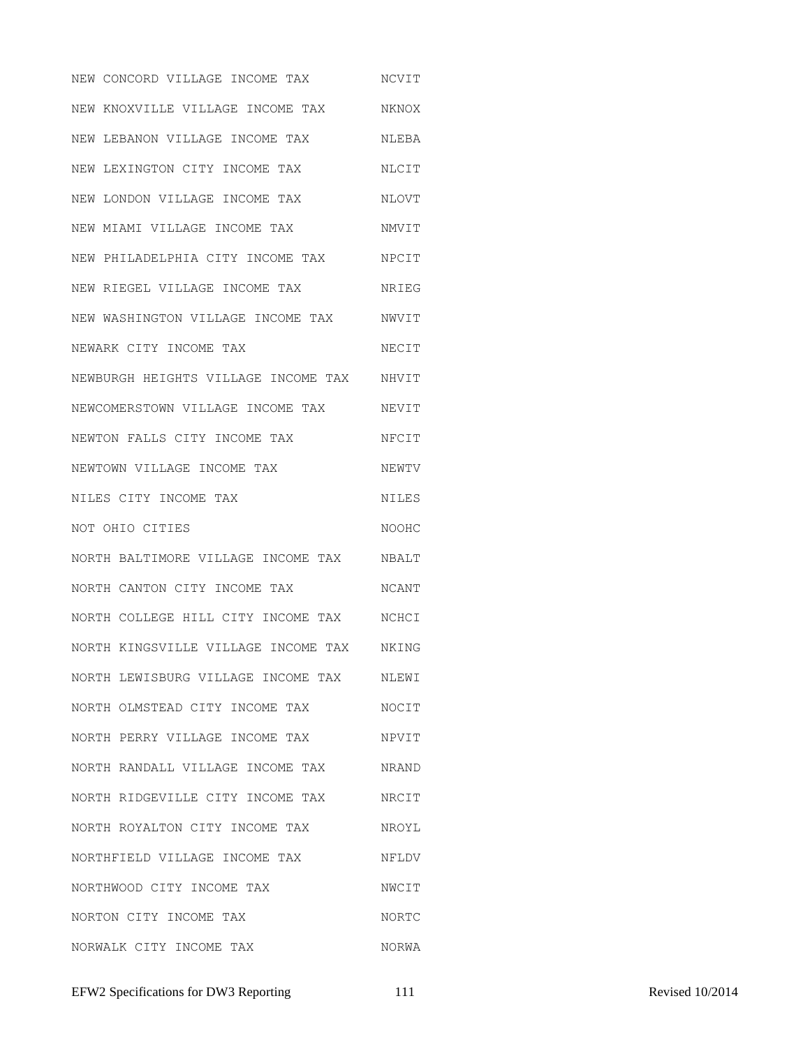| | |
|---|---|
| NEW CONCORD VILLAGE INCOME TAX | NCVIT |
| NEW KNOXVILLE VILLAGE INCOME TAX | NKNOX |
| NEW LEBANON VILLAGE INCOME TAX | NLEBA |
| NEW LEXINGTON CITY INCOME TAX | NLCIT |
| NEW LONDON VILLAGE INCOME TAX | NLOVT |
| NEW MIAMI VILLAGE INCOME TAX | NMVIT |
| NEW PHILADELPHIA CITY INCOME TAX | NPCIT |
| NEW RIEGEL VILLAGE INCOME TAX | NRIEG |
| NEW WASHINGTON VILLAGE INCOME TAX | NWVIT |
| NEWARK CITY INCOME TAX | NECIT |
| NEWBURGH HEIGHTS VILLAGE INCOME TAX | NHVIT |
| NEWCOMERSTOWN VILLAGE INCOME TAX | NEVIT |
| NEWTON FALLS CITY INCOME TAX | NFCIT |
| NEWTOWN VILLAGE INCOME TAX | NEWTV |
| NILES CITY INCOME TAX | NILES |
| NOT OHIO CITIES | NOOHC |
| NORTH BALTIMORE VILLAGE INCOME TAX | NBALT |
| NORTH CANTON CITY INCOME TAX | NCANT |
| NORTH COLLEGE HILL CITY INCOME TAX | NCHCI |
| NORTH KINGSVILLE VILLAGE INCOME TAX | NKING |
| NORTH LEWISBURG VILLAGE INCOME TAX | NLEWI |
| NORTH OLMSTEAD CITY INCOME TAX | NOCIT |
| NORTH PERRY VILLAGE INCOME TAX | NPVIT |
| NORTH RANDALL VILLAGE INCOME TAX | NRAND |
| NORTH RIDGEVILLE CITY INCOME TAX | NRCIT |
| NORTH ROYALTON CITY INCOME TAX | NROYL |
| NORTHFIELD VILLAGE INCOME TAX | NFLDV |
| NORTHWOOD CITY INCOME TAX | NWCIT |
| NORTON CITY INCOME TAX | NORTC |
| NORWALK CITY INCOME TAX | NORWA |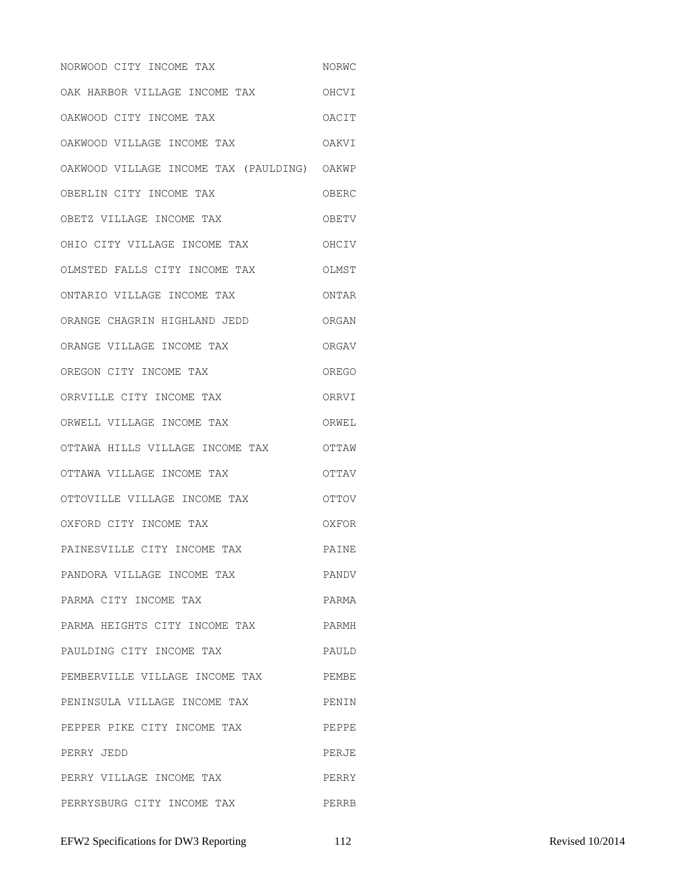| | |
|---|---|
| NORWOOD CITY INCOME TAX | NORWC |
| OAK HARBOR VILLAGE INCOME TAX | OHCVI |
| OAKWOOD CITY INCOME TAX | OACIT |
| OAKWOOD VILLAGE INCOME TAX | OAKVI |
| OAKWOOD VILLAGE INCOME TAX (PAULDING) | OAKWP |
| OBERLIN CITY INCOME TAX | OBERC |
| OBETZ VILLAGE INCOME TAX | OBETV |
| OHIO CITY VILLAGE INCOME TAX | OHCIV |
| OLMSTED FALLS CITY INCOME TAX | OLMST |
| ONTARIO VILLAGE INCOME TAX | ONTAR |
| ORANGE CHAGRIN HIGHLAND JEDD | ORGAN |
| ORANGE VILLAGE INCOME TAX | ORGAV |
| OREGON CITY INCOME TAX | OREGO |
| ORRVILLE CITY INCOME TAX | ORRVI |
| ORWELL VILLAGE INCOME TAX | ORWEL |
| OTTAWA HILLS VILLAGE INCOME TAX | OTTAW |
| OTTAWA VILLAGE INCOME TAX | OTTAV |
| OTTOVILLE VILLAGE INCOME TAX | OTTOV |
| OXFORD CITY INCOME TAX | OXFOR |
| PAINESVILLE CITY INCOME TAX | PAINE |
| PANDORA VILLAGE INCOME TAX | PANDV |
| PARMA CITY INCOME TAX | PARMA |
| PARMA HEIGHTS CITY INCOME TAX | PARMH |
| PAULDING CITY INCOME TAX | PAULD |
| PEMBERVILLE VILLAGE INCOME TAX | PEMBE |
| PENINSULA VILLAGE INCOME TAX | PENIN |
| PEPPER PIKE CITY INCOME TAX | PEPPE |
| PERRY JEDD | PERJE |
| PERRY VILLAGE INCOME TAX | PERRY |
| PERRYSBURG CITY INCOME TAX | PERRB |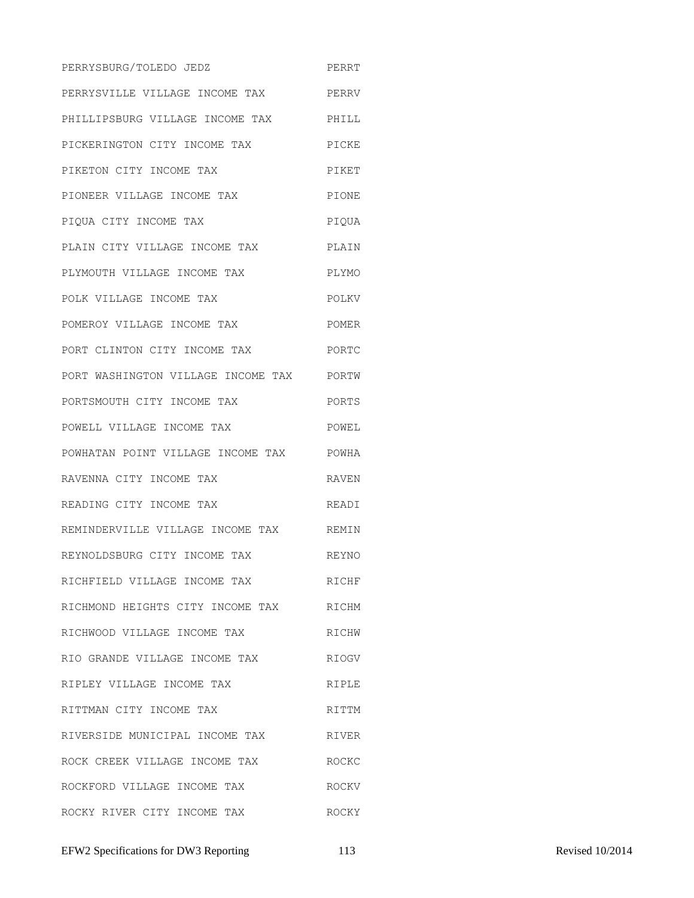| | |
|---|---|
| PERRYSBURG/TOLEDO JEDZ | PERRT |
| PERRYSVILLE VILLAGE INCOME TAX | PERRV |
| PHILLIPSBURG VILLAGE INCOME TAX | PHILL |
| PICKERINGTON CITY INCOME TAX | PICKE |
| PIKETON CITY INCOME TAX | PIKET |
| PIONEER VILLAGE INCOME TAX | PIONE |
| PIQUA CITY INCOME TAX | PIQUA |
| PLAIN CITY VILLAGE INCOME TAX | PLAIN |
| PLYMOUTH VILLAGE INCOME TAX | PLYMO |
| POLK VILLAGE INCOME TAX | POLKV |
| POMEROY VILLAGE INCOME TAX | POMER |
| PORT CLINTON CITY INCOME TAX | PORTC |
| PORT WASHINGTON VILLAGE INCOME TAX | PORTW |
| PORTSMOUTH CITY INCOME TAX | PORTS |
| POWELL VILLAGE INCOME TAX | POWEL |
| POWHATAN POINT VILLAGE INCOME TAX | POWHA |
| RAVENNA CITY INCOME TAX | RAVEN |
| READING CITY INCOME TAX | READI |
| REMINDERVILLE VILLAGE INCOME TAX | REMIN |
| REYNOLDSBURG CITY INCOME TAX | REYNO |
| RICHFIELD VILLAGE INCOME TAX | RICHF |
| RICHMOND HEIGHTS CITY INCOME TAX | RICHM |
| RICHWOOD VILLAGE INCOME TAX | RICHW |
| RIO GRANDE VILLAGE INCOME TAX | RIOGV |
| RIPLEY VILLAGE INCOME TAX | RIPLE |
| RITTMAN CITY INCOME TAX | RITTM |
| RIVERSIDE MUNICIPAL INCOME TAX | RIVER |
| ROCK CREEK VILLAGE INCOME TAX | ROCKC |
| ROCKFORD VILLAGE INCOME TAX | ROCKV |
| ROCKY RIVER CITY INCOME TAX | ROCKY |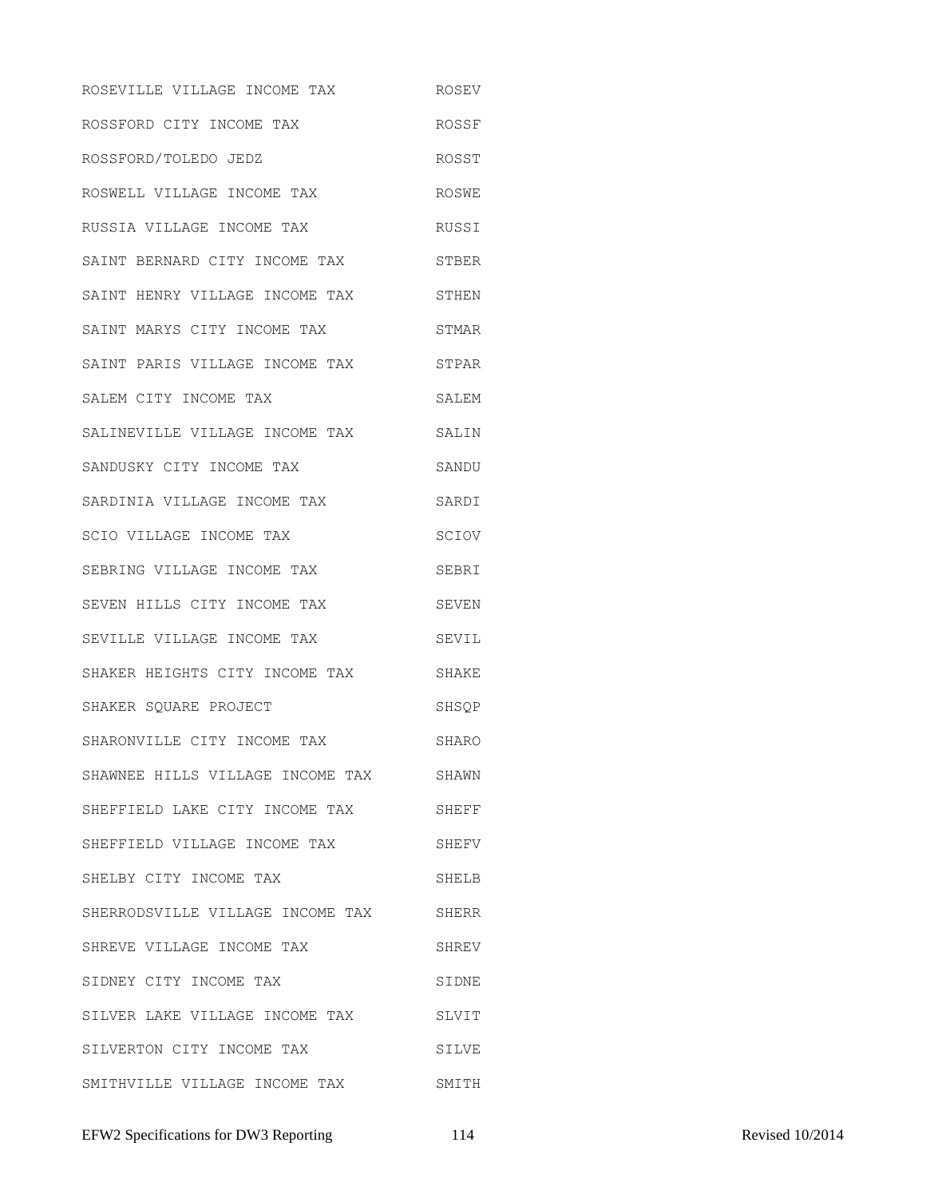| | |
|---|---|
| ROSEVILLE VILLAGE INCOME TAX | ROSEV |
| ROSSFORD CITY INCOME TAX | ROSSF |
| ROSSFORD/TOLEDO JEDZ | ROSST |
| ROSWELL VILLAGE INCOME TAX | ROSWE |
| RUSSIA VILLAGE INCOME TAX | RUSSI |
| SAINT BERNARD CITY INCOME TAX | STBER |
| SAINT HENRY VILLAGE INCOME TAX | STHEN |
| SAINT MARYS CITY INCOME TAX | STMAR |
| SAINT PARIS VILLAGE INCOME TAX | STPAR |
| SALEM CITY INCOME TAX | SALEM |
| SALINEVILLE VILLAGE INCOME TAX | SALIN |
| SANDUSKY CITY INCOME TAX | SANDU |
| SARDINIA VILLAGE INCOME TAX | SARDI |
| SCIO VILLAGE INCOME TAX | SCIOV |
| SEBRING VILLAGE INCOME TAX | SEBRI |
| SEVEN HILLS CITY INCOME TAX | SEVEN |
| SEVILLE VILLAGE INCOME TAX | SEVIL |
| SHAKER HEIGHTS CITY INCOME TAX | SHAKE |
| SHAKER SQUARE PROJECT | SHSQP |
| SHARONVILLE CITY INCOME TAX | SHARO |
| SHAWNEE HILLS VILLAGE INCOME TAX | SHAWN |
| SHEFFIELD LAKE CITY INCOME TAX | SHEFF |
| SHEFFIELD VILLAGE INCOME TAX | SHEFV |
| SHELBY CITY INCOME TAX | SHELB |
| SHERRODSVILLE VILLAGE INCOME TAX | SHERR |
| SHREVE VILLAGE INCOME TAX | SHREV |
| SIDNEY CITY INCOME TAX | SIDNE |
| SILVER LAKE VILLAGE INCOME TAX | SLVIT |
| SILVERTON CITY INCOME TAX | SILVE |
| SMITHVILLE VILLAGE INCOME TAX | SMITH |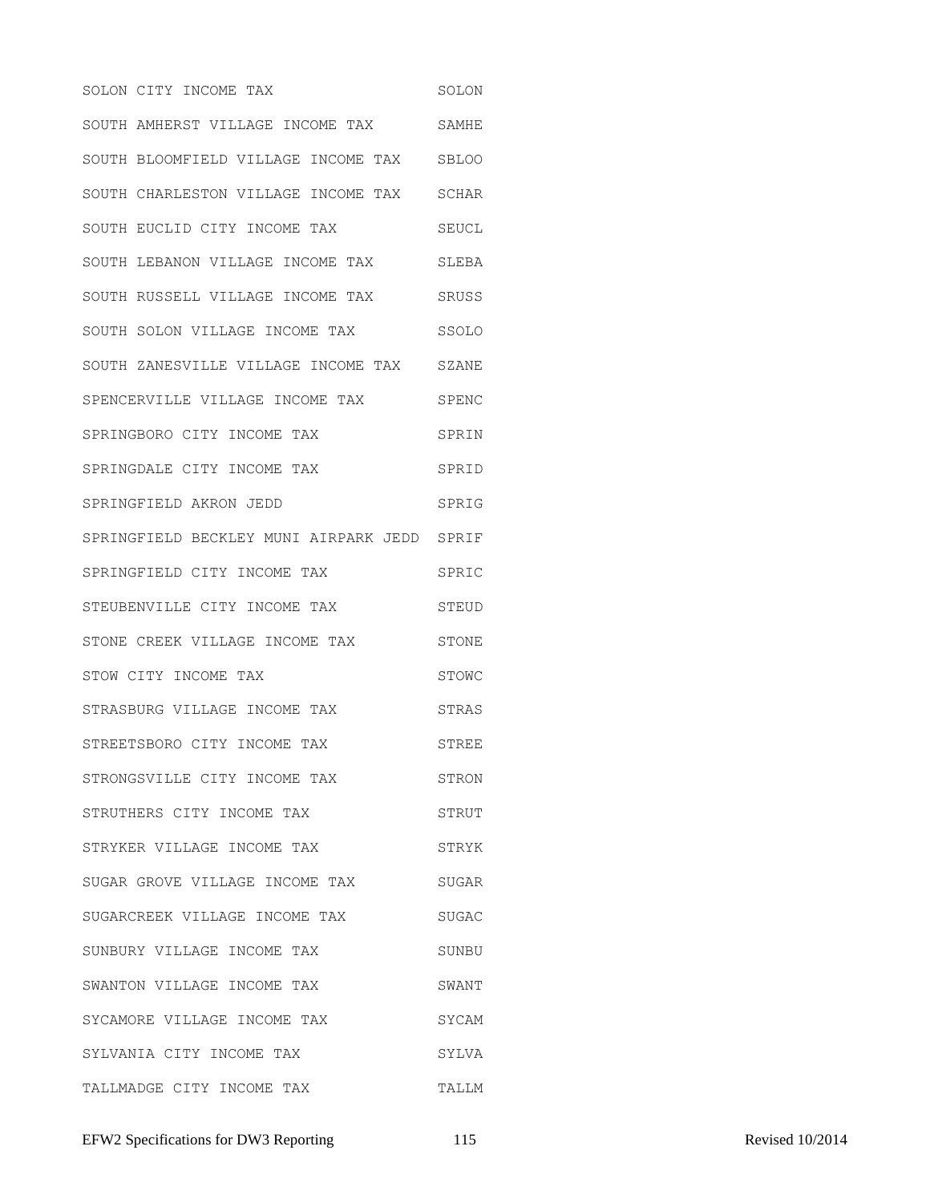| | |
|---|---|
| SOLON CITY INCOME TAX | SOLON |
| SOUTH AMHERST VILLAGE INCOME TAX | SAMHE |
| SOUTH BLOOMFIELD VILLAGE INCOME TAX | SBLOO |
| SOUTH CHARLESTON VILLAGE INCOME TAX | SCHAR |
| SOUTH EUCLID CITY INCOME TAX | SEUCL |
| SOUTH LEBANON VILLAGE INCOME TAX | SLEBA |
| SOUTH RUSSELL VILLAGE INCOME TAX | SRUSS |
| SOUTH SOLON VILLAGE INCOME TAX | SSOLO |
| SOUTH ZANESVILLE VILLAGE INCOME TAX | SZANE |
| SPENCERVILLE VILLAGE INCOME TAX | SPENC |
| SPRINGBORO CITY INCOME TAX | SPRIN |
| SPRINGDALE CITY INCOME TAX | SPRID |
| SPRINGFIELD AKRON JEDD | SPRIG |
| SPRINGFIELD BECKLEY MUNI AIRPARK JEDD | SPRIF |
| SPRINGFIELD CITY INCOME TAX | SPRIC |
| STEUBENVILLE CITY INCOME TAX | STEUD |
| STONE CREEK VILLAGE INCOME TAX | STONE |
| STOW CITY INCOME TAX | STOWC |
| STRASBURG VILLAGE INCOME TAX | STRAS |
| STREETSBORO CITY INCOME TAX | STREE |
| STRONGSVILLE CITY INCOME TAX | STRON |
| STRUTHERS CITY INCOME TAX | STRUT |
| STRYKER VILLAGE INCOME TAX | STRYK |
| SUGAR GROVE VILLAGE INCOME TAX | SUGAR |
| SUGARCREEK VILLAGE INCOME TAX | SUGAC |
| SUNBURY VILLAGE INCOME TAX | SUNBU |
| SWANTON VILLAGE INCOME TAX | SWANT |
| SYCAMORE VILLAGE INCOME TAX | SYCAM |
| SYLVANIA CITY INCOME TAX | SYLVA |
| TALLMADGE CITY INCOME TAX | TALLM |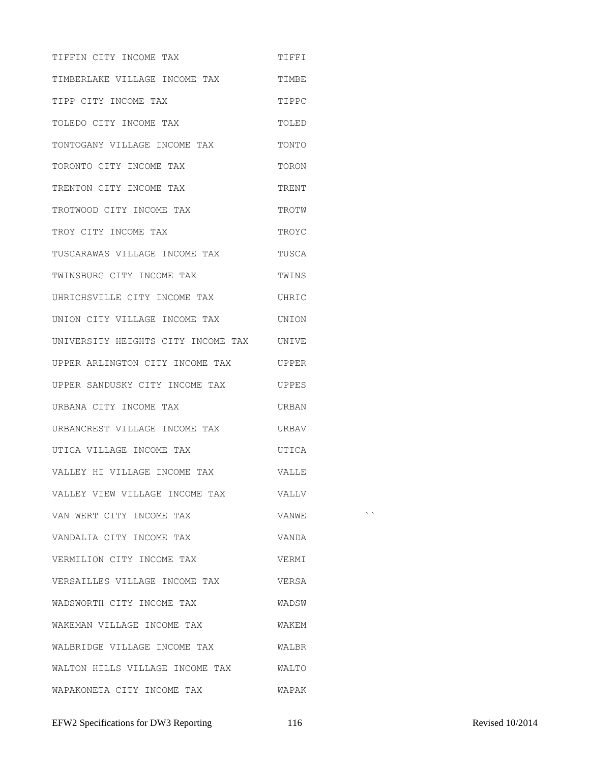| | |
|---|---|
| TIFFIN CITY INCOME TAX | TIFFI |
| TIMBERLAKE VILLAGE INCOME TAX | TIMBE |
| TIPP CITY INCOME TAX | TIPPC |
| TOLEDO CITY INCOME TAX | TOLED |
| TONTOGANY VILLAGE INCOME TAX | TONTO |
| TORONTO CITY INCOME TAX | TORON |
| TRENTON CITY INCOME TAX | TRENT |
| TROTWOOD CITY INCOME TAX | TROTW |
| TROY CITY INCOME TAX | TROYC |
| TUSCARAWAS VILLAGE INCOME TAX | TUSCA |
| TWINSBURG CITY INCOME TAX | TWINS |
| UHRICHSVILLE CITY INCOME TAX | UHRIC |
| UNION CITY VILLAGE INCOME TAX | UNION |
| UNIVERSITY HEIGHTS CITY INCOME TAX | UNIVE |
| UPPER ARLINGTON CITY INCOME TAX | UPPER |
| UPPER SANDUSKY CITY INCOME TAX | UPPES |
| URBANA CITY INCOME TAX | URBAN |
| URBANCREST VILLAGE INCOME TAX | URBAV |
| UTICA VILLAGE INCOME TAX | UTICA |
| VALLEY HI VILLAGE INCOME TAX | VALLE |
| VALLEY VIEW VILLAGE INCOME TAX | VALLV |
| VAN WERT CITY INCOME TAX | VANWE |
| VANDALIA CITY INCOME TAX | VANDA |
| VERMILION CITY INCOME TAX | VERMI |
| VERSAILLES VILLAGE INCOME TAX | VERSA |
| WADSWORTH CITY INCOME TAX | WADSW |
| WAKEMAN VILLAGE INCOME TAX | WAKEM |
| WALBRIDGE VILLAGE INCOME TAX | WALBR |
| WALTON HILLS VILLAGE INCOME TAX | WALTO |
| WAPAKONETA CITY INCOME TAX | WAPAK |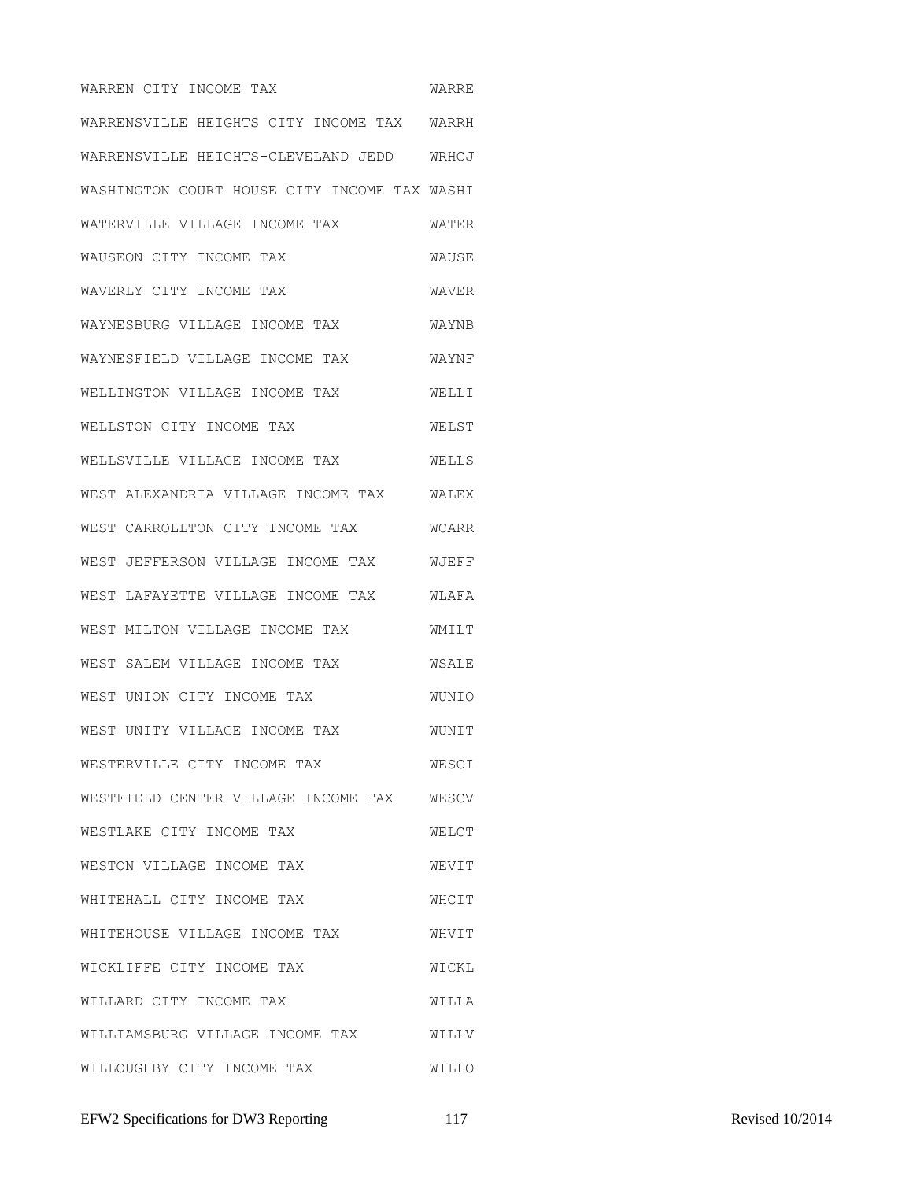| | |
|---|---|
| WARREN CITY INCOME TAX | WARRE |
| WARRENSVILLE HEIGHTS CITY INCOME TAX | WARRH |
| WARRENSVILLE HEIGHTS-CLEVELAND JEDD | WRHCJ |
| WASHINGTON COURT HOUSE CITY INCOME TAX | WASHI |
| WATERVILLE VILLAGE INCOME TAX | WATER |
| WAUSEON CITY INCOME TAX | WAUSE |
| WAVERLY CITY INCOME TAX | WAVER |
| WAYNESBURG VILLAGE INCOME TAX | WAYNB |
| WAYNESFIELD VILLAGE INCOME TAX | WAYNF |
| WELLINGTON VILLAGE INCOME TAX | WELLI |
| WELLSTON CITY INCOME TAX | WELST |
| WELLSVILLE VILLAGE INCOME TAX | WELLS |
| WEST ALEXANDRIA VILLAGE INCOME TAX | WALEX |
| WEST CARROLLTON CITY INCOME TAX | WCARR |
| WEST JEFFERSON VILLAGE INCOME TAX | WJEFF |
| WEST LAFAYETTE VILLAGE INCOME TAX | WLAFA |
| WEST MILTON VILLAGE INCOME TAX | WMILT |
| WEST SALEM VILLAGE INCOME TAX | WSALE |
| WEST UNION CITY INCOME TAX | WUNIO |
| WEST UNITY VILLAGE INCOME TAX | WUNIT |
| WESTERVILLE CITY INCOME TAX | WESCI |
| WESTFIELD CENTER VILLAGE INCOME TAX | WESCV |
| WESTLAKE CITY INCOME TAX | WELCT |
| WESTON VILLAGE INCOME TAX | WEVIT |
| WHITEHALL CITY INCOME TAX | WHCIT |
| WHITEHOUSE VILLAGE INCOME TAX | WHVIT |
| WICKLIFFE CITY INCOME TAX | WICKL |
| WILLARD CITY INCOME TAX | WILLA |
| WILLIAMSBURG VILLAGE INCOME TAX | WILLV |
| WILLOUGHBY CITY INCOME TAX | WILLO |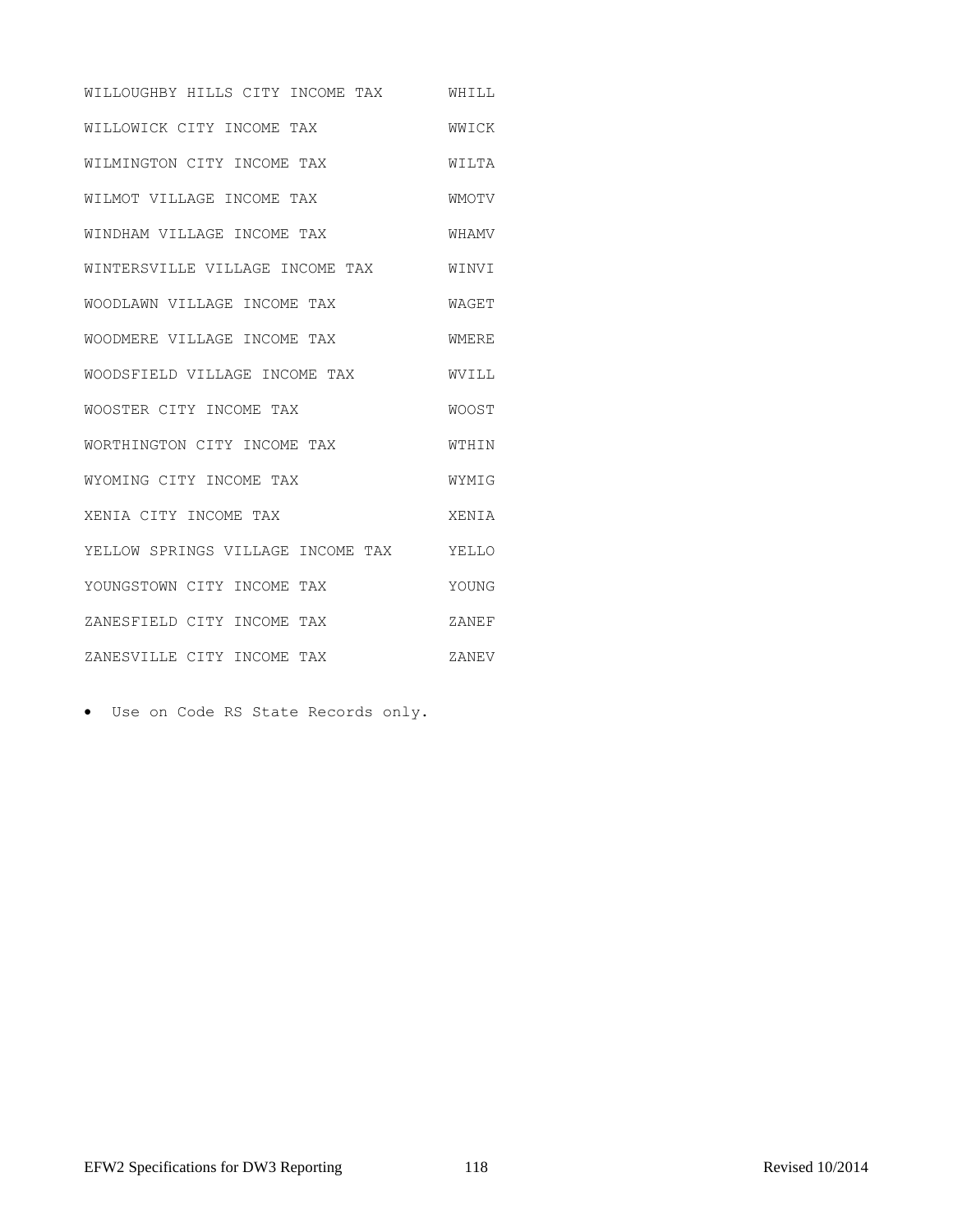| | |
|---|---|
| WILLOUGHBY HILLS CITY INCOME TAX | WHILL |
| WILLOWICK CITY INCOME TAX | WWICK |
| WILMINGTON CITY INCOME TAX | WILTA |
| WILMOT VILLAGE INCOME TAX | WMOTV |
| WINDHAM VILLAGE INCOME TAX | WHAMV |
| WINTERSVILLE VILLAGE INCOME TAX | WINVI |
| WOODLAWN VILLAGE INCOME TAX | WAGET |
| WOODMERE VILLAGE INCOME TAX | WMERE |
| WOODSFIELD VILLAGE INCOME TAX | WVILL |
| WOOSTER CITY INCOME TAX | WOOST |
| WORTHINGTON CITY INCOME TAX | WTHIN |
| WYOMING CITY INCOME TAX | WYMIG |
| XENIA CITY INCOME TAX | XENIA |
| YELLOW SPRINGS VILLAGE INCOME TAX | YELLO |
| YOUNGSTOWN CITY INCOME TAX | YOUNG |
| ZANESFIELD CITY INCOME TAX | ZANEF |
| ZANESVILLE CITY INCOME TAX | ZANEV |

- Use on Code RS State Records only.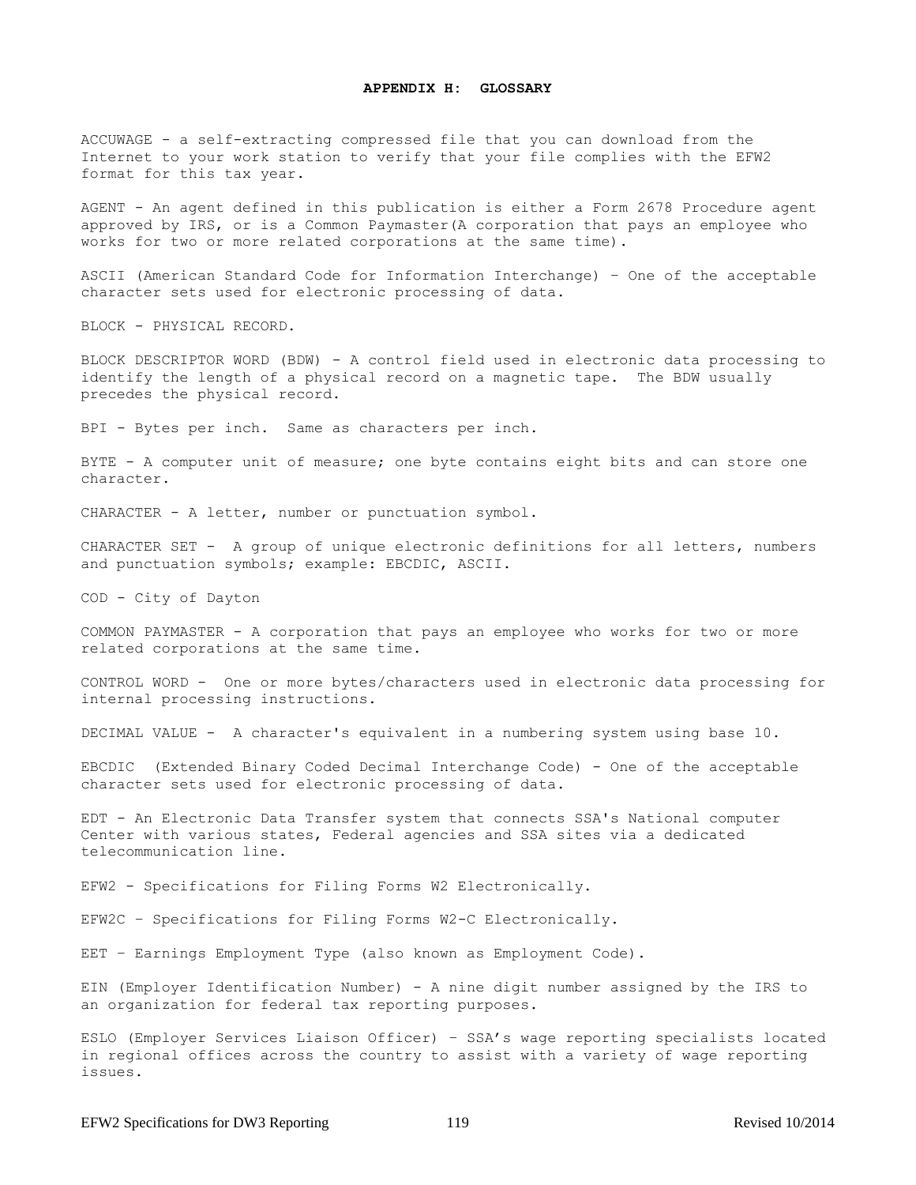## APPENDIX H: GLOSSARY

ACCUWAGE - a self-extracting compressed file that you can download from the Internet to your work station to verify that your file complies with the EFW2 format for this tax year.

AGENT - An agent defined in this publication is either a Form 2678 Procedure agent approved by IRS, or is a Common Paymaster(A corporation that pays an employee who works for two or more related corporations at the same time).

ASCII (American Standard Code for Information Interchange) – One of the acceptable character sets used for electronic processing of data.

BLOCK - PHYSICAL RECORD.

BLOCK DESCRIPTOR WORD (BDW) - A control field used in electronic data processing to identify the length of a physical record on a magnetic tape. The BDW usually precedes the physical record.

BPI - Bytes per inch. Same as characters per inch.

BYTE - A computer unit of measure; one byte contains eight bits and can store one character.

CHARACTER - A letter, number or punctuation symbol.

CHARACTER SET - A group of unique electronic definitions for all letters, numbers and punctuation symbols; example: EBCDIC, ASCII.

COD - City of Dayton

COMMON PAYMASTER - A corporation that pays an employee who works for two or more related corporations at the same time.

CONTROL WORD - One or more bytes/characters used in electronic data processing for internal processing instructions.

DECIMAL VALUE - A character's equivalent in a numbering system using base 10.

EBCDIC (Extended Binary Coded Decimal Interchange Code) - One of the acceptable character sets used for electronic processing of data.

EDT - An Electronic Data Transfer system that connects SSA's National computer Center with various states, Federal agencies and SSA sites via a dedicated telecommunication line.

EFW2 - Specifications for Filing Forms W2 Electronically.

EFW2C – Specifications for Filing Forms W2-C Electronically.

EET – Earnings Employment Type (also known as Employment Code).

EIN (Employer Identification Number) - A nine digit number assigned by the IRS to an organization for federal tax reporting purposes.

ESLO (Employer Services Liaison Officer) – SSA's wage reporting specialists located in regional offices across the country to assist with a variety of wage reporting issues.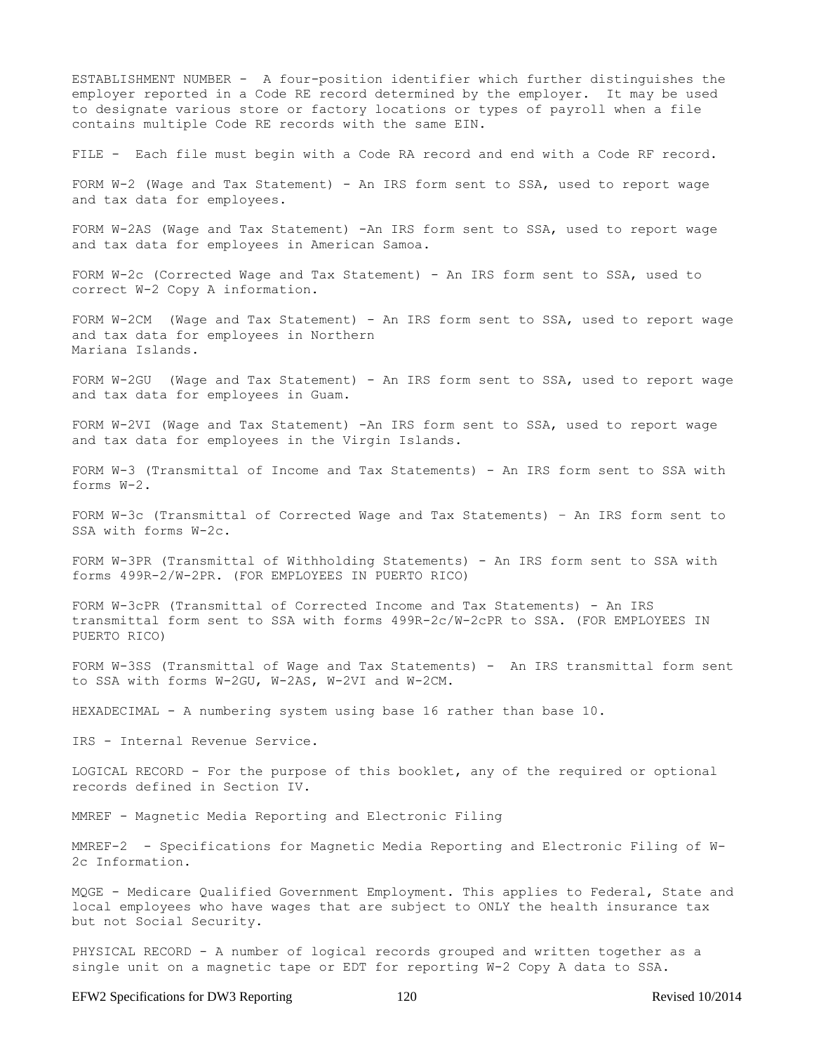ESTABLISHMENT NUMBER - A four-position identifier which further distinguishes the employer reported in a Code RE record determined by the employer. It may be used to designate various store or factory locations or types of payroll when a file contains multiple Code RE records with the same EIN.

FILE - Each file must begin with a Code RA record and end with a Code RF record.

FORM W-2 (Wage and Tax Statement) - An IRS form sent to SSA, used to report wage and tax data for employees.

FORM W-2AS (Wage and Tax Statement) -An IRS form sent to SSA, used to report wage and tax data for employees in American Samoa.

FORM W-2c (Corrected Wage and Tax Statement) - An IRS form sent to SSA, used to correct W-2 Copy A information.

FORM W-2CM (Wage and Tax Statement) - An IRS form sent to SSA, used to report wage and tax data for employees in Northern Mariana Islands.

FORM W-2GU (Wage and Tax Statement) - An IRS form sent to SSA, used to report wage and tax data for employees in Guam.

FORM W-2VI (Wage and Tax Statement) -An IRS form sent to SSA, used to report wage and tax data for employees in the Virgin Islands.

FORM W-3 (Transmittal of Income and Tax Statements) - An IRS form sent to SSA with forms W-2.

FORM W-3c (Transmittal of Corrected Wage and Tax Statements) – An IRS form sent to SSA with forms W-2c.

FORM W-3PR (Transmittal of Withholding Statements) - An IRS form sent to SSA with forms 499R-2/W-2PR. (FOR EMPLOYEES IN PUERTO RICO)

FORM W-3cPR (Transmittal of Corrected Income and Tax Statements) - An IRS transmittal form sent to SSA with forms 499R-2c/W-2cPR to SSA. (FOR EMPLOYEES IN PUERTO RICO)

FORM W-3SS (Transmittal of Wage and Tax Statements) - An IRS transmittal form sent to SSA with forms W-2GU, W-2AS, W-2VI and W-2CM.

HEXADECIMAL - A numbering system using base 16 rather than base 10.

IRS - Internal Revenue Service.

LOGICAL RECORD - For the purpose of this booklet, any of the required or optional records defined in Section IV.

MMREF - Magnetic Media Reporting and Electronic Filing

MMREF-2 - Specifications for Magnetic Media Reporting and Electronic Filing of W-2c Information.

MQGE - Medicare Qualified Government Employment. This applies to Federal, State and local employees who have wages that are subject to ONLY the health insurance tax but not Social Security.

PHYSICAL RECORD - A number of logical records grouped and written together as a single unit on a magnetic tape or EDT for reporting W-2 Copy A data to SSA.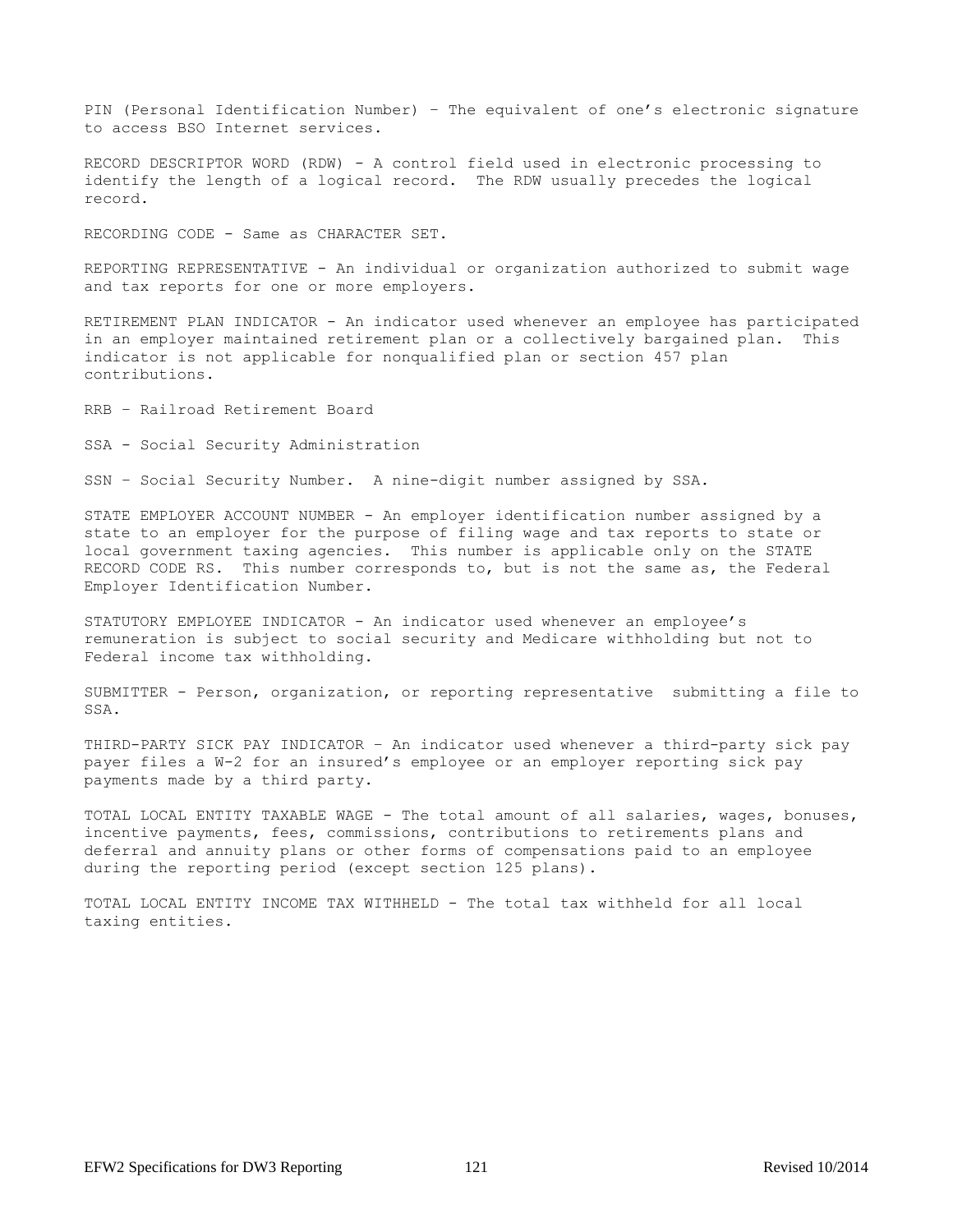PIN (Personal Identification Number) – The equivalent of one’s electronic signature to access BSO Internet services.

RECORD DESCRIPTOR WORD (RDW) - A control field used in electronic processing to identify the length of a logical record. The RDW usually precedes the logical record.

RECORDING CODE - Same as CHARACTER SET.

REPORTING REPRESENTATIVE - An individual or organization authorized to submit wage and tax reports for one or more employers.

RETIREMENT PLAN INDICATOR - An indicator used whenever an employee has participated in an employer maintained retirement plan or a collectively bargained plan. This indicator is not applicable for nonqualified plan or section 457 plan contributions.

RRB – Railroad Retirement Board

SSA - Social Security Administration

SSN – Social Security Number. A nine-digit number assigned by SSA.

STATE EMPLOYER ACCOUNT NUMBER - An employer identification number assigned by a state to an employer for the purpose of filing wage and tax reports to state or local government taxing agencies. This number is applicable only on the STATE RECORD CODE RS. This number corresponds to, but is not the same as, the Federal Employer Identification Number.

STATUTORY EMPLOYEE INDICATOR - An indicator used whenever an employee’s remuneration is subject to social security and Medicare withholding but not to Federal income tax withholding.

SUBMITTER - Person, organization, or reporting representative submitting a file to SSA.

THIRD-PARTY SICK PAY INDICATOR – An indicator used whenever a third-party sick pay payer files a W-2 for an insured’s employee or an employer reporting sick pay payments made by a third party.

TOTAL LOCAL ENTITY TAXABLE WAGE - The total amount of all salaries, wages, bonuses, incentive payments, fees, commissions, contributions to retirements plans and deferral and annuity plans or other forms of compensations paid to an employee during the reporting period (except section 125 plans).

TOTAL LOCAL ENTITY INCOME TAX WITHHELD - The total tax withheld for all local taxing entities.